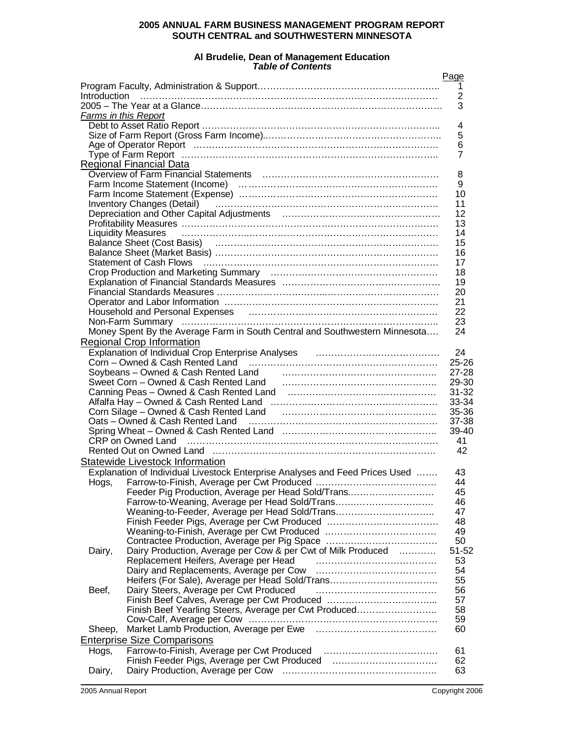# 2005 ANNUAL FARM BUSINESS MANAGEMENT PROGRAM REPORT
# SOUTH CENTRAL and SOUTHWESTERN MINNESOTA

**Al Brudelie, Dean of Management Education**
***Table of Contents***

| | | Page |
|---|---|---|
| Program Faculty, Administration & Support | | 1 |
| Introduction | | 2 |
| 2005 – The Year at a Glance | | 3 |
| ***Farms in this Report*** | | |
| | Debt to Asset Ratio Report | 4 |
| | Size of Farm Report (Gross Farm Income) | 5 |
| | Age of Operator Report | 6 |
| | Type of Farm Report | 7 |
| Regional Financial Data | | |
| | Overview of Farm Financial Statements | 8 |
| | Farm Income Statement (Income) | 9 |
| | Farm Income Statement (Expense) | 10 |
| | Inventory Changes (Detail) | 11 |
| | Depreciation and Other Capital Adjustments | 12 |
| | Profitability Measures | 13 |
| | Liquidity Measures | 14 |
| | Balance Sheet (Cost Basis) | 15 |
| | Balance Sheet (Market Basis) | 16 |
| | Statement of Cash Flows | 17 |
| | Crop Production and Marketing Summary | 18 |
| | Explanation of Financial Standards Measures | 19 |
| | Financial Standards Measures | 20 |
| | Operator and Labor Information | 21 |
| | Household and Personal Expenses | 22 |
| | Non-Farm Summary | 23 |
| | Money Spent By the Average Farm in South Central and Southwestern Minnesota | 24 |
| Regional Crop Information | | |
| | Explanation of Individual Crop Enterprise Analyses | 24 |
| | Corn – Owned & Cash Rented Land | 25-26 |
| | Soybeans – Owned & Cash Rented Land | 27-28 |
| | Sweet Corn – Owned & Cash Rented Land | 29-30 |
| | Canning Peas – Owned & Cash Rented Land | 31-32 |
| | Alfalfa Hay – Owned & Cash Rented Land | 33-34 |
| | Corn Silage – Owned & Cash Rented Land | 35-36 |
| | Oats – Owned & Cash Rented Land | 37-38 |
| | Spring Wheat – Owned & Cash Rented Land | 39-40 |
| | CRP on Owned Land | 41 |
| | Rented Out on Owned Land | 42 |
| Statewide Livestock Information | | |
| | Explanation of Individual Livestock Enterprise Analyses and Feed Prices Used | 43 |
| Hogs, | Farrow-to-Finish, Average per Cwt Produced | 44 |
| | Feeder Pig Production, Average per Head Sold/Trans. | 45 |
| | Farrow-to-Weaning, Average per Head Sold/Trans. | 46 |
| | Weaning-to-Feeder, Average per Head Sold/Trans. | 47 |
| | Finish Feeder Pigs, Average per Cwt Produced | 48 |
| | Weaning-to-Finish, Average per Cwt Produced | 49 |
| | Contractee Production, Average per Pig Space | 50 |
| Dairy, | Dairy Production, Average per Cow & per Cwt of Milk Produced | 51-52 |
| | Replacement Heifers, Average per Head | 53 |
| | Dairy and Replacements, Average per Cow | 54 |
| | Heifers (For Sale), Average per Head Sold/Trans. | 55 |
| Beef, | Dairy Steers, Average per Cwt Produced | 56 |
| | Finish Beef Calves, Average per Cwt Produced | 57 |
| | Finish Beef Yearling Steers, Average per Cwt Produced | 58 |
| | Cow-Calf, Average per Cow | 59 |
| Sheep, | Market Lamb Production, Average per Ewe | 60 |
| Enterprise Size Comparisons | | |
| Hogs, | Farrow-to-Finish, Average per Cwt Produced | 61 |
| | Finish Feeder Pigs, Average per Cwt Produced | 62 |
| Dairy, | Dairy Production, Average per Cow | 63 |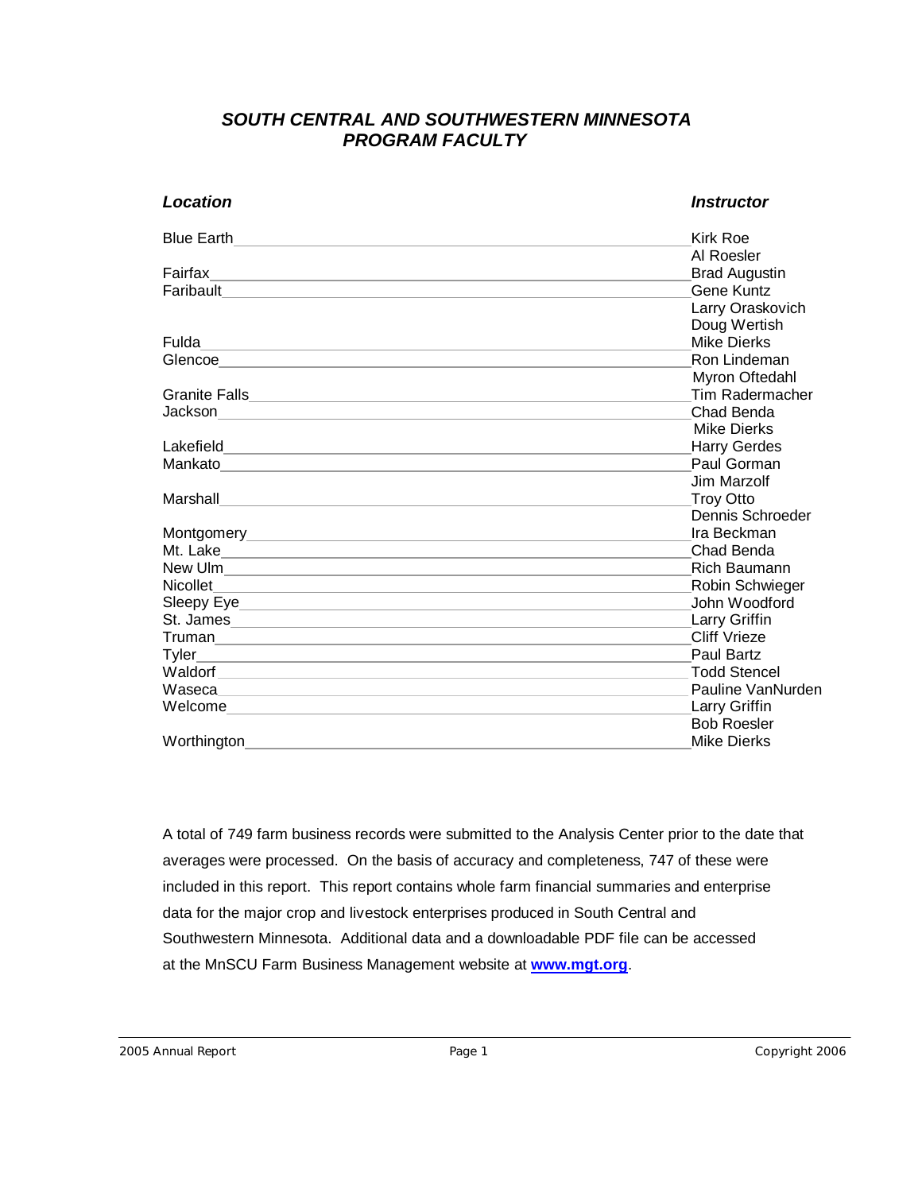## *SOUTH CENTRAL AND SOUTHWESTERN MINNESOTA PROGRAM FACULTY*

| ***Location*** | ***Instructor*** |
|---|---|
| Blue Earth | Kirk Roe |
| | Al Roesler |
| Fairfax | Brad Augustin |
| Faribault | Gene Kuntz |
| | Larry Oraskovich |
| | Doug Wertish |
| Fulda | Mike Dierks |
| Glencoe | Ron Lindeman |
| | Myron Oftedahl |
| Granite Falls | Tim Radermacher |
| Jackson | Chad Benda |
| | Mike Dierks |
| Lakefield | Harry Gerdes |
| Mankato | Paul Gorman |
| | Jim Marzolf |
| Marshall | Troy Otto |
| | Dennis Schroeder |
| Montgomery | Ira Beckman |
| Mt. Lake | Chad Benda |
| New Ulm | Rich Baumann |
| Nicollet | Robin Schwieger |
| Sleepy Eye | John Woodford |
| St. James | Larry Griffin |
| Truman | Cliff Vrieze |
| Tyler | Paul Bartz |
| Waldorf | Todd Stencel |
| Waseca | Pauline VanNurden |
| Welcome | Larry Griffin |
| | Bob Roesler |
| Worthington | Mike Dierks |

A total of 749 farm business records were submitted to the Analysis Center prior to the date that averages were processed. On the basis of accuracy and completeness, 747 of these were included in this report. This report contains whole farm financial summaries and enterprise data for the major crop and livestock enterprises produced in South Central and Southwestern Minnesota. Additional data and a downloadable PDF file can be accessed at the MnSCU Farm Business Management website at **www.mgt.org**.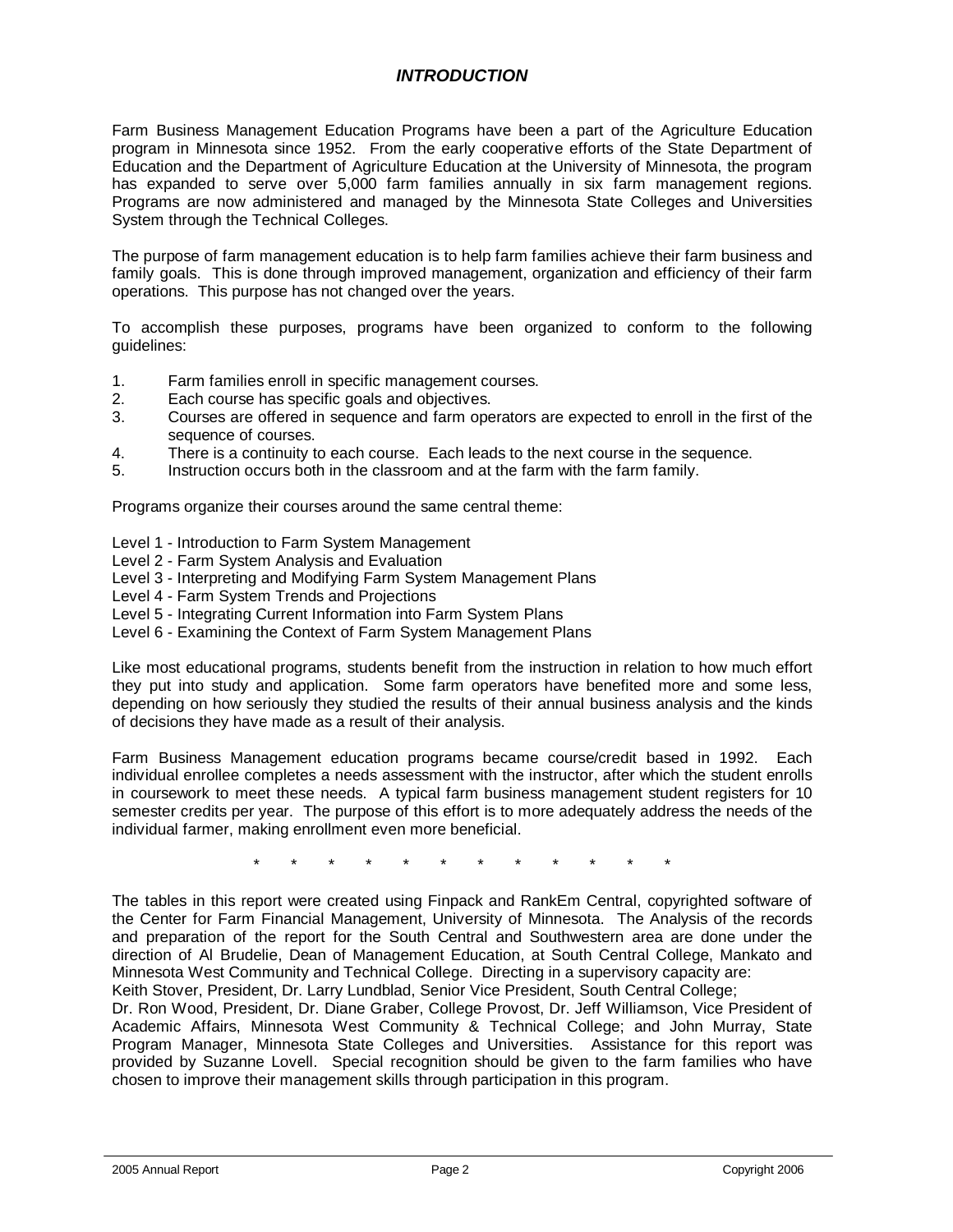## *INTRODUCTION*

Farm Business Management Education Programs have been a part of the Agriculture Education program in Minnesota since 1952. From the early cooperative efforts of the State Department of Education and the Department of Agriculture Education at the University of Minnesota, the program has expanded to serve over 5,000 farm families annually in six farm management regions. Programs are now administered and managed by the Minnesota State Colleges and Universities System through the Technical Colleges.

The purpose of farm management education is to help farm families achieve their farm business and family goals. This is done through improved management, organization and efficiency of their farm operations. This purpose has not changed over the years.

To accomplish these purposes, programs have been organized to conform to the following guidelines:

1. Farm families enroll in specific management courses.
2. Each course has specific goals and objectives.
3. Courses are offered in sequence and farm operators are expected to enroll in the first of the sequence of courses.
4. There is a continuity to each course. Each leads to the next course in the sequence.
5. Instruction occurs both in the classroom and at the farm with the farm family.

Programs organize their courses around the same central theme:

Level 1 - Introduction to Farm System Management
Level 2 - Farm System Analysis and Evaluation
Level 3 - Interpreting and Modifying Farm System Management Plans
Level 4 - Farm System Trends and Projections
Level 5 - Integrating Current Information into Farm System Plans
Level 6 - Examining the Context of Farm System Management Plans

Like most educational programs, students benefit from the instruction in relation to how much effort they put into study and application. Some farm operators have benefited more and some less, depending on how seriously they studied the results of their annual business analysis and the kinds of decisions they have made as a result of their analysis.

Farm Business Management education programs became course/credit based in 1992. Each individual enrollee completes a needs assessment with the instructor, after which the student enrolls in coursework to meet these needs. A typical farm business management student registers for 10 semester credits per year. The purpose of this effort is to more adequately address the needs of the individual farmer, making enrollment even more beneficial.

\* \* \* \* \* \* \* \* \* \* \* \*

The tables in this report were created using Finpack and RankEm Central, copyrighted software of the Center for Farm Financial Management, University of Minnesota. The Analysis of the records and preparation of the report for the South Central and Southwestern area are done under the direction of Al Brudelie, Dean of Management Education, at South Central College, Mankato and Minnesota West Community and Technical College. Directing in a supervisory capacity are:
Keith Stover, President, Dr. Larry Lundblad, Senior Vice President, South Central College;
Dr. Ron Wood, President, Dr. Diane Graber, College Provost, Dr. Jeff Williamson, Vice President of Academic Affairs, Minnesota West Community & Technical College; and John Murray, State Program Manager, Minnesota State Colleges and Universities. Assistance for this report was provided by Suzanne Lovell. Special recognition should be given to the farm families who have chosen to improve their management skills through participation in this program.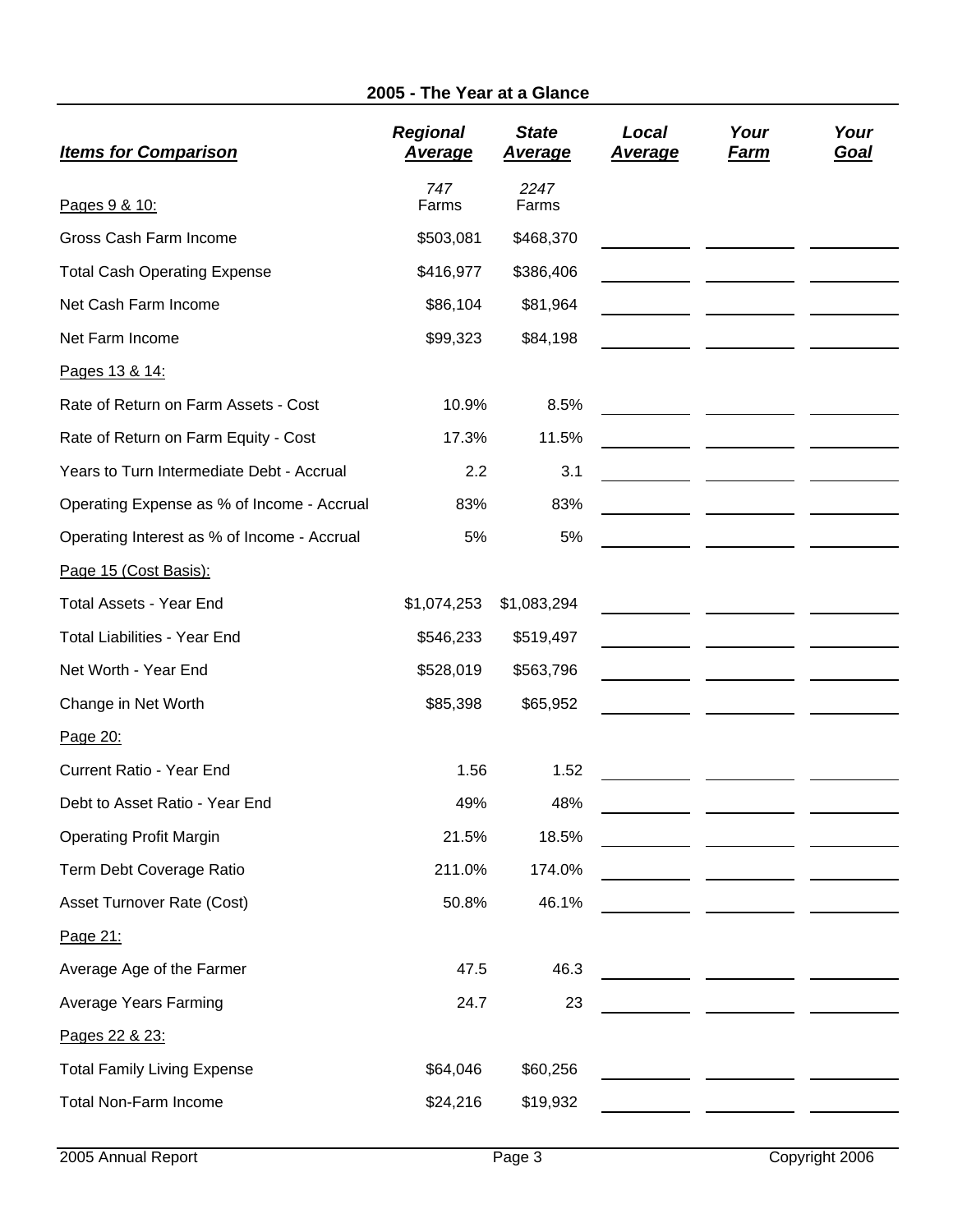## 2005 - The Year at a Glance

| ***Items for Comparison*** | ***Regional Average*** | ***State Average*** | ***Local Average*** | ***Your Farm*** | ***Your Goal*** |
|---|---|---|---|---|---|
| Pages 9 & 10: | *747* Farms | *2247* Farms | | | |
| Gross Cash Farm Income | $503,081 | $468,370 | | | |
| Total Cash Operating Expense | $416,977 | $386,406 | | | |
| Net Cash Farm Income | $86,104 | $81,964 | | | |
| Net Farm Income | $99,323 | $84,198 | | | |
| Pages 13 & 14: | | | | | |
| Rate of Return on Farm Assets - Cost | 10.9% | 8.5% | | | |
| Rate of Return on Farm Equity - Cost | 17.3% | 11.5% | | | |
| Years to Turn Intermediate Debt - Accrual | 2.2 | 3.1 | | | |
| Operating Expense as % of Income - Accrual | 83% | 83% | | | |
| Operating Interest as % of Income - Accrual | 5% | 5% | | | |
| Page 15 (Cost Basis): | | | | | |
| Total Assets - Year End | $1,074,253 | $1,083,294 | | | |
| Total Liabilities - Year End | $546,233 | $519,497 | | | |
| Net Worth - Year End | $528,019 | $563,796 | | | |
| Change in Net Worth | $85,398 | $65,952 | | | |
| Page 20: | | | | | |
| Current Ratio - Year End | 1.56 | 1.52 | | | |
| Debt to Asset Ratio - Year End | 49% | 48% | | | |
| Operating Profit Margin | 21.5% | 18.5% | | | |
| Term Debt Coverage Ratio | 211.0% | 174.0% | | | |
| Asset Turnover Rate (Cost) | 50.8% | 46.1% | | | |
| Page 21: | | | | | |
| Average Age of the Farmer | 47.5 | 46.3 | | | |
| Average Years Farming | 24.7 | 23 | | | |
| Pages 22 & 23: | | | | | |
| Total Family Living Expense | $64,046 | $60,256 | | | |
| Total Non-Farm Income | $24,216 | $19,932 | | | |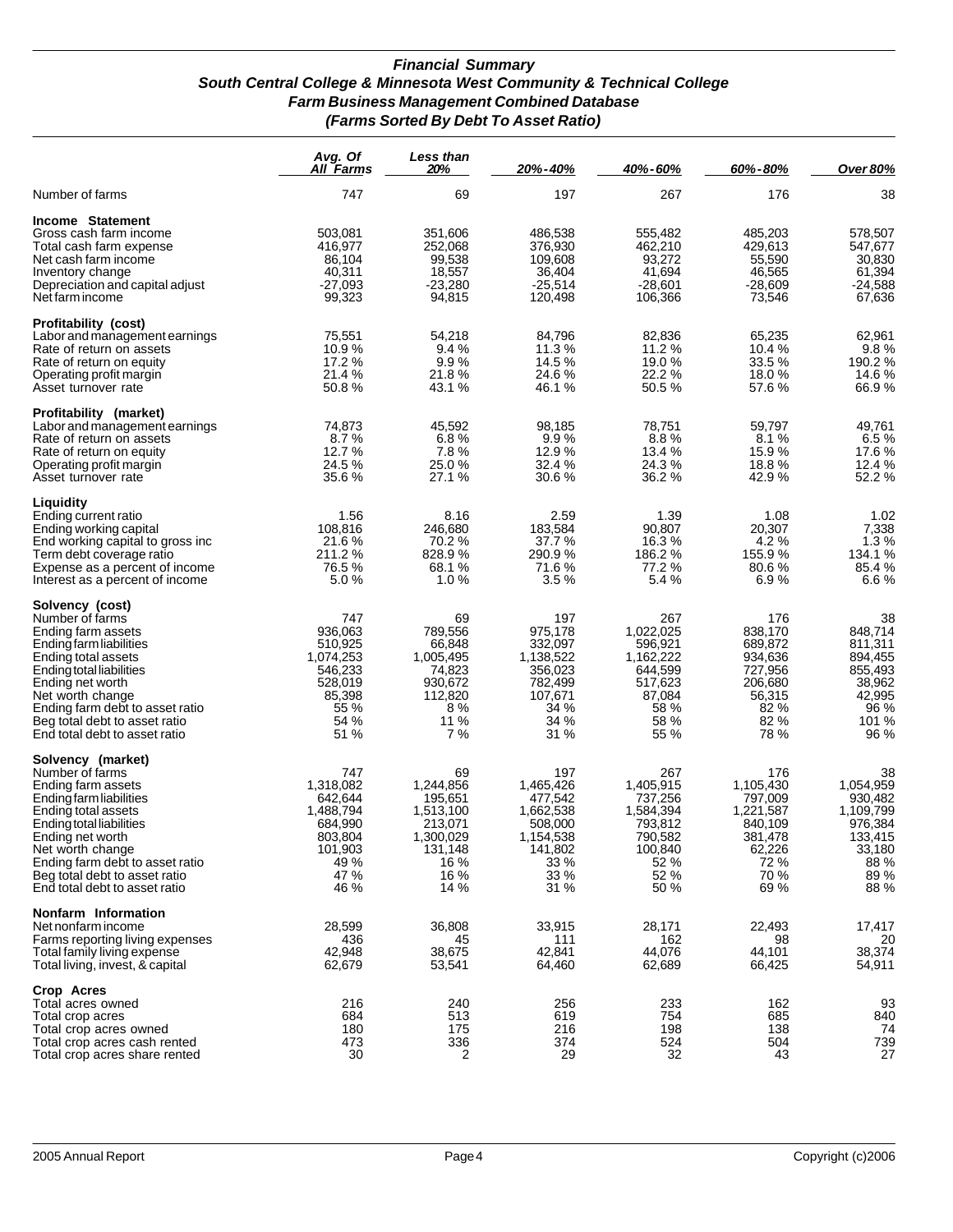## *Financial Summary*
## *South Central College & Minnesota West Community & Technical College*
## *Farm Business Management Combined Database*
## *(Farms Sorted By Debt To Asset Ratio)*

| | *Avg. Of All Farms* | *Less than 20%* | *20%-40%* | *40%-60%* | *60%-80%* | *Over 80%* |
|---|---|---|---|---|---|---|
| Number of farms | 747 | 69 | 197 | 267 | 176 | 38 |
| **Income Statement** | | | | | | |
| Gross cash farm income | 503,081 | 351,606 | 486,538 | 555,482 | 485,203 | 578,507 |
| Total cash farm expense | 416,977 | 252,068 | 376,930 | 462,210 | 429,613 | 547,677 |
| Net cash farm income | 86,104 | 99,538 | 109,608 | 93,272 | 55,590 | 30,830 |
| Inventory change | 40,311 | 18,557 | 36,404 | 41,694 | 46,565 | 61,394 |
| Depreciation and capital adjust | -27,093 | -23,280 | -25,514 | -28,601 | -28,609 | -24,588 |
| Net farm income | 99,323 | 94,815 | 120,498 | 106,366 | 73,546 | 67,636 |
| **Profitability (cost)** | | | | | | |
| Labor and management earnings | 75,551 | 54,218 | 84,796 | 82,836 | 65,235 | 62,961 |
| Rate of return on assets | 10.9 % | 9.4 % | 11.3 % | 11.2 % | 10.4 % | 9.8 % |
| Rate of return on equity | 17.2 % | 9.9 % | 14.5 % | 19.0 % | 33.5 % | 190.2 % |
| Operating profit margin | 21.4 % | 21.8 % | 24.6 % | 22.2 % | 18.0 % | 14.6 % |
| Asset turnover rate | 50.8 % | 43.1 % | 46.1 % | 50.5 % | 57.6 % | 66.9 % |
| **Profitability (market)** | | | | | | |
| Labor and management earnings | 74,873 | 45,592 | 98,185 | 78,751 | 59,797 | 49,761 |
| Rate of return on assets | 8.7 % | 6.8 % | 9.9 % | 8.8 % | 8.1 % | 6.5 % |
| Rate of return on equity | 12.7 % | 7.8 % | 12.9 % | 13.4 % | 15.9 % | 17.6 % |
| Operating profit margin | 24.5 % | 25.0 % | 32.4 % | 24.3 % | 18.8 % | 12.4 % |
| Asset turnover rate | 35.6 % | 27.1 % | 30.6 % | 36.2 % | 42.9 % | 52.2 % |
| **Liquidity** | | | | | | |
| Ending current ratio | 1.56 | 8.16 | 2.59 | 1.39 | 1.08 | 1.02 |
| Ending working capital | 108,816 | 246,680 | 183,584 | 90,807 | 20,307 | 7,338 |
| End working capital to gross inc | 21.6 % | 70.2 % | 37.7 % | 16.3 % | 4.2 % | 1.3 % |
| Term debt coverage ratio | 211.2 % | 828.9 % | 290.9 % | 186.2 % | 155.9 % | 134.1 % |
| Expense as a percent of income | 76.5 % | 68.1 % | 71.6 % | 77.2 % | 80.6 % | 85.4 % |
| Interest as a percent of income | 5.0 % | 1.0 % | 3.5 % | 5.4 % | 6.9 % | 6.6 % |
| **Solvency (cost)** | | | | | | |
| Number of farms | 747 | 69 | 197 | 267 | 176 | 38 |
| Ending farm assets | 936,063 | 789,556 | 975,178 | 1,022,025 | 838,170 | 848,714 |
| Ending farm liabilities | 510,925 | 66,848 | 332,097 | 596,921 | 689,872 | 811,311 |
| Ending total assets | 1,074,253 | 1,005,495 | 1,138,522 | 1,162,222 | 934,636 | 894,455 |
| Ending total liabilities | 546,233 | 74,823 | 356,023 | 644,599 | 727,956 | 855,493 |
| Ending net worth | 528,019 | 930,672 | 782,499 | 517,623 | 206,680 | 38,962 |
| Net worth change | 85,398 | 112,820 | 107,671 | 87,084 | 56,315 | 42,995 |
| Ending farm debt to asset ratio | 55 % | 8 % | 34 % | 58 % | 82 % | 96 % |
| Beg total debt to asset ratio | 54 % | 11 % | 34 % | 58 % | 82 % | 101 % |
| End total debt to asset ratio | 51 % | 7 % | 31 % | 55 % | 78 % | 96 % |
| **Solvency (market)** | | | | | | |
| Number of farms | 747 | 69 | 197 | 267 | 176 | 38 |
| Ending farm assets | 1,318,082 | 1,244,856 | 1,465,426 | 1,405,915 | 1,105,430 | 1,054,959 |
| Ending farm liabilities | 642,644 | 195,651 | 477,542 | 737,256 | 797,009 | 930,482 |
| Ending total assets | 1,488,794 | 1,513,100 | 1,662,538 | 1,584,394 | 1,221,587 | 1,109,799 |
| Ending total liabilities | 684,990 | 213,071 | 508,000 | 793,812 | 840,109 | 976,384 |
| Ending net worth | 803,804 | 1,300,029 | 1,154,538 | 790,582 | 381,478 | 133,415 |
| Net worth change | 101,903 | 131,148 | 141,802 | 100,840 | 62,226 | 33,180 |
| Ending farm debt to asset ratio | 49 % | 16 % | 33 % | 52 % | 72 % | 88 % |
| Beg total debt to asset ratio | 47 % | 16 % | 33 % | 52 % | 70 % | 89 % |
| End total debt to asset ratio | 46 % | 14 % | 31 % | 50 % | 69 % | 88 % |
| **Nonfarm Information** | | | | | | |
| Net nonfarm income | 28,599 | 36,808 | 33,915 | 28,171 | 22,493 | 17,417 |
| Farms reporting living expenses | 436 | 45 | 111 | 162 | 98 | 20 |
| Total family living expense | 42,948 | 38,675 | 42,841 | 44,076 | 44,101 | 38,374 |
| Total living, invest, & capital | 62,679 | 53,541 | 64,460 | 62,689 | 66,425 | 54,911 |
| **Crop Acres** | | | | | | |
| Total acres owned | 216 | 240 | 256 | 233 | 162 | 93 |
| Total crop acres | 684 | 513 | 619 | 754 | 685 | 840 |
| Total crop acres owned | 180 | 175 | 216 | 198 | 138 | 74 |
| Total crop acres cash rented | 473 | 336 | 374 | 524 | 504 | 739 |
| Total crop acres share rented | 30 | 2 | 29 | 32 | 43 | 27 |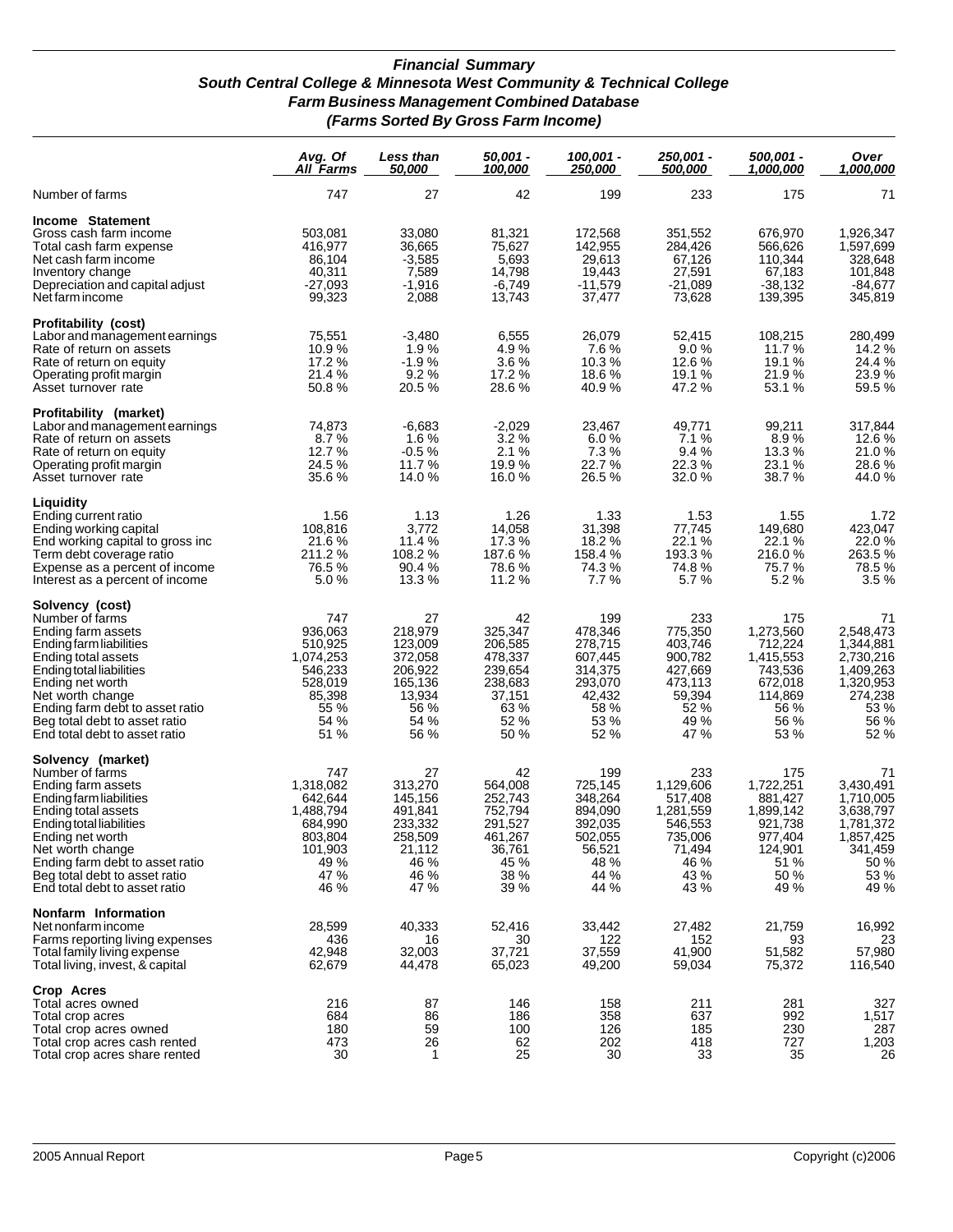# *Financial Summary*
## *South Central College & Minnesota West Community & Technical College*
## *Farm Business Management Combined Database*
## *(Farms Sorted By Gross Farm Income)*

| | *Avg. Of All Farms* | *Less than 50,000* | *50,001 - 100,000* | *100,001 - 250,000* | *250,001 - 500,000* | *500,001 - 1,000,000* | *Over 1,000,000* |
|---|---|---|---|---|---|---|---|
| Number of farms | 747 | 27 | 42 | 199 | 233 | 175 | 71 |
| **Income Statement** | | | | | | | |
| Gross cash farm income | 503,081 | 33,080 | 81,321 | 172,568 | 351,552 | 676,970 | 1,926,347 |
| Total cash farm expense | 416,977 | 36,665 | 75,627 | 142,955 | 284,426 | 566,626 | 1,597,699 |
| Net cash farm income | 86,104 | -3,585 | 5,693 | 29,613 | 67,126 | 110,344 | 328,648 |
| Inventory change | 40,311 | 7,589 | 14,798 | 19,443 | 27,591 | 67,183 | 101,848 |
| Depreciation and capital adjust | -27,093 | -1,916 | -6,749 | -11,579 | -21,089 | -38,132 | -84,677 |
| Net farm income | 99,323 | 2,088 | 13,743 | 37,477 | 73,628 | 139,395 | 345,819 |
| **Profitability (cost)** | | | | | | | |
| Labor and management earnings | 75,551 | -3,480 | 6,555 | 26,079 | 52,415 | 108,215 | 280,499 |
| Rate of return on assets | 10.9 % | 1.9 % | 4.9 % | 7.6 % | 9.0 % | 11.7 % | 14.2 % |
| Rate of return on equity | 17.2 % | -1.9 % | 3.6 % | 10.3 % | 12.6 % | 19.1 % | 24.4 % |
| Operating profit margin | 21.4 % | 9.2 % | 17.2 % | 18.6 % | 19.1 % | 21.9 % | 23.9 % |
| Asset turnover rate | 50.8 % | 20.5 % | 28.6 % | 40.9 % | 47.2 % | 53.1 % | 59.5 % |
| **Profitability (market)** | | | | | | | |
| Labor and management earnings | 74,873 | -6,683 | -2,029 | 23,467 | 49,771 | 99,211 | 317,844 |
| Rate of return on assets | 8.7 % | 1.6 % | 3.2 % | 6.0 % | 7.1 % | 8.9 % | 12.6 % |
| Rate of return on equity | 12.7 % | -0.5 % | 2.1 % | 7.3 % | 9.4 % | 13.3 % | 21.0 % |
| Operating profit margin | 24.5 % | 11.7 % | 19.9 % | 22.7 % | 22.3 % | 23.1 % | 28.6 % |
| Asset turnover rate | 35.6 % | 14.0 % | 16.0 % | 26.5 % | 32.0 % | 38.7 % | 44.0 % |
| **Liquidity** | | | | | | | |
| Ending current ratio | 1.56 | 1.13 | 1.26 | 1.33 | 1.53 | 1.55 | 1.72 |
| Ending working capital | 108,816 | 3,772 | 14,058 | 31,398 | 77,745 | 149,680 | 423,047 |
| End working capital to gross inc | 21.6 % | 11.4 % | 17.3 % | 18.2 % | 22.1 % | 22.1 % | 22.0 % |
| Term debt coverage ratio | 211.2 % | 108.2 % | 187.6 % | 158.4 % | 193.3 % | 216.0 % | 263.5 % |
| Expense as a percent of income | 76.5 % | 90.4 % | 78.6 % | 74.3 % | 74.8 % | 75.7 % | 78.5 % |
| Interest as a percent of income | 5.0 % | 13.3 % | 11.2 % | 7.7 % | 5.7 % | 5.2 % | 3.5 % |
| **Solvency (cost)** | | | | | | | |
| Number of farms | 747 | 27 | 42 | 199 | 233 | 175 | 71 |
| Ending farm assets | 936,063 | 218,979 | 325,347 | 478,346 | 775,350 | 1,273,560 | 2,548,473 |
| Ending farm liabilities | 510,925 | 123,009 | 206,585 | 278,715 | 403,746 | 712,224 | 1,344,881 |
| Ending total assets | 1,074,253 | 372,058 | 478,337 | 607,445 | 900,782 | 1,415,553 | 2,730,216 |
| Ending total liabilities | 546,233 | 206,922 | 239,654 | 314,375 | 427,669 | 743,536 | 1,409,263 |
| Ending net worth | 528,019 | 165,136 | 238,683 | 293,070 | 473,113 | 672,018 | 1,320,953 |
| Net worth change | 85,398 | 13,934 | 37,151 | 42,432 | 59,394 | 114,869 | 274,238 |
| Ending farm debt to asset ratio | 55 % | 56 % | 63 % | 58 % | 52 % | 56 % | 53 % |
| Beg total debt to asset ratio | 54 % | 54 % | 52 % | 53 % | 49 % | 56 % | 56 % |
| End total debt to asset ratio | 51 % | 56 % | 50 % | 52 % | 47 % | 53 % | 52 % |
| **Solvency (market)** | | | | | | | |
| Number of farms | 747 | 27 | 42 | 199 | 233 | 175 | 71 |
| Ending farm assets | 1,318,082 | 313,270 | 564,008 | 725,145 | 1,129,606 | 1,722,251 | 3,430,491 |
| Ending farm liabilities | 642,644 | 145,156 | 252,743 | 348,264 | 517,408 | 881,427 | 1,710,005 |
| Ending total assets | 1,488,794 | 491,841 | 752,794 | 894,090 | 1,281,559 | 1,899,142 | 3,638,797 |
| Ending total liabilities | 684,990 | 233,332 | 291,527 | 392,035 | 546,553 | 921,738 | 1,781,372 |
| Ending net worth | 803,804 | 258,509 | 461,267 | 502,055 | 735,006 | 977,404 | 1,857,425 |
| Net worth change | 101,903 | 21,112 | 36,761 | 56,521 | 71,494 | 124,901 | 341,459 |
| Ending farm debt to asset ratio | 49 % | 46 % | 45 % | 48 % | 46 % | 51 % | 50 % |
| Beg total debt to asset ratio | 47 % | 46 % | 38 % | 44 % | 43 % | 50 % | 53 % |
| End total debt to asset ratio | 46 % | 47 % | 39 % | 44 % | 43 % | 49 % | 49 % |
| **Nonfarm Information** | | | | | | | |
| Net nonfarm income | 28,599 | 40,333 | 52,416 | 33,442 | 27,482 | 21,759 | 16,992 |
| Farms reporting living expenses | 436 | 16 | 30 | 122 | 152 | 93 | 23 |
| Total family living expense | 42,948 | 32,003 | 37,721 | 37,559 | 41,900 | 51,582 | 57,980 |
| Total living, invest, & capital | 62,679 | 44,478 | 65,023 | 49,200 | 59,034 | 75,372 | 116,540 |
| **Crop Acres** | | | | | | | |
| Total acres owned | 216 | 87 | 146 | 158 | 211 | 281 | 327 |
| Total crop acres | 684 | 86 | 186 | 358 | 637 | 992 | 1,517 |
| Total crop acres owned | 180 | 59 | 100 | 126 | 185 | 230 | 287 |
| Total crop acres cash rented | 473 | 26 | 62 | 202 | 418 | 727 | 1,203 |
| Total crop acres share rented | 30 | 1 | 25 | 30 | 33 | 35 | 26 |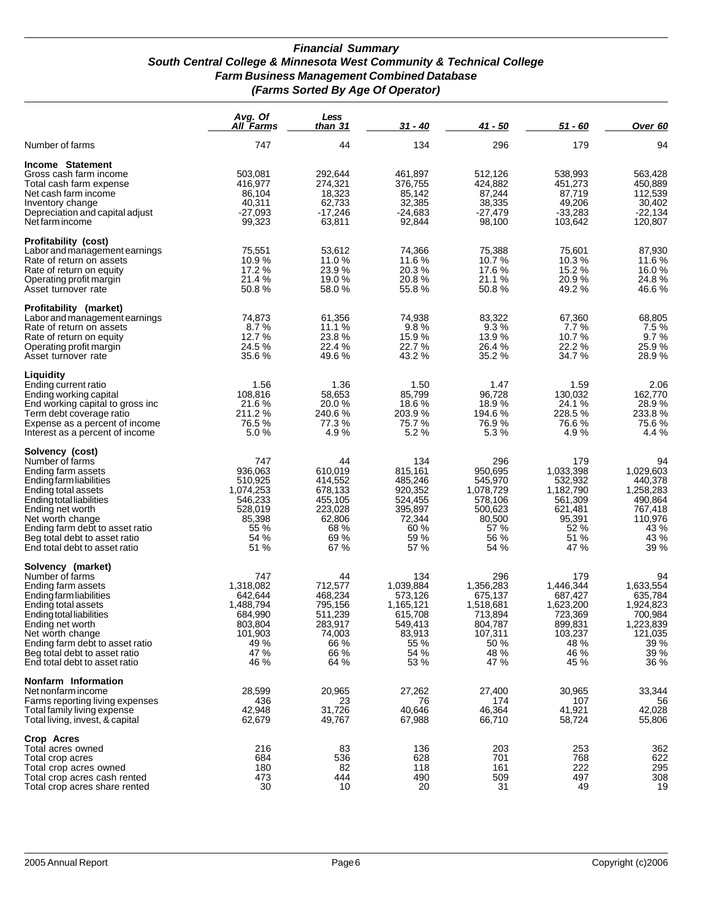***Financial Summary***
***South Central College & Minnesota West Community & Technical College***
***Farm Business Management Combined Database***
***(Farms Sorted By Age Of Operator)***

| | *Avg. Of All Farms* | *Less than 31* | *31 - 40* | *41 - 50* | *51 - 60* | *Over 60* |
|---|---|---|---|---|---|---|
| Number of farms | 747 | 44 | 134 | 296 | 179 | 94 |
| **Income Statement** | | | | | | |
| Gross cash farm income | 503,081 | 292,644 | 461,897 | 512,126 | 538,993 | 563,428 |
| Total cash farm expense | 416,977 | 274,321 | 376,755 | 424,882 | 451,273 | 450,889 |
| Net cash farm income | 86,104 | 18,323 | 85,142 | 87,244 | 87,719 | 112,539 |
| Inventory change | 40,311 | 62,733 | 32,385 | 38,335 | 49,206 | 30,402 |
| Depreciation and capital adjust | -27,093 | -17,246 | -24,683 | -27,479 | -33,283 | -22,134 |
| Net farm income | 99,323 | 63,811 | 92,844 | 98,100 | 103,642 | 120,807 |
| **Profitability (cost)** | | | | | | |
| Labor and management earnings | 75,551 | 53,612 | 74,366 | 75,388 | 75,601 | 87,930 |
| Rate of return on assets | 10.9 % | 11.0 % | 11.6 % | 10.7 % | 10.3 % | 11.6 % |
| Rate of return on equity | 17.2 % | 23.9 % | 20.3 % | 17.6 % | 15.2 % | 16.0 % |
| Operating profit margin | 21.4 % | 19.0 % | 20.8 % | 21.1 % | 20.9 % | 24.8 % |
| Asset turnover rate | 50.8 % | 58.0 % | 55.8 % | 50.8 % | 49.2 % | 46.6 % |
| **Profitability (market)** | | | | | | |
| Labor and management earnings | 74,873 | 61,356 | 74,938 | 83,322 | 67,360 | 68,805 |
| Rate of return on assets | 8.7 % | 11.1 % | 9.8 % | 9.3 % | 7.7 % | 7.5 % |
| Rate of return on equity | 12.7 % | 23.8 % | 15.9 % | 13.9 % | 10.7 % | 9.7 % |
| Operating profit margin | 24.5 % | 22.4 % | 22.7 % | 26.4 % | 22.2 % | 25.9 % |
| Asset turnover rate | 35.6 % | 49.6 % | 43.2 % | 35.2 % | 34.7 % | 28.9 % |
| **Liquidity** | | | | | | |
| Ending current ratio | 1.56 | 1.36 | 1.50 | 1.47 | 1.59 | 2.06 |
| Ending working capital | 108,816 | 58,653 | 85,799 | 96,728 | 130,032 | 162,770 |
| End working capital to gross inc | 21.6 % | 20.0 % | 18.6 % | 18.9 % | 24.1 % | 28.9 % |
| Term debt coverage ratio | 211.2 % | 240.6 % | 203.9 % | 194.6 % | 228.5 % | 233.8 % |
| Expense as a percent of income | 76.5 % | 77.3 % | 75.7 % | 76.9 % | 76.6 % | 75.6 % |
| Interest as a percent of income | 5.0 % | 4.9 % | 5.2 % | 5.3 % | 4.9 % | 4.4 % |
| **Solvency (cost)** | | | | | | |
| Number of farms | 747 | 44 | 134 | 296 | 179 | 94 |
| Ending farm assets | 936,063 | 610,019 | 815,161 | 950,695 | 1,033,398 | 1,029,603 |
| Ending farm liabilities | 510,925 | 414,552 | 485,246 | 545,970 | 532,932 | 440,378 |
| Ending total assets | 1,074,253 | 678,133 | 920,352 | 1,078,729 | 1,182,790 | 1,258,283 |
| Ending total liabilities | 546,233 | 455,105 | 524,455 | 578,106 | 561,309 | 490,864 |
| Ending net worth | 528,019 | 223,028 | 395,897 | 500,623 | 621,481 | 767,418 |
| Net worth change | 85,398 | 62,806 | 72,344 | 80,500 | 95,391 | 110,976 |
| Ending farm debt to asset ratio | 55 % | 68 % | 60 % | 57 % | 52 % | 43 % |
| Beg total debt to asset ratio | 54 % | 69 % | 59 % | 56 % | 51 % | 43 % |
| End total debt to asset ratio | 51 % | 67 % | 57 % | 54 % | 47 % | 39 % |
| **Solvency (market)** | | | | | | |
| Number of farms | 747 | 44 | 134 | 296 | 179 | 94 |
| Ending farm assets | 1,318,082 | 712,577 | 1,039,884 | 1,356,283 | 1,446,344 | 1,633,554 |
| Ending farm liabilities | 642,644 | 468,234 | 573,126 | 675,137 | 687,427 | 635,784 |
| Ending total assets | 1,488,794 | 795,156 | 1,165,121 | 1,518,681 | 1,623,200 | 1,924,823 |
| Ending total liabilities | 684,990 | 511,239 | 615,708 | 713,894 | 723,369 | 700,984 |
| Ending net worth | 803,804 | 283,917 | 549,413 | 804,787 | 899,831 | 1,223,839 |
| Net worth change | 101,903 | 74,003 | 83,913 | 107,311 | 103,237 | 121,035 |
| Ending farm debt to asset ratio | 49 % | 66 % | 55 % | 50 % | 48 % | 39 % |
| Beg total debt to asset ratio | 47 % | 66 % | 54 % | 48 % | 46 % | 39 % |
| End total debt to asset ratio | 46 % | 64 % | 53 % | 47 % | 45 % | 36 % |
| **Nonfarm Information** | | | | | | |
| Net nonfarm income | 28,599 | 20,965 | 27,262 | 27,400 | 30,965 | 33,344 |
| Farms reporting living expenses | 436 | 23 | 76 | 174 | 107 | 56 |
| Total family living expense | 42,948 | 31,726 | 40,646 | 46,364 | 41,921 | 42,028 |
| Total living, invest, & capital | 62,679 | 49,767 | 67,988 | 66,710 | 58,724 | 55,806 |
| **Crop Acres** | | | | | | |
| Total acres owned | 216 | 83 | 136 | 203 | 253 | 362 |
| Total crop acres | 684 | 536 | 628 | 701 | 768 | 622 |
| Total crop acres owned | 180 | 82 | 118 | 161 | 222 | 295 |
| Total crop acres cash rented | 473 | 444 | 490 | 509 | 497 | 308 |
| Total crop acres share rented | 30 | 10 | 20 | 31 | 49 | 19 |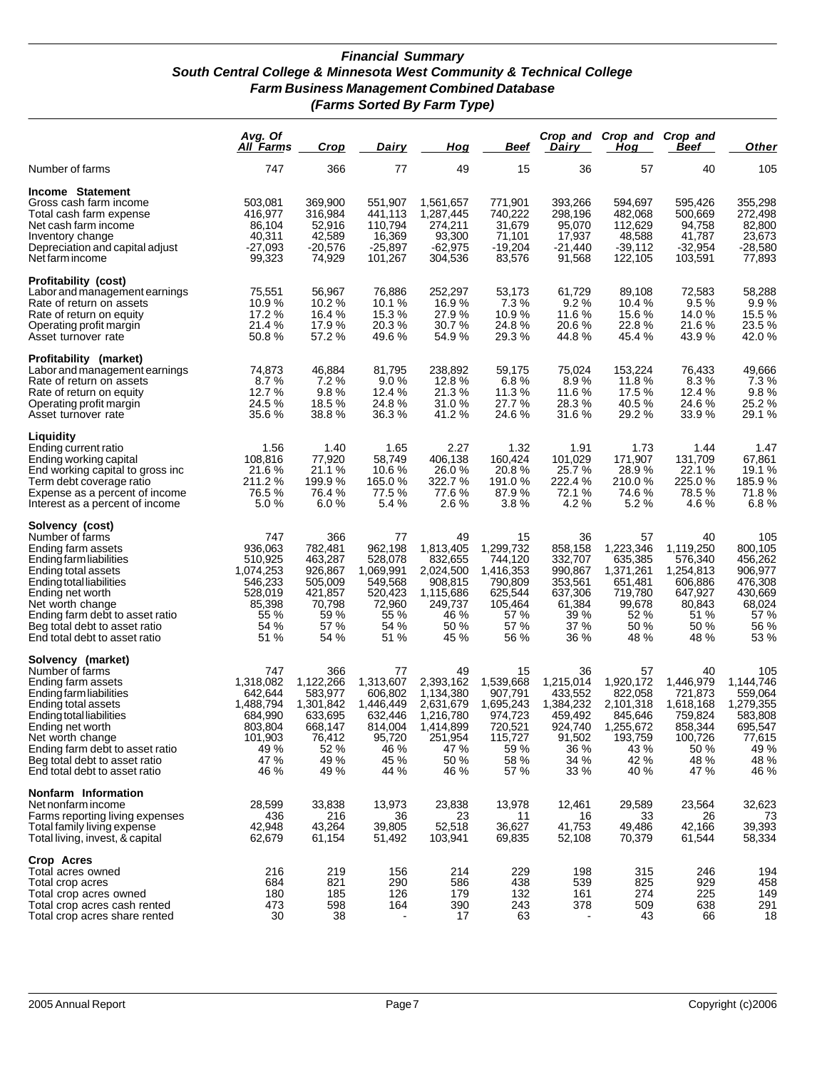## *Financial Summary*
## *South Central College & Minnesota West Community & Technical College*
## *Farm Business Management Combined Database*
## *(Farms Sorted By Farm Type)*

| | *Avg. Of All Farms* | *Crop* | *Dairy* | *Hog* | *Beef* | *Crop and Dairy* | *Crop and Hog* | *Crop and Beef* | *Other* |
|---|---|---|---|---|---|---|---|---|---|
| Number of farms | 747 | 366 | 77 | 49 | 15 | 36 | 57 | 40 | 105 |
| **Income Statement** | | | | | | | | | |
| Gross cash farm income | 503,081 | 369,900 | 551,907 | 1,561,657 | 771,901 | 393,266 | 594,697 | 595,426 | 355,298 |
| Total cash farm expense | 416,977 | 316,984 | 441,113 | 1,287,445 | 740,222 | 298,196 | 482,068 | 500,669 | 272,498 |
| Net cash farm income | 86,104 | 52,916 | 110,794 | 274,211 | 31,679 | 95,070 | 112,629 | 94,758 | 82,800 |
| Inventory change | 40,311 | 42,589 | 16,369 | 93,300 | 71,101 | 17,937 | 48,588 | 41,787 | 23,673 |
| Depreciation and capital adjust | -27,093 | -20,576 | -25,897 | -62,975 | -19,204 | -21,440 | -39,112 | -32,954 | -28,580 |
| Net farm income | 99,323 | 74,929 | 101,267 | 304,536 | 83,576 | 91,568 | 122,105 | 103,591 | 77,893 |
| **Profitability (cost)** | | | | | | | | | |
| Labor and management earnings | 75,551 | 56,967 | 76,886 | 252,297 | 53,173 | 61,729 | 89,108 | 72,583 | 58,288 |
| Rate of return on assets | 10.9 % | 10.2 % | 10.1 % | 16.9 % | 7.3 % | 9.2 % | 10.4 % | 9.5 % | 9.9 % |
| Rate of return on equity | 17.2 % | 16.4 % | 15.3 % | 27.9 % | 10.9 % | 11.6 % | 15.6 % | 14.0 % | 15.5 % |
| Operating profit margin | 21.4 % | 17.9 % | 20.3 % | 30.7 % | 24.8 % | 20.6 % | 22.8 % | 21.6 % | 23.5 % |
| Asset turnover rate | 50.8 % | 57.2 % | 49.6 % | 54.9 % | 29.3 % | 44.8 % | 45.4 % | 43.9 % | 42.0 % |
| **Profitability (market)** | | | | | | | | | |
| Labor and management earnings | 74,873 | 46,884 | 81,795 | 238,892 | 59,175 | 75,024 | 153,224 | 76,433 | 49,666 |
| Rate of return on assets | 8.7 % | 7.2 % | 9.0 % | 12.8 % | 6.8 % | 8.9 % | 11.8 % | 8.3 % | 7.3 % |
| Rate of return on equity | 12.7 % | 9.8 % | 12.4 % | 21.3 % | 11.3 % | 11.6 % | 17.5 % | 12.4 % | 9.8 % |
| Operating profit margin | 24.5 % | 18.5 % | 24.8 % | 31.0 % | 27.7 % | 28.3 % | 40.5 % | 24.6 % | 25.2 % |
| Asset turnover rate | 35.6 % | 38.8 % | 36.3 % | 41.2 % | 24.6 % | 31.6 % | 29.2 % | 33.9 % | 29.1 % |
| **Liquidity** | | | | | | | | | |
| Ending current ratio | 1.56 | 1.40 | 1.65 | 2.27 | 1.32 | 1.91 | 1.73 | 1.44 | 1.47 |
| Ending working capital | 108,816 | 77,920 | 58,749 | 406,138 | 160,424 | 101,029 | 171,907 | 131,709 | 67,861 |
| End working capital to gross inc | 21.6 % | 21.1 % | 10.6 % | 26.0 % | 20.8 % | 25.7 % | 28.9 % | 22.1 % | 19.1 % |
| Term debt coverage ratio | 211.2 % | 199.9 % | 165.0 % | 322.7 % | 191.0 % | 222.4 % | 210.0 % | 225.0 % | 185.9 % |
| Expense as a percent of income | 76.5 % | 76.4 % | 77.5 % | 77.6 % | 87.9 % | 72.1 % | 74.6 % | 78.5 % | 71.8 % |
| Interest as a percent of income | 5.0 % | 6.0 % | 5.4 % | 2.6 % | 3.8 % | 4.2 % | 5.2 % | 4.6 % | 6.8 % |
| **Solvency (cost)** | | | | | | | | | |
| Number of farms | 747 | 366 | 77 | 49 | 15 | 36 | 57 | 40 | 105 |
| Ending farm assets | 936,063 | 782,481 | 962,198 | 1,813,405 | 1,299,732 | 858,158 | 1,223,346 | 1,119,250 | 800,105 |
| Ending farm liabilities | 510,925 | 463,287 | 528,078 | 832,655 | 744,120 | 332,707 | 635,385 | 576,340 | 456,262 |
| Ending total assets | 1,074,253 | 926,867 | 1,069,991 | 2,024,500 | 1,416,353 | 990,867 | 1,371,261 | 1,254,813 | 906,977 |
| Ending total liabilities | 546,233 | 505,009 | 549,568 | 908,815 | 790,809 | 353,561 | 651,481 | 606,886 | 476,308 |
| Ending net worth | 528,019 | 421,857 | 520,423 | 1,115,686 | 625,544 | 637,306 | 719,780 | 647,927 | 430,669 |
| Net worth change | 85,398 | 70,798 | 72,960 | 249,737 | 105,464 | 61,384 | 99,678 | 80,843 | 68,024 |
| Ending farm debt to asset ratio | 55 % | 59 % | 55 % | 46 % | 57 % | 39 % | 52 % | 51 % | 57 % |
| Beg total debt to asset ratio | 54 % | 57 % | 54 % | 50 % | 57 % | 37 % | 50 % | 50 % | 56 % |
| End total debt to asset ratio | 51 % | 54 % | 51 % | 45 % | 56 % | 36 % | 48 % | 48 % | 53 % |
| **Solvency (market)** | | | | | | | | | |
| Number of farms | 747 | 366 | 77 | 49 | 15 | 36 | 57 | 40 | 105 |
| Ending farm assets | 1,318,082 | 1,122,266 | 1,313,607 | 2,393,162 | 1,539,668 | 1,215,014 | 1,920,172 | 1,446,979 | 1,144,746 |
| Ending farm liabilities | 642,644 | 583,977 | 606,802 | 1,134,380 | 907,791 | 433,552 | 822,058 | 721,873 | 559,064 |
| Ending total assets | 1,488,794 | 1,301,842 | 1,446,449 | 2,631,679 | 1,695,243 | 1,384,232 | 2,101,318 | 1,618,168 | 1,279,355 |
| Ending total liabilities | 684,990 | 633,695 | 632,446 | 1,216,780 | 974,723 | 459,492 | 845,646 | 759,824 | 583,808 |
| Ending net worth | 803,804 | 668,147 | 814,004 | 1,414,899 | 720,521 | 924,740 | 1,255,672 | 858,344 | 695,547 |
| Net worth change | 101,903 | 76,412 | 95,720 | 251,954 | 115,727 | 91,502 | 193,759 | 100,726 | 77,615 |
| Ending farm debt to asset ratio | 49 % | 52 % | 46 % | 47 % | 59 % | 36 % | 43 % | 50 % | 49 % |
| Beg total debt to asset ratio | 47 % | 49 % | 45 % | 50 % | 58 % | 34 % | 42 % | 48 % | 48 % |
| End total debt to asset ratio | 46 % | 49 % | 44 % | 46 % | 57 % | 33 % | 40 % | 47 % | 46 % |
| **Nonfarm Information** | | | | | | | | | |
| Net nonfarm income | 28,599 | 33,838 | 13,973 | 23,838 | 13,978 | 12,461 | 29,589 | 23,564 | 32,623 |
| Farms reporting living expenses | 436 | 216 | 36 | 23 | 11 | 16 | 33 | 26 | 73 |
| Total family living expense | 42,948 | 43,264 | 39,805 | 52,518 | 36,627 | 41,753 | 49,486 | 42,166 | 39,393 |
| Total living, invest, & capital | 62,679 | 61,154 | 51,492 | 103,941 | 69,835 | 52,108 | 70,379 | 61,544 | 58,334 |
| **Crop Acres** | | | | | | | | | |
| Total acres owned | 216 | 219 | 156 | 214 | 229 | 198 | 315 | 246 | 194 |
| Total crop acres | 684 | 821 | 290 | 586 | 438 | 539 | 825 | 929 | 458 |
| Total crop acres owned | 180 | 185 | 126 | 179 | 132 | 161 | 274 | 225 | 149 |
| Total crop acres cash rented | 473 | 598 | 164 | 390 | 243 | 378 | 509 | 638 | 291 |
| Total crop acres share rented | 30 | 38 | - | 17 | 63 | - | 43 | 66 | 18 |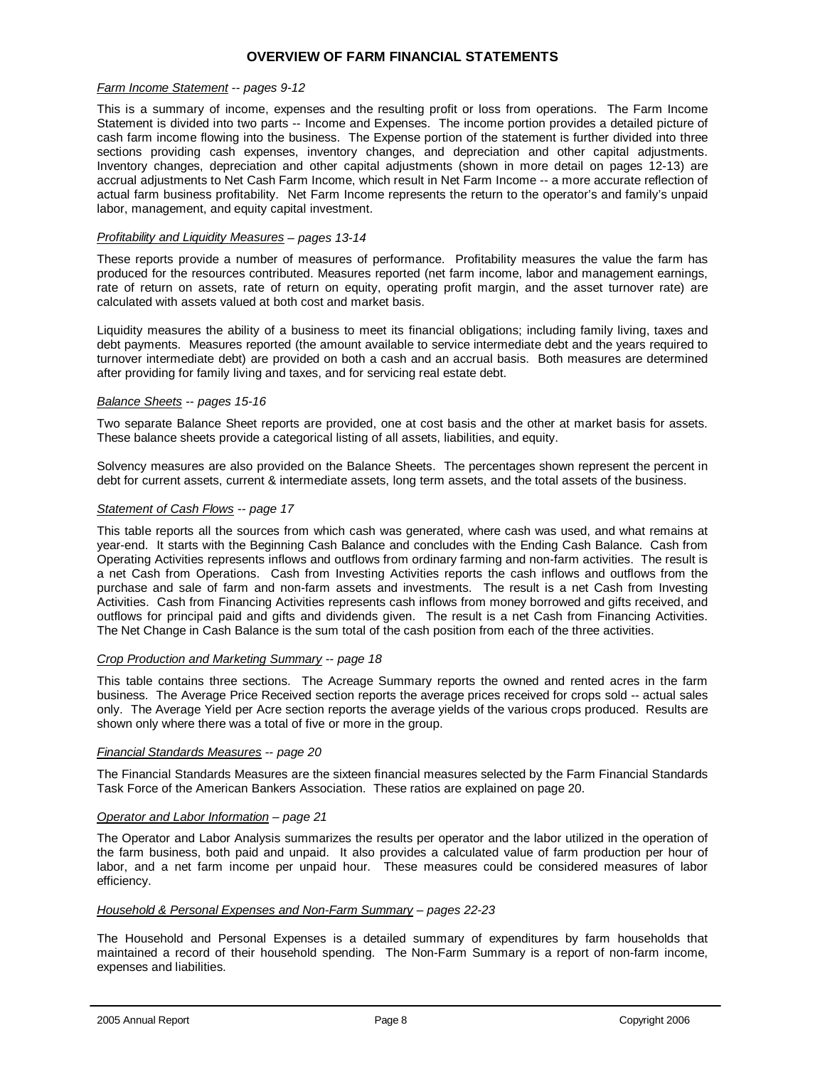# OVERVIEW OF FARM FINANCIAL STATEMENTS

*Farm Income Statement -- pages 9-12*

This is a summary of income, expenses and the resulting profit or loss from operations. The Farm Income Statement is divided into two parts -- Income and Expenses. The income portion provides a detailed picture of cash farm income flowing into the business. The Expense portion of the statement is further divided into three sections providing cash expenses, inventory changes, and depreciation and other capital adjustments. Inventory changes, depreciation and other capital adjustments (shown in more detail on pages 12-13) are accrual adjustments to Net Cash Farm Income, which result in Net Farm Income -- a more accurate reflection of actual farm business profitability. Net Farm Income represents the return to the operator's and family's unpaid labor, management, and equity capital investment.

*Profitability and Liquidity Measures – pages 13-14*

These reports provide a number of measures of performance. Profitability measures the value the farm has produced for the resources contributed. Measures reported (net farm income, labor and management earnings, rate of return on assets, rate of return on equity, operating profit margin, and the asset turnover rate) are calculated with assets valued at both cost and market basis.

Liquidity measures the ability of a business to meet its financial obligations; including family living, taxes and debt payments. Measures reported (the amount available to service intermediate debt and the years required to turnover intermediate debt) are provided on both a cash and an accrual basis. Both measures are determined after providing for family living and taxes, and for servicing real estate debt.

*Balance Sheets -- pages 15-16*

Two separate Balance Sheet reports are provided, one at cost basis and the other at market basis for assets. These balance sheets provide a categorical listing of all assets, liabilities, and equity.

Solvency measures are also provided on the Balance Sheets. The percentages shown represent the percent in debt for current assets, current & intermediate assets, long term assets, and the total assets of the business.

*Statement of Cash Flows -- page 17*

This table reports all the sources from which cash was generated, where cash was used, and what remains at year-end. It starts with the Beginning Cash Balance and concludes with the Ending Cash Balance. Cash from Operating Activities represents inflows and outflows from ordinary farming and non-farm activities. The result is a net Cash from Operations. Cash from Investing Activities reports the cash inflows and outflows from the purchase and sale of farm and non-farm assets and investments. The result is a net Cash from Investing Activities. Cash from Financing Activities represents cash inflows from money borrowed and gifts received, and outflows for principal paid and gifts and dividends given. The result is a net Cash from Financing Activities. The Net Change in Cash Balance is the sum total of the cash position from each of the three activities.

*Crop Production and Marketing Summary -- page 18*

This table contains three sections. The Acreage Summary reports the owned and rented acres in the farm business. The Average Price Received section reports the average prices received for crops sold -- actual sales only. The Average Yield per Acre section reports the average yields of the various crops produced. Results are shown only where there was a total of five or more in the group.

*Financial Standards Measures -- page 20*

The Financial Standards Measures are the sixteen financial measures selected by the Farm Financial Standards Task Force of the American Bankers Association. These ratios are explained on page 20.

*Operator and Labor Information – page 21*

The Operator and Labor Analysis summarizes the results per operator and the labor utilized in the operation of the farm business, both paid and unpaid. It also provides a calculated value of farm production per hour of labor, and a net farm income per unpaid hour. These measures could be considered measures of labor efficiency.

*Household & Personal Expenses and Non-Farm Summary – pages 22-23*

The Household and Personal Expenses is a detailed summary of expenditures by farm households that maintained a record of their household spending. The Non-Farm Summary is a report of non-farm income, expenses and liabilities.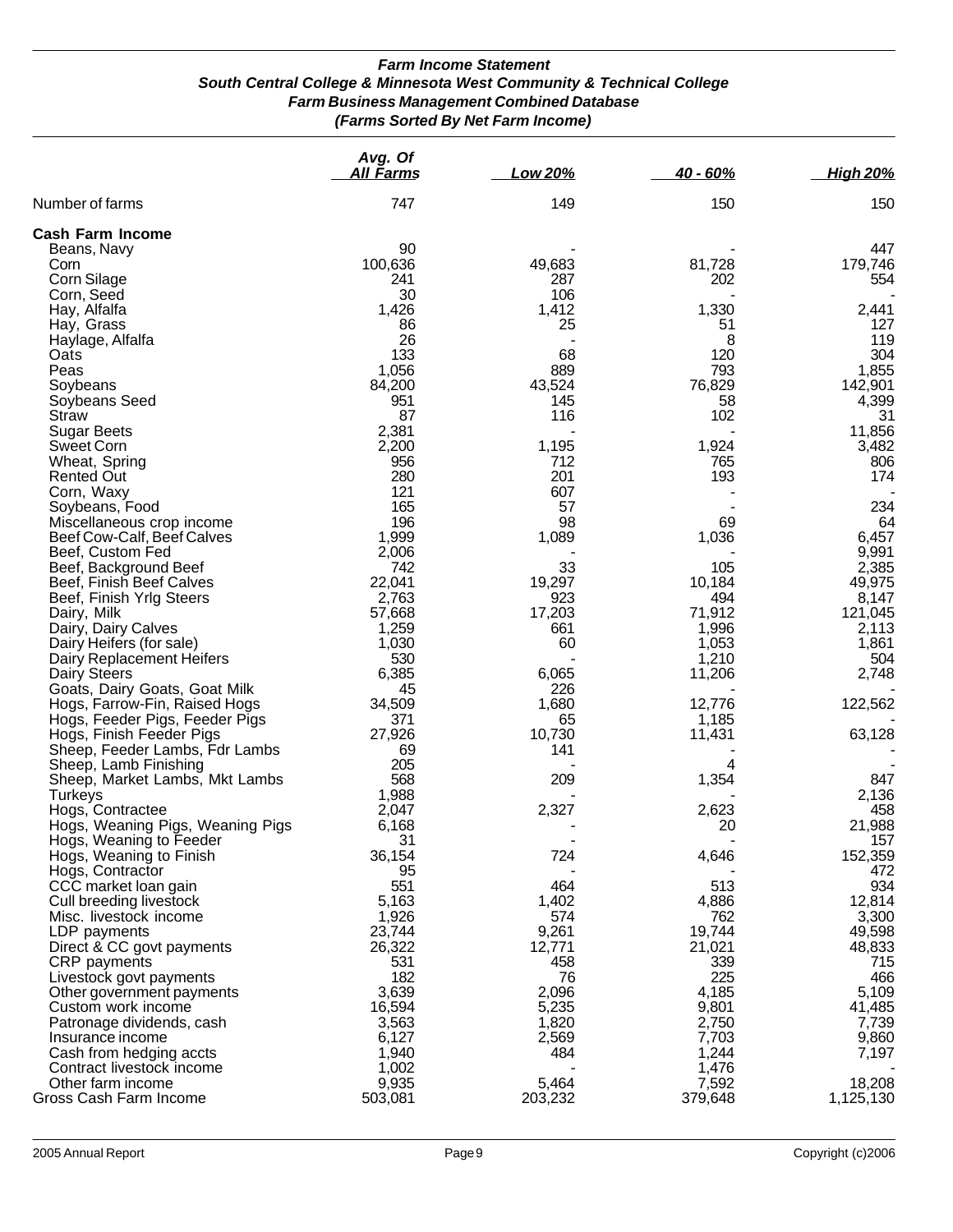### *Farm Income Statement*
### *South Central College & Minnesota West Community & Technical College*
### *Farm Business Management Combined Database*
### *(Farms Sorted By Net Farm Income)*

| | Avg. Of All Farms | Low 20% | 40 - 60% | High 20% |
|---|---|---|---|---|
| Number of farms | 747 | 149 | 150 | 150 |
| **Cash Farm Income** | | | | |
| Beans, Navy | 90 | - | - | 447 |
| Corn | 100,636 | 49,683 | 81,728 | 179,746 |
| Corn Silage | 241 | 287 | 202 | 554 |
| Corn, Seed | 30 | 106 | - | - |
| Hay, Alfalfa | 1,426 | 1,412 | 1,330 | 2,441 |
| Hay, Grass | 86 | 25 | 51 | 127 |
| Haylage, Alfalfa | 26 | - | 8 | 119 |
| Oats | 133 | 68 | 120 | 304 |
| Peas | 1,056 | 889 | 793 | 1,855 |
| Soybeans | 84,200 | 43,524 | 76,829 | 142,901 |
| Soybeans Seed | 951 | 145 | 58 | 4,399 |
| Straw | 87 | 116 | 102 | 31 |
| Sugar Beets | 2,381 | - | - | 11,856 |
| Sweet Corn | 2,200 | 1,195 | 1,924 | 3,482 |
| Wheat, Spring | 956 | 712 | 765 | 806 |
| Rented Out | 280 | 201 | 193 | 174 |
| Corn, Waxy | 121 | 607 | - | - |
| Soybeans, Food | 165 | 57 | - | 234 |
| Miscellaneous crop income | 196 | 98 | 69 | 64 |
| Beef Cow-Calf, Beef Calves | 1,999 | 1,089 | 1,036 | 6,457 |
| Beef, Custom Fed | 2,006 | - | - | 9,991 |
| Beef, Background Beef | 742 | 33 | 105 | 2,385 |
| Beef, Finish Beef Calves | 22,041 | 19,297 | 10,184 | 49,975 |
| Beef, Finish Yrlg Steers | 2,763 | 923 | 494 | 8,147 |
| Dairy, Milk | 57,668 | 17,203 | 71,912 | 121,045 |
| Dairy, Dairy Calves | 1,259 | 661 | 1,996 | 2,113 |
| Dairy Heifers (for sale) | 1,030 | 60 | 1,053 | 1,861 |
| Dairy Replacement Heifers | 530 | - | 1,210 | 504 |
| Dairy Steers | 6,385 | 6,065 | 11,206 | 2,748 |
| Goats, Dairy Goats, Goat Milk | 45 | 226 | - | - |
| Hogs, Farrow-Fin, Raised Hogs | 34,509 | 1,680 | 12,776 | 122,562 |
| Hogs, Feeder Pigs, Feeder Pigs | 371 | 65 | 1,185 | - |
| Hogs, Finish Feeder Pigs | 27,926 | 10,730 | 11,431 | 63,128 |
| Sheep, Feeder Lambs, Fdr Lambs | 69 | 141 | - | - |
| Sheep, Lamb Finishing | 205 | - | 4 | - |
| Sheep, Market Lambs, Mkt Lambs | 568 | 209 | 1,354 | 847 |
| Turkeys | 1,988 | - | - | 2,136 |
| Hogs, Contractee | 2,047 | 2,327 | 2,623 | 458 |
| Hogs, Weaning Pigs, Weaning Pigs | 6,168 | - | 20 | 21,988 |
| Hogs, Weaning to Feeder | 31 | - | - | 157 |
| Hogs, Weaning to Finish | 36,154 | 724 | 4,646 | 152,359 |
| Hogs, Contractor | 95 | - | - | 472 |
| CCC market loan gain | 551 | 464 | 513 | 934 |
| Cull breeding livestock | 5,163 | 1,402 | 4,886 | 12,814 |
| Misc. livestock income | 1,926 | 574 | 762 | 3,300 |
| LDP payments | 23,744 | 9,261 | 19,744 | 49,598 |
| Direct & CC govt payments | 26,322 | 12,771 | 21,021 | 48,833 |
| CRP payments | 531 | 458 | 339 | 715 |
| Livestock govt payments | 182 | 76 | 225 | 466 |
| Other government payments | 3,639 | 2,096 | 4,185 | 5,109 |
| Custom work income | 16,594 | 5,235 | 9,801 | 41,485 |
| Patronage dividends, cash | 3,563 | 1,820 | 2,750 | 7,739 |
| Insurance income | 6,127 | 2,569 | 7,703 | 9,860 |
| Cash from hedging accts | 1,940 | 484 | 1,244 | 7,197 |
| Contract livestock income | 1,002 | - | 1,476 | - |
| Other farm income | 9,935 | 5,464 | 7,592 | 18,208 |
| Gross Cash Farm Income | 503,081 | 203,232 | 379,648 | 1,125,130 |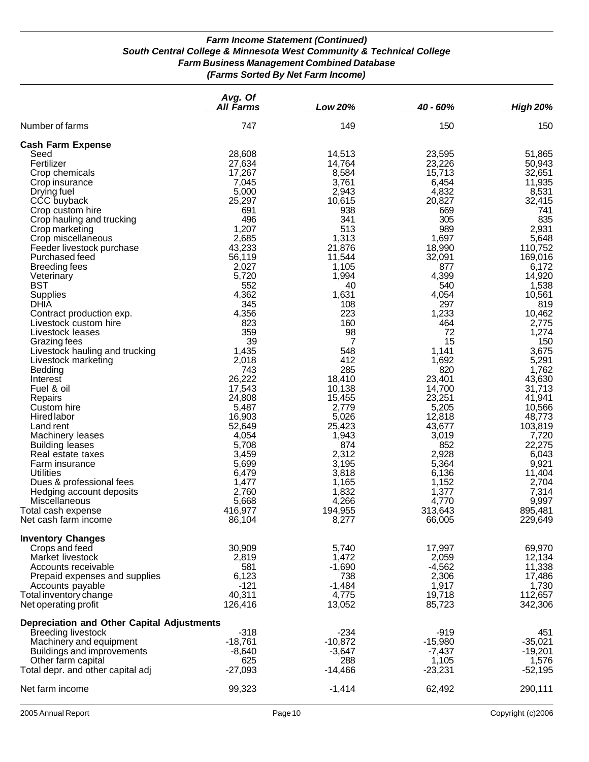## Farm Income Statement (Continued)
### South Central College & Minnesota West Community & Technical College
### Farm Business Management Combined Database
### (Farms Sorted By Net Farm Income)

| | Avg. Of All Farms | Low 20% | 40 - 60% | High 20% |
|---|---|---|---|---|
| Number of farms | 747 | 149 | 150 | 150 |
| **Cash Farm Expense** | | | | |
| Seed | 28,608 | 14,513 | 23,595 | 51,865 |
| Fertilizer | 27,634 | 14,764 | 23,226 | 50,943 |
| Crop chemicals | 17,267 | 8,584 | 15,713 | 32,651 |
| Crop insurance | 7,045 | 3,761 | 6,454 | 11,935 |
| Drying fuel | 5,000 | 2,943 | 4,832 | 8,531 |
| CCC buyback | 25,297 | 10,615 | 20,827 | 32,415 |
| Crop custom hire | 691 | 938 | 669 | 741 |
| Crop hauling and trucking | 496 | 341 | 305 | 835 |
| Crop marketing | 1,207 | 513 | 989 | 2,931 |
| Crop miscellaneous | 2,685 | 1,313 | 1,697 | 5,648 |
| Feeder livestock purchase | 43,233 | 21,876 | 18,990 | 110,752 |
| Purchased feed | 56,119 | 11,544 | 32,091 | 169,016 |
| Breeding fees | 2,027 | 1,105 | 877 | 6,172 |
| Veterinary | 5,720 | 1,994 | 4,399 | 14,920 |
| BST | 552 | 40 | 540 | 1,538 |
| Supplies | 4,362 | 1,631 | 4,054 | 10,561 |
| DHIA | 345 | 108 | 297 | 819 |
| Contract production exp. | 4,356 | 223 | 1,233 | 10,462 |
| Livestock custom hire | 823 | 160 | 464 | 2,775 |
| Livestock leases | 359 | 98 | 72 | 1,274 |
| Grazing fees | 39 | 7 | 15 | 150 |
| Livestock hauling and trucking | 1,435 | 548 | 1,141 | 3,675 |
| Livestock marketing | 2,018 | 412 | 1,692 | 5,291 |
| Bedding | 743 | 285 | 820 | 1,762 |
| Interest | 26,222 | 18,410 | 23,401 | 43,630 |
| Fuel & oil | 17,543 | 10,138 | 14,700 | 31,713 |
| Repairs | 24,808 | 15,455 | 23,251 | 41,941 |
| Custom hire | 5,487 | 2,779 | 5,205 | 10,566 |
| Hired labor | 16,903 | 5,026 | 12,818 | 48,773 |
| Land rent | 52,649 | 25,423 | 43,677 | 103,819 |
| Machinery leases | 4,054 | 1,943 | 3,019 | 7,720 |
| Building leases | 5,708 | 874 | 852 | 22,275 |
| Real estate taxes | 3,459 | 2,312 | 2,928 | 6,043 |
| Farm insurance | 5,699 | 3,195 | 5,364 | 9,921 |
| Utilities | 6,479 | 3,818 | 6,136 | 11,404 |
| Dues & professional fees | 1,477 | 1,165 | 1,152 | 2,704 |
| Hedging account deposits | 2,760 | 1,832 | 1,377 | 7,314 |
| Miscellaneous | 5,668 | 4,266 | 4,770 | 9,997 |
| Total cash expense | 416,977 | 194,955 | 313,643 | 895,481 |
| Net cash farm income | 86,104 | 8,277 | 66,005 | 229,649 |
| **Inventory Changes** | | | | |
| Crops and feed | 30,909 | 5,740 | 17,997 | 69,970 |
| Market livestock | 2,819 | 1,472 | 2,059 | 12,134 |
| Accounts receivable | 581 | -1,690 | -4,562 | 11,338 |
| Prepaid expenses and supplies | 6,123 | 738 | 2,306 | 17,486 |
| Accounts payable | -121 | -1,484 | 1,917 | 1,730 |
| Total inventory change | 40,311 | 4,775 | 19,718 | 112,657 |
| Net operating profit | 126,416 | 13,052 | 85,723 | 342,306 |
| **Depreciation and Other Capital Adjustments** | | | | |
| Breeding livestock | -318 | -234 | -919 | 451 |
| Machinery and equipment | -18,761 | -10,872 | -15,980 | -35,021 |
| Buildings and improvements | -8,640 | -3,647 | -7,437 | -19,201 |
| Other farm capital | 625 | 288 | 1,105 | 1,576 |
| Total depr. and other capital adj | -27,093 | -14,466 | -23,231 | -52,195 |
| Net farm income | 99,323 | -1,414 | 62,492 | 290,111 |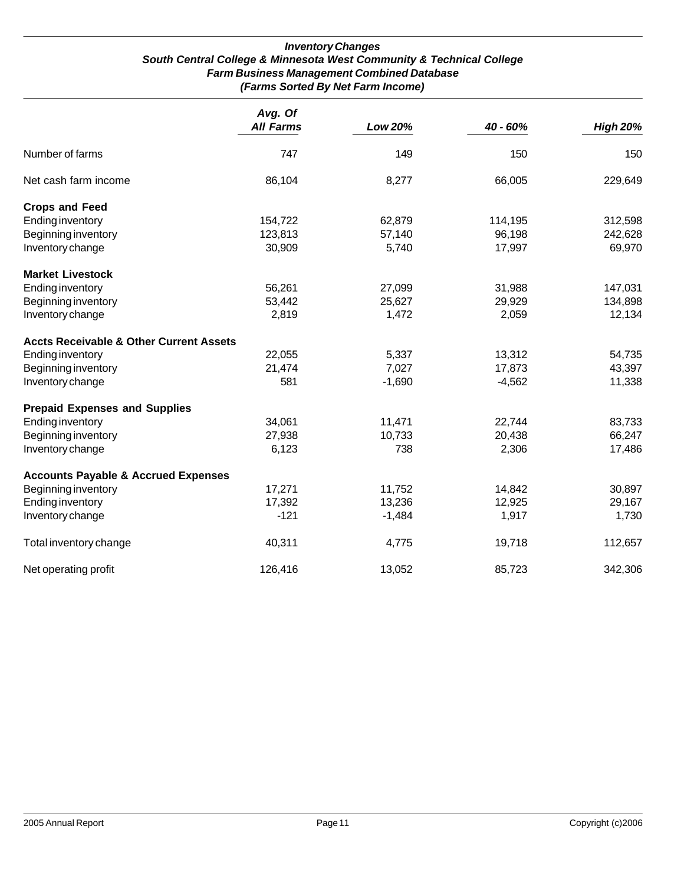### *Inventory Changes*
### *South Central College & Minnesota West Community & Technical College*
### *Farm Business Management Combined Database*
### *(Farms Sorted By Net Farm Income)*

| | *Avg. Of All Farms* | *Low 20%* | *40 - 60%* | *High 20%* |
|---|---|---|---|---|
| Number of farms | 747 | 149 | 150 | 150 |
| Net cash farm income | 86,104 | 8,277 | 66,005 | 229,649 |
| **Crops and Feed** | | | | |
| Ending inventory | 154,722 | 62,879 | 114,195 | 312,598 |
| Beginning inventory | 123,813 | 57,140 | 96,198 | 242,628 |
| Inventory change | 30,909 | 5,740 | 17,997 | 69,970 |
| **Market Livestock** | | | | |
| Ending inventory | 56,261 | 27,099 | 31,988 | 147,031 |
| Beginning inventory | 53,442 | 25,627 | 29,929 | 134,898 |
| Inventory change | 2,819 | 1,472 | 2,059 | 12,134 |
| **Accts Receivable & Other Current Assets** | | | | |
| Ending inventory | 22,055 | 5,337 | 13,312 | 54,735 |
| Beginning inventory | 21,474 | 7,027 | 17,873 | 43,397 |
| Inventory change | 581 | -1,690 | -4,562 | 11,338 |
| **Prepaid Expenses and Supplies** | | | | |
| Ending inventory | 34,061 | 11,471 | 22,744 | 83,733 |
| Beginning inventory | 27,938 | 10,733 | 20,438 | 66,247 |
| Inventory change | 6,123 | 738 | 2,306 | 17,486 |
| **Accounts Payable & Accrued Expenses** | | | | |
| Beginning inventory | 17,271 | 11,752 | 14,842 | 30,897 |
| Ending inventory | 17,392 | 13,236 | 12,925 | 29,167 |
| Inventory change | -121 | -1,484 | 1,917 | 1,730 |
| Total inventory change | 40,311 | 4,775 | 19,718 | 112,657 |
| Net operating profit | 126,416 | 13,052 | 85,723 | 342,306 |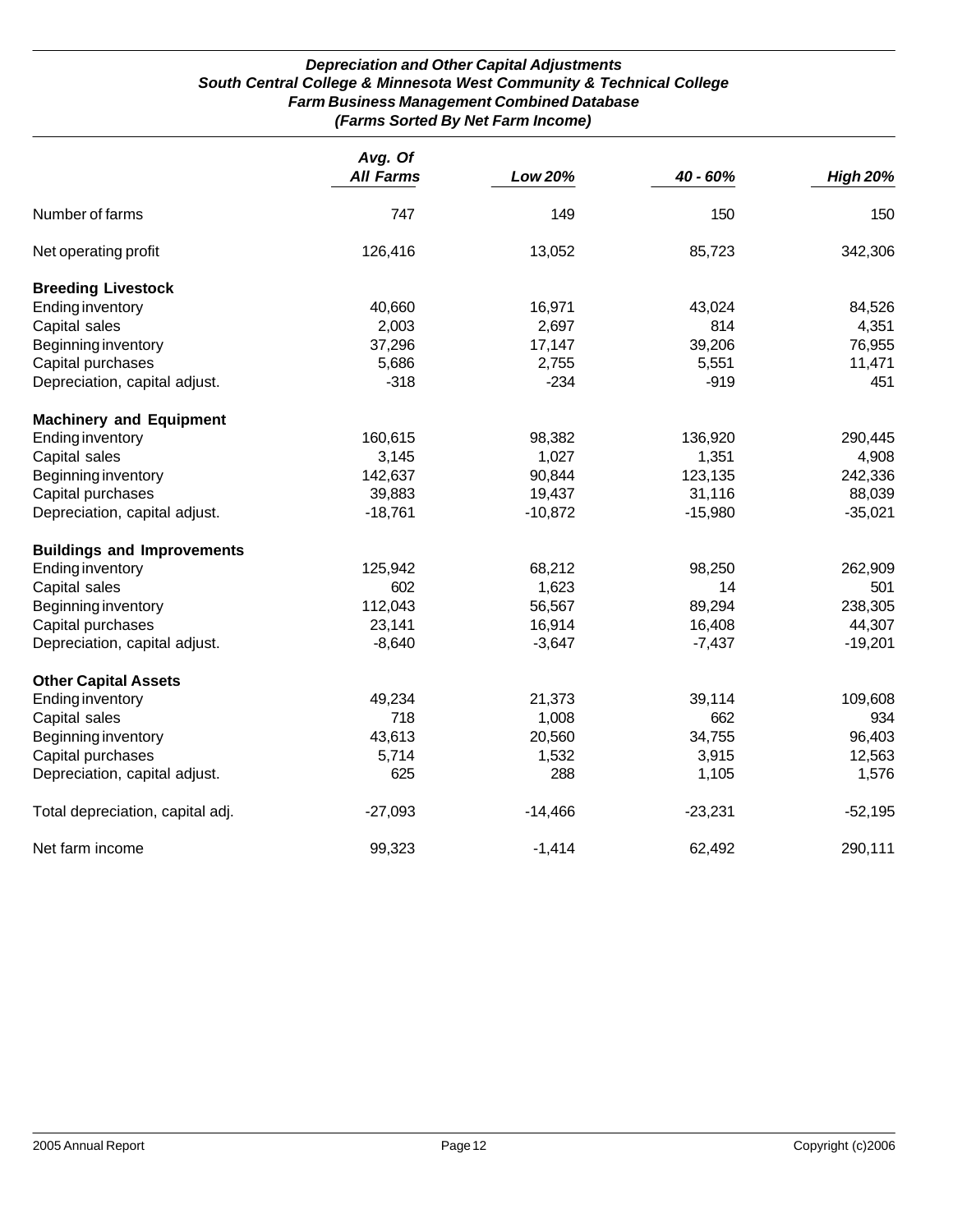### *Depreciation and Other Capital Adjustments*
### *South Central College & Minnesota West Community & Technical College*
### *Farm Business Management Combined Database*
### *(Farms Sorted By Net Farm Income)*

| | *Avg. Of All Farms* | *Low 20%* | *40 - 60%* | *High 20%* |
|---|---|---|---|---|
| Number of farms | 747 | 149 | 150 | 150 |
| Net operating profit | 126,416 | 13,052 | 85,723 | 342,306 |
| **Breeding Livestock** | | | | |
| Ending inventory | 40,660 | 16,971 | 43,024 | 84,526 |
| Capital sales | 2,003 | 2,697 | 814 | 4,351 |
| Beginning inventory | 37,296 | 17,147 | 39,206 | 76,955 |
| Capital purchases | 5,686 | 2,755 | 5,551 | 11,471 |
| Depreciation, capital adjust. | -318 | -234 | -919 | 451 |
| **Machinery and Equipment** | | | | |
| Ending inventory | 160,615 | 98,382 | 136,920 | 290,445 |
| Capital sales | 3,145 | 1,027 | 1,351 | 4,908 |
| Beginning inventory | 142,637 | 90,844 | 123,135 | 242,336 |
| Capital purchases | 39,883 | 19,437 | 31,116 | 88,039 |
| Depreciation, capital adjust. | -18,761 | -10,872 | -15,980 | -35,021 |
| **Buildings and Improvements** | | | | |
| Ending inventory | 125,942 | 68,212 | 98,250 | 262,909 |
| Capital sales | 602 | 1,623 | 14 | 501 |
| Beginning inventory | 112,043 | 56,567 | 89,294 | 238,305 |
| Capital purchases | 23,141 | 16,914 | 16,408 | 44,307 |
| Depreciation, capital adjust. | -8,640 | -3,647 | -7,437 | -19,201 |
| **Other Capital Assets** | | | | |
| Ending inventory | 49,234 | 21,373 | 39,114 | 109,608 |
| Capital sales | 718 | 1,008 | 662 | 934 |
| Beginning inventory | 43,613 | 20,560 | 34,755 | 96,403 |
| Capital purchases | 5,714 | 1,532 | 3,915 | 12,563 |
| Depreciation, capital adjust. | 625 | 288 | 1,105 | 1,576 |
| Total depreciation, capital adj. | -27,093 | -14,466 | -23,231 | -52,195 |
| Net farm income | 99,323 | -1,414 | 62,492 | 290,111 |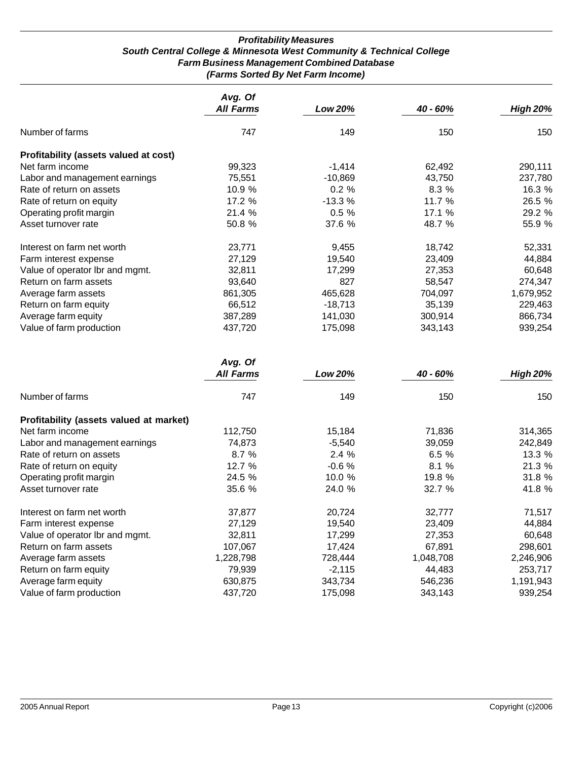**Profitability Measures**
**South Central College & Minnesota West Community & Technical College**
**Farm Business Management Combined Database**
**(Farms Sorted By Net Farm Income)**

| | *Avg. Of All Farms* | *Low 20%* | *40 - 60%* | *High 20%* |
|---|---|---|---|---|
| Number of farms | 747 | 149 | 150 | 150 |
| **Profitability (assets valued at cost)** | | | | |
| Net farm income | 99,323 | -1,414 | 62,492 | 290,111 |
| Labor and management earnings | 75,551 | -10,869 | 43,750 | 237,780 |
| Rate of return on assets | 10.9 % | 0.2 % | 8.3 % | 16.3 % |
| Rate of return on equity | 17.2 % | -13.3 % | 11.7 % | 26.5 % |
| Operating profit margin | 21.4 % | 0.5 % | 17.1 % | 29.2 % |
| Asset turnover rate | 50.8 % | 37.6 % | 48.7 % | 55.9 % |
| Interest on farm net worth | 23,771 | 9,455 | 18,742 | 52,331 |
| Farm interest expense | 27,129 | 19,540 | 23,409 | 44,884 |
| Value of operator lbr and mgmt. | 32,811 | 17,299 | 27,353 | 60,648 |
| Return on farm assets | 93,640 | 827 | 58,547 | 274,347 |
| Average farm assets | 861,305 | 465,628 | 704,097 | 1,679,952 |
| Return on farm equity | 66,512 | -18,713 | 35,139 | 229,463 |
| Average farm equity | 387,289 | 141,030 | 300,914 | 866,734 |
| Value of farm production | 437,720 | 175,098 | 343,143 | 939,254 |

| | *Avg. Of All Farms* | *Low 20%* | *40 - 60%* | *High 20%* |
|---|---|---|---|---|
| Number of farms | 747 | 149 | 150 | 150 |
| **Profitability (assets valued at market)** | | | | |
| Net farm income | 112,750 | 15,184 | 71,836 | 314,365 |
| Labor and management earnings | 74,873 | -5,540 | 39,059 | 242,849 |
| Rate of return on assets | 8.7 % | 2.4 % | 6.5 % | 13.3 % |
| Rate of return on equity | 12.7 % | -0.6 % | 8.1 % | 21.3 % |
| Operating profit margin | 24.5 % | 10.0 % | 19.8 % | 31.8 % |
| Asset turnover rate | 35.6 % | 24.0 % | 32.7 % | 41.8 % |
| Interest on farm net worth | 37,877 | 20,724 | 32,777 | 71,517 |
| Farm interest expense | 27,129 | 19,540 | 23,409 | 44,884 |
| Value of operator lbr and mgmt. | 32,811 | 17,299 | 27,353 | 60,648 |
| Return on farm assets | 107,067 | 17,424 | 67,891 | 298,601 |
| Average farm assets | 1,228,798 | 728,444 | 1,048,708 | 2,246,906 |
| Return on farm equity | 79,939 | -2,115 | 44,483 | 253,717 |
| Average farm equity | 630,875 | 343,734 | 546,236 | 1,191,943 |
| Value of farm production | 437,720 | 175,098 | 343,143 | 939,254 |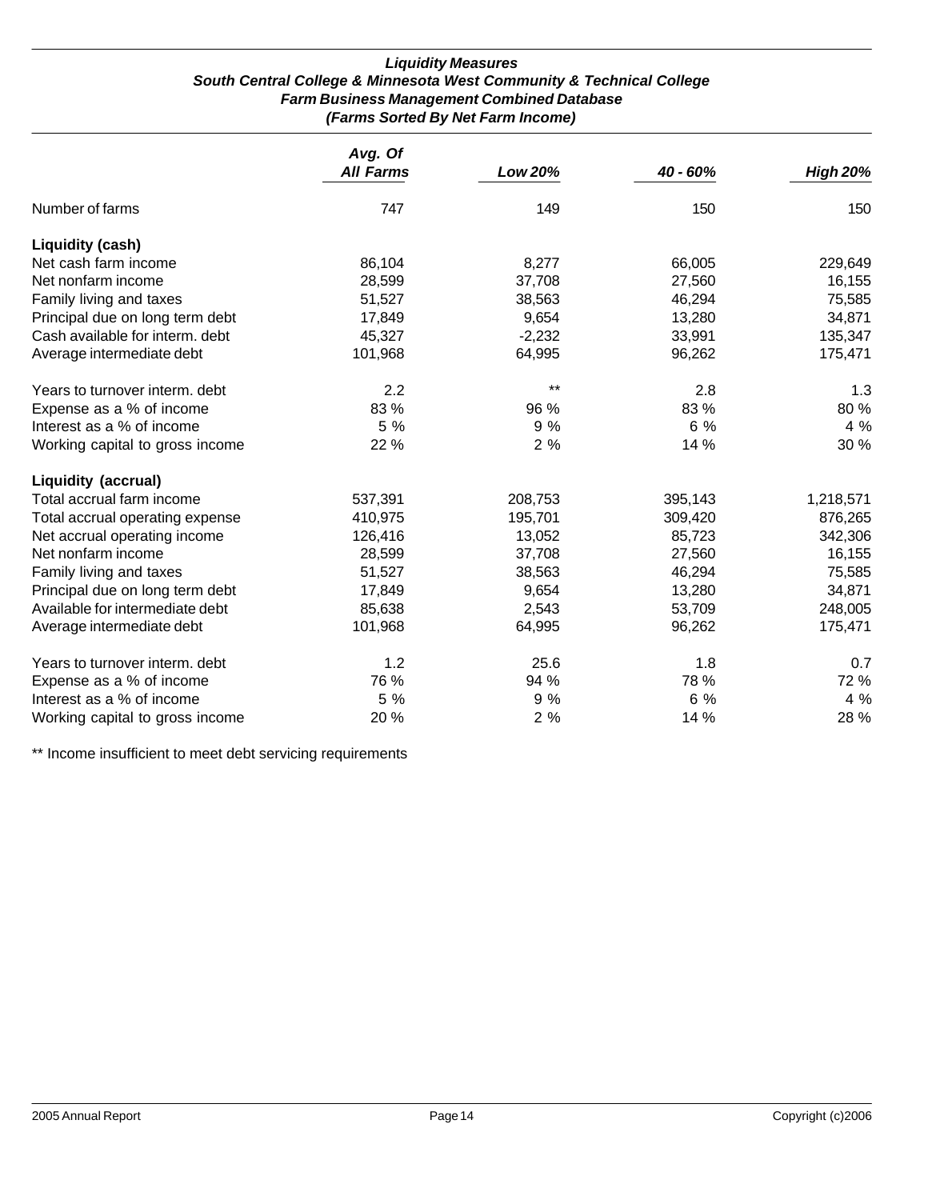### *Liquidity Measures*
### *South Central College & Minnesota West Community & Technical College*
### *Farm Business Management Combined Database*
### *(Farms Sorted By Net Farm Income)*

| | *Avg. Of All Farms* | *Low 20%* | *40 - 60%* | *High 20%* |
|---|---|---|---|---|
| Number of farms | 747 | 149 | 150 | 150 |
| **Liquidity (cash)** | | | | |
| Net cash farm income | 86,104 | 8,277 | 66,005 | 229,649 |
| Net nonfarm income | 28,599 | 37,708 | 27,560 | 16,155 |
| Family living and taxes | 51,527 | 38,563 | 46,294 | 75,585 |
| Principal due on long term debt | 17,849 | 9,654 | 13,280 | 34,871 |
| Cash available for interm. debt | 45,327 | -2,232 | 33,991 | 135,347 |
| Average intermediate debt | 101,968 | 64,995 | 96,262 | 175,471 |
| Years to turnover interm. debt | 2.2 | ** | 2.8 | 1.3 |
| Expense as a % of income | 83 % | 96 % | 83 % | 80 % |
| Interest as a % of income | 5 % | 9 % | 6 % | 4 % |
| Working capital to gross income | 22 % | 2 % | 14 % | 30 % |
| **Liquidity (accrual)** | | | | |
| Total accrual farm income | 537,391 | 208,753 | 395,143 | 1,218,571 |
| Total accrual operating expense | 410,975 | 195,701 | 309,420 | 876,265 |
| Net accrual operating income | 126,416 | 13,052 | 85,723 | 342,306 |
| Net nonfarm income | 28,599 | 37,708 | 27,560 | 16,155 |
| Family living and taxes | 51,527 | 38,563 | 46,294 | 75,585 |
| Principal due on long term debt | 17,849 | 9,654 | 13,280 | 34,871 |
| Available for intermediate debt | 85,638 | 2,543 | 53,709 | 248,005 |
| Average intermediate debt | 101,968 | 64,995 | 96,262 | 175,471 |
| Years to turnover interm. debt | 1.2 | 25.6 | 1.8 | 0.7 |
| Expense as a % of income | 76 % | 94 % | 78 % | 72 % |
| Interest as a % of income | 5 % | 9 % | 6 % | 4 % |
| Working capital to gross income | 20 % | 2 % | 14 % | 28 % |

** Income insufficient to meet debt servicing requirements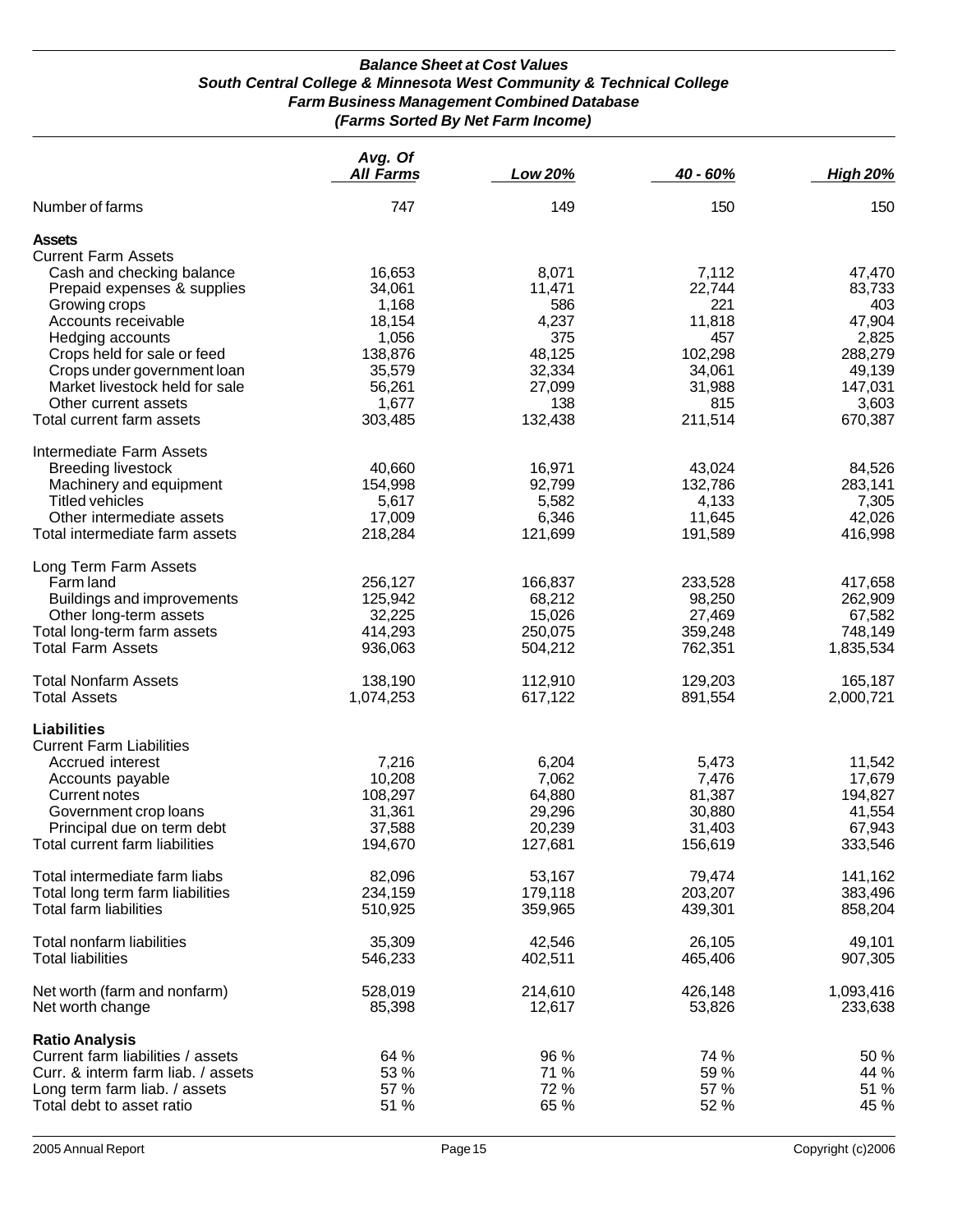### *Balance Sheet at Cost Values*
### *South Central College & Minnesota West Community & Technical College*
### *Farm Business Management Combined Database*
### *(Farms Sorted By Net Farm Income)*

| | *Avg. Of All Farms* | *Low 20%* | *40 - 60%* | *High 20%* |
|---|---|---|---|---|
| Number of farms | 747 | 149 | 150 | 150 |
| **Assets** | | | | |
| Current Farm Assets | | | | |
| Cash and checking balance | 16,653 | 8,071 | 7,112 | 47,470 |
| Prepaid expenses & supplies | 34,061 | 11,471 | 22,744 | 83,733 |
| Growing crops | 1,168 | 586 | 221 | 403 |
| Accounts receivable | 18,154 | 4,237 | 11,818 | 47,904 |
| Hedging accounts | 1,056 | 375 | 457 | 2,825 |
| Crops held for sale or feed | 138,876 | 48,125 | 102,298 | 288,279 |
| Crops under government loan | 35,579 | 32,334 | 34,061 | 49,139 |
| Market livestock held for sale | 56,261 | 27,099 | 31,988 | 147,031 |
| Other current assets | 1,677 | 138 | 815 | 3,603 |
| Total current farm assets | 303,485 | 132,438 | 211,514 | 670,387 |
| Intermediate Farm Assets | | | | |
| Breeding livestock | 40,660 | 16,971 | 43,024 | 84,526 |
| Machinery and equipment | 154,998 | 92,799 | 132,786 | 283,141 |
| Titled vehicles | 5,617 | 5,582 | 4,133 | 7,305 |
| Other intermediate assets | 17,009 | 6,346 | 11,645 | 42,026 |
| Total intermediate farm assets | 218,284 | 121,699 | 191,589 | 416,998 |
| Long Term Farm Assets | | | | |
| Farm land | 256,127 | 166,837 | 233,528 | 417,658 |
| Buildings and improvements | 125,942 | 68,212 | 98,250 | 262,909 |
| Other long-term assets | 32,225 | 15,026 | 27,469 | 67,582 |
| Total long-term farm assets | 414,293 | 250,075 | 359,248 | 748,149 |
| Total Farm Assets | 936,063 | 504,212 | 762,351 | 1,835,534 |
| Total Nonfarm Assets | 138,190 | 112,910 | 129,203 | 165,187 |
| Total Assets | 1,074,253 | 617,122 | 891,554 | 2,000,721 |
| **Liabilities** | | | | |
| Current Farm Liabilities | | | | |
| Accrued interest | 7,216 | 6,204 | 5,473 | 11,542 |
| Accounts payable | 10,208 | 7,062 | 7,476 | 17,679 |
| Current notes | 108,297 | 64,880 | 81,387 | 194,827 |
| Government crop loans | 31,361 | 29,296 | 30,880 | 41,554 |
| Principal due on term debt | 37,588 | 20,239 | 31,403 | 67,943 |
| Total current farm liabilities | 194,670 | 127,681 | 156,619 | 333,546 |
| Total intermediate farm liabs | 82,096 | 53,167 | 79,474 | 141,162 |
| Total long term farm liabilities | 234,159 | 179,118 | 203,207 | 383,496 |
| Total farm liabilities | 510,925 | 359,965 | 439,301 | 858,204 |
| Total nonfarm liabilities | 35,309 | 42,546 | 26,105 | 49,101 |
| Total liabilities | 546,233 | 402,511 | 465,406 | 907,305 |
| Net worth (farm and nonfarm) | 528,019 | 214,610 | 426,148 | 1,093,416 |
| Net worth change | 85,398 | 12,617 | 53,826 | 233,638 |
| **Ratio Analysis** | | | | |
| Current farm liabilities / assets | 64 % | 96 % | 74 % | 50 % |
| Curr. & interm farm liab. / assets | 53 % | 71 % | 59 % | 44 % |
| Long term farm liab. / assets | 57 % | 72 % | 57 % | 51 % |
| Total debt to asset ratio | 51 % | 65 % | 52 % | 45 % |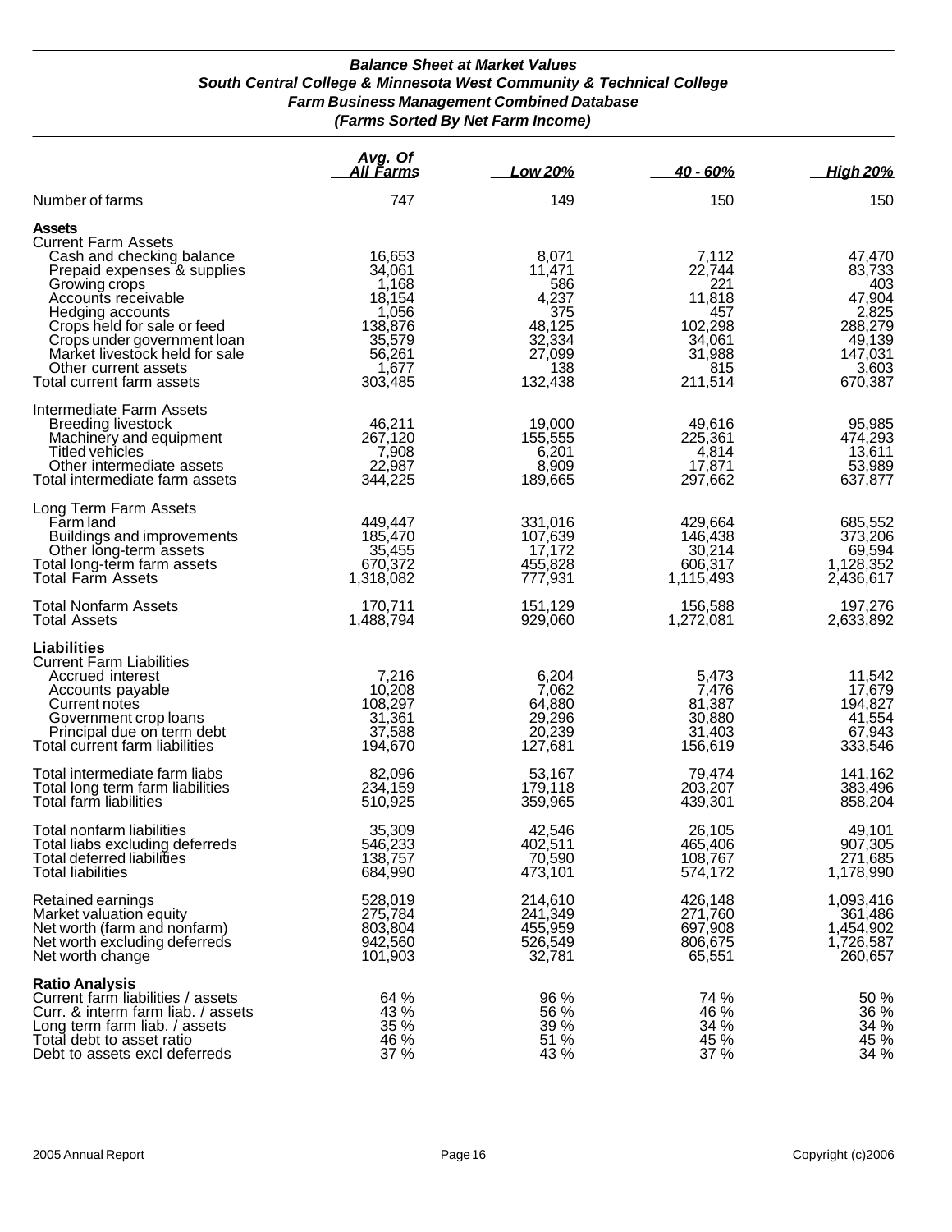***Balance Sheet at Market Values***
***South Central College & Minnesota West Community & Technical College***
***Farm Business Management Combined Database***
***(Farms Sorted By Net Farm Income)***

| | *Avg. Of All Farms* | *Low 20%* | *40 - 60%* | *High 20%* |
|---|---|---|---|---|
| Number of farms | 747 | 149 | 150 | 150 |
| **Assets** | | | | |
| Current Farm Assets | | | | |
| Cash and checking balance | 16,653 | 8,071 | 7,112 | 47,470 |
| Prepaid expenses & supplies | 34,061 | 11,471 | 22,744 | 83,733 |
| Growing crops | 1,168 | 586 | 221 | 403 |
| Accounts receivable | 18,154 | 4,237 | 11,818 | 47,904 |
| Hedging accounts | 1,056 | 375 | 457 | 2,825 |
| Crops held for sale or feed | 138,876 | 48,125 | 102,298 | 288,279 |
| Crops under government loan | 35,579 | 32,334 | 34,061 | 49,139 |
| Market livestock held for sale | 56,261 | 27,099 | 31,988 | 147,031 |
| Other current assets | 1,677 | 138 | 815 | 3,603 |
| Total current farm assets | 303,485 | 132,438 | 211,514 | 670,387 |
| Intermediate Farm Assets | | | | |
| Breeding livestock | 46,211 | 19,000 | 49,616 | 95,985 |
| Machinery and equipment | 267,120 | 155,555 | 225,361 | 474,293 |
| Titled vehicles | 7,908 | 6,201 | 4,814 | 13,611 |
| Other intermediate assets | 22,987 | 8,909 | 17,871 | 53,989 |
| Total intermediate farm assets | 344,225 | 189,665 | 297,662 | 637,877 |
| Long Term Farm Assets | | | | |
| Farm land | 449,447 | 331,016 | 429,664 | 685,552 |
| Buildings and improvements | 185,470 | 107,639 | 146,438 | 373,206 |
| Other long-term assets | 35,455 | 17,172 | 30,214 | 69,594 |
| Total long-term farm assets | 670,372 | 455,828 | 606,317 | 1,128,352 |
| Total Farm Assets | 1,318,082 | 777,931 | 1,115,493 | 2,436,617 |
| Total Nonfarm Assets | 170,711 | 151,129 | 156,588 | 197,276 |
| Total Assets | 1,488,794 | 929,060 | 1,272,081 | 2,633,892 |
| **Liabilities** | | | | |
| Current Farm Liabilities | | | | |
| Accrued interest | 7,216 | 6,204 | 5,473 | 11,542 |
| Accounts payable | 10,208 | 7,062 | 7,476 | 17,679 |
| Current notes | 108,297 | 64,880 | 81,387 | 194,827 |
| Government crop loans | 31,361 | 29,296 | 30,880 | 41,554 |
| Principal due on term debt | 37,588 | 20,239 | 31,403 | 67,943 |
| Total current farm liabilities | 194,670 | 127,681 | 156,619 | 333,546 |
| Total intermediate farm liabs | 82,096 | 53,167 | 79,474 | 141,162 |
| Total long term farm liabilities | 234,159 | 179,118 | 203,207 | 383,496 |
| Total farm liabilities | 510,925 | 359,965 | 439,301 | 858,204 |
| Total nonfarm liabilities | 35,309 | 42,546 | 26,105 | 49,101 |
| Total liabs excluding deferreds | 546,233 | 402,511 | 465,406 | 907,305 |
| Total deferred liabilities | 138,757 | 70,590 | 108,767 | 271,685 |
| Total liabilities | 684,990 | 473,101 | 574,172 | 1,178,990 |
| Retained earnings | 528,019 | 214,610 | 426,148 | 1,093,416 |
| Market valuation equity | 275,784 | 241,349 | 271,760 | 361,486 |
| Net worth (farm and nonfarm) | 803,804 | 455,959 | 697,908 | 1,454,902 |
| Net worth excluding deferreds | 942,560 | 526,549 | 806,675 | 1,726,587 |
| Net worth change | 101,903 | 32,781 | 65,551 | 260,657 |
| **Ratio Analysis** | | | | |
| Current farm liabilities / assets | 64 % | 96 % | 74 % | 50 % |
| Curr. & interm farm liab. / assets | 43 % | 56 % | 46 % | 36 % |
| Long term farm liab. / assets | 35 % | 39 % | 34 % | 34 % |
| Total debt to asset ratio | 46 % | 51 % | 45 % | 45 % |
| Debt to assets excl deferreds | 37 % | 43 % | 37 % | 34 % |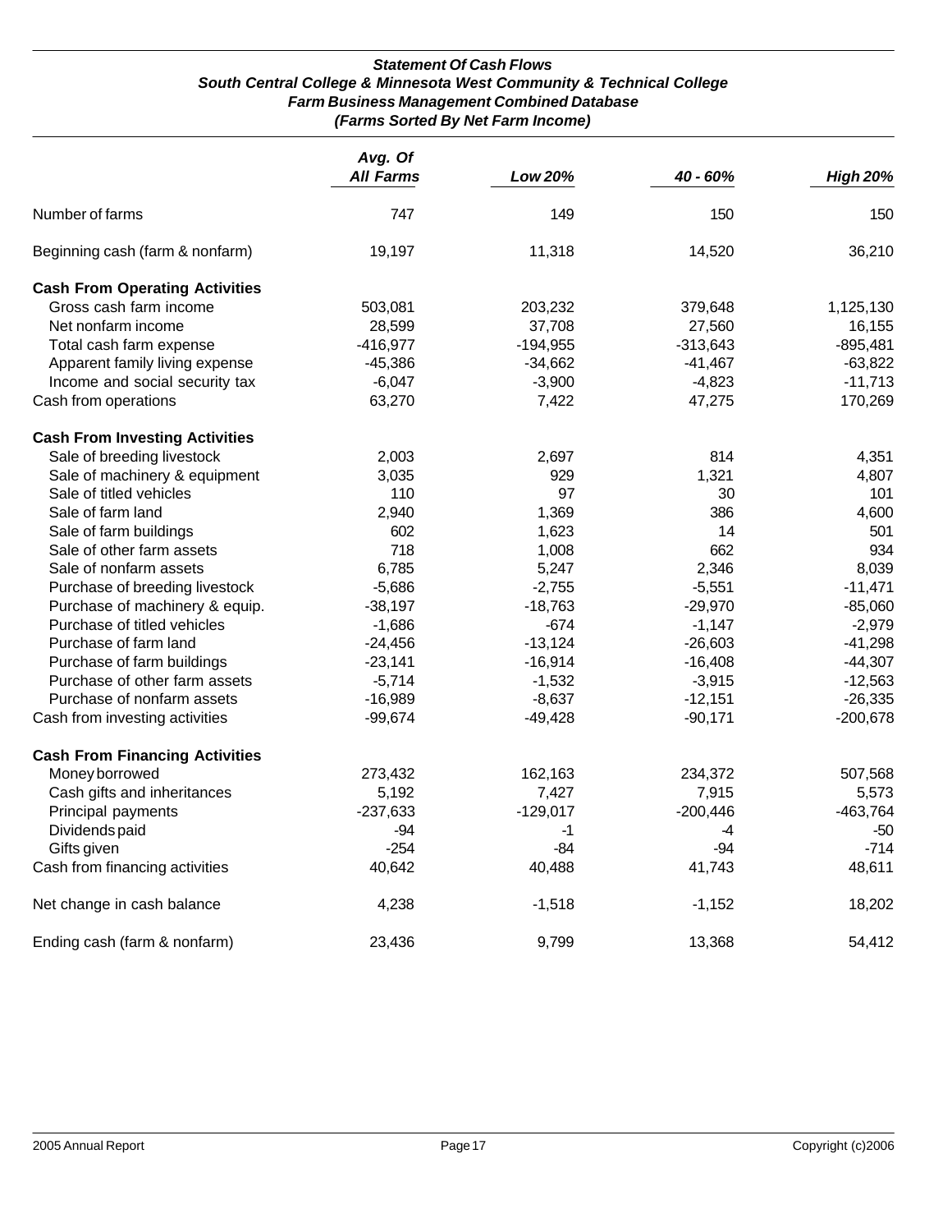### *Statement Of Cash Flows*
### *South Central College & Minnesota West Community & Technical College*
### *Farm Business Management Combined Database*
### *(Farms Sorted By Net Farm Income)*

| | *Avg. Of All Farms* | *Low 20%* | *40 - 60%* | *High 20%* |
|---|---|---|---|---|
| Number of farms | 747 | 149 | 150 | 150 |
| Beginning cash (farm & nonfarm) | 19,197 | 11,318 | 14,520 | 36,210 |
| **Cash From Operating Activities** | | | | |
| Gross cash farm income | 503,081 | 203,232 | 379,648 | 1,125,130 |
| Net nonfarm income | 28,599 | 37,708 | 27,560 | 16,155 |
| Total cash farm expense | -416,977 | -194,955 | -313,643 | -895,481 |
| Apparent family living expense | -45,386 | -34,662 | -41,467 | -63,822 |
| Income and social security tax | -6,047 | -3,900 | -4,823 | -11,713 |
| Cash from operations | 63,270 | 7,422 | 47,275 | 170,269 |
| **Cash From Investing Activities** | | | | |
| Sale of breeding livestock | 2,003 | 2,697 | 814 | 4,351 |
| Sale of machinery & equipment | 3,035 | 929 | 1,321 | 4,807 |
| Sale of titled vehicles | 110 | 97 | 30 | 101 |
| Sale of farm land | 2,940 | 1,369 | 386 | 4,600 |
| Sale of farm buildings | 602 | 1,623 | 14 | 501 |
| Sale of other farm assets | 718 | 1,008 | 662 | 934 |
| Sale of nonfarm assets | 6,785 | 5,247 | 2,346 | 8,039 |
| Purchase of breeding livestock | -5,686 | -2,755 | -5,551 | -11,471 |
| Purchase of machinery & equip. | -38,197 | -18,763 | -29,970 | -85,060 |
| Purchase of titled vehicles | -1,686 | -674 | -1,147 | -2,979 |
| Purchase of farm land | -24,456 | -13,124 | -26,603 | -41,298 |
| Purchase of farm buildings | -23,141 | -16,914 | -16,408 | -44,307 |
| Purchase of other farm assets | -5,714 | -1,532 | -3,915 | -12,563 |
| Purchase of nonfarm assets | -16,989 | -8,637 | -12,151 | -26,335 |
| Cash from investing activities | -99,674 | -49,428 | -90,171 | -200,678 |
| **Cash From Financing Activities** | | | | |
| Money borrowed | 273,432 | 162,163 | 234,372 | 507,568 |
| Cash gifts and inheritances | 5,192 | 7,427 | 7,915 | 5,573 |
| Principal payments | -237,633 | -129,017 | -200,446 | -463,764 |
| Dividends paid | -94 | -1 | -4 | -50 |
| Gifts given | -254 | -84 | -94 | -714 |
| Cash from financing activities | 40,642 | 40,488 | 41,743 | 48,611 |
| Net change in cash balance | 4,238 | -1,518 | -1,152 | 18,202 |
| Ending cash (farm & nonfarm) | 23,436 | 9,799 | 13,368 | 54,412 |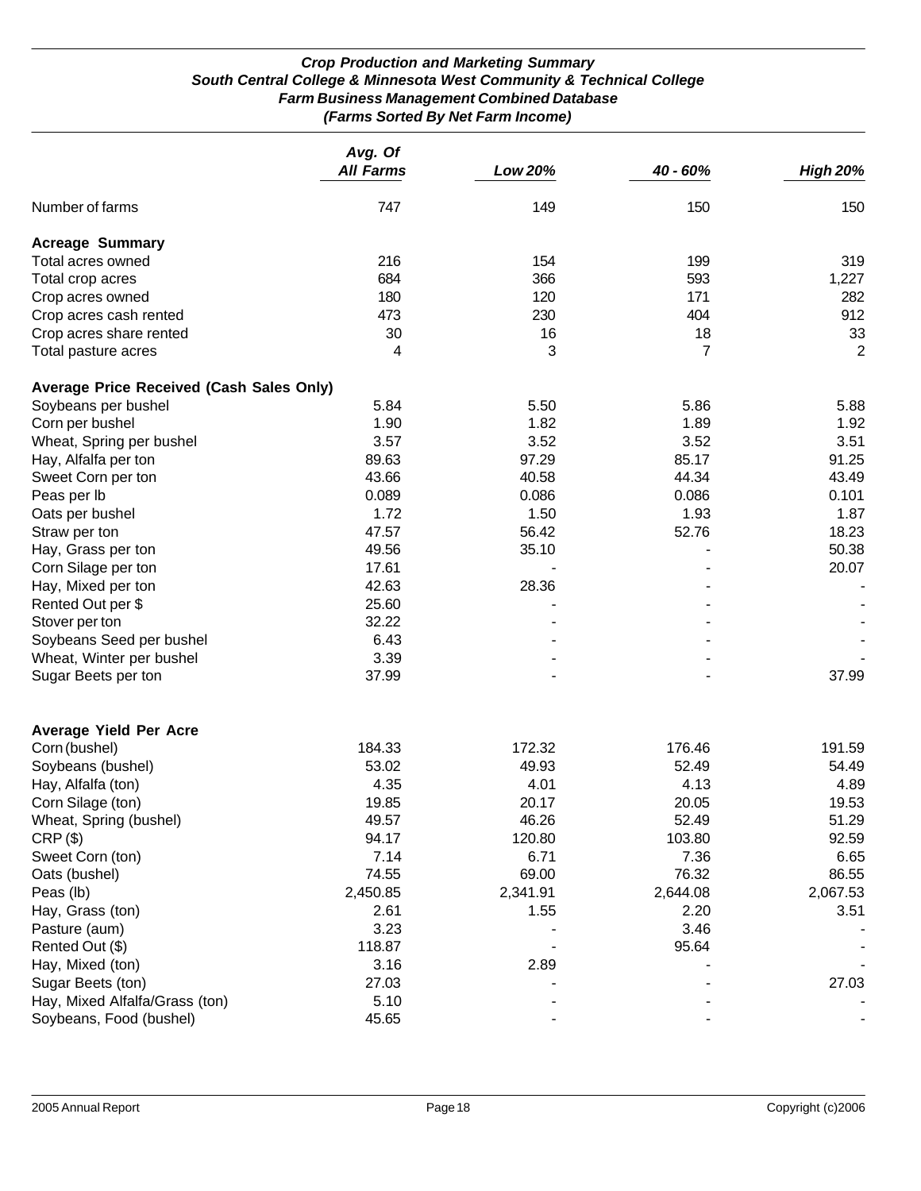***Crop Production and Marketing Summary***
***South Central College & Minnesota West Community & Technical College***
***Farm Business Management Combined Database***
***(Farms Sorted By Net Farm Income)***

| | *Avg. Of All Farms* | *Low 20%* | *40 - 60%* | *High 20%* |
|---|---|---|---|---|
| Number of farms | 747 | 149 | 150 | 150 |
| **Acreage Summary** | | | | |
| Total acres owned | 216 | 154 | 199 | 319 |
| Total crop acres | 684 | 366 | 593 | 1,227 |
| Crop acres owned | 180 | 120 | 171 | 282 |
| Crop acres cash rented | 473 | 230 | 404 | 912 |
| Crop acres share rented | 30 | 16 | 18 | 33 |
| Total pasture acres | 4 | 3 | 7 | 2 |
| **Average Price Received (Cash Sales Only)** | | | | |
| Soybeans per bushel | 5.84 | 5.50 | 5.86 | 5.88 |
| Corn per bushel | 1.90 | 1.82 | 1.89 | 1.92 |
| Wheat, Spring per bushel | 3.57 | 3.52 | 3.52 | 3.51 |
| Hay, Alfalfa per ton | 89.63 | 97.29 | 85.17 | 91.25 |
| Sweet Corn per ton | 43.66 | 40.58 | 44.34 | 43.49 |
| Peas per lb | 0.089 | 0.086 | 0.086 | 0.101 |
| Oats per bushel | 1.72 | 1.50 | 1.93 | 1.87 |
| Straw per ton | 47.57 | 56.42 | 52.76 | 18.23 |
| Hay, Grass per ton | 49.56 | 35.10 | - | 50.38 |
| Corn Silage per ton | 17.61 | - | - | 20.07 |
| Hay, Mixed per ton | 42.63 | 28.36 | - | - |
| Rented Out per $ | 25.60 | - | - | - |
| Stover per ton | 32.22 | - | - | - |
| Soybeans Seed per bushel | 6.43 | - | - | - |
| Wheat, Winter per bushel | 3.39 | - | - | - |
| Sugar Beets per ton | 37.99 | - | - | 37.99 |
| **Average Yield Per Acre** | | | | |
| Corn (bushel) | 184.33 | 172.32 | 176.46 | 191.59 |
| Soybeans (bushel) | 53.02 | 49.93 | 52.49 | 54.49 |
| Hay, Alfalfa (ton) | 4.35 | 4.01 | 4.13 | 4.89 |
| Corn Silage (ton) | 19.85 | 20.17 | 20.05 | 19.53 |
| Wheat, Spring (bushel) | 49.57 | 46.26 | 52.49 | 51.29 |
| CRP ($) | 94.17 | 120.80 | 103.80 | 92.59 |
| Sweet Corn (ton) | 7.14 | 6.71 | 7.36 | 6.65 |
| Oats (bushel) | 74.55 | 69.00 | 76.32 | 86.55 |
| Peas (lb) | 2,450.85 | 2,341.91 | 2,644.08 | 2,067.53 |
| Hay, Grass (ton) | 2.61 | 1.55 | 2.20 | 3.51 |
| Pasture (aum) | 3.23 | - | 3.46 | - |
| Rented Out ($) | 118.87 | - | 95.64 | - |
| Hay, Mixed (ton) | 3.16 | 2.89 | - | - |
| Sugar Beets (ton) | 27.03 | - | - | 27.03 |
| Hay, Mixed Alfalfa/Grass (ton) | 5.10 | - | - | - |
| Soybeans, Food (bushel) | 45.65 | - | - | - |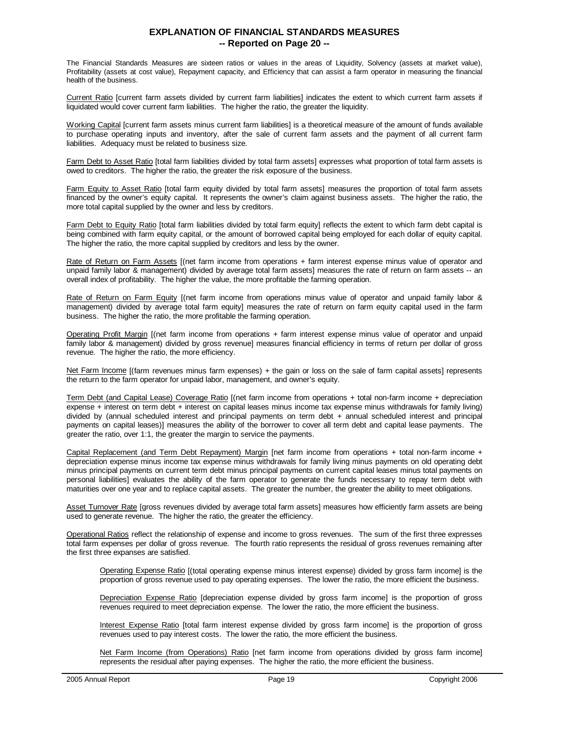# EXPLANATION OF FINANCIAL STANDARDS MEASURES
## -- Reported on Page 20 --

The Financial Standards Measures are sixteen ratios or values in the areas of Liquidity, Solvency (assets at market value), Profitability (assets at cost value), Repayment capacity, and Efficiency that can assist a farm operator in measuring the financial health of the business.

Current Ratio [current farm assets divided by current farm liabilities] indicates the extent to which current farm assets if liquidated would cover current farm liabilities. The higher the ratio, the greater the liquidity.

Working Capital [current farm assets minus current farm liabilities] is a theoretical measure of the amount of funds available to purchase operating inputs and inventory, after the sale of current farm assets and the payment of all current farm liabilities. Adequacy must be related to business size.

Farm Debt to Asset Ratio [total farm liabilities divided by total farm assets] expresses what proportion of total farm assets is owed to creditors. The higher the ratio, the greater the risk exposure of the business.

Farm Equity to Asset Ratio [total farm equity divided by total farm assets] measures the proportion of total farm assets financed by the owner's equity capital. It represents the owner's claim against business assets. The higher the ratio, the more total capital supplied by the owner and less by creditors.

Farm Debt to Equity Ratio [total farm liabilities divided by total farm equity] reflects the extent to which farm debt capital is being combined with farm equity capital, or the amount of borrowed capital being employed for each dollar of equity capital. The higher the ratio, the more capital supplied by creditors and less by the owner.

Rate of Return on Farm Assets [(net farm income from operations + farm interest expense minus value of operator and unpaid family labor & management) divided by average total farm assets] measures the rate of return on farm assets -- an overall index of profitability. The higher the value, the more profitable the farming operation.

Rate of Return on Farm Equity [(net farm income from operations minus value of operator and unpaid family labor & management) divided by average total farm equity] measures the rate of return on farm equity capital used in the farm business. The higher the ratio, the more profitable the farming operation.

Operating Profit Margin [(net farm income from operations + farm interest expense minus value of operator and unpaid family labor & management) divided by gross revenue] measures financial efficiency in terms of return per dollar of gross revenue. The higher the ratio, the more efficiency.

Net Farm Income [(farm revenues minus farm expenses) + the gain or loss on the sale of farm capital assets] represents the return to the farm operator for unpaid labor, management, and owner's equity.

Term Debt (and Capital Lease) Coverage Ratio [(net farm income from operations + total non-farm income + depreciation expense + interest on term debt + interest on capital leases minus income tax expense minus withdrawals for family living) divided by (annual scheduled interest and principal payments on term debt + annual scheduled interest and principal payments on capital leases)] measures the ability of the borrower to cover all term debt and capital lease payments. The greater the ratio, over 1:1, the greater the margin to service the payments.

Capital Replacement (and Term Debt Repayment) Margin [net farm income from operations + total non-farm income + depreciation expense minus income tax expense minus withdrawals for family living minus payments on old operating debt minus principal payments on current term debt minus principal payments on current capital leases minus total payments on personal liabilities] evaluates the ability of the farm operator to generate the funds necessary to repay term debt with maturities over one year and to replace capital assets. The greater the number, the greater the ability to meet obligations.

Asset Turnover Rate [gross revenues divided by average total farm assets] measures how efficiently farm assets are being used to generate revenue. The higher the ratio, the greater the efficiency.

Operational Ratios reflect the relationship of expense and income to gross revenues. The sum of the first three expresses total farm expenses per dollar of gross revenue. The fourth ratio represents the residual of gross revenues remaining after the first three expanses are satisfied.

> Operating Expense Ratio [(total operating expense minus interest expense) divided by gross farm income] is the proportion of gross revenue used to pay operating expenses. The lower the ratio, the more efficient the business.
>
> Depreciation Expense Ratio [depreciation expense divided by gross farm income] is the proportion of gross revenues required to meet depreciation expense. The lower the ratio, the more efficient the business.
>
> Interest Expense Ratio [total farm interest expense divided by gross farm income] is the proportion of gross revenues used to pay interest costs. The lower the ratio, the more efficient the business.
>
> Net Farm Income (from Operations) Ratio [net farm income from operations divided by gross farm income] represents the residual after paying expenses. The higher the ratio, the more efficient the business.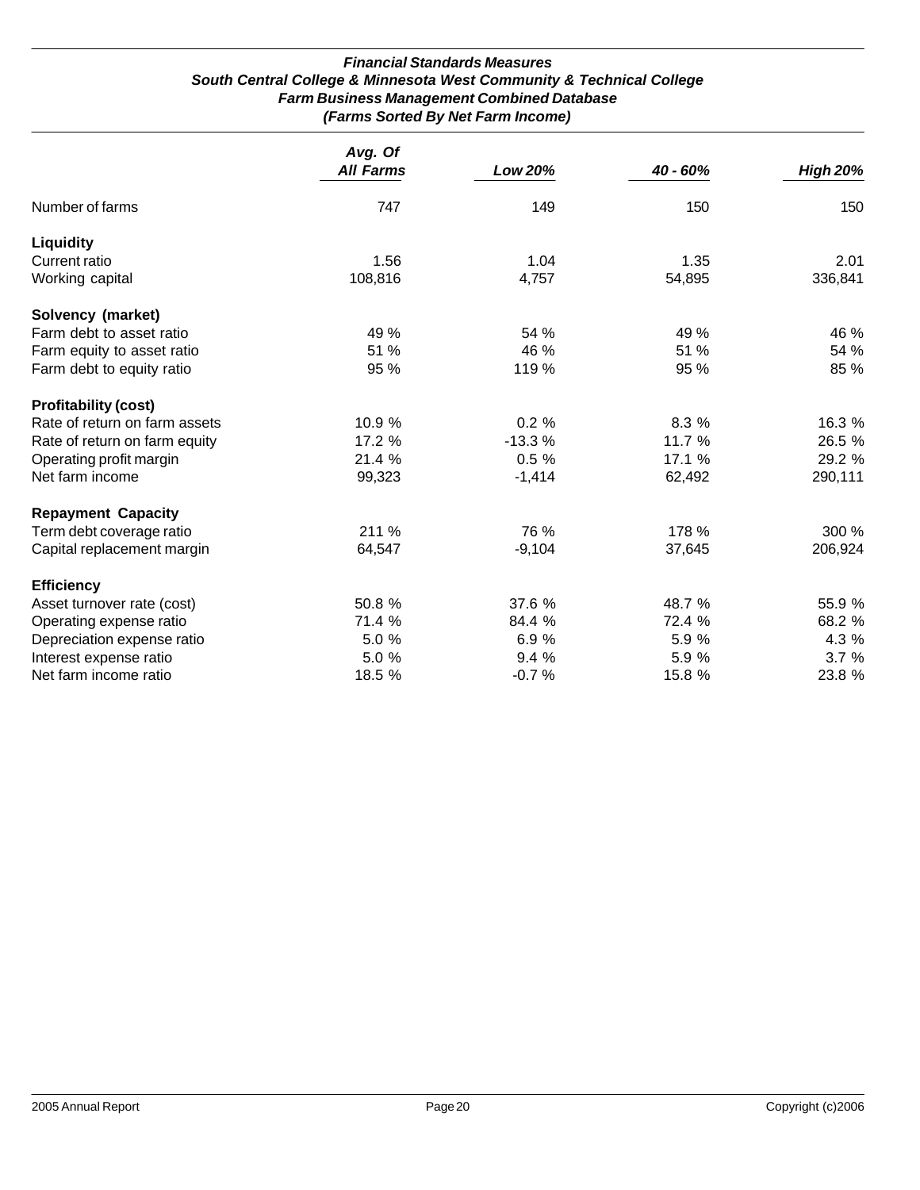# Financial Standards Measures
## South Central College & Minnesota West Community & Technical College
### Farm Business Management Combined Database
### (Farms Sorted By Net Farm Income)

| | Avg. Of All Farms | Low 20% | 40 - 60% | High 20% |
|---|---|---|---|---|
| Number of farms | 747 | 149 | 150 | 150 |
| **Liquidity** | | | | |
| Current ratio | 1.56 | 1.04 | 1.35 | 2.01 |
| Working capital | 108,816 | 4,757 | 54,895 | 336,841 |
| **Solvency (market)** | | | | |
| Farm debt to asset ratio | 49 % | 54 % | 49 % | 46 % |
| Farm equity to asset ratio | 51 % | 46 % | 51 % | 54 % |
| Farm debt to equity ratio | 95 % | 119 % | 95 % | 85 % |
| **Profitability (cost)** | | | | |
| Rate of return on farm assets | 10.9 % | 0.2 % | 8.3 % | 16.3 % |
| Rate of return on farm equity | 17.2 % | -13.3 % | 11.7 % | 26.5 % |
| Operating profit margin | 21.4 % | 0.5 % | 17.1 % | 29.2 % |
| Net farm income | 99,323 | -1,414 | 62,492 | 290,111 |
| **Repayment Capacity** | | | | |
| Term debt coverage ratio | 211 % | 76 % | 178 % | 300 % |
| Capital replacement margin | 64,547 | -9,104 | 37,645 | 206,924 |
| **Efficiency** | | | | |
| Asset turnover rate (cost) | 50.8 % | 37.6 % | 48.7 % | 55.9 % |
| Operating expense ratio | 71.4 % | 84.4 % | 72.4 % | 68.2 % |
| Depreciation expense ratio | 5.0 % | 6.9 % | 5.9 % | 4.3 % |
| Interest expense ratio | 5.0 % | 9.4 % | 5.9 % | 3.7 % |
| Net farm income ratio | 18.5 % | -0.7 % | 15.8 % | 23.8 % |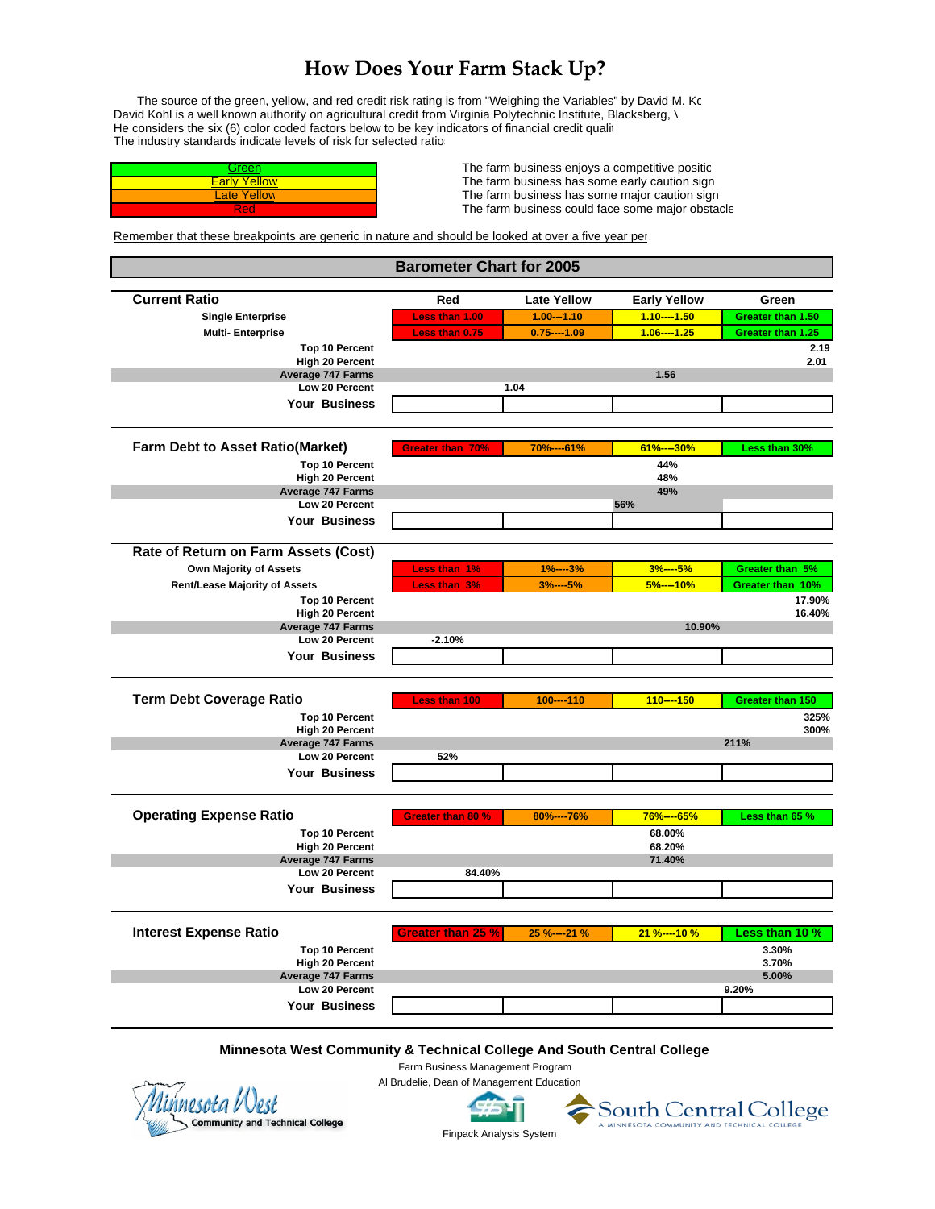# How Does Your Farm Stack Up?

The source of the green, yellow, and red credit risk rating is from "Weighing the Variables" by David M. Kc
David Kohl is a well known authority on agricultural credit from Virginia Polytechnic Institute, Blacksberg, \
He considers the six (6) color coded factors below to be key indicators of financial credit qualit
The industry standards indicate levels of risk for selected ratio

| Rating | Meaning |
|---|---|
| Green | The farm business enjoys a competitive positic |
| Early Yellow | The farm business has some early caution sign |
| Late Yellow | The farm business has some major caution sign |
| Red | The farm business could face some major obstacle |

Remember that these breakpoints are generic in nature and should be looked at over a five year pe

## Barometer Chart for 2005

| Current Ratio | Red | Late Yellow | Early Yellow | Green |
|---|---|---|---|---|
| Single Enterprise | Less than 1.00 | 1.00---1.10 | 1.10----1.50 | Greater than 1.50 |
| Multi- Enterprise | Less than 0.75 | 0.75----1.09 | 1.06----1.25 | Greater than 1.25 |
| Top 10 Percent | | | | 2.19 |
| High 20 Percent | | | | 2.01 |
| Average 747 Farms | | | 1.56 | |
| Low 20 Percent | | 1.04 | | |
| Your Business | | | | |

| Farm Debt to Asset Ratio(Market) | Greater than 70% | 70%----61% | 61%----30% | Less than 30% |
|---|---|---|---|---|
| Top 10 Percent | | | 44% | |
| High 20 Percent | | | 48% | |
| Average 747 Farms | | | 49% | |
| Low 20 Percent | | | 56% | |
| Your Business | | | | |

| Rate of Return on Farm Assets (Cost) | | | | |
|---|---|---|---|---|
| Own Majority of Assets | Less than 1% | 1%----3% | 3%----5% | Greater than 5% |
| Rent/Lease Majority of Assets | Less than 3% | 3%----5% | 5%----10% | Greater than 10% |
| Top 10 Percent | | | | 17.90% |
| High 20 Percent | | | | 16.40% |
| Average 747 Farms | | | 10.90% | |
| Low 20 Percent | -2.10% | | | |
| Your Business | | | | |

| Term Debt Coverage Ratio | Less than 100 | 100----110 | 110----150 | Greater than 150 |
|---|---|---|---|---|
| Top 10 Percent | | | | 325% |
| High 20 Percent | | | | 300% |
| Average 747 Farms | | | | 211% |
| Low 20 Percent | 52% | | | |
| Your Business | | | | |

| Operating Expense Ratio | Greater than 80 % | 80%----76% | 76%----65% | Less than 65 % |
|---|---|---|---|---|
| Top 10 Percent | | | 68.00% | |
| High 20 Percent | | | 68.20% | |
| Average 747 Farms | | | 71.40% | |
| Low 20 Percent | 84.40% | | | |
| Your Business | | | | |

| Interest Expense Ratio | Greater than 25 % | 25 %----21 % | 21 %----10 % | Less than 10 % |
|---|---|---|---|---|
| Top 10 Percent | | | | 3.30% |
| High 20 Percent | | | | 3.70% |
| Average 747 Farms | | | | 5.00% |
| Low 20 Percent | | | | 9.20% |
| Your Business | | | | |

**Minnesota West Community & Technical College And South Central College**

Farm Business Management Program

Al Brudelie, Dean of Management Education

Minnesota West Community and Technical College

Finpack Analysis System

South Central College — A Minnesota Community and Technical College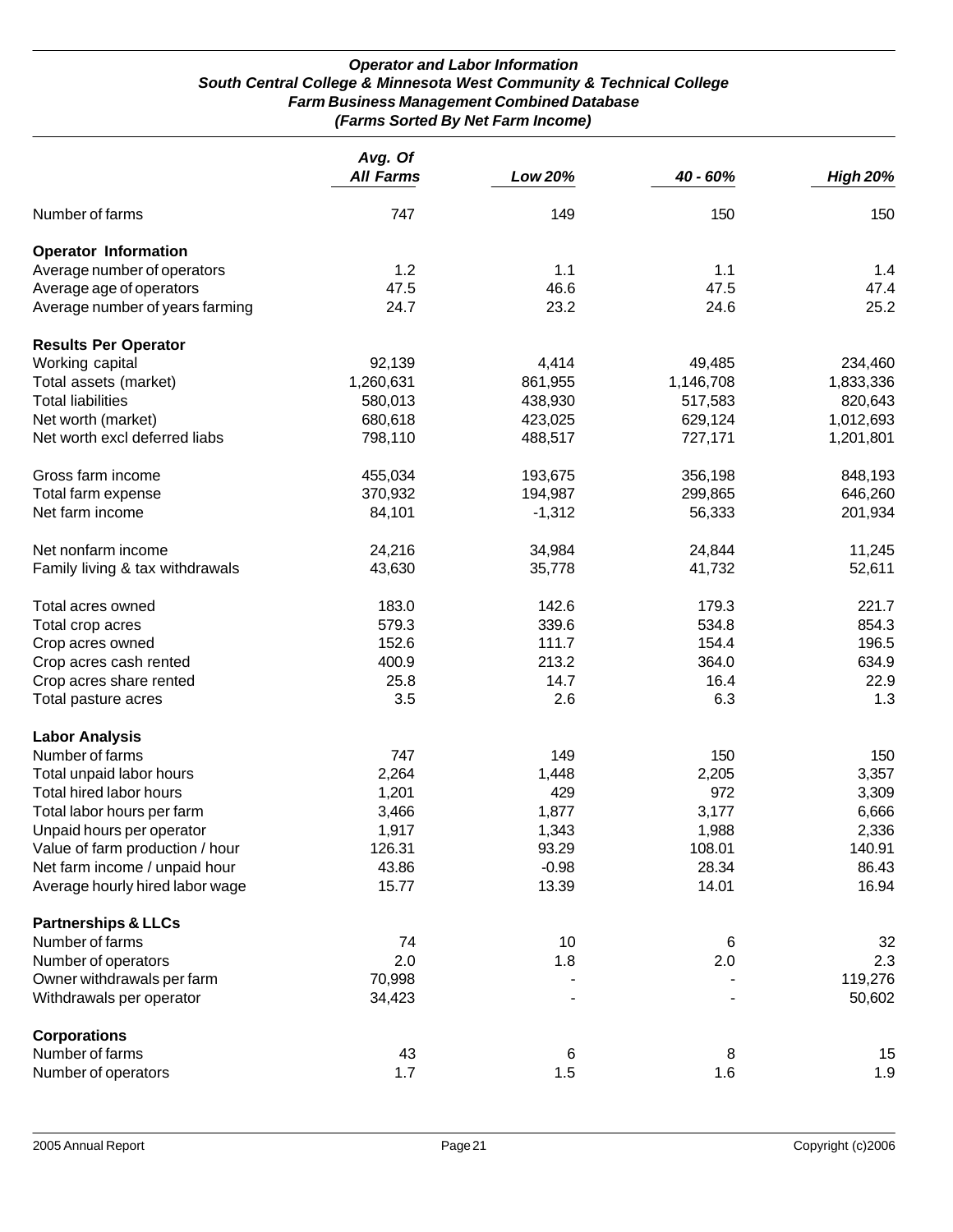***Operator and Labor Information***
***South Central College & Minnesota West Community & Technical College***
***Farm Business Management Combined Database***
***(Farms Sorted By Net Farm Income)***

| | *Avg. Of All Farms* | *Low 20%* | *40 - 60%* | *High 20%* |
|---|---|---|---|---|
| Number of farms | 747 | 149 | 150 | 150 |
| **Operator Information** | | | | |
| Average number of operators | 1.2 | 1.1 | 1.1 | 1.4 |
| Average age of operators | 47.5 | 46.6 | 47.5 | 47.4 |
| Average number of years farming | 24.7 | 23.2 | 24.6 | 25.2 |
| **Results Per Operator** | | | | |
| Working capital | 92,139 | 4,414 | 49,485 | 234,460 |
| Total assets (market) | 1,260,631 | 861,955 | 1,146,708 | 1,833,336 |
| Total liabilities | 580,013 | 438,930 | 517,583 | 820,643 |
| Net worth (market) | 680,618 | 423,025 | 629,124 | 1,012,693 |
| Net worth excl deferred liabs | 798,110 | 488,517 | 727,171 | 1,201,801 |
| Gross farm income | 455,034 | 193,675 | 356,198 | 848,193 |
| Total farm expense | 370,932 | 194,987 | 299,865 | 646,260 |
| Net farm income | 84,101 | -1,312 | 56,333 | 201,934 |
| Net nonfarm income | 24,216 | 34,984 | 24,844 | 11,245 |
| Family living & tax withdrawals | 43,630 | 35,778 | 41,732 | 52,611 |
| Total acres owned | 183.0 | 142.6 | 179.3 | 221.7 |
| Total crop acres | 579.3 | 339.6 | 534.8 | 854.3 |
| Crop acres owned | 152.6 | 111.7 | 154.4 | 196.5 |
| Crop acres cash rented | 400.9 | 213.2 | 364.0 | 634.9 |
| Crop acres share rented | 25.8 | 14.7 | 16.4 | 22.9 |
| Total pasture acres | 3.5 | 2.6 | 6.3 | 1.3 |
| **Labor Analysis** | | | | |
| Number of farms | 747 | 149 | 150 | 150 |
| Total unpaid labor hours | 2,264 | 1,448 | 2,205 | 3,357 |
| Total hired labor hours | 1,201 | 429 | 972 | 3,309 |
| Total labor hours per farm | 3,466 | 1,877 | 3,177 | 6,666 |
| Unpaid hours per operator | 1,917 | 1,343 | 1,988 | 2,336 |
| Value of farm production / hour | 126.31 | 93.29 | 108.01 | 140.91 |
| Net farm income / unpaid hour | 43.86 | -0.98 | 28.34 | 86.43 |
| Average hourly hired labor wage | 15.77 | 13.39 | 14.01 | 16.94 |
| **Partnerships & LLCs** | | | | |
| Number of farms | 74 | 10 | 6 | 32 |
| Number of operators | 2.0 | 1.8 | 2.0 | 2.3 |
| Owner withdrawals per farm | 70,998 | - | - | 119,276 |
| Withdrawals per operator | 34,423 | - | - | 50,602 |
| **Corporations** | | | | |
| Number of farms | 43 | 6 | 8 | 15 |
| Number of operators | 1.7 | 1.5 | 1.6 | 1.9 |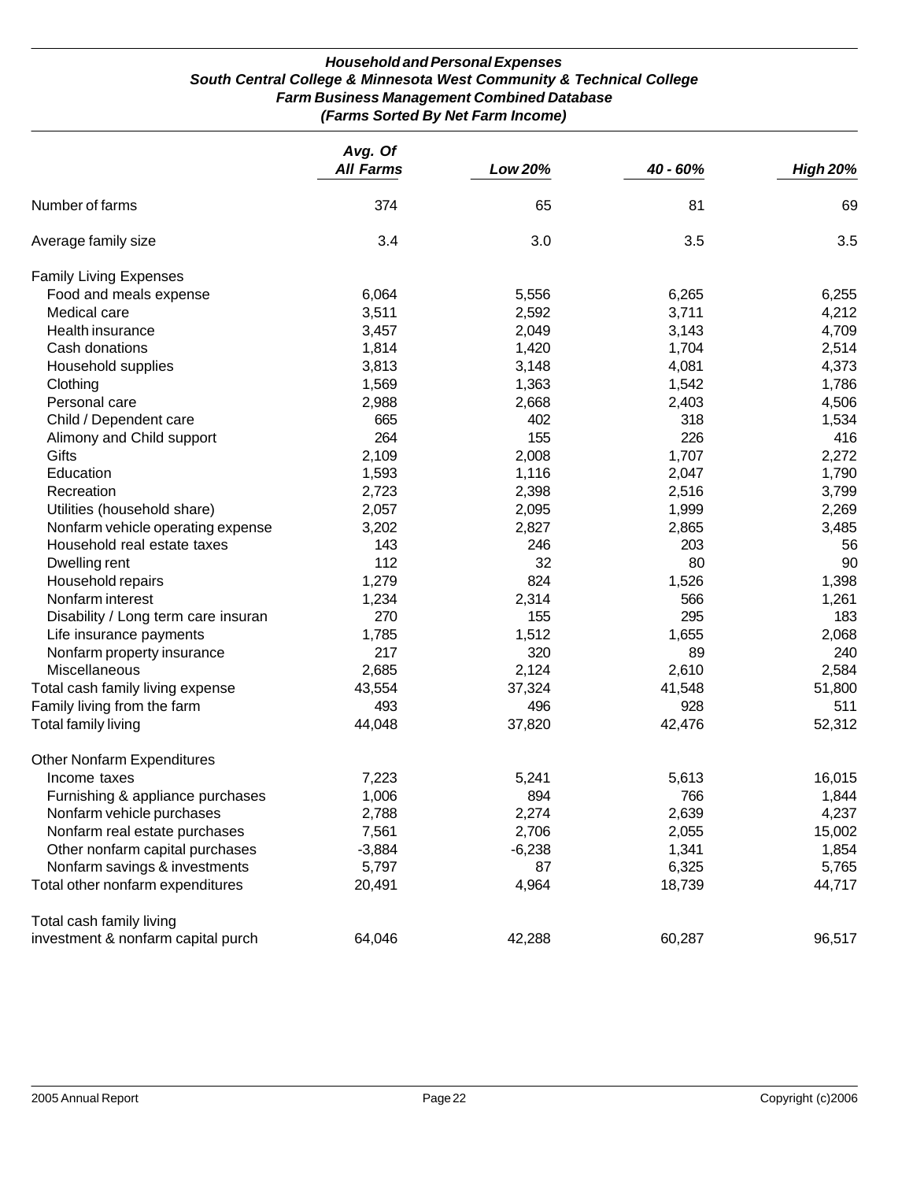### *Household and Personal Expenses*
### *South Central College & Minnesota West Community & Technical College*
### *Farm Business Management Combined Database*
### *(Farms Sorted By Net Farm Income)*

| | *Avg. Of All Farms* | *Low 20%* | *40 - 60%* | *High 20%* |
|---|---|---|---|---|
| Number of farms | 374 | 65 | 81 | 69 |
| Average family size | 3.4 | 3.0 | 3.5 | 3.5 |
| Family Living Expenses | | | | |
| Food and meals expense | 6,064 | 5,556 | 6,265 | 6,255 |
| Medical care | 3,511 | 2,592 | 3,711 | 4,212 |
| Health insurance | 3,457 | 2,049 | 3,143 | 4,709 |
| Cash donations | 1,814 | 1,420 | 1,704 | 2,514 |
| Household supplies | 3,813 | 3,148 | 4,081 | 4,373 |
| Clothing | 1,569 | 1,363 | 1,542 | 1,786 |
| Personal care | 2,988 | 2,668 | 2,403 | 4,506 |
| Child / Dependent care | 665 | 402 | 318 | 1,534 |
| Alimony and Child support | 264 | 155 | 226 | 416 |
| Gifts | 2,109 | 2,008 | 1,707 | 2,272 |
| Education | 1,593 | 1,116 | 2,047 | 1,790 |
| Recreation | 2,723 | 2,398 | 2,516 | 3,799 |
| Utilities (household share) | 2,057 | 2,095 | 1,999 | 2,269 |
| Nonfarm vehicle operating expense | 3,202 | 2,827 | 2,865 | 3,485 |
| Household real estate taxes | 143 | 246 | 203 | 56 |
| Dwelling rent | 112 | 32 | 80 | 90 |
| Household repairs | 1,279 | 824 | 1,526 | 1,398 |
| Nonfarm interest | 1,234 | 2,314 | 566 | 1,261 |
| Disability / Long term care insuran | 270 | 155 | 295 | 183 |
| Life insurance payments | 1,785 | 1,512 | 1,655 | 2,068 |
| Nonfarm property insurance | 217 | 320 | 89 | 240 |
| Miscellaneous | 2,685 | 2,124 | 2,610 | 2,584 |
| Total cash family living expense | 43,554 | 37,324 | 41,548 | 51,800 |
| Family living from the farm | 493 | 496 | 928 | 511 |
| Total family living | 44,048 | 37,820 | 42,476 | 52,312 |
| Other Nonfarm Expenditures | | | | |
| Income taxes | 7,223 | 5,241 | 5,613 | 16,015 |
| Furnishing & appliance purchases | 1,006 | 894 | 766 | 1,844 |
| Nonfarm vehicle purchases | 2,788 | 2,274 | 2,639 | 4,237 |
| Nonfarm real estate purchases | 7,561 | 2,706 | 2,055 | 15,002 |
| Other nonfarm capital purchases | -3,884 | -6,238 | 1,341 | 1,854 |
| Nonfarm savings & investments | 5,797 | 87 | 6,325 | 5,765 |
| Total other nonfarm expenditures | 20,491 | 4,964 | 18,739 | 44,717 |
| Total cash family living investment & nonfarm capital purch | 64,046 | 42,288 | 60,287 | 96,517 |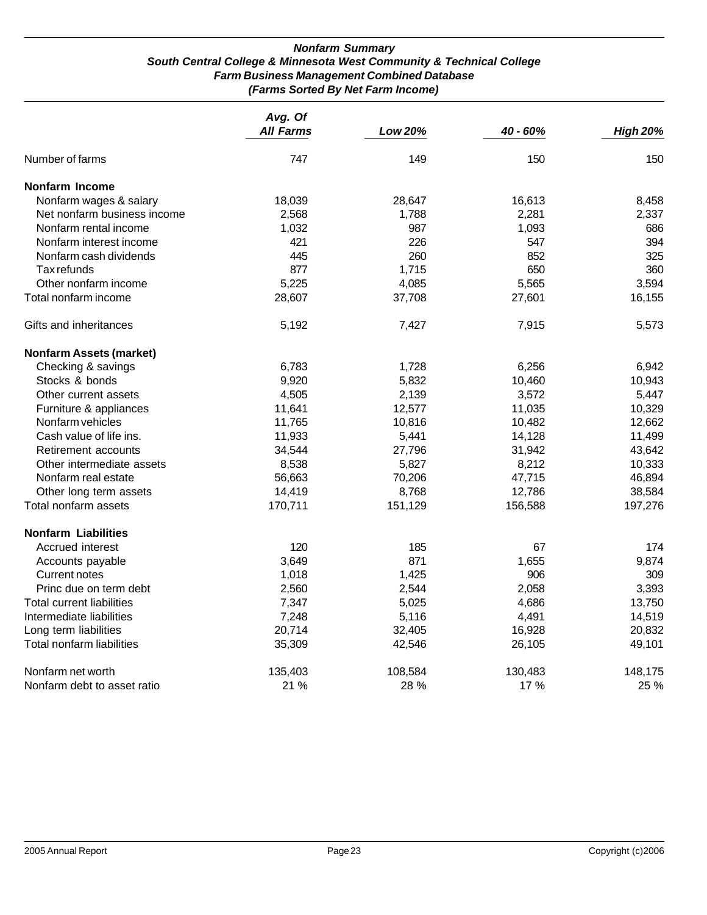### *Nonfarm Summary*
### *South Central College & Minnesota West Community & Technical College*
### *Farm Business Management Combined Database*
### *(Farms Sorted By Net Farm Income)*

| | *Avg. Of All Farms* | *Low 20%* | *40 - 60%* | *High 20%* |
|---|---|---|---|---|
| Number of farms | 747 | 149 | 150 | 150 |
| **Nonfarm Income** | | | | |
| Nonfarm wages & salary | 18,039 | 28,647 | 16,613 | 8,458 |
| Net nonfarm business income | 2,568 | 1,788 | 2,281 | 2,337 |
| Nonfarm rental income | 1,032 | 987 | 1,093 | 686 |
| Nonfarm interest income | 421 | 226 | 547 | 394 |
| Nonfarm cash dividends | 445 | 260 | 852 | 325 |
| Tax refunds | 877 | 1,715 | 650 | 360 |
| Other nonfarm income | 5,225 | 4,085 | 5,565 | 3,594 |
| Total nonfarm income | 28,607 | 37,708 | 27,601 | 16,155 |
| Gifts and inheritances | 5,192 | 7,427 | 7,915 | 5,573 |
| **Nonfarm Assets (market)** | | | | |
| Checking & savings | 6,783 | 1,728 | 6,256 | 6,942 |
| Stocks & bonds | 9,920 | 5,832 | 10,460 | 10,943 |
| Other current assets | 4,505 | 2,139 | 3,572 | 5,447 |
| Furniture & appliances | 11,641 | 12,577 | 11,035 | 10,329 |
| Nonfarm vehicles | 11,765 | 10,816 | 10,482 | 12,662 |
| Cash value of life ins. | 11,933 | 5,441 | 14,128 | 11,499 |
| Retirement accounts | 34,544 | 27,796 | 31,942 | 43,642 |
| Other intermediate assets | 8,538 | 5,827 | 8,212 | 10,333 |
| Nonfarm real estate | 56,663 | 70,206 | 47,715 | 46,894 |
| Other long term assets | 14,419 | 8,768 | 12,786 | 38,584 |
| Total nonfarm assets | 170,711 | 151,129 | 156,588 | 197,276 |
| **Nonfarm Liabilities** | | | | |
| Accrued interest | 120 | 185 | 67 | 174 |
| Accounts payable | 3,649 | 871 | 1,655 | 9,874 |
| Current notes | 1,018 | 1,425 | 906 | 309 |
| Princ due on term debt | 2,560 | 2,544 | 2,058 | 3,393 |
| Total current liabilities | 7,347 | 5,025 | 4,686 | 13,750 |
| Intermediate liabilities | 7,248 | 5,116 | 4,491 | 14,519 |
| Long term liabilities | 20,714 | 32,405 | 16,928 | 20,832 |
| Total nonfarm liabilities | 35,309 | 42,546 | 26,105 | 49,101 |
| Nonfarm net worth | 135,403 | 108,584 | 130,483 | 148,175 |
| Nonfarm debt to asset ratio | 21 % | 28 % | 17 % | 25 % |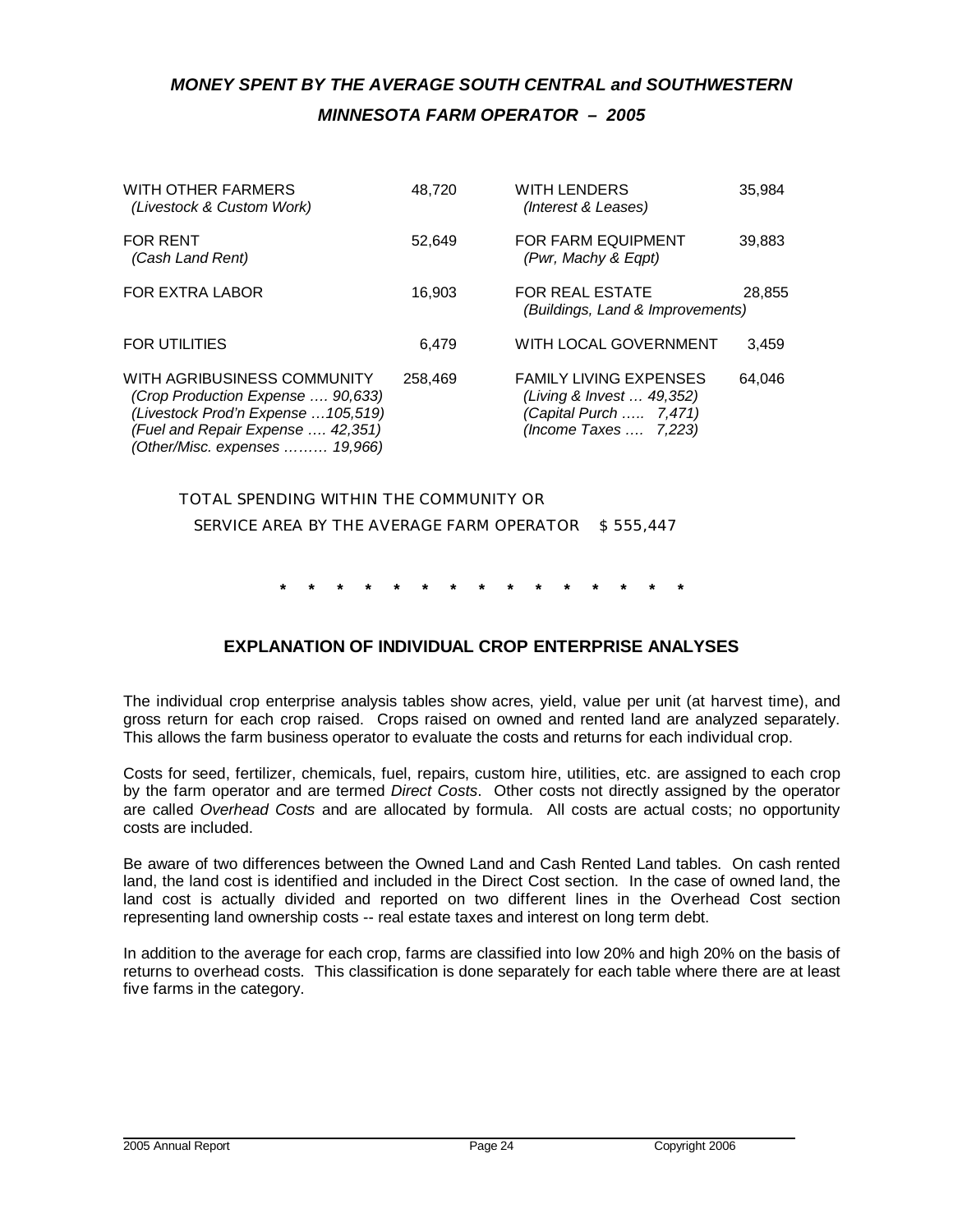## *MONEY SPENT BY THE AVERAGE SOUTH CENTRAL and SOUTHWESTERN MINNESOTA FARM OPERATOR – 2005*

| | | | |
|---|---|---|---|
| WITH OTHER FARMERS<br>*(Livestock & Custom Work)* | 48,720 | WITH LENDERS<br>*(Interest & Leases)* | 35,984 |
| FOR RENT<br>*(Cash Land Rent)* | 52,649 | FOR FARM EQUIPMENT<br>*(Pwr, Machy & Eqpt)* | 39,883 |
| FOR EXTRA LABOR | 16,903 | FOR REAL ESTATE<br>*(Buildings, Land & Improvements)* | 28,855 |
| FOR UTILITIES | 6,479 | WITH LOCAL GOVERNMENT | 3,459 |
| WITH AGRIBUSINESS COMMUNITY<br>*(Crop Production Expense …. 90,633)*<br>*(Livestock Prod'n Expense …105,519)*<br>*(Fuel and Repair Expense …. 42,351)*<br>*(Other/Misc. expenses ……… 19,966)* | 258,469 | FAMILY LIVING EXPENSES<br>*(Living & Invest … 49,352)*<br>*(Capital Purch ….. 7,471)*<br>*(Income Taxes …. 7,223)* | 64,046 |

TOTAL SPENDING WITHIN THE COMMUNITY OR
SERVICE AREA BY THE AVERAGE FARM OPERATOR $ 555,447

* * * * * * * * * * * * * * *

### EXPLANATION OF INDIVIDUAL CROP ENTERPRISE ANALYSES

The individual crop enterprise analysis tables show acres, yield, value per unit (at harvest time), and gross return for each crop raised. Crops raised on owned and rented land are analyzed separately. This allows the farm business operator to evaluate the costs and returns for each individual crop.

Costs for seed, fertilizer, chemicals, fuel, repairs, custom hire, utilities, etc. are assigned to each crop by the farm operator and are termed *Direct Costs*. Other costs not directly assigned by the operator are called *Overhead Costs* and are allocated by formula. All costs are actual costs; no opportunity costs are included.

Be aware of two differences between the Owned Land and Cash Rented Land tables. On cash rented land, the land cost is identified and included in the Direct Cost section. In the case of owned land, the land cost is actually divided and reported on two different lines in the Overhead Cost section representing land ownership costs -- real estate taxes and interest on long term debt.

In addition to the average for each crop, farms are classified into low 20% and high 20% on the basis of returns to overhead costs. This classification is done separately for each table where there are at least five farms in the category.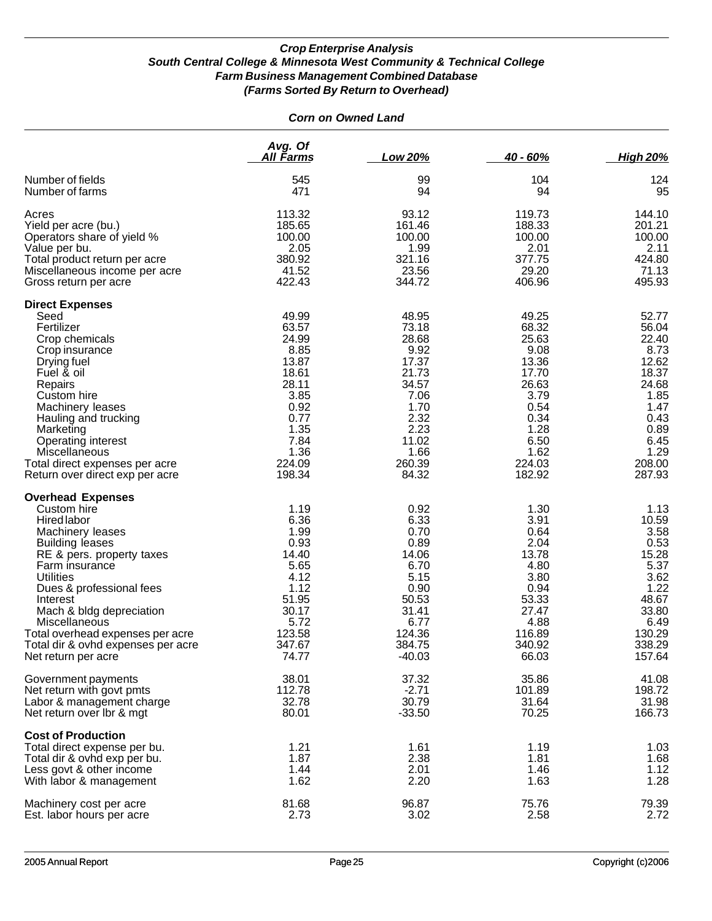## *Crop Enterprise Analysis*
## *South Central College & Minnesota West Community & Technical College*
## *Farm Business Management Combined Database*
## *(Farms Sorted By Return to Overhead)*

### *Corn on Owned Land*

| | Avg. Of All Farms | Low 20% | 40 - 60% | High 20% |
|---|---|---|---|---|
| Number of fields | 545 | 99 | 104 | 124 |
| Number of farms | 471 | 94 | 94 | 95 |
| Acres | 113.32 | 93.12 | 119.73 | 144.10 |
| Yield per acre (bu.) | 185.65 | 161.46 | 188.33 | 201.21 |
| Operators share of yield % | 100.00 | 100.00 | 100.00 | 100.00 |
| Value per bu. | 2.05 | 1.99 | 2.01 | 2.11 |
| Total product return per acre | 380.92 | 321.16 | 377.75 | 424.80 |
| Miscellaneous income per acre | 41.52 | 23.56 | 29.20 | 71.13 |
| Gross return per acre | 422.43 | 344.72 | 406.96 | 495.93 |
| **Direct Expenses** | | | | |
| Seed | 49.99 | 48.95 | 49.25 | 52.77 |
| Fertilizer | 63.57 | 73.18 | 68.32 | 56.04 |
| Crop chemicals | 24.99 | 28.68 | 25.63 | 22.40 |
| Crop insurance | 8.85 | 9.92 | 9.08 | 8.73 |
| Drying fuel | 13.87 | 17.37 | 13.36 | 12.62 |
| Fuel & oil | 18.61 | 21.73 | 17.70 | 18.37 |
| Repairs | 28.11 | 34.57 | 26.63 | 24.68 |
| Custom hire | 3.85 | 7.06 | 3.79 | 1.85 |
| Machinery leases | 0.92 | 1.70 | 0.54 | 1.47 |
| Hauling and trucking | 0.77 | 2.32 | 0.34 | 0.43 |
| Marketing | 1.35 | 2.23 | 1.28 | 0.89 |
| Operating interest | 7.84 | 11.02 | 6.50 | 6.45 |
| Miscellaneous | 1.36 | 1.66 | 1.62 | 1.29 |
| Total direct expenses per acre | 224.09 | 260.39 | 224.03 | 208.00 |
| Return over direct exp per acre | 198.34 | 84.32 | 182.92 | 287.93 |
| **Overhead Expenses** | | | | |
| Custom hire | 1.19 | 0.92 | 1.30 | 1.13 |
| Hired labor | 6.36 | 6.33 | 3.91 | 10.59 |
| Machinery leases | 1.99 | 0.70 | 0.64 | 3.58 |
| Building leases | 0.93 | 0.89 | 2.04 | 0.53 |
| RE & pers. property taxes | 14.40 | 14.06 | 13.78 | 15.28 |
| Farm insurance | 5.65 | 6.70 | 4.80 | 5.37 |
| Utilities | 4.12 | 5.15 | 3.80 | 3.62 |
| Dues & professional fees | 1.12 | 0.90 | 0.94 | 1.22 |
| Interest | 51.95 | 50.53 | 53.33 | 48.67 |
| Mach & bldg depreciation | 30.17 | 31.41 | 27.47 | 33.80 |
| Miscellaneous | 5.72 | 6.77 | 4.88 | 6.49 |
| Total overhead expenses per acre | 123.58 | 124.36 | 116.89 | 130.29 |
| Total dir & ovhd expenses per acre | 347.67 | 384.75 | 340.92 | 338.29 |
| Net return per acre | 74.77 | -40.03 | 66.03 | 157.64 |
| Government payments | 38.01 | 37.32 | 35.86 | 41.08 |
| Net return with govt pmts | 112.78 | -2.71 | 101.89 | 198.72 |
| Labor & management charge | 32.78 | 30.79 | 31.64 | 31.98 |
| Net return over lbr & mgt | 80.01 | -33.50 | 70.25 | 166.73 |
| **Cost of Production** | | | | |
| Total direct expense per bu. | 1.21 | 1.61 | 1.19 | 1.03 |
| Total dir & ovhd exp per bu. | 1.87 | 2.38 | 1.81 | 1.68 |
| Less govt & other income | 1.44 | 2.01 | 1.46 | 1.12 |
| With labor & management | 1.62 | 2.20 | 1.63 | 1.28 |
| Machinery cost per acre | 81.68 | 96.87 | 75.76 | 79.39 |
| Est. labor hours per acre | 2.73 | 3.02 | 2.58 | 2.72 |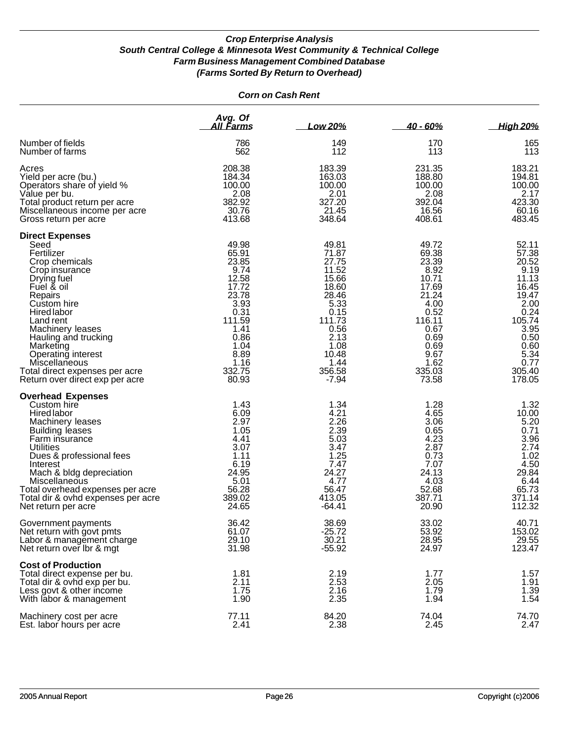### *Crop Enterprise Analysis*
### *South Central College & Minnesota West Community & Technical College*
### *Farm Business Management Combined Database*
### *(Farms Sorted By Return to Overhead)*

#### *Corn on Cash Rent*

| | Avg. Of All Farms | Low 20% | 40 - 60% | High 20% |
|---|---|---|---|---|
| Number of fields | 786 | 149 | 170 | 165 |
| Number of farms | 562 | 112 | 113 | 113 |
| Acres | 208.38 | 183.39 | 231.35 | 183.21 |
| Yield per acre (bu.) | 184.34 | 163.03 | 188.80 | 194.81 |
| Operators share of yield % | 100.00 | 100.00 | 100.00 | 100.00 |
| Value per bu. | 2.08 | 2.01 | 2.08 | 2.17 |
| Total product return per acre | 382.92 | 327.20 | 392.04 | 423.30 |
| Miscellaneous income per acre | 30.76 | 21.45 | 16.56 | 60.16 |
| Gross return per acre | 413.68 | 348.64 | 408.61 | 483.45 |
| **Direct Expenses** | | | | |
| Seed | 49.98 | 49.81 | 49.72 | 52.11 |
| Fertilizer | 65.91 | 71.87 | 69.38 | 57.38 |
| Crop chemicals | 23.85 | 27.75 | 23.39 | 20.52 |
| Crop insurance | 9.74 | 11.52 | 8.92 | 9.19 |
| Drying fuel | 12.58 | 15.66 | 10.71 | 11.13 |
| Fuel & oil | 17.72 | 18.60 | 17.69 | 16.45 |
| Repairs | 23.78 | 28.46 | 21.24 | 19.47 |
| Custom hire | 3.93 | 5.33 | 4.00 | 2.00 |
| Hired labor | 0.31 | 0.15 | 0.52 | 0.24 |
| Land rent | 111.59 | 111.73 | 116.11 | 105.74 |
| Machinery leases | 1.41 | 0.56 | 0.67 | 3.95 |
| Hauling and trucking | 0.86 | 2.13 | 0.69 | 0.50 |
| Marketing | 1.04 | 1.08 | 0.69 | 0.60 |
| Operating interest | 8.89 | 10.48 | 9.67 | 5.34 |
| Miscellaneous | 1.16 | 1.44 | 1.62 | 0.77 |
| Total direct expenses per acre | 332.75 | 356.58 | 335.03 | 305.40 |
| Return over direct exp per acre | 80.93 | -7.94 | 73.58 | 178.05 |
| **Overhead Expenses** | | | | |
| Custom hire | 1.43 | 1.34 | 1.28 | 1.32 |
| Hired labor | 6.09 | 4.21 | 4.65 | 10.00 |
| Machinery leases | 2.97 | 2.26 | 3.06 | 5.20 |
| Building leases | 1.05 | 2.39 | 0.65 | 0.71 |
| Farm insurance | 4.41 | 5.03 | 4.23 | 3.96 |
| Utilities | 3.07 | 3.47 | 2.87 | 2.74 |
| Dues & professional fees | 1.11 | 1.25 | 0.73 | 1.02 |
| Interest | 6.19 | 7.47 | 7.07 | 4.50 |
| Mach & bldg depreciation | 24.95 | 24.27 | 24.13 | 29.84 |
| Miscellaneous | 5.01 | 4.77 | 4.03 | 6.44 |
| Total overhead expenses per acre | 56.28 | 56.47 | 52.68 | 65.73 |
| Total dir & ovhd expenses per acre | 389.02 | 413.05 | 387.71 | 371.14 |
| Net return per acre | 24.65 | -64.41 | 20.90 | 112.32 |
| Government payments | 36.42 | 38.69 | 33.02 | 40.71 |
| Net return with govt pmts | 61.07 | -25.72 | 53.92 | 153.02 |
| Labor & management charge | 29.10 | 30.21 | 28.95 | 29.55 |
| Net return over lbr & mgt | 31.98 | -55.92 | 24.97 | 123.47 |
| **Cost of Production** | | | | |
| Total direct expense per bu. | 1.81 | 2.19 | 1.77 | 1.57 |
| Total dir & ovhd exp per bu. | 2.11 | 2.53 | 2.05 | 1.91 |
| Less govt & other income | 1.75 | 2.16 | 1.79 | 1.39 |
| With labor & management | 1.90 | 2.35 | 1.94 | 1.54 |
| Machinery cost per acre | 77.11 | 84.20 | 74.04 | 74.70 |
| Est. labor hours per acre | 2.41 | 2.38 | 2.45 | 2.47 |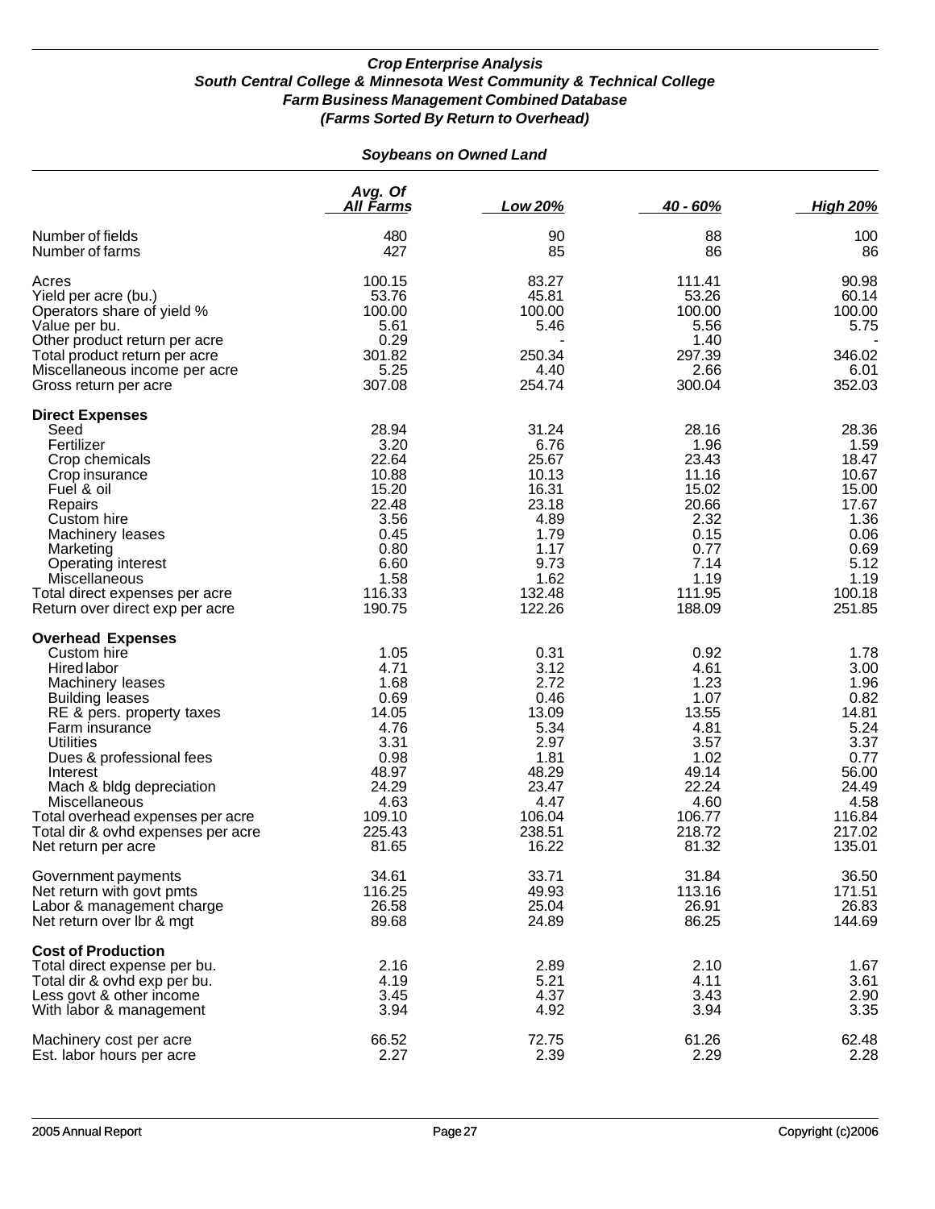### *Crop Enterprise Analysis*
### *South Central College & Minnesota West Community & Technical College*
### *Farm Business Management Combined Database*
### *(Farms Sorted By Return to Overhead)*

#### *Soybeans on Owned Land*

| | Avg. Of All Farms | Low 20% | 40 - 60% | High 20% |
|---|---|---|---|---|
| Number of fields | 480 | 90 | 88 | 100 |
| Number of farms | 427 | 85 | 86 | 86 |
| Acres | 100.15 | 83.27 | 111.41 | 90.98 |
| Yield per acre (bu.) | 53.76 | 45.81 | 53.26 | 60.14 |
| Operators share of yield % | 100.00 | 100.00 | 100.00 | 100.00 |
| Value per bu. | 5.61 | 5.46 | 5.56 | 5.75 |
| Other product return per acre | 0.29 | - | 1.40 | - |
| Total product return per acre | 301.82 | 250.34 | 297.39 | 346.02 |
| Miscellaneous income per acre | 5.25 | 4.40 | 2.66 | 6.01 |
| Gross return per acre | 307.08 | 254.74 | 300.04 | 352.03 |
| **Direct Expenses** | | | | |
| Seed | 28.94 | 31.24 | 28.16 | 28.36 |
| Fertilizer | 3.20 | 6.76 | 1.96 | 1.59 |
| Crop chemicals | 22.64 | 25.67 | 23.43 | 18.47 |
| Crop insurance | 10.88 | 10.13 | 11.16 | 10.67 |
| Fuel & oil | 15.20 | 16.31 | 15.02 | 15.00 |
| Repairs | 22.48 | 23.18 | 20.66 | 17.67 |
| Custom hire | 3.56 | 4.89 | 2.32 | 1.36 |
| Machinery leases | 0.45 | 1.79 | 0.15 | 0.06 |
| Marketing | 0.80 | 1.17 | 0.77 | 0.69 |
| Operating interest | 6.60 | 9.73 | 7.14 | 5.12 |
| Miscellaneous | 1.58 | 1.62 | 1.19 | 1.19 |
| Total direct expenses per acre | 116.33 | 132.48 | 111.95 | 100.18 |
| Return over direct exp per acre | 190.75 | 122.26 | 188.09 | 251.85 |
| **Overhead Expenses** | | | | |
| Custom hire | 1.05 | 0.31 | 0.92 | 1.78 |
| Hired labor | 4.71 | 3.12 | 4.61 | 3.00 |
| Machinery leases | 1.68 | 2.72 | 1.23 | 1.96 |
| Building leases | 0.69 | 0.46 | 1.07 | 0.82 |
| RE & pers. property taxes | 14.05 | 13.09 | 13.55 | 14.81 |
| Farm insurance | 4.76 | 5.34 | 4.81 | 5.24 |
| Utilities | 3.31 | 2.97 | 3.57 | 3.37 |
| Dues & professional fees | 0.98 | 1.81 | 1.02 | 0.77 |
| Interest | 48.97 | 48.29 | 49.14 | 56.00 |
| Mach & bldg depreciation | 24.29 | 23.47 | 22.24 | 24.49 |
| Miscellaneous | 4.63 | 4.47 | 4.60 | 4.58 |
| Total overhead expenses per acre | 109.10 | 106.04 | 106.77 | 116.84 |
| Total dir & ovhd expenses per acre | 225.43 | 238.51 | 218.72 | 217.02 |
| Net return per acre | 81.65 | 16.22 | 81.32 | 135.01 |
| Government payments | 34.61 | 33.71 | 31.84 | 36.50 |
| Net return with govt pmts | 116.25 | 49.93 | 113.16 | 171.51 |
| Labor & management charge | 26.58 | 25.04 | 26.91 | 26.83 |
| Net return over lbr & mgt | 89.68 | 24.89 | 86.25 | 144.69 |
| **Cost of Production** | | | | |
| Total direct expense per bu. | 2.16 | 2.89 | 2.10 | 1.67 |
| Total dir & ovhd exp per bu. | 4.19 | 5.21 | 4.11 | 3.61 |
| Less govt & other income | 3.45 | 4.37 | 3.43 | 2.90 |
| With labor & management | 3.94 | 4.92 | 3.94 | 3.35 |
| Machinery cost per acre | 66.52 | 72.75 | 61.26 | 62.48 |
| Est. labor hours per acre | 2.27 | 2.39 | 2.29 | 2.28 |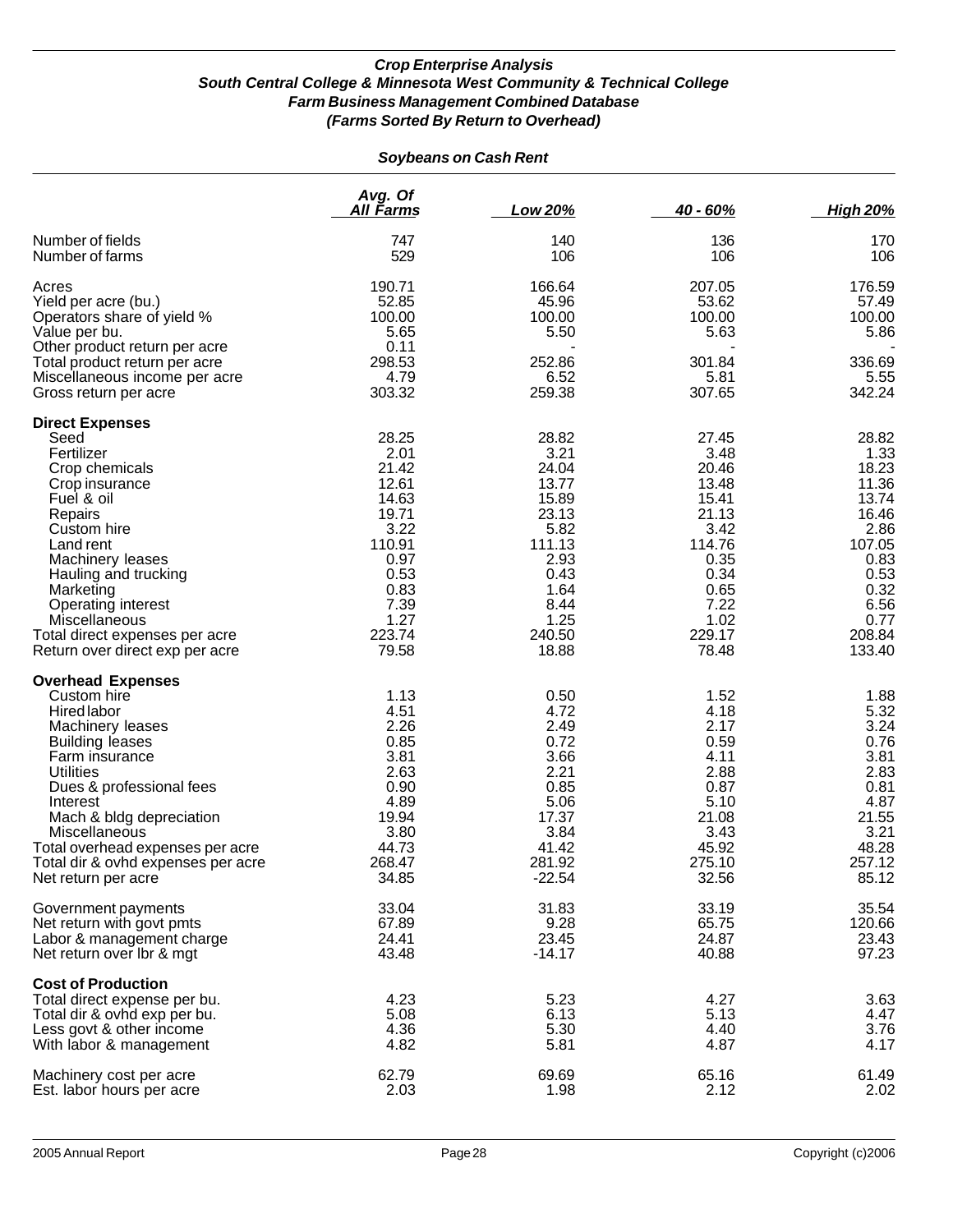***Crop Enterprise Analysis***
***South Central College & Minnesota West Community & Technical College***
***Farm Business Management Combined Database***
***(Farms Sorted By Return to Overhead)***

***Soybeans on Cash Rent***

| | *Avg. Of All Farms* | *Low 20%* | *40 - 60%* | *High 20%* |
|---|---|---|---|---|
| Number of fields | 747 | 140 | 136 | 170 |
| Number of farms | 529 | 106 | 106 | 106 |
| | | | | |
| Acres | 190.71 | 166.64 | 207.05 | 176.59 |
| Yield per acre (bu.) | 52.85 | 45.96 | 53.62 | 57.49 |
| Operators share of yield % | 100.00 | 100.00 | 100.00 | 100.00 |
| Value per bu. | 5.65 | 5.50 | 5.63 | 5.86 |
| Other product return per acre | 0.11 | - | - | - |
| Total product return per acre | 298.53 | 252.86 | 301.84 | 336.69 |
| Miscellaneous income per acre | 4.79 | 6.52 | 5.81 | 5.55 |
| Gross return per acre | 303.32 | 259.38 | 307.65 | 342.24 |
| **Direct Expenses** | | | | |
| Seed | 28.25 | 28.82 | 27.45 | 28.82 |
| Fertilizer | 2.01 | 3.21 | 3.48 | 1.33 |
| Crop chemicals | 21.42 | 24.04 | 20.46 | 18.23 |
| Crop insurance | 12.61 | 13.77 | 13.48 | 11.36 |
| Fuel & oil | 14.63 | 15.89 | 15.41 | 13.74 |
| Repairs | 19.71 | 23.13 | 21.13 | 16.46 |
| Custom hire | 3.22 | 5.82 | 3.42 | 2.86 |
| Land rent | 110.91 | 111.13 | 114.76 | 107.05 |
| Machinery leases | 0.97 | 2.93 | 0.35 | 0.83 |
| Hauling and trucking | 0.53 | 0.43 | 0.34 | 0.53 |
| Marketing | 0.83 | 1.64 | 0.65 | 0.32 |
| Operating interest | 7.39 | 8.44 | 7.22 | 6.56 |
| Miscellaneous | 1.27 | 1.25 | 1.02 | 0.77 |
| Total direct expenses per acre | 223.74 | 240.50 | 229.17 | 208.84 |
| Return over direct exp per acre | 79.58 | 18.88 | 78.48 | 133.40 |
| **Overhead Expenses** | | | | |
| Custom hire | 1.13 | 0.50 | 1.52 | 1.88 |
| Hired labor | 4.51 | 4.72 | 4.18 | 5.32 |
| Machinery leases | 2.26 | 2.49 | 2.17 | 3.24 |
| Building leases | 0.85 | 0.72 | 0.59 | 0.76 |
| Farm insurance | 3.81 | 3.66 | 4.11 | 3.81 |
| Utilities | 2.63 | 2.21 | 2.88 | 2.83 |
| Dues & professional fees | 0.90 | 0.85 | 0.87 | 0.81 |
| Interest | 4.89 | 5.06 | 5.10 | 4.87 |
| Mach & bldg depreciation | 19.94 | 17.37 | 21.08 | 21.55 |
| Miscellaneous | 3.80 | 3.84 | 3.43 | 3.21 |
| Total overhead expenses per acre | 44.73 | 41.42 | 45.92 | 48.28 |
| Total dir & ovhd expenses per acre | 268.47 | 281.92 | 275.10 | 257.12 |
| Net return per acre | 34.85 | -22.54 | 32.56 | 85.12 |
| | | | | |
| Government payments | 33.04 | 31.83 | 33.19 | 35.54 |
| Net return with govt pmts | 67.89 | 9.28 | 65.75 | 120.66 |
| Labor & management charge | 24.41 | 23.45 | 24.87 | 23.43 |
| Net return over lbr & mgt | 43.48 | -14.17 | 40.88 | 97.23 |
| **Cost of Production** | | | | |
| Total direct expense per bu. | 4.23 | 5.23 | 4.27 | 3.63 |
| Total dir & ovhd exp per bu. | 5.08 | 6.13 | 5.13 | 4.47 |
| Less govt & other income | 4.36 | 5.30 | 4.40 | 3.76 |
| With labor & management | 4.82 | 5.81 | 4.87 | 4.17 |
| | | | | |
| Machinery cost per acre | 62.79 | 69.69 | 65.16 | 61.49 |
| Est. labor hours per acre | 2.03 | 1.98 | 2.12 | 2.02 |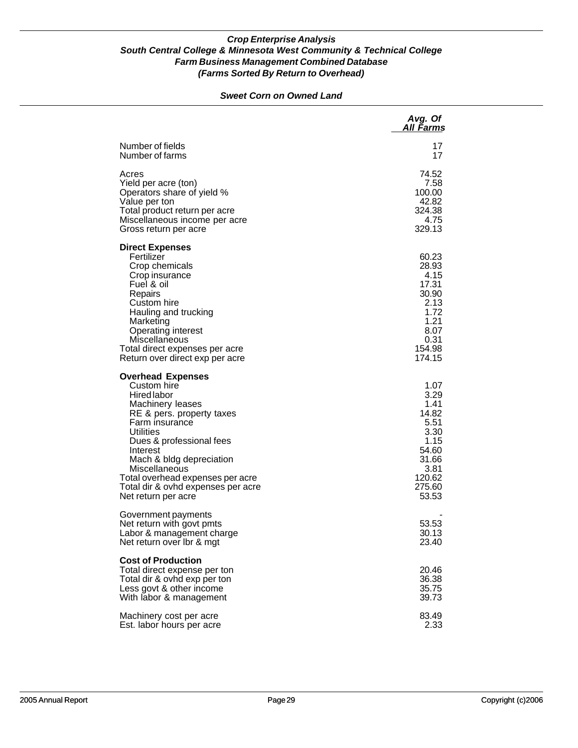### *Crop Enterprise Analysis*
### *South Central College & Minnesota West Community & Technical College*
### *Farm Business Management Combined Database*
### *(Farms Sorted By Return to Overhead)*

#### *Sweet Corn on Owned Land*

| | *Avg. Of All Farms* |
|---|---|
| Number of fields | 17 |
| Number of farms | 17 |
| | |
| Acres | 74.52 |
| Yield per acre (ton) | 7.58 |
| Operators share of yield % | 100.00 |
| Value per ton | 42.82 |
| Total product return per acre | 324.38 |
| Miscellaneous income per acre | 4.75 |
| Gross return per acre | 329.13 |
| | |
| **Direct Expenses** | |
| Fertilizer | 60.23 |
| Crop chemicals | 28.93 |
| Crop insurance | 4.15 |
| Fuel & oil | 17.31 |
| Repairs | 30.90 |
| Custom hire | 2.13 |
| Hauling and trucking | 1.72 |
| Marketing | 1.21 |
| Operating interest | 8.07 |
| Miscellaneous | 0.31 |
| Total direct expenses per acre | 154.98 |
| Return over direct exp per acre | 174.15 |
| | |
| **Overhead Expenses** | |
| Custom hire | 1.07 |
| Hired labor | 3.29 |
| Machinery leases | 1.41 |
| RE & pers. property taxes | 14.82 |
| Farm insurance | 5.51 |
| Utilities | 3.30 |
| Dues & professional fees | 1.15 |
| Interest | 54.60 |
| Mach & bldg depreciation | 31.66 |
| Miscellaneous | 3.81 |
| Total overhead expenses per acre | 120.62 |
| Total dir & ovhd expenses per acre | 275.60 |
| Net return per acre | 53.53 |
| | |
| Government payments | - |
| Net return with govt pmts | 53.53 |
| Labor & management charge | 30.13 |
| Net return over lbr & mgt | 23.40 |
| | |
| **Cost of Production** | |
| Total direct expense per ton | 20.46 |
| Total dir & ovhd exp per ton | 36.38 |
| Less govt & other income | 35.75 |
| With labor & management | 39.73 |
| | |
| Machinery cost per acre | 83.49 |
| Est. labor hours per acre | 2.33 |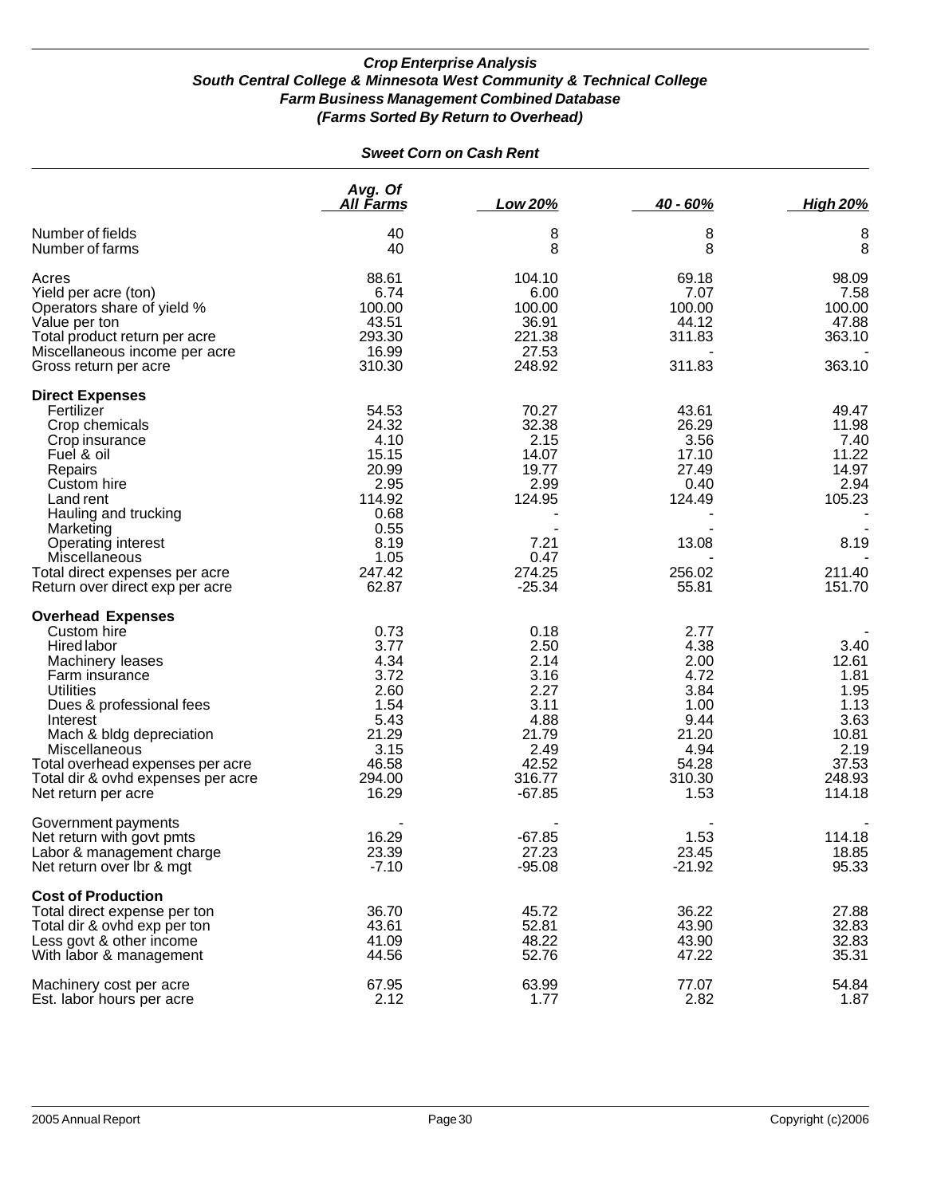***Crop Enterprise Analysis***
***South Central College & Minnesota West Community & Technical College***
***Farm Business Management Combined Database***
***(Farms Sorted By Return to Overhead)***

***Sweet Corn on Cash Rent***

| | *Avg. Of All Farms* | *Low 20%* | *40 - 60%* | *High 20%* |
|---|---|---|---|---|
| Number of fields | 40 | 8 | 8 | 8 |
| Number of farms | 40 | 8 | 8 | 8 |
| | | | | |
| Acres | 88.61 | 104.10 | 69.18 | 98.09 |
| Yield per acre (ton) | 6.74 | 6.00 | 7.07 | 7.58 |
| Operators share of yield % | 100.00 | 100.00 | 100.00 | 100.00 |
| Value per ton | 43.51 | 36.91 | 44.12 | 47.88 |
| Total product return per acre | 293.30 | 221.38 | 311.83 | 363.10 |
| Miscellaneous income per acre | 16.99 | 27.53 | - | - |
| Gross return per acre | 310.30 | 248.92 | 311.83 | 363.10 |
| | | | | |
| **Direct Expenses** | | | | |
| Fertilizer | 54.53 | 70.27 | 43.61 | 49.47 |
| Crop chemicals | 24.32 | 32.38 | 26.29 | 11.98 |
| Crop insurance | 4.10 | 2.15 | 3.56 | 7.40 |
| Fuel & oil | 15.15 | 14.07 | 17.10 | 11.22 |
| Repairs | 20.99 | 19.77 | 27.49 | 14.97 |
| Custom hire | 2.95 | 2.99 | 0.40 | 2.94 |
| Land rent | 114.92 | 124.95 | 124.49 | 105.23 |
| Hauling and trucking | 0.68 | - | - | - |
| Marketing | 0.55 | - | - | - |
| Operating interest | 8.19 | 7.21 | 13.08 | 8.19 |
| Miscellaneous | 1.05 | 0.47 | - | - |
| Total direct expenses per acre | 247.42 | 274.25 | 256.02 | 211.40 |
| Return over direct exp per acre | 62.87 | -25.34 | 55.81 | 151.70 |
| | | | | |
| **Overhead Expenses** | | | | |
| Custom hire | 0.73 | 0.18 | 2.77 | - |
| Hired labor | 3.77 | 2.50 | 4.38 | 3.40 |
| Machinery leases | 4.34 | 2.14 | 2.00 | 12.61 |
| Farm insurance | 3.72 | 3.16 | 4.72 | 1.81 |
| Utilities | 2.60 | 2.27 | 3.84 | 1.95 |
| Dues & professional fees | 1.54 | 3.11 | 1.00 | 1.13 |
| Interest | 5.43 | 4.88 | 9.44 | 3.63 |
| Mach & bldg depreciation | 21.29 | 21.79 | 21.20 | 10.81 |
| Miscellaneous | 3.15 | 2.49 | 4.94 | 2.19 |
| Total overhead expenses per acre | 46.58 | 42.52 | 54.28 | 37.53 |
| Total dir & ovhd expenses per acre | 294.00 | 316.77 | 310.30 | 248.93 |
| Net return per acre | 16.29 | -67.85 | 1.53 | 114.18 |
| | | | | |
| Government payments | - | - | - | - |
| Net return with govt pmts | 16.29 | -67.85 | 1.53 | 114.18 |
| Labor & management charge | 23.39 | 27.23 | 23.45 | 18.85 |
| Net return over lbr & mgt | -7.10 | -95.08 | -21.92 | 95.33 |
| | | | | |
| **Cost of Production** | | | | |
| Total direct expense per ton | 36.70 | 45.72 | 36.22 | 27.88 |
| Total dir & ovhd exp per ton | 43.61 | 52.81 | 43.90 | 32.83 |
| Less govt & other income | 41.09 | 48.22 | 43.90 | 32.83 |
| With labor & management | 44.56 | 52.76 | 47.22 | 35.31 |
| | | | | |
| Machinery cost per acre | 67.95 | 63.99 | 77.07 | 54.84 |
| Est. labor hours per acre | 2.12 | 1.77 | 2.82 | 1.87 |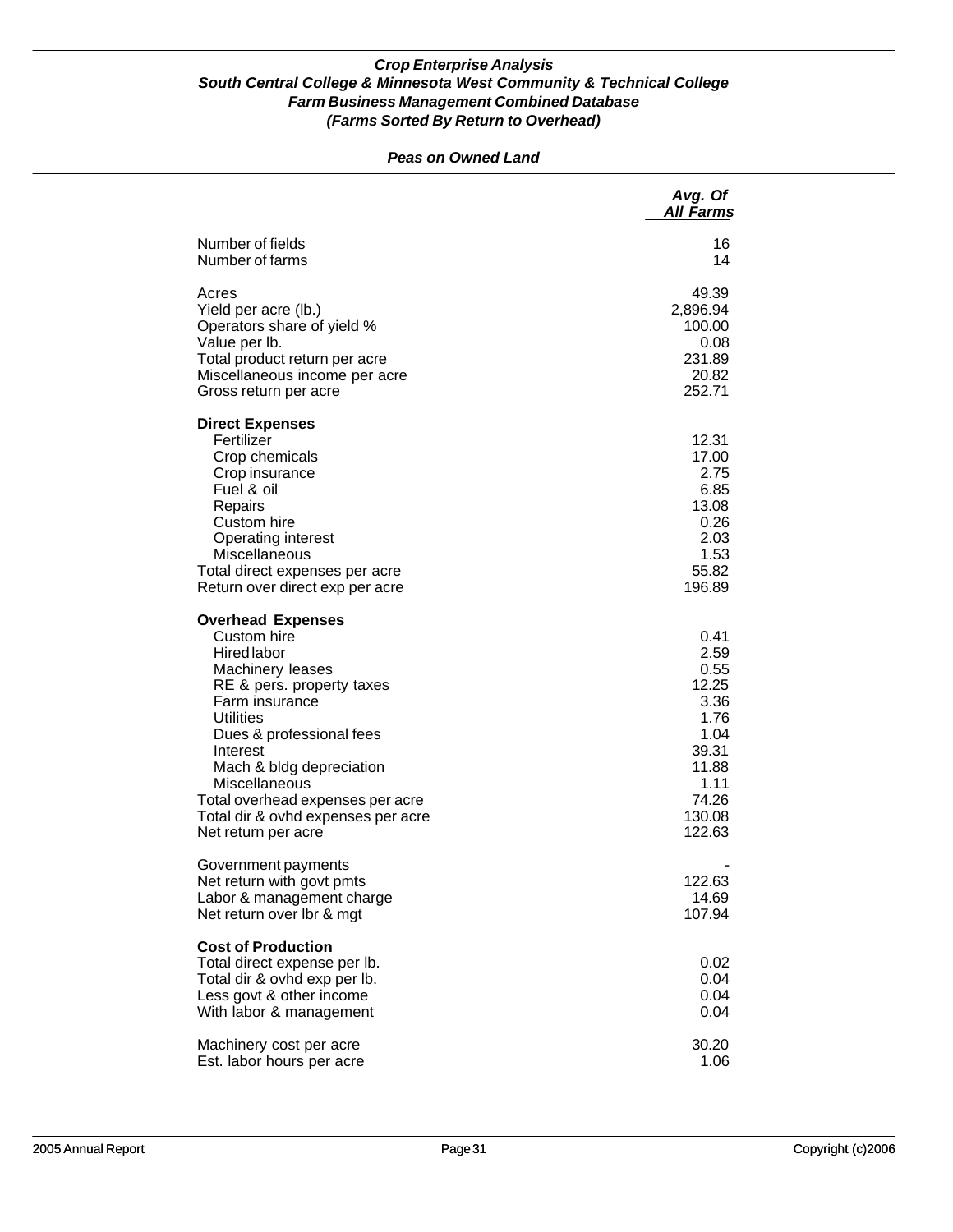***Crop Enterprise Analysis***
***South Central College & Minnesota West Community & Technical College***
***Farm Business Management Combined Database***
***(Farms Sorted By Return to Overhead)***

***Peas on Owned Land***

| | *Avg. Of All Farms* |
|---|---:|
| Number of fields | 16 |
| Number of farms | 14 |
| | |
| Acres | 49.39 |
| Yield per acre (lb.) | 2,896.94 |
| Operators share of yield % | 100.00 |
| Value per lb. | 0.08 |
| Total product return per acre | 231.89 |
| Miscellaneous income per acre | 20.82 |
| Gross return per acre | 252.71 |
| | |
| **Direct Expenses** | |
| Fertilizer | 12.31 |
| Crop chemicals | 17.00 |
| Crop insurance | 2.75 |
| Fuel & oil | 6.85 |
| Repairs | 13.08 |
| Custom hire | 0.26 |
| Operating interest | 2.03 |
| Miscellaneous | 1.53 |
| Total direct expenses per acre | 55.82 |
| Return over direct exp per acre | 196.89 |
| | |
| **Overhead Expenses** | |
| Custom hire | 0.41 |
| Hired labor | 2.59 |
| Machinery leases | 0.55 |
| RE & pers. property taxes | 12.25 |
| Farm insurance | 3.36 |
| Utilities | 1.76 |
| Dues & professional fees | 1.04 |
| Interest | 39.31 |
| Mach & bldg depreciation | 11.88 |
| Miscellaneous | 1.11 |
| Total overhead expenses per acre | 74.26 |
| Total dir & ovhd expenses per acre | 130.08 |
| Net return per acre | 122.63 |
| | |
| Government payments | - |
| Net return with govt pmts | 122.63 |
| Labor & management charge | 14.69 |
| Net return over lbr & mgt | 107.94 |
| | |
| **Cost of Production** | |
| Total direct expense per lb. | 0.02 |
| Total dir & ovhd exp per lb. | 0.04 |
| Less govt & other income | 0.04 |
| With labor & management | 0.04 |
| | |
| Machinery cost per acre | 30.20 |
| Est. labor hours per acre | 1.06 |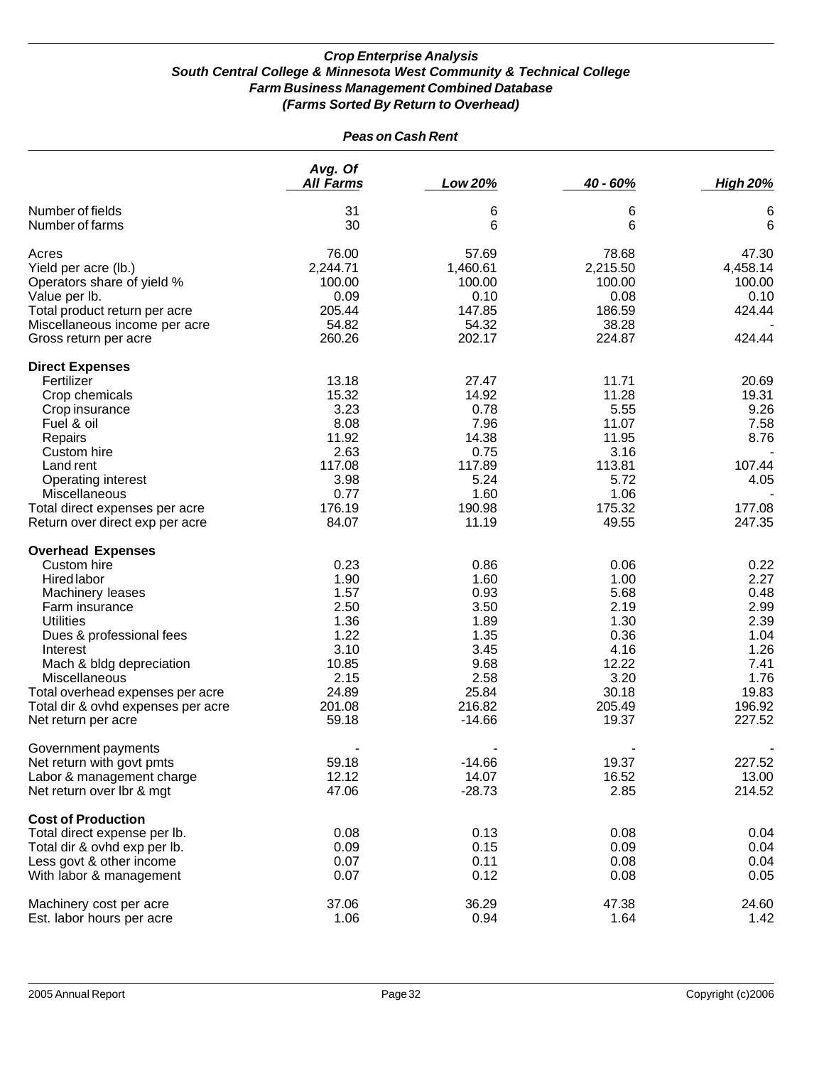### *Crop Enterprise Analysis*
### *South Central College & Minnesota West Community & Technical College*
### *Farm Business Management Combined Database*
### *(Farms Sorted By Return to Overhead)*

#### *Peas on Cash Rent*

| | Avg. Of All Farms | Low 20% | 40 - 60% | High 20% |
|---|---|---|---|---|
| Number of fields | 31 | 6 | 6 | 6 |
| Number of farms | 30 | 6 | 6 | 6 |
| | | | | |
| Acres | 76.00 | 57.69 | 78.68 | 47.30 |
| Yield per acre (lb.) | 2,244.71 | 1,460.61 | 2,215.50 | 4,458.14 |
| Operators share of yield % | 100.00 | 100.00 | 100.00 | 100.00 |
| Value per lb. | 0.09 | 0.10 | 0.08 | 0.10 |
| Total product return per acre | 205.44 | 147.85 | 186.59 | 424.44 |
| Miscellaneous income per acre | 54.82 | 54.32 | 38.28 | - |
| Gross return per acre | 260.26 | 202.17 | 224.87 | 424.44 |
| **Direct Expenses** | | | | |
| Fertilizer | 13.18 | 27.47 | 11.71 | 20.69 |
| Crop chemicals | 15.32 | 14.92 | 11.28 | 19.31 |
| Crop insurance | 3.23 | 0.78 | 5.55 | 9.26 |
| Fuel & oil | 8.08 | 7.96 | 11.07 | 7.58 |
| Repairs | 11.92 | 14.38 | 11.95 | 8.76 |
| Custom hire | 2.63 | 0.75 | 3.16 | - |
| Land rent | 117.08 | 117.89 | 113.81 | 107.44 |
| Operating interest | 3.98 | 5.24 | 5.72 | 4.05 |
| Miscellaneous | 0.77 | 1.60 | 1.06 | - |
| Total direct expenses per acre | 176.19 | 190.98 | 175.32 | 177.08 |
| Return over direct exp per acre | 84.07 | 11.19 | 49.55 | 247.35 |
| **Overhead Expenses** | | | | |
| Custom hire | 0.23 | 0.86 | 0.06 | 0.22 |
| Hired labor | 1.90 | 1.60 | 1.00 | 2.27 |
| Machinery leases | 1.57 | 0.93 | 5.68 | 0.48 |
| Farm insurance | 2.50 | 3.50 | 2.19 | 2.99 |
| Utilities | 1.36 | 1.89 | 1.30 | 2.39 |
| Dues & professional fees | 1.22 | 1.35 | 0.36 | 1.04 |
| Interest | 3.10 | 3.45 | 4.16 | 1.26 |
| Mach & bldg depreciation | 10.85 | 9.68 | 12.22 | 7.41 |
| Miscellaneous | 2.15 | 2.58 | 3.20 | 1.76 |
| Total overhead expenses per acre | 24.89 | 25.84 | 30.18 | 19.83 |
| Total dir & ovhd expenses per acre | 201.08 | 216.82 | 205.49 | 196.92 |
| Net return per acre | 59.18 | -14.66 | 19.37 | 227.52 |
| | | | | |
| Government payments | - | - | - | - |
| Net return with govt pmts | 59.18 | -14.66 | 19.37 | 227.52 |
| Labor & management charge | 12.12 | 14.07 | 16.52 | 13.00 |
| Net return over lbr & mgt | 47.06 | -28.73 | 2.85 | 214.52 |
| **Cost of Production** | | | | |
| Total direct expense per lb. | 0.08 | 0.13 | 0.08 | 0.04 |
| Total dir & ovhd exp per lb. | 0.09 | 0.15 | 0.09 | 0.04 |
| Less govt & other income | 0.07 | 0.11 | 0.08 | 0.04 |
| With labor & management | 0.07 | 0.12 | 0.08 | 0.05 |
| | | | | |
| Machinery cost per acre | 37.06 | 36.29 | 47.38 | 24.60 |
| Est. labor hours per acre | 1.06 | 0.94 | 1.64 | 1.42 |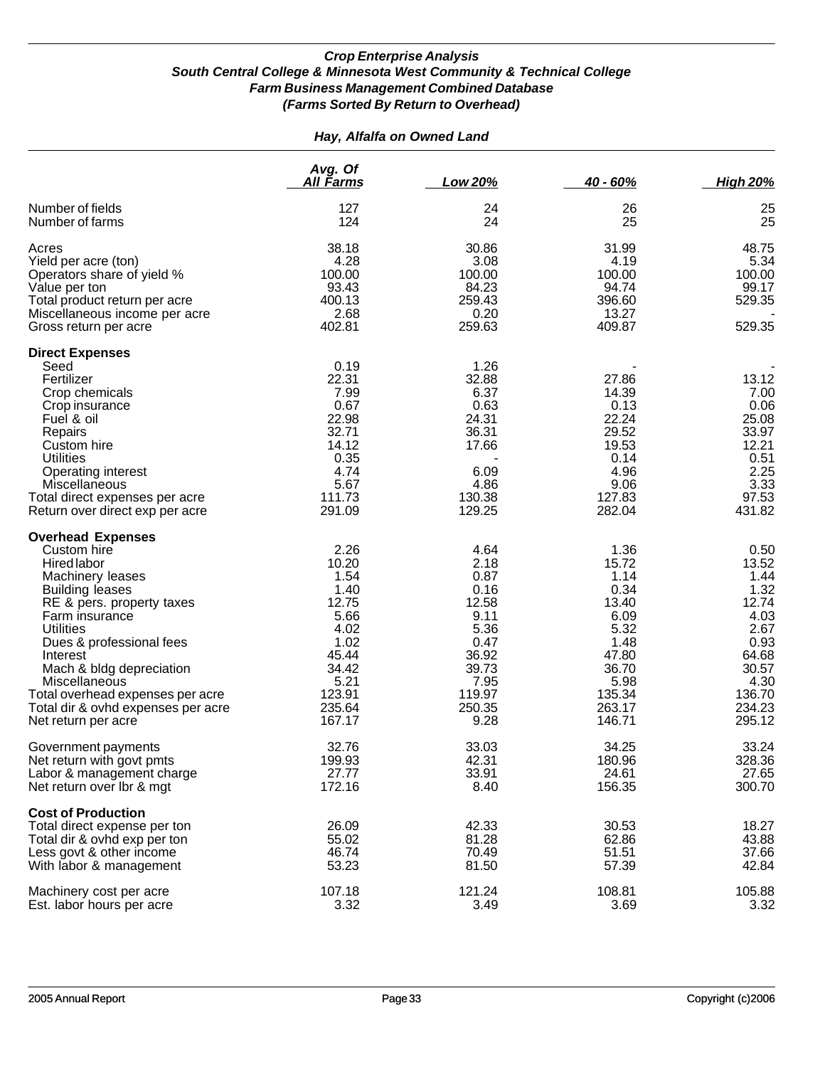***Crop Enterprise Analysis***
***South Central College & Minnesota West Community & Technical College***
***Farm Business Management Combined Database***
***(Farms Sorted By Return to Overhead)***

***Hay, Alfalfa on Owned Land***

| | *Avg. Of All Farms* | *Low 20%* | *40 - 60%* | *High 20%* |
|---|---|---|---|---|
| Number of fields | 127 | 24 | 26 | 25 |
| Number of farms | 124 | 24 | 25 | 25 |
| Acres | 38.18 | 30.86 | 31.99 | 48.75 |
| Yield per acre (ton) | 4.28 | 3.08 | 4.19 | 5.34 |
| Operators share of yield % | 100.00 | 100.00 | 100.00 | 100.00 |
| Value per ton | 93.43 | 84.23 | 94.74 | 99.17 |
| Total product return per acre | 400.13 | 259.43 | 396.60 | 529.35 |
| Miscellaneous income per acre | 2.68 | 0.20 | 13.27 | - |
| Gross return per acre | 402.81 | 259.63 | 409.87 | 529.35 |
| **Direct Expenses** | | | | |
| Seed | 0.19 | 1.26 | - | - |
| Fertilizer | 22.31 | 32.88 | 27.86 | 13.12 |
| Crop chemicals | 7.99 | 6.37 | 14.39 | 7.00 |
| Crop insurance | 0.67 | 0.63 | 0.13 | 0.06 |
| Fuel & oil | 22.98 | 24.31 | 22.24 | 25.08 |
| Repairs | 32.71 | 36.31 | 29.52 | 33.97 |
| Custom hire | 14.12 | 17.66 | 19.53 | 12.21 |
| Utilities | 0.35 | - | 0.14 | 0.51 |
| Operating interest | 4.74 | 6.09 | 4.96 | 2.25 |
| Miscellaneous | 5.67 | 4.86 | 9.06 | 3.33 |
| Total direct expenses per acre | 111.73 | 130.38 | 127.83 | 97.53 |
| Return over direct exp per acre | 291.09 | 129.25 | 282.04 | 431.82 |
| **Overhead Expenses** | | | | |
| Custom hire | 2.26 | 4.64 | 1.36 | 0.50 |
| Hired labor | 10.20 | 2.18 | 15.72 | 13.52 |
| Machinery leases | 1.54 | 0.87 | 1.14 | 1.44 |
| Building leases | 1.40 | 0.16 | 0.34 | 1.32 |
| RE & pers. property taxes | 12.75 | 12.58 | 13.40 | 12.74 |
| Farm insurance | 5.66 | 9.11 | 6.09 | 4.03 |
| Utilities | 4.02 | 5.36 | 5.32 | 2.67 |
| Dues & professional fees | 1.02 | 0.47 | 1.48 | 0.93 |
| Interest | 45.44 | 36.92 | 47.80 | 64.68 |
| Mach & bldg depreciation | 34.42 | 39.73 | 36.70 | 30.57 |
| Miscellaneous | 5.21 | 7.95 | 5.98 | 4.30 |
| Total overhead expenses per acre | 123.91 | 119.97 | 135.34 | 136.70 |
| Total dir & ovhd expenses per acre | 235.64 | 250.35 | 263.17 | 234.23 |
| Net return per acre | 167.17 | 9.28 | 146.71 | 295.12 |
| Government payments | 32.76 | 33.03 | 34.25 | 33.24 |
| Net return with govt pmts | 199.93 | 42.31 | 180.96 | 328.36 |
| Labor & management charge | 27.77 | 33.91 | 24.61 | 27.65 |
| Net return over lbr & mgt | 172.16 | 8.40 | 156.35 | 300.70 |
| **Cost of Production** | | | | |
| Total direct expense per ton | 26.09 | 42.33 | 30.53 | 18.27 |
| Total dir & ovhd exp per ton | 55.02 | 81.28 | 62.86 | 43.88 |
| Less govt & other income | 46.74 | 70.49 | 51.51 | 37.66 |
| With labor & management | 53.23 | 81.50 | 57.39 | 42.84 |
| Machinery cost per acre | 107.18 | 121.24 | 108.81 | 105.88 |
| Est. labor hours per acre | 3.32 | 3.49 | 3.69 | 3.32 |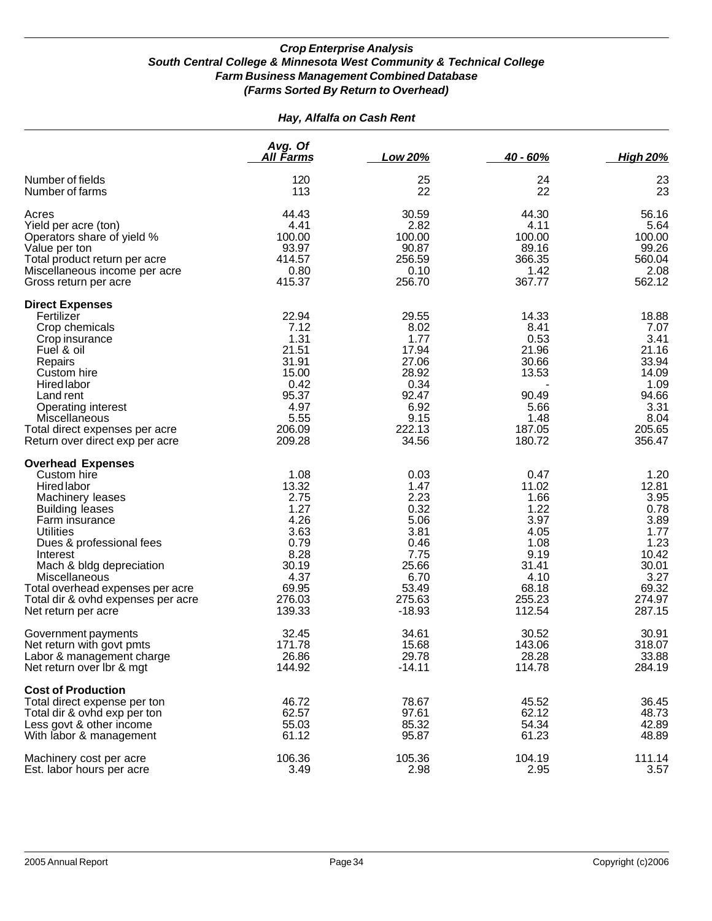***Crop Enterprise Analysis***
***South Central College & Minnesota West Community & Technical College***
***Farm Business Management Combined Database***
***(Farms Sorted By Return to Overhead)***

***Hay, Alfalfa on Cash Rent***

| | Avg. Of All Farms | Low 20% | 40 - 60% | High 20% |
|---|---|---|---|---|
| Number of fields | 120 | 25 | 24 | 23 |
| Number of farms | 113 | 22 | 22 | 23 |
| Acres | 44.43 | 30.59 | 44.30 | 56.16 |
| Yield per acre (ton) | 4.41 | 2.82 | 4.11 | 5.64 |
| Operators share of yield % | 100.00 | 100.00 | 100.00 | 100.00 |
| Value per ton | 93.97 | 90.87 | 89.16 | 99.26 |
| Total product return per acre | 414.57 | 256.59 | 366.35 | 560.04 |
| Miscellaneous income per acre | 0.80 | 0.10 | 1.42 | 2.08 |
| Gross return per acre | 415.37 | 256.70 | 367.77 | 562.12 |
| **Direct Expenses** | | | | |
| Fertilizer | 22.94 | 29.55 | 14.33 | 18.88 |
| Crop chemicals | 7.12 | 8.02 | 8.41 | 7.07 |
| Crop insurance | 1.31 | 1.77 | 0.53 | 3.41 |
| Fuel & oil | 21.51 | 17.94 | 21.96 | 21.16 |
| Repairs | 31.91 | 27.06 | 30.66 | 33.94 |
| Custom hire | 15.00 | 28.92 | 13.53 | 14.09 |
| Hired labor | 0.42 | 0.34 | - | 1.09 |
| Land rent | 95.37 | 92.47 | 90.49 | 94.66 |
| Operating interest | 4.97 | 6.92 | 5.66 | 3.31 |
| Miscellaneous | 5.55 | 9.15 | 1.48 | 8.04 |
| Total direct expenses per acre | 206.09 | 222.13 | 187.05 | 205.65 |
| Return over direct exp per acre | 209.28 | 34.56 | 180.72 | 356.47 |
| **Overhead Expenses** | | | | |
| Custom hire | 1.08 | 0.03 | 0.47 | 1.20 |
| Hired labor | 13.32 | 1.47 | 11.02 | 12.81 |
| Machinery leases | 2.75 | 2.23 | 1.66 | 3.95 |
| Building leases | 1.27 | 0.32 | 1.22 | 0.78 |
| Farm insurance | 4.26 | 5.06 | 3.97 | 3.89 |
| Utilities | 3.63 | 3.81 | 4.05 | 1.77 |
| Dues & professional fees | 0.79 | 0.46 | 1.08 | 1.23 |
| Interest | 8.28 | 7.75 | 9.19 | 10.42 |
| Mach & bldg depreciation | 30.19 | 25.66 | 31.41 | 30.01 |
| Miscellaneous | 4.37 | 6.70 | 4.10 | 3.27 |
| Total overhead expenses per acre | 69.95 | 53.49 | 68.18 | 69.32 |
| Total dir & ovhd expenses per acre | 276.03 | 275.63 | 255.23 | 274.97 |
| Net return per acre | 139.33 | -18.93 | 112.54 | 287.15 |
| Government payments | 32.45 | 34.61 | 30.52 | 30.91 |
| Net return with govt pmts | 171.78 | 15.68 | 143.06 | 318.07 |
| Labor & management charge | 26.86 | 29.78 | 28.28 | 33.88 |
| Net return over lbr & mgt | 144.92 | -14.11 | 114.78 | 284.19 |
| **Cost of Production** | | | | |
| Total direct expense per ton | 46.72 | 78.67 | 45.52 | 36.45 |
| Total dir & ovhd exp per ton | 62.57 | 97.61 | 62.12 | 48.73 |
| Less govt & other income | 55.03 | 85.32 | 54.34 | 42.89 |
| With labor & management | 61.12 | 95.87 | 61.23 | 48.89 |
| Machinery cost per acre | 106.36 | 105.36 | 104.19 | 111.14 |
| Est. labor hours per acre | 3.49 | 2.98 | 2.95 | 3.57 |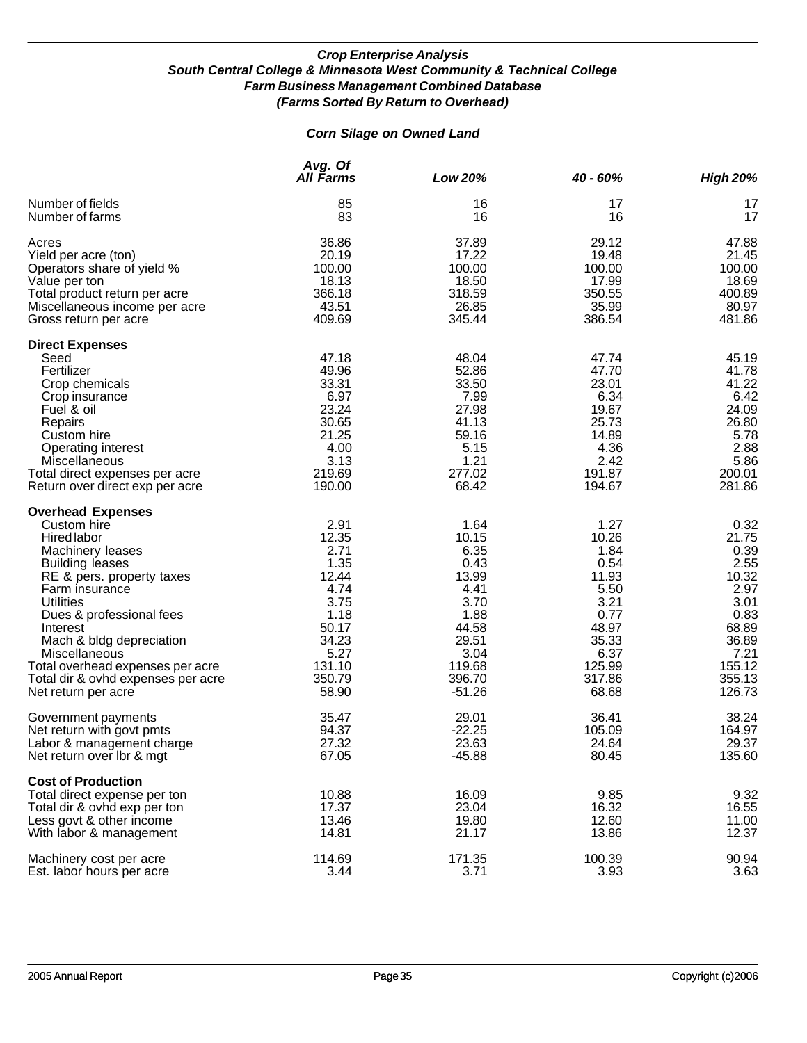*Crop Enterprise Analysis*
*South Central College & Minnesota West Community & Technical College*
*Farm Business Management Combined Database*
*(Farms Sorted By Return to Overhead)*

***Corn Silage on Owned Land***

| | Avg. Of All Farms | Low 20% | 40 - 60% | High 20% |
|---|---|---|---|---|
| Number of fields | 85 | 16 | 17 | 17 |
| Number of farms | 83 | 16 | 16 | 17 |
| Acres | 36.86 | 37.89 | 29.12 | 47.88 |
| Yield per acre (ton) | 20.19 | 17.22 | 19.48 | 21.45 |
| Operators share of yield % | 100.00 | 100.00 | 100.00 | 100.00 |
| Value per ton | 18.13 | 18.50 | 17.99 | 18.69 |
| Total product return per acre | 366.18 | 318.59 | 350.55 | 400.89 |
| Miscellaneous income per acre | 43.51 | 26.85 | 35.99 | 80.97 |
| Gross return per acre | 409.69 | 345.44 | 386.54 | 481.86 |
| **Direct Expenses** | | | | |
| Seed | 47.18 | 48.04 | 47.74 | 45.19 |
| Fertilizer | 49.96 | 52.86 | 47.70 | 41.78 |
| Crop chemicals | 33.31 | 33.50 | 23.01 | 41.22 |
| Crop insurance | 6.97 | 7.99 | 6.34 | 6.42 |
| Fuel & oil | 23.24 | 27.98 | 19.67 | 24.09 |
| Repairs | 30.65 | 41.13 | 25.73 | 26.80 |
| Custom hire | 21.25 | 59.16 | 14.89 | 5.78 |
| Operating interest | 4.00 | 5.15 | 4.36 | 2.88 |
| Miscellaneous | 3.13 | 1.21 | 2.42 | 5.86 |
| Total direct expenses per acre | 219.69 | 277.02 | 191.87 | 200.01 |
| Return over direct exp per acre | 190.00 | 68.42 | 194.67 | 281.86 |
| **Overhead Expenses** | | | | |
| Custom hire | 2.91 | 1.64 | 1.27 | 0.32 |
| Hired labor | 12.35 | 10.15 | 10.26 | 21.75 |
| Machinery leases | 2.71 | 6.35 | 1.84 | 0.39 |
| Building leases | 1.35 | 0.43 | 0.54 | 2.55 |
| RE & pers. property taxes | 12.44 | 13.99 | 11.93 | 10.32 |
| Farm insurance | 4.74 | 4.41 | 5.50 | 2.97 |
| Utilities | 3.75 | 3.70 | 3.21 | 3.01 |
| Dues & professional fees | 1.18 | 1.88 | 0.77 | 0.83 |
| Interest | 50.17 | 44.58 | 48.97 | 68.89 |
| Mach & bldg depreciation | 34.23 | 29.51 | 35.33 | 36.89 |
| Miscellaneous | 5.27 | 3.04 | 6.37 | 7.21 |
| Total overhead expenses per acre | 131.10 | 119.68 | 125.99 | 155.12 |
| Total dir & ovhd expenses per acre | 350.79 | 396.70 | 317.86 | 355.13 |
| Net return per acre | 58.90 | -51.26 | 68.68 | 126.73 |
| Government payments | 35.47 | 29.01 | 36.41 | 38.24 |
| Net return with govt pmts | 94.37 | -22.25 | 105.09 | 164.97 |
| Labor & management charge | 27.32 | 23.63 | 24.64 | 29.37 |
| Net return over lbr & mgt | 67.05 | -45.88 | 80.45 | 135.60 |
| **Cost of Production** | | | | |
| Total direct expense per ton | 10.88 | 16.09 | 9.85 | 9.32 |
| Total dir & ovhd exp per ton | 17.37 | 23.04 | 16.32 | 16.55 |
| Less govt & other income | 13.46 | 19.80 | 12.60 | 11.00 |
| With labor & management | 14.81 | 21.17 | 13.86 | 12.37 |
| Machinery cost per acre | 114.69 | 171.35 | 100.39 | 90.94 |
| Est. labor hours per acre | 3.44 | 3.71 | 3.93 | 3.63 |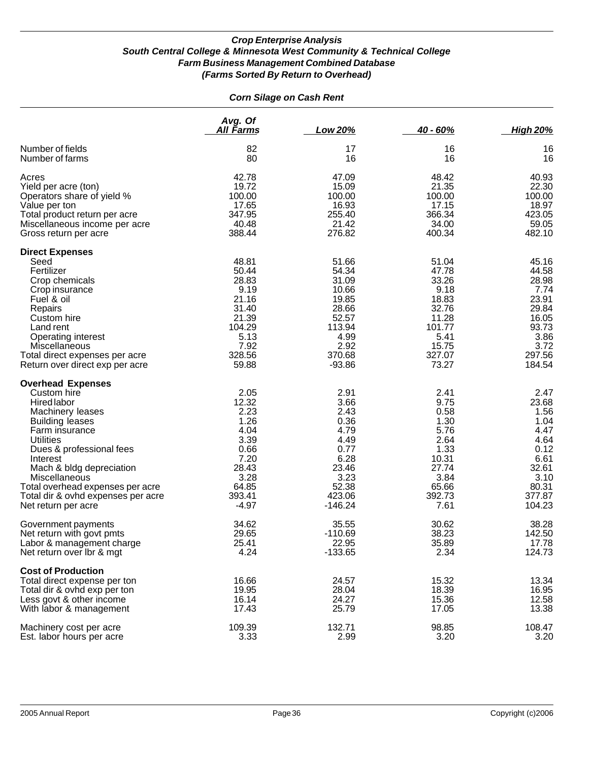### *Crop Enterprise Analysis*
### *South Central College & Minnesota West Community & Technical College*
### *Farm Business Management Combined Database*
### *(Farms Sorted By Return to Overhead)*

#### *Corn Silage on Cash Rent*

| | Avg. Of All Farms | Low 20% | 40 - 60% | High 20% |
|---|---|---|---|---|
| Number of fields | 82 | 17 | 16 | 16 |
| Number of farms | 80 | 16 | 16 | 16 |
| Acres | 42.78 | 47.09 | 48.42 | 40.93 |
| Yield per acre (ton) | 19.72 | 15.09 | 21.35 | 22.30 |
| Operators share of yield % | 100.00 | 100.00 | 100.00 | 100.00 |
| Value per ton | 17.65 | 16.93 | 17.15 | 18.97 |
| Total product return per acre | 347.95 | 255.40 | 366.34 | 423.05 |
| Miscellaneous income per acre | 40.48 | 21.42 | 34.00 | 59.05 |
| Gross return per acre | 388.44 | 276.82 | 400.34 | 482.10 |
| **Direct Expenses** | | | | |
| Seed | 48.81 | 51.66 | 51.04 | 45.16 |
| Fertilizer | 50.44 | 54.34 | 47.78 | 44.58 |
| Crop chemicals | 28.83 | 31.09 | 33.26 | 28.98 |
| Crop insurance | 9.19 | 10.66 | 9.18 | 7.74 |
| Fuel & oil | 21.16 | 19.85 | 18.83 | 23.91 |
| Repairs | 31.40 | 28.66 | 32.76 | 29.84 |
| Custom hire | 21.39 | 52.57 | 11.28 | 16.05 |
| Land rent | 104.29 | 113.94 | 101.77 | 93.73 |
| Operating interest | 5.13 | 4.99 | 5.41 | 3.86 |
| Miscellaneous | 7.92 | 2.92 | 15.75 | 3.72 |
| Total direct expenses per acre | 328.56 | 370.68 | 327.07 | 297.56 |
| Return over direct exp per acre | 59.88 | -93.86 | 73.27 | 184.54 |
| **Overhead Expenses** | | | | |
| Custom hire | 2.05 | 2.91 | 2.41 | 2.47 |
| Hired labor | 12.32 | 3.66 | 9.75 | 23.68 |
| Machinery leases | 2.23 | 2.43 | 0.58 | 1.56 |
| Building leases | 1.26 | 0.36 | 1.30 | 1.04 |
| Farm insurance | 4.04 | 4.79 | 5.76 | 4.47 |
| Utilities | 3.39 | 4.49 | 2.64 | 4.64 |
| Dues & professional fees | 0.66 | 0.77 | 1.33 | 0.12 |
| Interest | 7.20 | 6.28 | 10.31 | 6.61 |
| Mach & bldg depreciation | 28.43 | 23.46 | 27.74 | 32.61 |
| Miscellaneous | 3.28 | 3.23 | 3.84 | 3.10 |
| Total overhead expenses per acre | 64.85 | 52.38 | 65.66 | 80.31 |
| Total dir & ovhd expenses per acre | 393.41 | 423.06 | 392.73 | 377.87 |
| Net return per acre | -4.97 | -146.24 | 7.61 | 104.23 |
| Government payments | 34.62 | 35.55 | 30.62 | 38.28 |
| Net return with govt pmts | 29.65 | -110.69 | 38.23 | 142.50 |
| Labor & management charge | 25.41 | 22.95 | 35.89 | 17.78 |
| Net return over lbr & mgt | 4.24 | -133.65 | 2.34 | 124.73 |
| **Cost of Production** | | | | |
| Total direct expense per ton | 16.66 | 24.57 | 15.32 | 13.34 |
| Total dir & ovhd exp per ton | 19.95 | 28.04 | 18.39 | 16.95 |
| Less govt & other income | 16.14 | 24.27 | 15.36 | 12.58 |
| With labor & management | 17.43 | 25.79 | 17.05 | 13.38 |
| Machinery cost per acre | 109.39 | 132.71 | 98.85 | 108.47 |
| Est. labor hours per acre | 3.33 | 2.99 | 3.20 | 3.20 |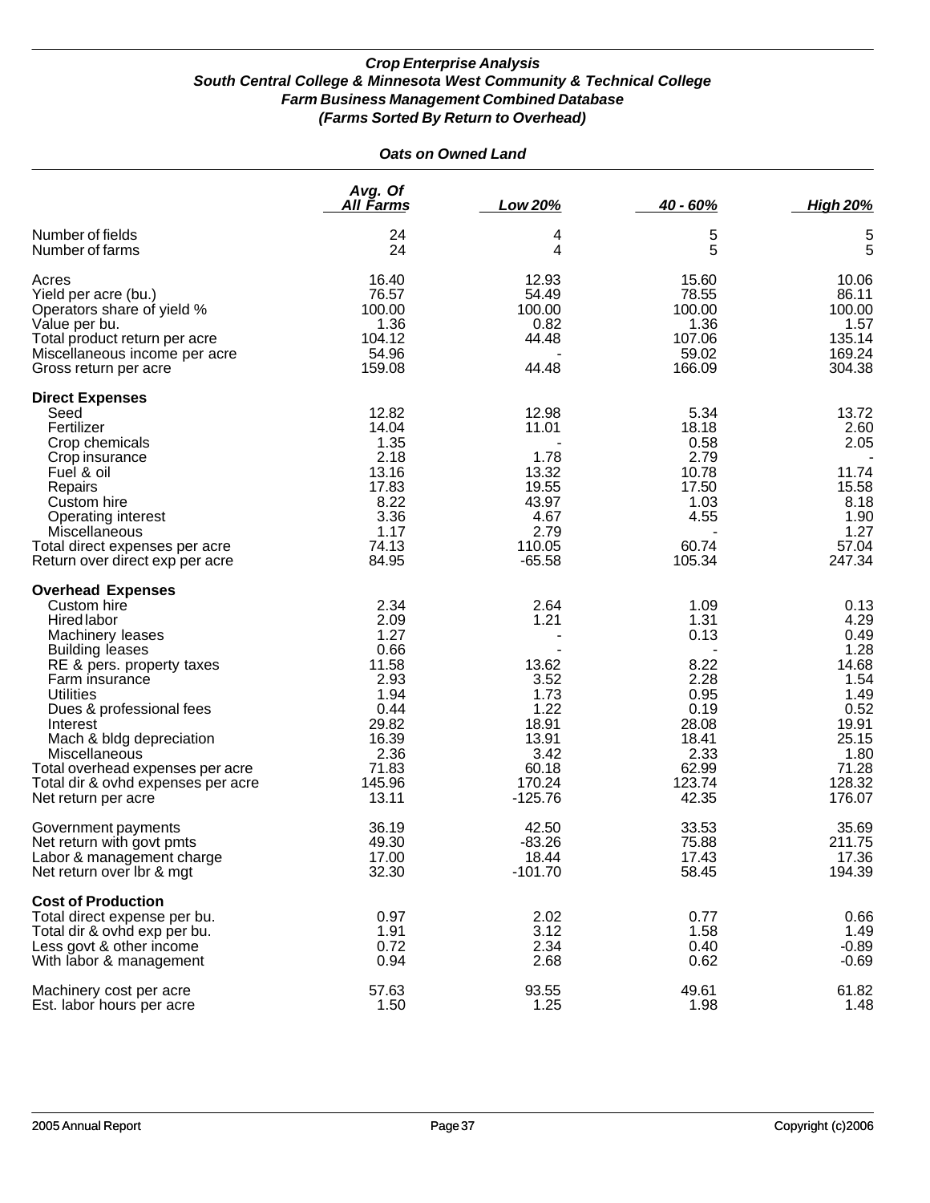***Crop Enterprise Analysis***
***South Central College & Minnesota West Community & Technical College***
***Farm Business Management Combined Database***
***(Farms Sorted By Return to Overhead)***

***Oats on Owned Land***

| | *Avg. Of All Farms* | *Low 20%* | *40 - 60%* | *High 20%* |
|---|---|---|---|---|
| Number of fields | 24 | 4 | 5 | 5 |
| Number of farms | 24 | 4 | 5 | 5 |
| | | | | |
| Acres | 16.40 | 12.93 | 15.60 | 10.06 |
| Yield per acre (bu.) | 76.57 | 54.49 | 78.55 | 86.11 |
| Operators share of yield % | 100.00 | 100.00 | 100.00 | 100.00 |
| Value per bu. | 1.36 | 0.82 | 1.36 | 1.57 |
| Total product return per acre | 104.12 | 44.48 | 107.06 | 135.14 |
| Miscellaneous income per acre | 54.96 | - | 59.02 | 169.24 |
| Gross return per acre | 159.08 | 44.48 | 166.09 | 304.38 |
| **Direct Expenses** | | | | |
| Seed | 12.82 | 12.98 | 5.34 | 13.72 |
| Fertilizer | 14.04 | 11.01 | 18.18 | 2.60 |
| Crop chemicals | 1.35 | - | 0.58 | 2.05 |
| Crop insurance | 2.18 | 1.78 | 2.79 | - |
| Fuel & oil | 13.16 | 13.32 | 10.78 | 11.74 |
| Repairs | 17.83 | 19.55 | 17.50 | 15.58 |
| Custom hire | 8.22 | 43.97 | 1.03 | 8.18 |
| Operating interest | 3.36 | 4.67 | 4.55 | 1.90 |
| Miscellaneous | 1.17 | 2.79 | - | 1.27 |
| Total direct expenses per acre | 74.13 | 110.05 | 60.74 | 57.04 |
| Return over direct exp per acre | 84.95 | -65.58 | 105.34 | 247.34 |
| **Overhead Expenses** | | | | |
| Custom hire | 2.34 | 2.64 | 1.09 | 0.13 |
| Hired labor | 2.09 | 1.21 | 1.31 | 4.29 |
| Machinery leases | 1.27 | - | 0.13 | 0.49 |
| Building leases | 0.66 | - | - | 1.28 |
| RE & pers. property taxes | 11.58 | 13.62 | 8.22 | 14.68 |
| Farm insurance | 2.93 | 3.52 | 2.28 | 1.54 |
| Utilities | 1.94 | 1.73 | 0.95 | 1.49 |
| Dues & professional fees | 0.44 | 1.22 | 0.19 | 0.52 |
| Interest | 29.82 | 18.91 | 28.08 | 19.91 |
| Mach & bldg depreciation | 16.39 | 13.91 | 18.41 | 25.15 |
| Miscellaneous | 2.36 | 3.42 | 2.33 | 1.80 |
| Total overhead expenses per acre | 71.83 | 60.18 | 62.99 | 71.28 |
| Total dir & ovhd expenses per acre | 145.96 | 170.24 | 123.74 | 128.32 |
| Net return per acre | 13.11 | -125.76 | 42.35 | 176.07 |
| | | | | |
| Government payments | 36.19 | 42.50 | 33.53 | 35.69 |
| Net return with govt pmts | 49.30 | -83.26 | 75.88 | 211.75 |
| Labor & management charge | 17.00 | 18.44 | 17.43 | 17.36 |
| Net return over lbr & mgt | 32.30 | -101.70 | 58.45 | 194.39 |
| **Cost of Production** | | | | |
| Total direct expense per bu. | 0.97 | 2.02 | 0.77 | 0.66 |
| Total dir & ovhd exp per bu. | 1.91 | 3.12 | 1.58 | 1.49 |
| Less govt & other income | 0.72 | 2.34 | 0.40 | -0.89 |
| With labor & management | 0.94 | 2.68 | 0.62 | -0.69 |
| | | | | |
| Machinery cost per acre | 57.63 | 93.55 | 49.61 | 61.82 |
| Est. labor hours per acre | 1.50 | 1.25 | 1.98 | 1.48 |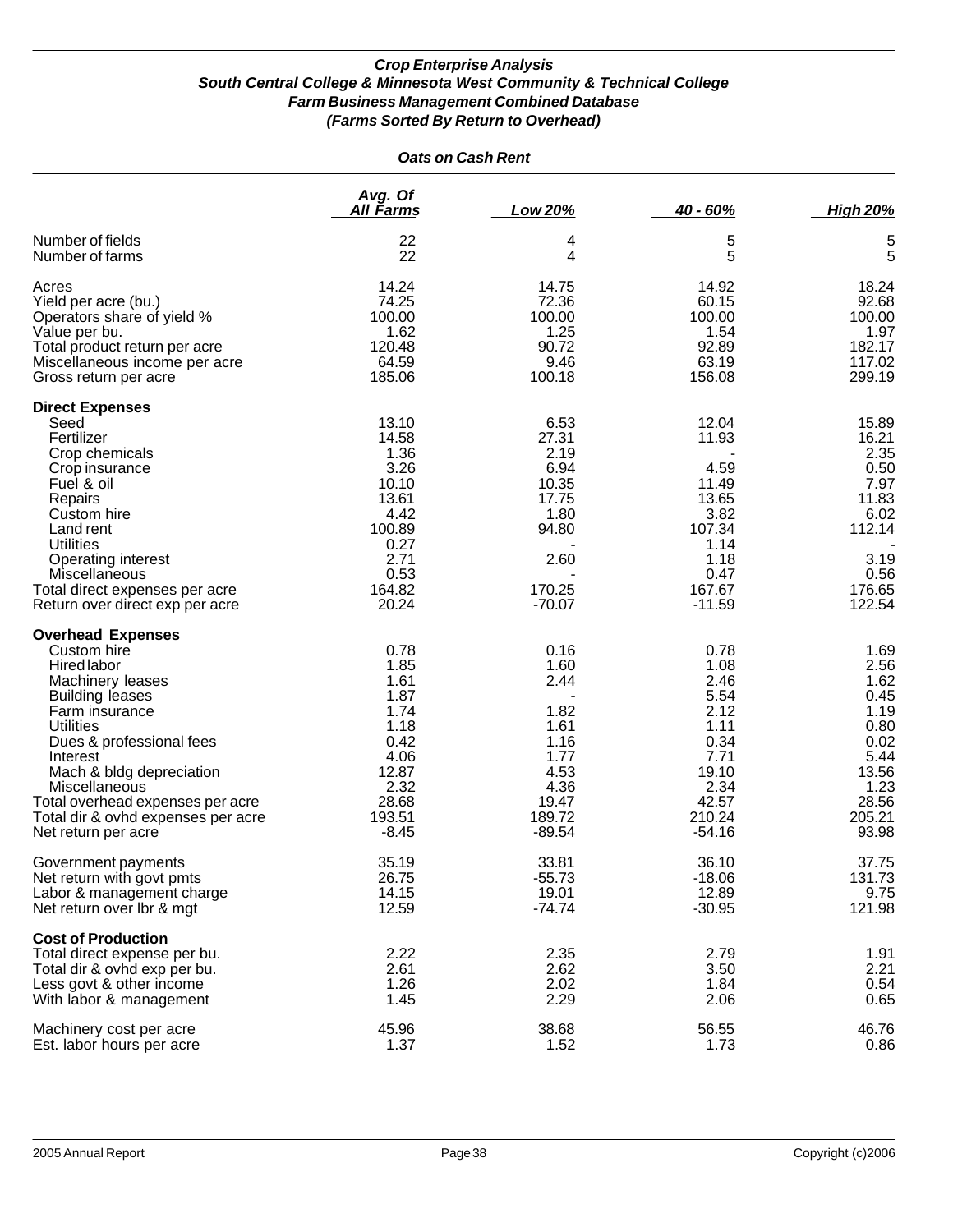### *Crop Enterprise Analysis*
### *South Central College & Minnesota West Community & Technical College*
### *Farm Business Management Combined Database*
### *(Farms Sorted By Return to Overhead)*

#### *Oats on Cash Rent*

| | *Avg. Of All Farms* | *Low 20%* | *40 - 60%* | *High 20%* |
|---|---|---|---|---|
| Number of fields | 22 | 4 | 5 | 5 |
| Number of farms | 22 | 4 | 5 | 5 |
| Acres | 14.24 | 14.75 | 14.92 | 18.24 |
| Yield per acre (bu.) | 74.25 | 72.36 | 60.15 | 92.68 |
| Operators share of yield % | 100.00 | 100.00 | 100.00 | 100.00 |
| Value per bu. | 1.62 | 1.25 | 1.54 | 1.97 |
| Total product return per acre | 120.48 | 90.72 | 92.89 | 182.17 |
| Miscellaneous income per acre | 64.59 | 9.46 | 63.19 | 117.02 |
| Gross return per acre | 185.06 | 100.18 | 156.08 | 299.19 |
| **Direct Expenses** | | | | |
| Seed | 13.10 | 6.53 | 12.04 | 15.89 |
| Fertilizer | 14.58 | 27.31 | 11.93 | 16.21 |
| Crop chemicals | 1.36 | 2.19 | - | 2.35 |
| Crop insurance | 3.26 | 6.94 | 4.59 | 0.50 |
| Fuel & oil | 10.10 | 10.35 | 11.49 | 7.97 |
| Repairs | 13.61 | 17.75 | 13.65 | 11.83 |
| Custom hire | 4.42 | 1.80 | 3.82 | 6.02 |
| Land rent | 100.89 | 94.80 | 107.34 | 112.14 |
| Utilities | 0.27 | - | 1.14 | - |
| Operating interest | 2.71 | 2.60 | 1.18 | 3.19 |
| Miscellaneous | 0.53 | - | 0.47 | 0.56 |
| Total direct expenses per acre | 164.82 | 170.25 | 167.67 | 176.65 |
| Return over direct exp per acre | 20.24 | -70.07 | -11.59 | 122.54 |
| **Overhead Expenses** | | | | |
| Custom hire | 0.78 | 0.16 | 0.78 | 1.69 |
| Hired labor | 1.85 | 1.60 | 1.08 | 2.56 |
| Machinery leases | 1.61 | 2.44 | 2.46 | 1.62 |
| Building leases | 1.87 | - | 5.54 | 0.45 |
| Farm insurance | 1.74 | 1.82 | 2.12 | 1.19 |
| Utilities | 1.18 | 1.61 | 1.11 | 0.80 |
| Dues & professional fees | 0.42 | 1.16 | 0.34 | 0.02 |
| Interest | 4.06 | 1.77 | 7.71 | 5.44 |
| Mach & bldg depreciation | 12.87 | 4.53 | 19.10 | 13.56 |
| Miscellaneous | 2.32 | 4.36 | 2.34 | 1.23 |
| Total overhead expenses per acre | 28.68 | 19.47 | 42.57 | 28.56 |
| Total dir & ovhd expenses per acre | 193.51 | 189.72 | 210.24 | 205.21 |
| Net return per acre | -8.45 | -89.54 | -54.16 | 93.98 |
| Government payments | 35.19 | 33.81 | 36.10 | 37.75 |
| Net return with govt pmts | 26.75 | -55.73 | -18.06 | 131.73 |
| Labor & management charge | 14.15 | 19.01 | 12.89 | 9.75 |
| Net return over lbr & mgt | 12.59 | -74.74 | -30.95 | 121.98 |
| **Cost of Production** | | | | |
| Total direct expense per bu. | 2.22 | 2.35 | 2.79 | 1.91 |
| Total dir & ovhd exp per bu. | 2.61 | 2.62 | 3.50 | 2.21 |
| Less govt & other income | 1.26 | 2.02 | 1.84 | 0.54 |
| With labor & management | 1.45 | 2.29 | 2.06 | 0.65 |
| Machinery cost per acre | 45.96 | 38.68 | 56.55 | 46.76 |
| Est. labor hours per acre | 1.37 | 1.52 | 1.73 | 0.86 |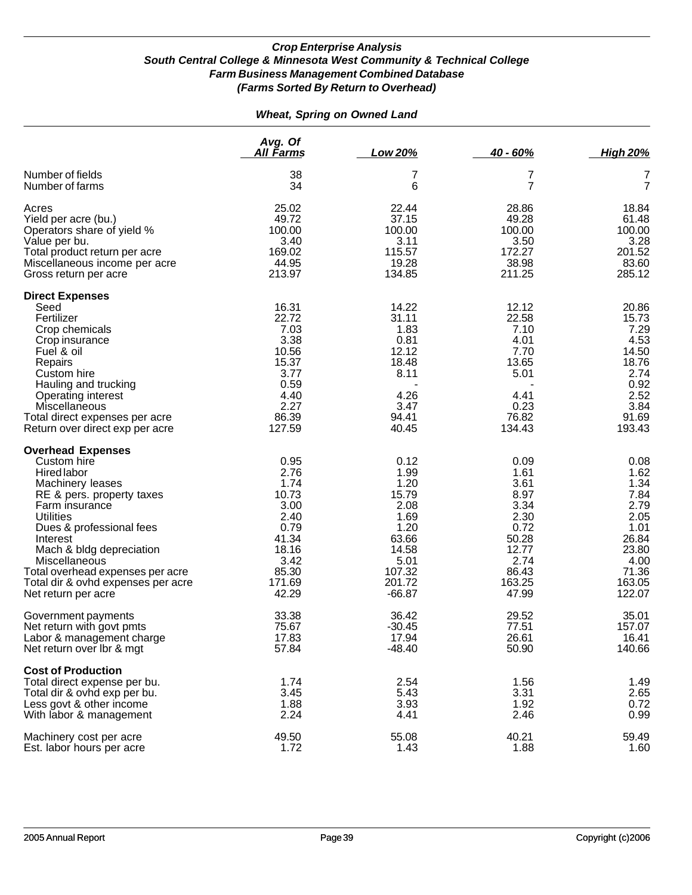### *Crop Enterprise Analysis*
### *South Central College & Minnesota West Community & Technical College*
### *Farm Business Management Combined Database*
### *(Farms Sorted By Return to Overhead)*

#### *Wheat, Spring on Owned Land*

| | Avg. Of All Farms | Low 20% | 40 - 60% | High 20% |
|---|---|---|---|---|
| Number of fields | 38 | 7 | 7 | 7 |
| Number of farms | 34 | 6 | 7 | 7 |
| Acres | 25.02 | 22.44 | 28.86 | 18.84 |
| Yield per acre (bu.) | 49.72 | 37.15 | 49.28 | 61.48 |
| Operators share of yield % | 100.00 | 100.00 | 100.00 | 100.00 |
| Value per bu. | 3.40 | 3.11 | 3.50 | 3.28 |
| Total product return per acre | 169.02 | 115.57 | 172.27 | 201.52 |
| Miscellaneous income per acre | 44.95 | 19.28 | 38.98 | 83.60 |
| Gross return per acre | 213.97 | 134.85 | 211.25 | 285.12 |
| **Direct Expenses** | | | | |
| Seed | 16.31 | 14.22 | 12.12 | 20.86 |
| Fertilizer | 22.72 | 31.11 | 22.58 | 15.73 |
| Crop chemicals | 7.03 | 1.83 | 7.10 | 7.29 |
| Crop insurance | 3.38 | 0.81 | 4.01 | 4.53 |
| Fuel & oil | 10.56 | 12.12 | 7.70 | 14.50 |
| Repairs | 15.37 | 18.48 | 13.65 | 18.76 |
| Custom hire | 3.77 | 8.11 | 5.01 | 2.74 |
| Hauling and trucking | 0.59 | - | - | 0.92 |
| Operating interest | 4.40 | 4.26 | 4.41 | 2.52 |
| Miscellaneous | 2.27 | 3.47 | 0.23 | 3.84 |
| Total direct expenses per acre | 86.39 | 94.41 | 76.82 | 91.69 |
| Return over direct exp per acre | 127.59 | 40.45 | 134.43 | 193.43 |
| **Overhead Expenses** | | | | |
| Custom hire | 0.95 | 0.12 | 0.09 | 0.08 |
| Hired labor | 2.76 | 1.99 | 1.61 | 1.62 |
| Machinery leases | 1.74 | 1.20 | 3.61 | 1.34 |
| RE & pers. property taxes | 10.73 | 15.79 | 8.97 | 7.84 |
| Farm insurance | 3.00 | 2.08 | 3.34 | 2.79 |
| Utilities | 2.40 | 1.69 | 2.30 | 2.05 |
| Dues & professional fees | 0.79 | 1.20 | 0.72 | 1.01 |
| Interest | 41.34 | 63.66 | 50.28 | 26.84 |
| Mach & bldg depreciation | 18.16 | 14.58 | 12.77 | 23.80 |
| Miscellaneous | 3.42 | 5.01 | 2.74 | 4.00 |
| Total overhead expenses per acre | 85.30 | 107.32 | 86.43 | 71.36 |
| Total dir & ovhd expenses per acre | 171.69 | 201.72 | 163.25 | 163.05 |
| Net return per acre | 42.29 | -66.87 | 47.99 | 122.07 |
| Government payments | 33.38 | 36.42 | 29.52 | 35.01 |
| Net return with govt pmts | 75.67 | -30.45 | 77.51 | 157.07 |
| Labor & management charge | 17.83 | 17.94 | 26.61 | 16.41 |
| Net return over lbr & mgt | 57.84 | -48.40 | 50.90 | 140.66 |
| **Cost of Production** | | | | |
| Total direct expense per bu. | 1.74 | 2.54 | 1.56 | 1.49 |
| Total dir & ovhd exp per bu. | 3.45 | 5.43 | 3.31 | 2.65 |
| Less govt & other income | 1.88 | 3.93 | 1.92 | 0.72 |
| With labor & management | 2.24 | 4.41 | 2.46 | 0.99 |
| Machinery cost per acre | 49.50 | 55.08 | 40.21 | 59.49 |
| Est. labor hours per acre | 1.72 | 1.43 | 1.88 | 1.60 |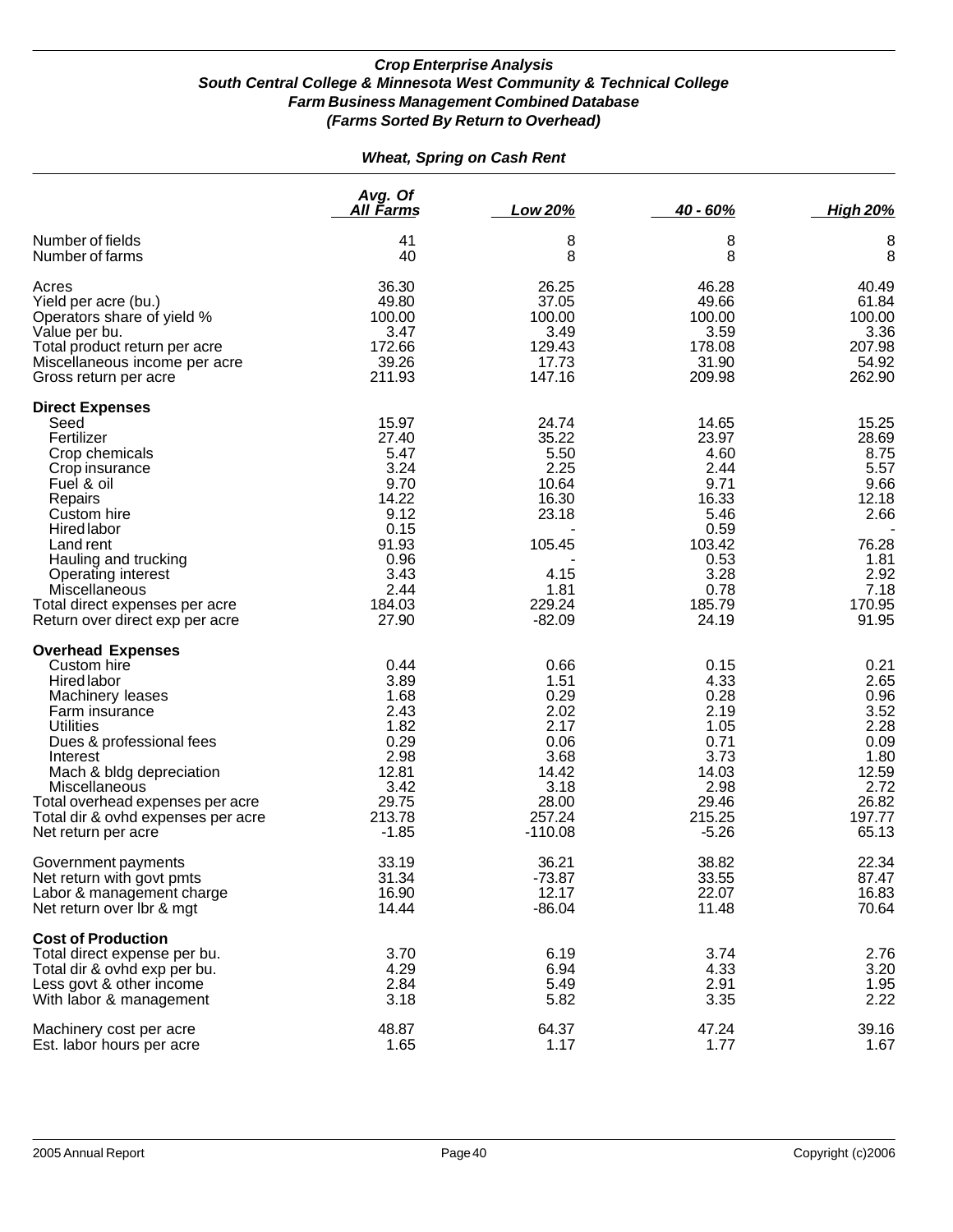### *Crop Enterprise Analysis*
### *South Central College & Minnesota West Community & Technical College*
### *Farm Business Management Combined Database*
### *(Farms Sorted By Return to Overhead)*

#### *Wheat, Spring on Cash Rent*

| | Avg. Of All Farms | Low 20% | 40 - 60% | High 20% |
|---|---|---|---|---|
| Number of fields | 41 | 8 | 8 | 8 |
| Number of farms | 40 | 8 | 8 | 8 |
| | | | | |
| Acres | 36.30 | 26.25 | 46.28 | 40.49 |
| Yield per acre (bu.) | 49.80 | 37.05 | 49.66 | 61.84 |
| Operators share of yield % | 100.00 | 100.00 | 100.00 | 100.00 |
| Value per bu. | 3.47 | 3.49 | 3.59 | 3.36 |
| Total product return per acre | 172.66 | 129.43 | 178.08 | 207.98 |
| Miscellaneous income per acre | 39.26 | 17.73 | 31.90 | 54.92 |
| Gross return per acre | 211.93 | 147.16 | 209.98 | 262.90 |
| **Direct Expenses** | | | | |
| Seed | 15.97 | 24.74 | 14.65 | 15.25 |
| Fertilizer | 27.40 | 35.22 | 23.97 | 28.69 |
| Crop chemicals | 5.47 | 5.50 | 4.60 | 8.75 |
| Crop insurance | 3.24 | 2.25 | 2.44 | 5.57 |
| Fuel & oil | 9.70 | 10.64 | 9.71 | 9.66 |
| Repairs | 14.22 | 16.30 | 16.33 | 12.18 |
| Custom hire | 9.12 | 23.18 | 5.46 | 2.66 |
| Hired labor | 0.15 | - | 0.59 | - |
| Land rent | 91.93 | 105.45 | 103.42 | 76.28 |
| Hauling and trucking | 0.96 | - | 0.53 | 1.81 |
| Operating interest | 3.43 | 4.15 | 3.28 | 2.92 |
| Miscellaneous | 2.44 | 1.81 | 0.78 | 7.18 |
| Total direct expenses per acre | 184.03 | 229.24 | 185.79 | 170.95 |
| Return over direct exp per acre | 27.90 | -82.09 | 24.19 | 91.95 |
| **Overhead Expenses** | | | | |
| Custom hire | 0.44 | 0.66 | 0.15 | 0.21 |
| Hired labor | 3.89 | 1.51 | 4.33 | 2.65 |
| Machinery leases | 1.68 | 0.29 | 0.28 | 0.96 |
| Farm insurance | 2.43 | 2.02 | 2.19 | 3.52 |
| Utilities | 1.82 | 2.17 | 1.05 | 2.28 |
| Dues & professional fees | 0.29 | 0.06 | 0.71 | 0.09 |
| Interest | 2.98 | 3.68 | 3.73 | 1.80 |
| Mach & bldg depreciation | 12.81 | 14.42 | 14.03 | 12.59 |
| Miscellaneous | 3.42 | 3.18 | 2.98 | 2.72 |
| Total overhead expenses per acre | 29.75 | 28.00 | 29.46 | 26.82 |
| Total dir & ovhd expenses per acre | 213.78 | 257.24 | 215.25 | 197.77 |
| Net return per acre | -1.85 | -110.08 | -5.26 | 65.13 |
| | | | | |
| Government payments | 33.19 | 36.21 | 38.82 | 22.34 |
| Net return with govt pmts | 31.34 | -73.87 | 33.55 | 87.47 |
| Labor & management charge | 16.90 | 12.17 | 22.07 | 16.83 |
| Net return over lbr & mgt | 14.44 | -86.04 | 11.48 | 70.64 |
| **Cost of Production** | | | | |
| Total direct expense per bu. | 3.70 | 6.19 | 3.74 | 2.76 |
| Total dir & ovhd exp per bu. | 4.29 | 6.94 | 4.33 | 3.20 |
| Less govt & other income | 2.84 | 5.49 | 2.91 | 1.95 |
| With labor & management | 3.18 | 5.82 | 3.35 | 2.22 |
| | | | | |
| Machinery cost per acre | 48.87 | 64.37 | 47.24 | 39.16 |
| Est. labor hours per acre | 1.65 | 1.17 | 1.77 | 1.67 |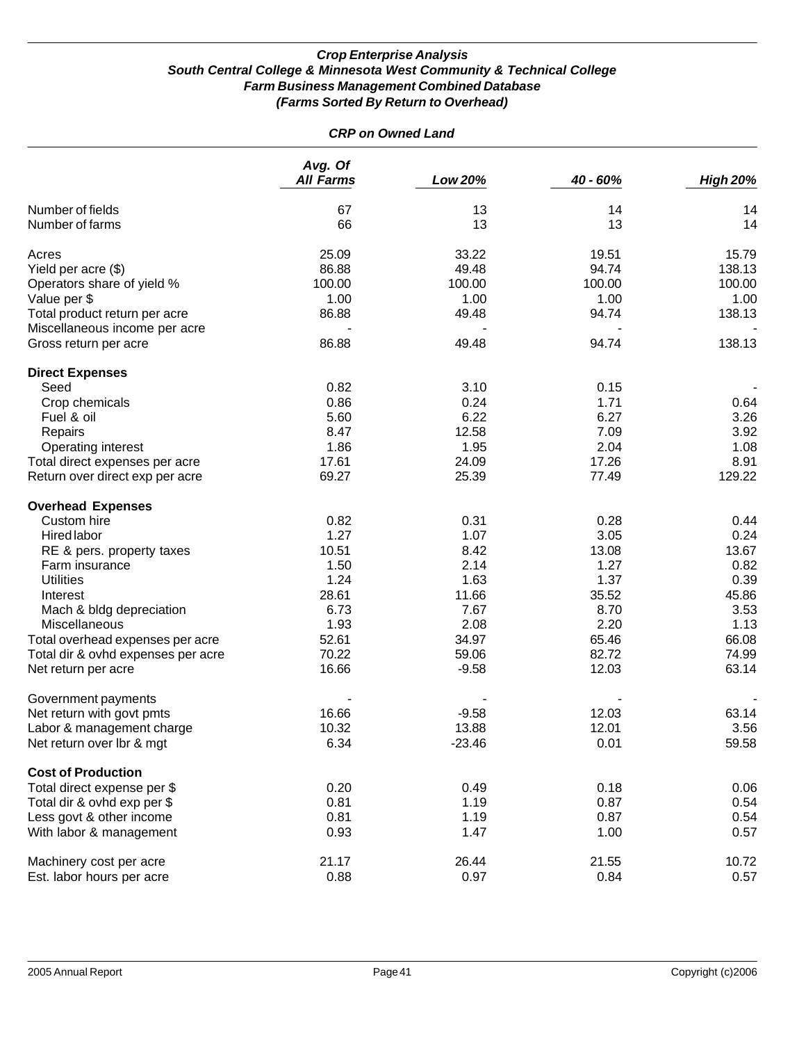***Crop Enterprise Analysis***
***South Central College & Minnesota West Community & Technical College***
***Farm Business Management Combined Database***
***(Farms Sorted By Return to Overhead)***

***CRP on Owned Land***

| | *Avg. Of All Farms* | *Low 20%* | *40 - 60%* | *High 20%* |
|---|---|---|---|---|
| Number of fields | 67 | 13 | 14 | 14 |
| Number of farms | 66 | 13 | 13 | 14 |
| Acres | 25.09 | 33.22 | 19.51 | 15.79 |
| Yield per acre ($) | 86.88 | 49.48 | 94.74 | 138.13 |
| Operators share of yield % | 100.00 | 100.00 | 100.00 | 100.00 |
| Value per $ | 1.00 | 1.00 | 1.00 | 1.00 |
| Total product return per acre | 86.88 | 49.48 | 94.74 | 138.13 |
| Miscellaneous income per acre | - | - | - | - |
| Gross return per acre | 86.88 | 49.48 | 94.74 | 138.13 |
| **Direct Expenses** | | | | |
| Seed | 0.82 | 3.10 | 0.15 | - |
| Crop chemicals | 0.86 | 0.24 | 1.71 | 0.64 |
| Fuel & oil | 5.60 | 6.22 | 6.27 | 3.26 |
| Repairs | 8.47 | 12.58 | 7.09 | 3.92 |
| Operating interest | 1.86 | 1.95 | 2.04 | 1.08 |
| Total direct expenses per acre | 17.61 | 24.09 | 17.26 | 8.91 |
| Return over direct exp per acre | 69.27 | 25.39 | 77.49 | 129.22 |
| **Overhead Expenses** | | | | |
| Custom hire | 0.82 | 0.31 | 0.28 | 0.44 |
| Hired labor | 1.27 | 1.07 | 3.05 | 0.24 |
| RE & pers. property taxes | 10.51 | 8.42 | 13.08 | 13.67 |
| Farm insurance | 1.50 | 2.14 | 1.27 | 0.82 |
| Utilities | 1.24 | 1.63 | 1.37 | 0.39 |
| Interest | 28.61 | 11.66 | 35.52 | 45.86 |
| Mach & bldg depreciation | 6.73 | 7.67 | 8.70 | 3.53 |
| Miscellaneous | 1.93 | 2.08 | 2.20 | 1.13 |
| Total overhead expenses per acre | 52.61 | 34.97 | 65.46 | 66.08 |
| Total dir & ovhd expenses per acre | 70.22 | 59.06 | 82.72 | 74.99 |
| Net return per acre | 16.66 | -9.58 | 12.03 | 63.14 |
| Government payments | - | - | - | - |
| Net return with govt pmts | 16.66 | -9.58 | 12.03 | 63.14 |
| Labor & management charge | 10.32 | 13.88 | 12.01 | 3.56 |
| Net return over lbr & mgt | 6.34 | -23.46 | 0.01 | 59.58 |
| **Cost of Production** | | | | |
| Total direct expense per $ | 0.20 | 0.49 | 0.18 | 0.06 |
| Total dir & ovhd exp per $ | 0.81 | 1.19 | 0.87 | 0.54 |
| Less govt & other income | 0.81 | 1.19 | 0.87 | 0.54 |
| With labor & management | 0.93 | 1.47 | 1.00 | 0.57 |
| Machinery cost per acre | 21.17 | 26.44 | 21.55 | 10.72 |
| Est. labor hours per acre | 0.88 | 0.97 | 0.84 | 0.57 |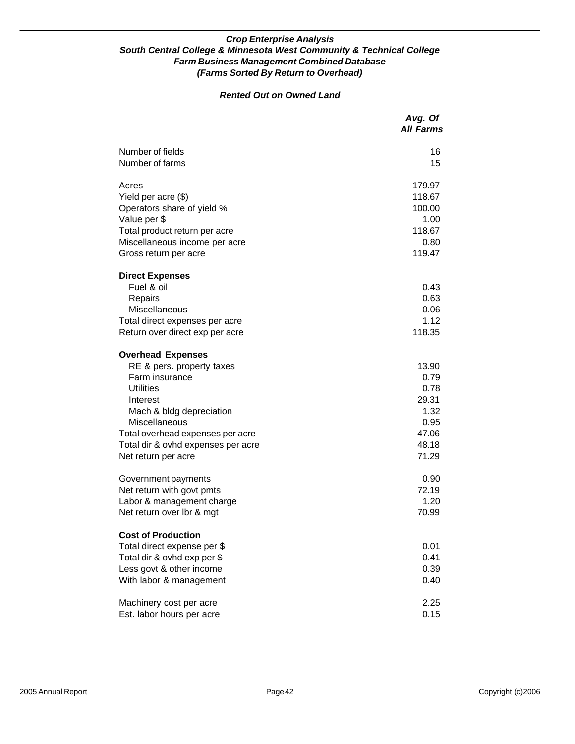# Crop Enterprise Analysis
## South Central College & Minnesota West Community & Technical College
## Farm Business Management Combined Database
## (Farms Sorted By Return to Overhead)

### Rented Out on Owned Land

| | Avg. Of All Farms |
|---|---|
| Number of fields | 16 |
| Number of farms | 15 |
| | |
| Acres | 179.97 |
| Yield per acre ($) | 118.67 |
| Operators share of yield % | 100.00 |
| Value per $ | 1.00 |
| Total product return per acre | 118.67 |
| Miscellaneous income per acre | 0.80 |
| Gross return per acre | 119.47 |
| | |
| **Direct Expenses** | |
| Fuel & oil | 0.43 |
| Repairs | 0.63 |
| Miscellaneous | 0.06 |
| Total direct expenses per acre | 1.12 |
| Return over direct exp per acre | 118.35 |
| | |
| **Overhead Expenses** | |
| RE & pers. property taxes | 13.90 |
| Farm insurance | 0.79 |
| Utilities | 0.78 |
| Interest | 29.31 |
| Mach & bldg depreciation | 1.32 |
| Miscellaneous | 0.95 |
| Total overhead expenses per acre | 47.06 |
| Total dir & ovhd expenses per acre | 48.18 |
| Net return per acre | 71.29 |
| | |
| Government payments | 0.90 |
| Net return with govt pmts | 72.19 |
| Labor & management charge | 1.20 |
| Net return over lbr & mgt | 70.99 |
| | |
| **Cost of Production** | |
| Total direct expense per $ | 0.01 |
| Total dir & ovhd exp per $ | 0.41 |
| Less govt & other income | 0.39 |
| With labor & management | 0.40 |
| | |
| Machinery cost per acre | 2.25 |
| Est. labor hours per acre | 0.15 |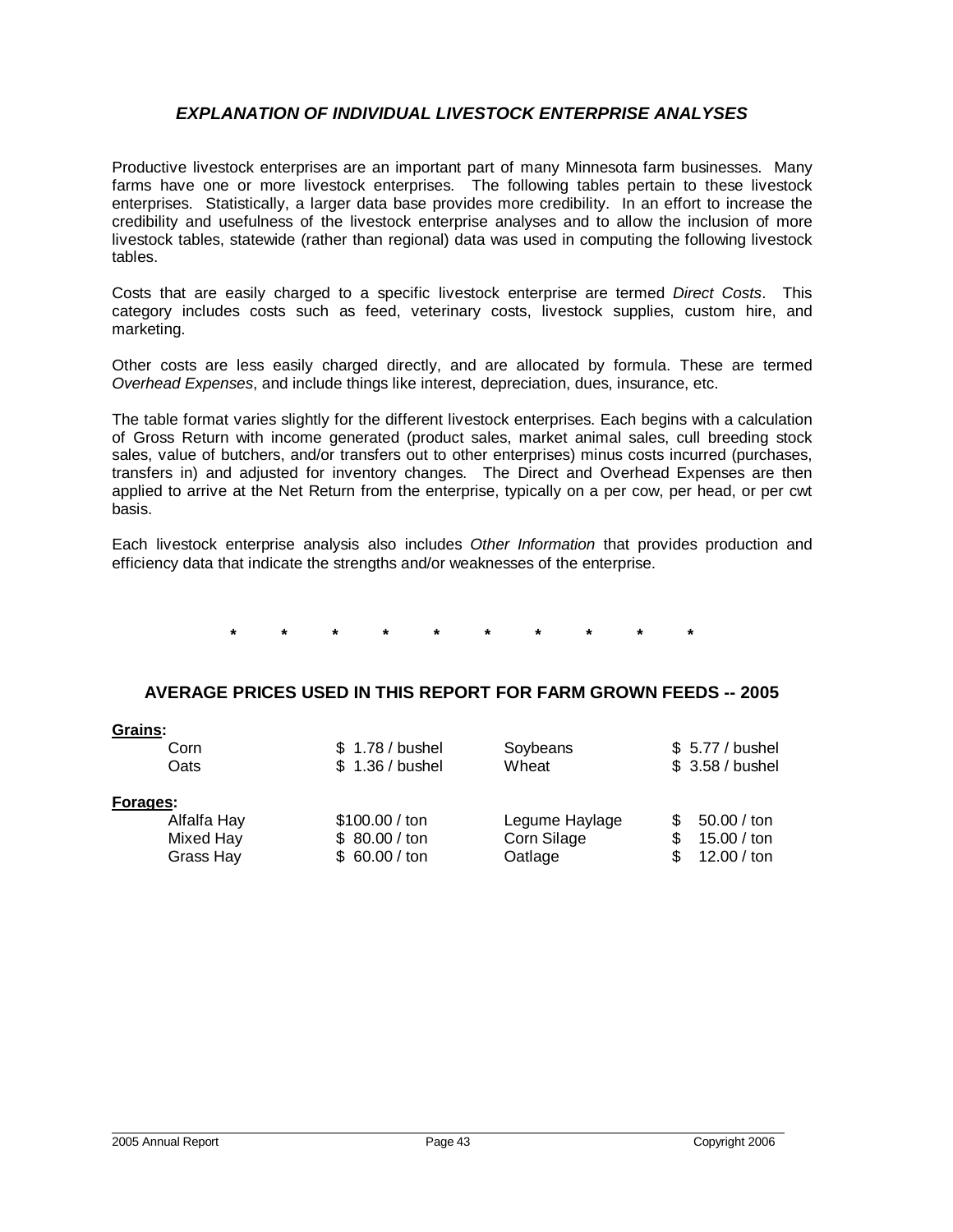## *EXPLANATION OF INDIVIDUAL LIVESTOCK ENTERPRISE ANALYSES*

Productive livestock enterprises are an important part of many Minnesota farm businesses. Many farms have one or more livestock enterprises. The following tables pertain to these livestock enterprises. Statistically, a larger data base provides more credibility. In an effort to increase the credibility and usefulness of the livestock enterprise analyses and to allow the inclusion of more livestock tables, statewide (rather than regional) data was used in computing the following livestock tables.

Costs that are easily charged to a specific livestock enterprise are termed *Direct Costs*. This category includes costs such as feed, veterinary costs, livestock supplies, custom hire, and marketing.

Other costs are less easily charged directly, and are allocated by formula. These are termed *Overhead Expenses*, and include things like interest, depreciation, dues, insurance, etc.

The table format varies slightly for the different livestock enterprises. Each begins with a calculation of Gross Return with income generated (product sales, market animal sales, cull breeding stock sales, value of butchers, and/or transfers out to other enterprises) minus costs incurred (purchases, transfers in) and adjusted for inventory changes. The Direct and Overhead Expenses are then applied to arrive at the Net Return from the enterprise, typically on a per cow, per head, or per cwt basis.

Each livestock enterprise analysis also includes *Other Information* that provides production and efficiency data that indicate the strengths and/or weaknesses of the enterprise.

\* \* \* \* \* \* \* \* \* \*

## AVERAGE PRICES USED IN THIS REPORT FOR FARM GROWN FEEDS -- 2005

| | | | |
|---|---|---|---|
| **Grains:** | | | |
| Corn | $ 1.78 / bushel | Soybeans | $ 5.77 / bushel |
| Oats | $ 1.36 / bushel | Wheat | $ 3.58 / bushel |
| **Forages:** | | | |
| Alfalfa Hay | $100.00 / ton | Legume Haylage | $ 50.00 / ton |
| Mixed Hay | $ 80.00 / ton | Corn Silage | $ 15.00 / ton |
| Grass Hay | $ 60.00 / ton | Oatlage | $ 12.00 / ton |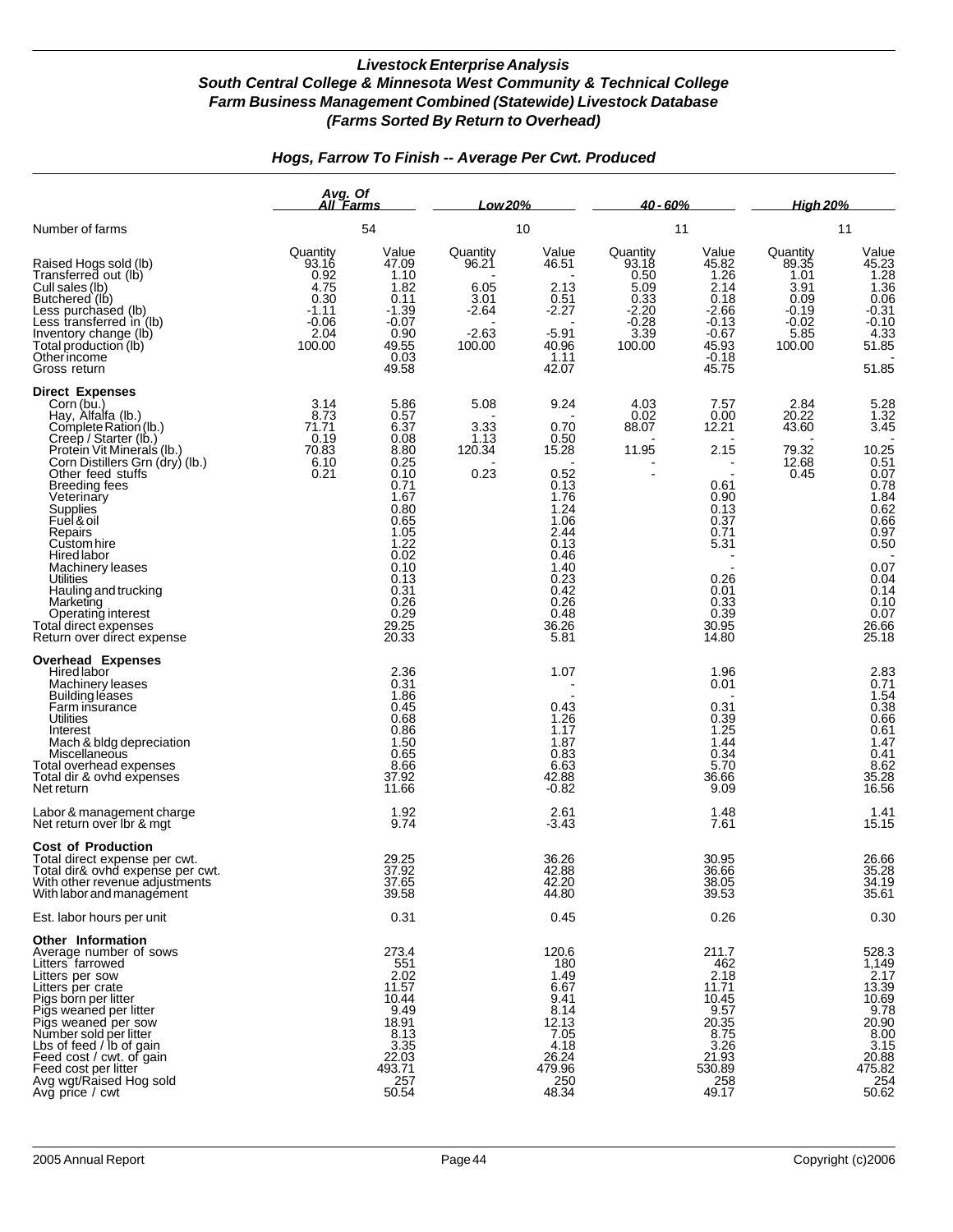## *Livestock Enterprise Analysis*
## *South Central College & Minnesota West Community & Technical College*
## *Farm Business Management Combined (Statewide) Livestock Database*
## *(Farms Sorted By Return to Overhead)*

### *Hogs, Farrow To Finish -- Average Per Cwt. Produced*

| | Avg. Of All Farms | | Low 20% | | 40 - 60% | | High 20% | |
|---|---|---|---|---|---|---|---|---|
| Number of farms | 54 | | 10 | | 11 | | 11 | |
| | Quantity | Value | Quantity | Value | Quantity | Value | Quantity | Value |
| Raised Hogs sold (lb) | 93.16 | 47.09 | 96.21 | 46.51 | 93.18 | 45.82 | 89.35 | 45.23 |
| Transferred out (lb) | 0.92 | 1.10 | - | - | 0.50 | 1.26 | 1.01 | 1.28 |
| Cull sales (lb) | 4.75 | 1.82 | 6.05 | 2.13 | 5.09 | 2.14 | 3.91 | 1.36 |
| Butchered (lb) | 0.30 | 0.11 | 3.01 | 0.51 | 0.33 | 0.18 | 0.09 | 0.06 |
| Less purchased (lb) | -1.11 | -1.39 | -2.64 | -2.27 | -2.20 | -2.66 | -0.19 | -0.31 |
| Less transferred in (lb) | -0.06 | -0.07 | - | - | -0.28 | -0.13 | -0.02 | -0.10 |
| Inventory change (lb) | 2.04 | 0.90 | -2.63 | -5.91 | 3.39 | -0.67 | 5.85 | 4.33 |
| Total production (lb) | 100.00 | 49.55 | 100.00 | 40.96 | 100.00 | 45.93 | 100.00 | 51.85 |
| Other income | | 0.03 | | 1.11 | | -0.18 | | - |
| Gross return | | 49.58 | | 42.07 | | 45.75 | | 51.85 |
| **Direct Expenses** | | | | | | | | |
| Corn (bu.) | 3.14 | 5.86 | 5.08 | 9.24 | 4.03 | 7.57 | 2.84 | 5.28 |
| Hay, Alfalfa (lb.) | 8.73 | 0.57 | - | - | 0.02 | 0.00 | 20.22 | 1.32 |
| Complete Ration (lb.) | 71.71 | 6.37 | 3.33 | 0.70 | 88.07 | 12.21 | 43.60 | 3.45 |
| Creep / Starter (lb.) | 0.19 | 0.08 | 1.13 | 0.50 | - | - | - | - |
| Protein Vit Minerals (lb.) | 70.83 | 8.80 | 120.34 | 15.28 | 11.95 | 2.15 | 79.32 | 10.25 |
| Corn Distillers Grn (dry) (lb.) | 6.10 | 0.25 | - | - | - | - | 12.68 | 0.51 |
| Other feed stuffs | 0.21 | 0.10 | 0.23 | 0.52 | - | - | 0.45 | 0.07 |
| Breeding fees | | 0.71 | | 0.13 | | 0.61 | | 0.78 |
| Veterinary | | 1.67 | | 1.76 | | 0.90 | | 1.84 |
| Supplies | | 0.80 | | 1.24 | | 0.13 | | 0.62 |
| Fuel & oil | | 0.65 | | 1.06 | | 0.37 | | 0.66 |
| Repairs | | 1.05 | | 2.44 | | 0.71 | | 0.97 |
| Custom hire | | 1.22 | | 0.13 | | 5.31 | | 0.50 |
| Hired labor | | 0.02 | | 0.46 | | - | | - |
| Machinery leases | | 0.10 | | 1.40 | | - | | 0.07 |
| Utilities | | 0.13 | | 0.23 | | 0.26 | | 0.04 |
| Hauling and trucking | | 0.31 | | 0.42 | | 0.01 | | 0.14 |
| Marketing | | 0.26 | | 0.26 | | 0.33 | | 0.10 |
| Operating interest | | 0.29 | | 0.48 | | 0.39 | | 0.07 |
| Total direct expenses | | 29.25 | | 36.26 | | 30.95 | | 26.66 |
| Return over direct expense | | 20.33 | | 5.81 | | 14.80 | | 25.18 |
| **Overhead Expenses** | | | | | | | | |
| Hired labor | | 2.36 | | 1.07 | | 1.96 | | 2.83 |
| Machinery leases | | 0.31 | | - | | 0.01 | | 0.71 |
| Building leases | | 1.86 | | - | | - | | 1.54 |
| Farm insurance | | 0.45 | | 0.43 | | 0.31 | | 0.38 |
| Utilities | | 0.68 | | 1.26 | | 0.39 | | 0.66 |
| Interest | | 0.86 | | 1.17 | | 1.25 | | 0.61 |
| Mach & bldg depreciation | | 1.50 | | 1.87 | | 1.44 | | 1.47 |
| Miscellaneous | | 0.65 | | 0.83 | | 0.34 | | 0.41 |
| Total overhead expenses | | 8.66 | | 6.63 | | 5.70 | | 8.62 |
| Total dir & ovhd expenses | | 37.92 | | 42.88 | | 36.66 | | 35.28 |
| Net return | | 11.66 | | -0.82 | | 9.09 | | 16.56 |
| Labor & management charge | | 1.92 | | 2.61 | | 1.48 | | 1.41 |
| Net return over lbr & mgt | | 9.74 | | -3.43 | | 7.61 | | 15.15 |
| **Cost of Production** | | | | | | | | |
| Total direct expense per cwt. | | 29.25 | | 36.26 | | 30.95 | | 26.66 |
| Total dir& ovhd expense per cwt. | | 37.92 | | 42.88 | | 36.66 | | 35.28 |
| With other revenue adjustments | | 37.65 | | 42.20 | | 38.05 | | 34.19 |
| With labor and management | | 39.58 | | 44.80 | | 39.53 | | 35.61 |
| Est. labor hours per unit | | 0.31 | | 0.45 | | 0.26 | | 0.30 |
| **Other Information** | | | | | | | | |
| Average number of sows | | 273.4 | | 120.6 | | 211.7 | | 528.3 |
| Litters farrowed | | 551 | | 180 | | 462 | | 1,149 |
| Litters per sow | | 2.02 | | 1.49 | | 2.18 | | 2.17 |
| Litters per crate | | 11.57 | | 6.67 | | 11.71 | | 13.39 |
| Pigs born per litter | | 10.44 | | 9.41 | | 10.45 | | 10.69 |
| Pigs weaned per litter | | 9.49 | | 8.14 | | 9.57 | | 9.78 |
| Pigs weaned per sow | | 18.91 | | 12.13 | | 20.35 | | 20.90 |
| Number sold per litter | | 8.13 | | 7.05 | | 8.75 | | 8.00 |
| Lbs of feed / lb of gain | | 3.35 | | 4.18 | | 3.26 | | 3.15 |
| Feed cost / cwt. of gain | | 22.03 | | 26.24 | | 21.93 | | 20.88 |
| Feed cost per litter | | 493.71 | | 479.96 | | 530.89 | | 475.82 |
| Avg wgt/Raised Hog sold | | 257 | | 250 | | 258 | | 254 |
| Avg price / cwt | | 50.54 | | 48.34 | | 49.17 | | 50.62 |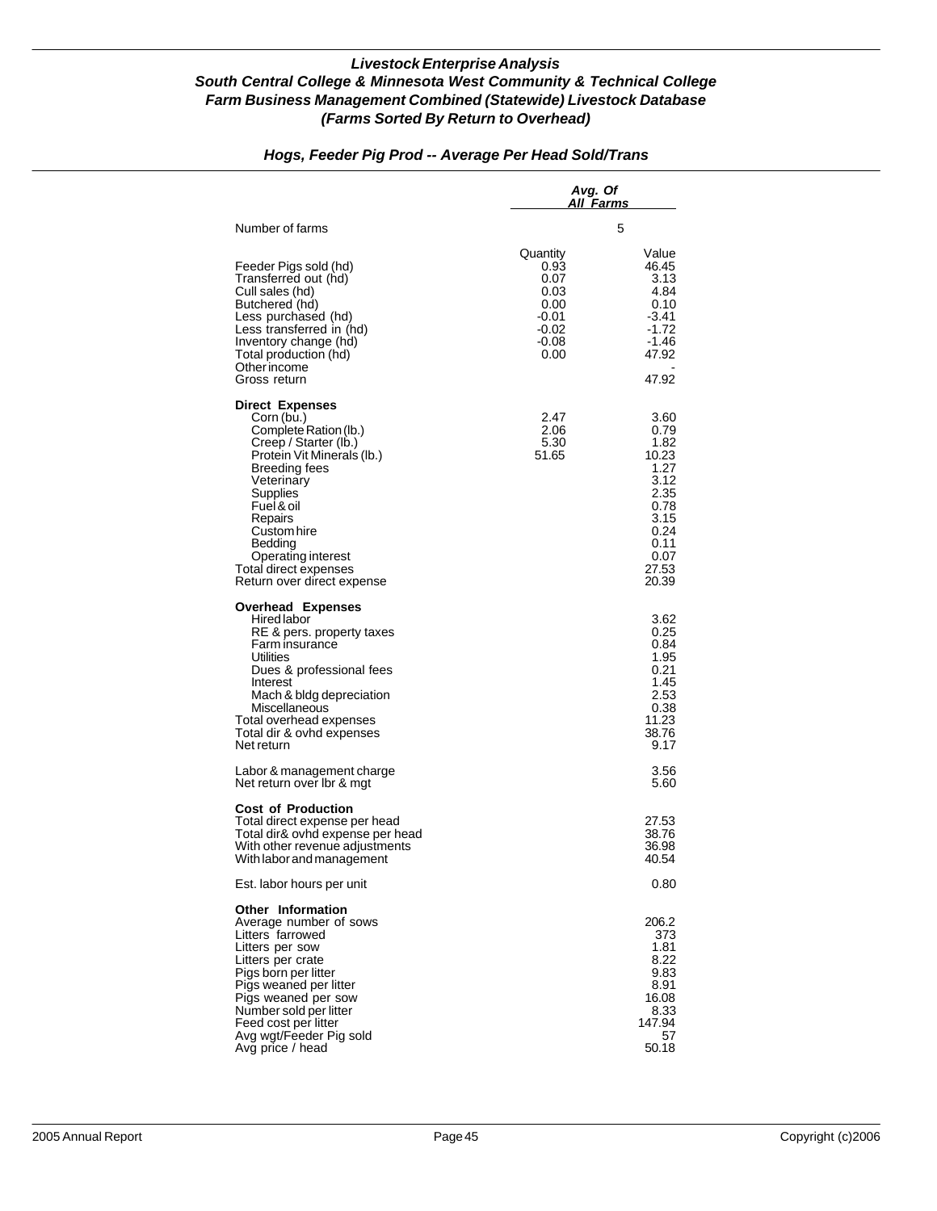***Livestock Enterprise Analysis***
***South Central College & Minnesota West Community & Technical College***
***Farm Business Management Combined (Statewide) Livestock Database***
***(Farms Sorted By Return to Overhead)***

## *Hogs, Feeder Pig Prod -- Average Per Head Sold/Trans*

| | *Avg. Of All Farms* | |
|---|---|---|
| Number of farms | | 5 |
| | Quantity | Value |
| Feeder Pigs sold (hd) | 0.93 | 46.45 |
| Transferred out (hd) | 0.07 | 3.13 |
| Cull sales (hd) | 0.03 | 4.84 |
| Butchered (hd) | 0.00 | 0.10 |
| Less purchased (hd) | -0.01 | -3.41 |
| Less transferred in (hd) | -0.02 | -1.72 |
| Inventory change (hd) | -0.08 | -1.46 |
| Total production (hd) | 0.00 | 47.92 |
| Other income | | - |
| Gross return | | 47.92 |
| **Direct Expenses** | | |
| Corn (bu.) | 2.47 | 3.60 |
| Complete Ration (lb.) | 2.06 | 0.79 |
| Creep / Starter (lb.) | 5.30 | 1.82 |
| Protein Vit Minerals (lb.) | 51.65 | 10.23 |
| Breeding fees | | 1.27 |
| Veterinary | | 3.12 |
| Supplies | | 2.35 |
| Fuel & oil | | 0.78 |
| Repairs | | 3.15 |
| Custom hire | | 0.24 |
| Bedding | | 0.11 |
| Operating interest | | 0.07 |
| Total direct expenses | | 27.53 |
| Return over direct expense | | 20.39 |
| **Overhead Expenses** | | |
| Hired labor | | 3.62 |
| RE & pers. property taxes | | 0.25 |
| Farm insurance | | 0.84 |
| Utilities | | 1.95 |
| Dues & professional fees | | 0.21 |
| Interest | | 1.45 |
| Mach & bldg depreciation | | 2.53 |
| Miscellaneous | | 0.38 |
| Total overhead expenses | | 11.23 |
| Total dir & ovhd expenses | | 38.76 |
| Net return | | 9.17 |
| Labor & management charge | | 3.56 |
| Net return over lbr & mgt | | 5.60 |
| **Cost of Production** | | |
| Total direct expense per head | | 27.53 |
| Total dir& ovhd expense per head | | 38.76 |
| With other revenue adjustments | | 36.98 |
| With labor and management | | 40.54 |
| Est. labor hours per unit | | 0.80 |
| **Other Information** | | |
| Average number of sows | | 206.2 |
| Litters farrowed | | 373 |
| Litters per sow | | 1.81 |
| Litters per crate | | 8.22 |
| Pigs born per litter | | 9.83 |
| Pigs weaned per litter | | 8.91 |
| Pigs weaned per sow | | 16.08 |
| Number sold per litter | | 8.33 |
| Feed cost per litter | | 147.94 |
| Avg wgt/Feeder Pig sold | | 57 |
| Avg price / head | | 50.18 |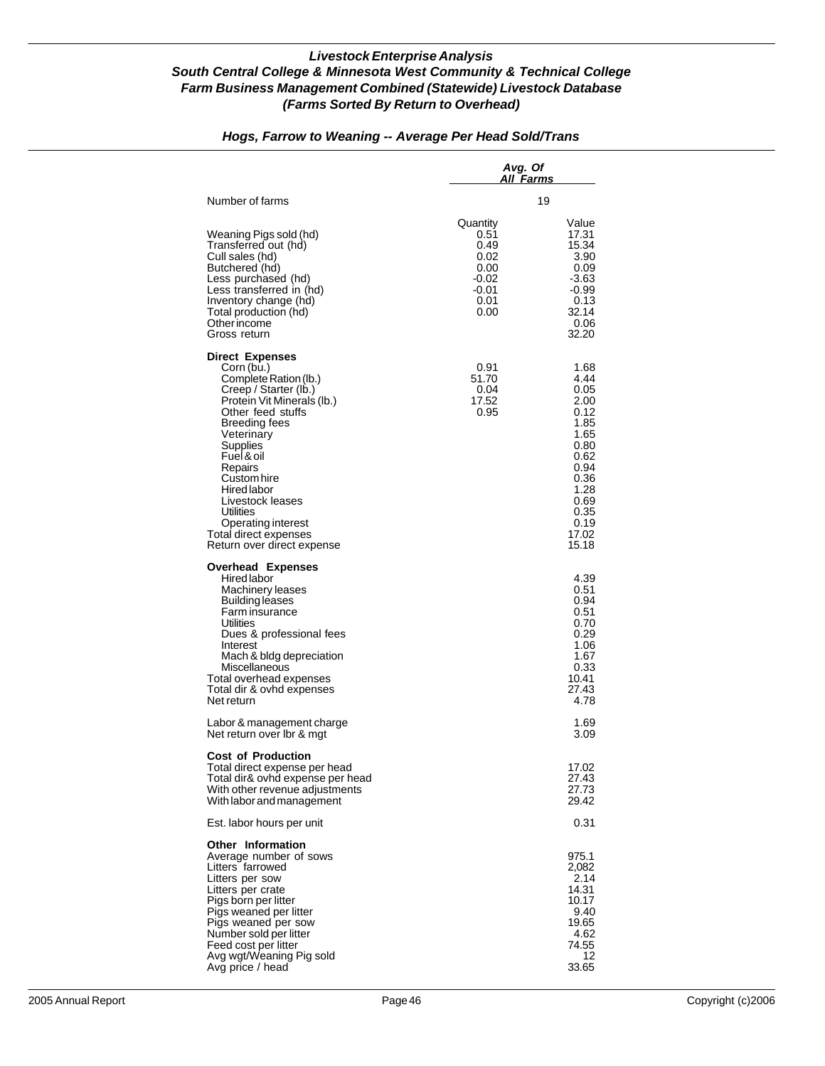# Livestock Enterprise Analysis
## South Central College & Minnesota West Community & Technical College
## Farm Business Management Combined (Statewide) Livestock Database
## (Farms Sorted By Return to Overhead)

### Hogs, Farrow to Weaning -- Average Per Head Sold/Trans

| | Avg. Of All Farms | |
|---|---|---|
| Number of farms | 19 | |
| | Quantity | Value |
| Weaning Pigs sold (hd) | 0.51 | 17.31 |
| Transferred out (hd) | 0.49 | 15.34 |
| Cull sales (hd) | 0.02 | 3.90 |
| Butchered (hd) | 0.00 | 0.09 |
| Less purchased (hd) | -0.02 | -3.63 |
| Less transferred in (hd) | -0.01 | -0.99 |
| Inventory change (hd) | 0.01 | 0.13 |
| Total production (hd) | 0.00 | 32.14 |
| Other income | | 0.06 |
| Gross return | | 32.20 |
| **Direct Expenses** | | |
| Corn (bu.) | 0.91 | 1.68 |
| Complete Ration (lb.) | 51.70 | 4.44 |
| Creep / Starter (lb.) | 0.04 | 0.05 |
| Protein Vit Minerals (lb.) | 17.52 | 2.00 |
| Other feed stuffs | 0.95 | 0.12 |
| Breeding fees | | 1.85 |
| Veterinary | | 1.65 |
| Supplies | | 0.80 |
| Fuel & oil | | 0.62 |
| Repairs | | 0.94 |
| Custom hire | | 0.36 |
| Hired labor | | 1.28 |
| Livestock leases | | 0.69 |
| Utilities | | 0.35 |
| Operating interest | | 0.19 |
| Total direct expenses | | 17.02 |
| Return over direct expense | | 15.18 |
| **Overhead Expenses** | | |
| Hired labor | | 4.39 |
| Machinery leases | | 0.51 |
| Building leases | | 0.94 |
| Farm insurance | | 0.51 |
| Utilities | | 0.70 |
| Dues & professional fees | | 0.29 |
| Interest | | 1.06 |
| Mach & bldg depreciation | | 1.67 |
| Miscellaneous | | 0.33 |
| Total overhead expenses | | 10.41 |
| Total dir & ovhd expenses | | 27.43 |
| Net return | | 4.78 |
| Labor & management charge | | 1.69 |
| Net return over lbr & mgt | | 3.09 |
| **Cost of Production** | | |
| Total direct expense per head | | 17.02 |
| Total dir& ovhd expense per head | | 27.43 |
| With other revenue adjustments | | 27.73 |
| With labor and management | | 29.42 |
| Est. labor hours per unit | | 0.31 |
| **Other Information** | | |
| Average number of sows | | 975.1 |
| Litters farrowed | | 2,082 |
| Litters per sow | | 2.14 |
| Litters per crate | | 14.31 |
| Pigs born per litter | | 10.17 |
| Pigs weaned per litter | | 9.40 |
| Pigs weaned per sow | | 19.65 |
| Number sold per litter | | 4.62 |
| Feed cost per litter | | 74.55 |
| Avg wgt/Weaning Pig sold | | 12 |
| Avg price / head | | 33.65 |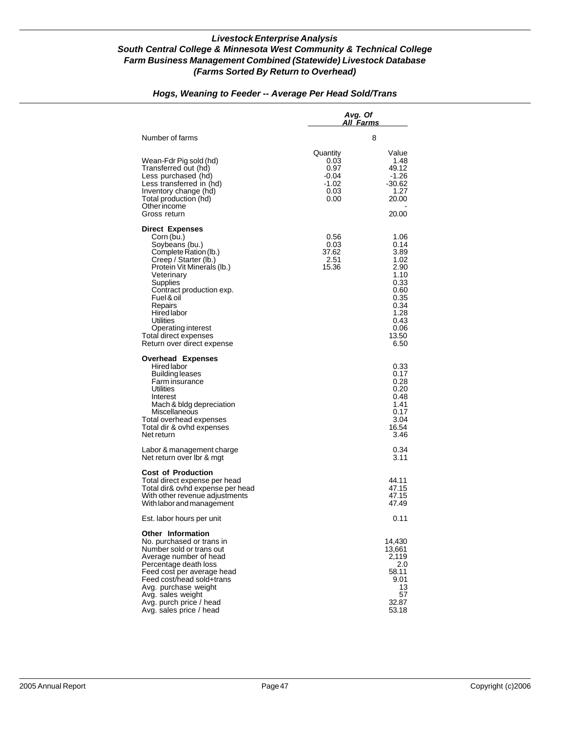# *Livestock Enterprise Analysis*
## *South Central College & Minnesota West Community & Technical College*
## *Farm Business Management Combined (Statewide) Livestock Database*
## *(Farms Sorted By Return to Overhead)*

### *Hogs, Weaning to Feeder -- Average Per Head Sold/Trans*

| | *Avg. Of All Farms* | |
|---|---|---|
| Number of farms | 8 | |
| | Quantity | Value |
| Wean-Fdr Pig sold (hd) | 0.03 | 1.48 |
| Transferred out (hd) | 0.97 | 49.12 |
| Less purchased (hd) | -0.04 | -1.26 |
| Less transferred in (hd) | -1.02 | -30.62 |
| Inventory change (hd) | 0.03 | 1.27 |
| Total production (hd) | 0.00 | 20.00 |
| Other income | | - |
| Gross return | | 20.00 |
| **Direct Expenses** | | |
| Corn (bu.) | 0.56 | 1.06 |
| Soybeans (bu.) | 0.03 | 0.14 |
| Complete Ration (lb.) | 37.62 | 3.89 |
| Creep / Starter (lb.) | 2.51 | 1.02 |
| Protein Vit Minerals (lb.) | 15.36 | 2.90 |
| Veterinary | | 1.10 |
| Supplies | | 0.33 |
| Contract production exp. | | 0.60 |
| Fuel & oil | | 0.35 |
| Repairs | | 0.34 |
| Hired labor | | 1.28 |
| Utilities | | 0.43 |
| Operating interest | | 0.06 |
| Total direct expenses | | 13.50 |
| Return over direct expense | | 6.50 |
| **Overhead Expenses** | | |
| Hired labor | | 0.33 |
| Building leases | | 0.17 |
| Farm insurance | | 0.28 |
| Utilities | | 0.20 |
| Interest | | 0.48 |
| Mach & bldg depreciation | | 1.41 |
| Miscellaneous | | 0.17 |
| Total overhead expenses | | 3.04 |
| Total dir & ovhd expenses | | 16.54 |
| Net return | | 3.46 |
| Labor & management charge | | 0.34 |
| Net return over lbr & mgt | | 3.11 |
| **Cost of Production** | | |
| Total direct expense per head | | 44.11 |
| Total dir& ovhd expense per head | | 47.15 |
| With other revenue adjustments | | 47.15 |
| With labor and management | | 47.49 |
| Est. labor hours per unit | | 0.11 |
| **Other Information** | | |
| No. purchased or trans in | | 14,430 |
| Number sold or trans out | | 13,661 |
| Average number of head | | 2,119 |
| Percentage death loss | | 2.0 |
| Feed cost per average head | | 58.11 |
| Feed cost/head sold+trans | | 9.01 |
| Avg. purchase weight | | 13 |
| Avg. sales weight | | 57 |
| Avg. purch price / head | | 32.87 |
| Avg. sales price / head | | 53.18 |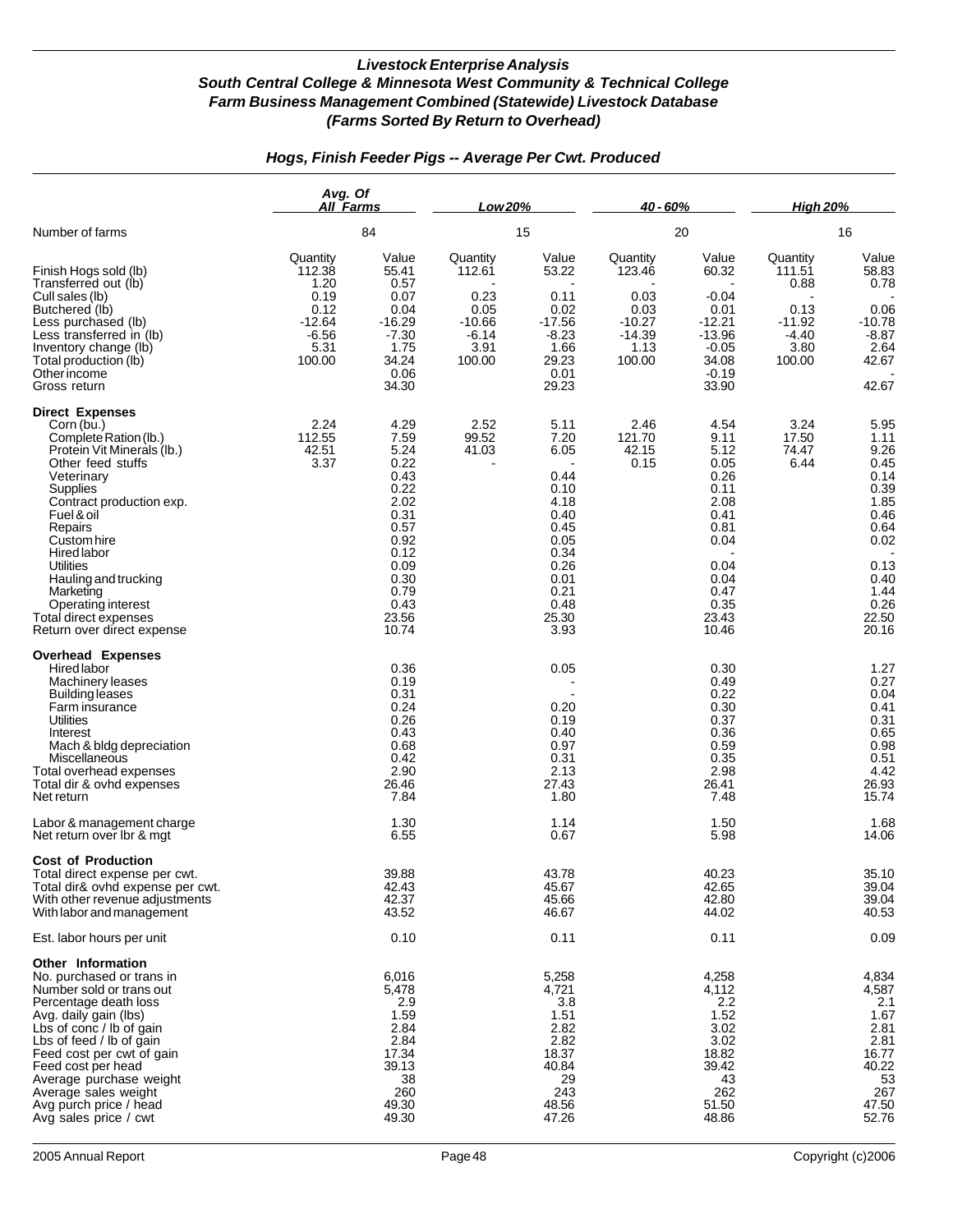# *Livestock Enterprise Analysis*
## *South Central College & Minnesota West Community & Technical College*
## *Farm Business Management Combined (Statewide) Livestock Database*
## *(Farms Sorted By Return to Overhead)*

### *Hogs, Finish Feeder Pigs -- Average Per Cwt. Produced*

| | Avg. Of All Farms | | Low 20% | | 40 - 60% | | High 20% | |
|---|---|---|---|---|---|---|---|---|
| Number of farms | 84 | | 15 | | 20 | | 16 | |
| | Quantity | Value | Quantity | Value | Quantity | Value | Quantity | Value |
| Finish Hogs sold (lb) | 112.38 | 55.41 | 112.61 | 53.22 | 123.46 | 60.32 | 111.51 | 58.83 |
| Transferred out (lb) | 1.20 | 0.57 | - | - | - | - | 0.88 | 0.78 |
| Cull sales (lb) | 0.19 | 0.07 | 0.23 | 0.11 | 0.03 | -0.04 | - | - |
| Butchered (lb) | 0.12 | 0.04 | 0.05 | 0.02 | 0.03 | 0.01 | 0.13 | 0.06 |
| Less purchased (lb) | -12.64 | -16.29 | -10.66 | -17.56 | -10.27 | -12.21 | -11.92 | -10.78 |
| Less transferred in (lb) | -6.56 | -7.30 | -6.14 | -8.23 | -14.39 | -13.96 | -4.40 | -8.87 |
| Inventory change (lb) | 5.31 | 1.75 | 3.91 | 1.66 | 1.13 | -0.05 | 3.80 | 2.64 |
| Total production (lb) | 100.00 | 34.24 | 100.00 | 29.23 | 100.00 | 34.08 | 100.00 | 42.67 |
| Other income | | 0.06 | | 0.01 | | -0.19 | | - |
| Gross return | | 34.30 | | 29.23 | | 33.90 | | 42.67 |
| **Direct Expenses** | | | | | | | | |
| Corn (bu.) | 2.24 | 4.29 | 2.52 | 5.11 | 2.46 | 4.54 | 3.24 | 5.95 |
| Complete Ration (lb.) | 112.55 | 7.59 | 99.52 | 7.20 | 121.70 | 9.11 | 17.50 | 1.11 |
| Protein Vit Minerals (lb.) | 42.51 | 5.24 | 41.03 | 6.05 | 42.15 | 5.12 | 74.47 | 9.26 |
| Other feed stuffs | 3.37 | 0.22 | - | - | 0.15 | 0.05 | 6.44 | 0.45 |
| Veterinary | | 0.43 | | 0.44 | | 0.26 | | 0.14 |
| Supplies | | 0.22 | | 0.10 | | 0.11 | | 0.39 |
| Contract production exp. | | 2.02 | | 4.18 | | 2.08 | | 1.85 |
| Fuel & oil | | 0.31 | | 0.40 | | 0.41 | | 0.46 |
| Repairs | | 0.57 | | 0.45 | | 0.81 | | 0.64 |
| Custom hire | | 0.92 | | 0.05 | | 0.04 | | 0.02 |
| Hired labor | | 0.12 | | 0.34 | | - | | - |
| Utilities | | 0.09 | | 0.26 | | 0.04 | | 0.13 |
| Hauling and trucking | | 0.30 | | 0.01 | | 0.04 | | 0.40 |
| Marketing | | 0.79 | | 0.21 | | 0.47 | | 1.44 |
| Operating interest | | 0.43 | | 0.48 | | 0.35 | | 0.26 |
| Total direct expenses | | 23.56 | | 25.30 | | 23.43 | | 22.50 |
| Return over direct expense | | 10.74 | | 3.93 | | 10.46 | | 20.16 |
| **Overhead Expenses** | | | | | | | | |
| Hired labor | | 0.36 | | 0.05 | | 0.30 | | 1.27 |
| Machinery leases | | 0.19 | | - | | 0.49 | | 0.27 |
| Building leases | | 0.31 | | - | | 0.22 | | 0.04 |
| Farm insurance | | 0.24 | | 0.20 | | 0.30 | | 0.41 |
| Utilities | | 0.26 | | 0.19 | | 0.37 | | 0.31 |
| Interest | | 0.43 | | 0.40 | | 0.36 | | 0.65 |
| Mach & bldg depreciation | | 0.68 | | 0.97 | | 0.59 | | 0.98 |
| Miscellaneous | | 0.42 | | 0.31 | | 0.35 | | 0.51 |
| Total overhead expenses | | 2.90 | | 2.13 | | 2.98 | | 4.42 |
| Total dir & ovhd expenses | | 26.46 | | 27.43 | | 26.41 | | 26.93 |
| Net return | | 7.84 | | 1.80 | | 7.48 | | 15.74 |
| Labor & management charge | | 1.30 | | 1.14 | | 1.50 | | 1.68 |
| Net return over lbr & mgt | | 6.55 | | 0.67 | | 5.98 | | 14.06 |
| **Cost of Production** | | | | | | | | |
| Total direct expense per cwt. | | 39.88 | | 43.78 | | 40.23 | | 35.10 |
| Total dir& ovhd expense per cwt. | | 42.43 | | 45.67 | | 42.65 | | 39.04 |
| With other revenue adjustments | | 42.37 | | 45.66 | | 42.80 | | 39.04 |
| With labor and management | | 43.52 | | 46.67 | | 44.02 | | 40.53 |
| Est. labor hours per unit | | 0.10 | | 0.11 | | 0.11 | | 0.09 |
| **Other Information** | | | | | | | | |
| No. purchased or trans in | | 6,016 | | 5,258 | | 4,258 | | 4,834 |
| Number sold or trans out | | 5,478 | | 4,721 | | 4,112 | | 4,587 |
| Percentage death loss | | 2.9 | | 3.8 | | 2.2 | | 2.1 |
| Avg. daily gain (lbs) | | 1.59 | | 1.51 | | 1.52 | | 1.67 |
| Lbs of conc / lb of gain | | 2.84 | | 2.82 | | 3.02 | | 2.81 |
| Lbs of feed / lb of gain | | 2.84 | | 2.82 | | 3.02 | | 2.81 |
| Feed cost per cwt of gain | | 17.34 | | 18.37 | | 18.82 | | 16.77 |
| Feed cost per head | | 39.13 | | 40.84 | | 39.42 | | 40.22 |
| Average purchase weight | | 38 | | 29 | | 43 | | 53 |
| Average sales weight | | 260 | | 243 | | 262 | | 267 |
| Avg purch price / head | | 49.30 | | 48.56 | | 51.50 | | 47.50 |
| Avg sales price / cwt | | 49.30 | | 47.26 | | 48.86 | | 52.76 |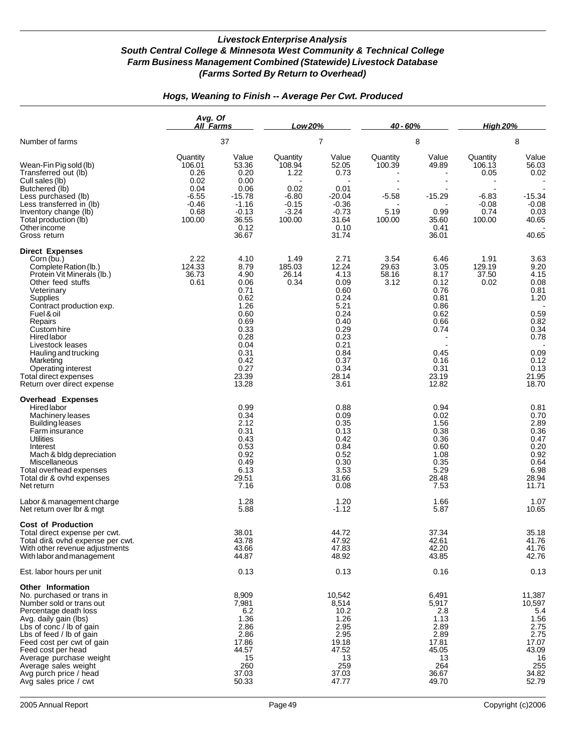# *Livestock Enterprise Analysis*
## *South Central College & Minnesota West Community & Technical College*
## *Farm Business Management Combined (Statewide) Livestock Database*
## *(Farms Sorted By Return to Overhead)*

### *Hogs, Weaning to Finish -- Average Per Cwt. Produced*

| | Avg. Of All Farms | | Low 20% | | 40 - 60% | | High 20% | |
|---|---|---|---|---|---|---|---|---|
| Number of farms | 37 | | 7 | | 8 | | 8 | |
| | Quantity | Value | Quantity | Value | Quantity | Value | Quantity | Value |
| Wean-Fin Pig sold (lb) | 106.01 | 53.36 | 108.94 | 52.05 | 100.39 | 49.89 | 106.13 | 56.03 |
| Transferred out (lb) | 0.26 | 0.20 | 1.22 | 0.73 | - | - | 0.05 | 0.02 |
| Cull sales (lb) | 0.02 | 0.00 | - | - | - | - | - | - |
| Butchered (lb) | 0.04 | 0.06 | 0.02 | 0.01 | - | - | - | - |
| Less purchased (lb) | -6.55 | -15.78 | -6.80 | -20.04 | -5.58 | -15.29 | -6.83 | -15.34 |
| Less transferred in (lb) | -0.46 | -1.16 | -0.15 | -0.36 | - | - | -0.08 | -0.08 |
| Inventory change (lb) | 0.68 | -0.13 | -3.24 | -0.73 | 5.19 | 0.99 | 0.74 | 0.03 |
| Total production (lb) | 100.00 | 36.55 | 100.00 | 31.64 | 100.00 | 35.60 | 100.00 | 40.65 |
| Other income | | 0.12 | | 0.10 | | 0.41 | | - |
| Gross return | | 36.67 | | 31.74 | | 36.01 | | 40.65 |
| **Direct Expenses** | | | | | | | | |
| Corn (bu.) | 2.22 | 4.10 | 1.49 | 2.71 | 3.54 | 6.46 | 1.91 | 3.63 |
| Complete Ration (lb.) | 124.33 | 8.79 | 185.03 | 12.24 | 29.63 | 3.05 | 129.19 | 9.20 |
| Protein Vit Minerals (lb.) | 36.73 | 4.90 | 26.14 | 4.13 | 58.16 | 8.17 | 37.50 | 4.15 |
| Other feed stuffs | 0.61 | 0.06 | 0.34 | 0.09 | 3.12 | 0.12 | 0.02 | 0.08 |
| Veterinary | | 0.71 | | 0.60 | | 0.76 | | 0.81 |
| Supplies | | 0.62 | | 0.24 | | 0.81 | | 1.20 |
| Contract production exp. | | 1.26 | | 5.21 | | 0.86 | | - |
| Fuel & oil | | 0.60 | | 0.24 | | 0.62 | | 0.59 |
| Repairs | | 0.69 | | 0.40 | | 0.66 | | 0.82 |
| Custom hire | | 0.33 | | 0.29 | | 0.74 | | 0.34 |
| Hired labor | | 0.28 | | 0.23 | | - | | 0.78 |
| Livestock leases | | 0.04 | | 0.21 | | - | | - |
| Hauling and trucking | | 0.31 | | 0.84 | | 0.45 | | 0.09 |
| Marketing | | 0.42 | | 0.37 | | 0.16 | | 0.12 |
| Operating interest | | 0.27 | | 0.34 | | 0.31 | | 0.13 |
| Total direct expenses | | 23.39 | | 28.14 | | 23.19 | | 21.95 |
| Return over direct expense | | 13.28 | | 3.61 | | 12.82 | | 18.70 |
| **Overhead Expenses** | | | | | | | | |
| Hired labor | | 0.99 | | 0.88 | | 0.94 | | 0.81 |
| Machinery leases | | 0.34 | | 0.09 | | 0.02 | | 0.70 |
| Building leases | | 2.12 | | 0.35 | | 1.56 | | 2.89 |
| Farm insurance | | 0.31 | | 0.13 | | 0.38 | | 0.36 |
| Utilities | | 0.43 | | 0.42 | | 0.36 | | 0.47 |
| Interest | | 0.53 | | 0.84 | | 0.60 | | 0.20 |
| Mach & bldg depreciation | | 0.92 | | 0.52 | | 1.08 | | 0.92 |
| Miscellaneous | | 0.49 | | 0.30 | | 0.35 | | 0.64 |
| Total overhead expenses | | 6.13 | | 3.53 | | 5.29 | | 6.98 |
| Total dir & ovhd expenses | | 29.51 | | 31.66 | | 28.48 | | 28.94 |
| Net return | | 7.16 | | 0.08 | | 7.53 | | 11.71 |
| Labor & management charge | | 1.28 | | 1.20 | | 1.66 | | 1.07 |
| Net return over lbr & mgt | | 5.88 | | -1.12 | | 5.87 | | 10.65 |
| **Cost of Production** | | | | | | | | |
| Total direct expense per cwt. | | 38.01 | | 44.72 | | 37.34 | | 35.18 |
| Total dir& ovhd expense per cwt. | | 43.78 | | 47.92 | | 42.61 | | 41.76 |
| With other revenue adjustments | | 43.66 | | 47.83 | | 42.20 | | 41.76 |
| With labor and management | | 44.87 | | 48.92 | | 43.85 | | 42.76 |
| Est. labor hours per unit | | 0.13 | | 0.13 | | 0.16 | | 0.13 |
| **Other Information** | | | | | | | | |
| No. purchased or trans in | | 8,909 | | 10,542 | | 6,491 | | 11,387 |
| Number sold or trans out | | 7,981 | | 8,514 | | 5,917 | | 10,597 |
| Percentage death loss | | 6.2 | | 10.2 | | 2.8 | | 5.4 |
| Avg. daily gain (lbs) | | 1.36 | | 1.26 | | 1.13 | | 1.56 |
| Lbs of conc / lb of gain | | 2.86 | | 2.95 | | 2.89 | | 2.75 |
| Lbs of feed / lb of gain | | 2.86 | | 2.95 | | 2.89 | | 2.75 |
| Feed cost per cwt of gain | | 17.86 | | 19.18 | | 17.81 | | 17.07 |
| Feed cost per head | | 44.57 | | 47.52 | | 45.05 | | 43.09 |
| Average purchase weight | | 15 | | 13 | | 13 | | 16 |
| Average sales weight | | 260 | | 259 | | 264 | | 255 |
| Avg purch price / head | | 37.03 | | 37.03 | | 36.67 | | 34.82 |
| Avg sales price / cwt | | 50.33 | | 47.77 | | 49.70 | | 52.79 |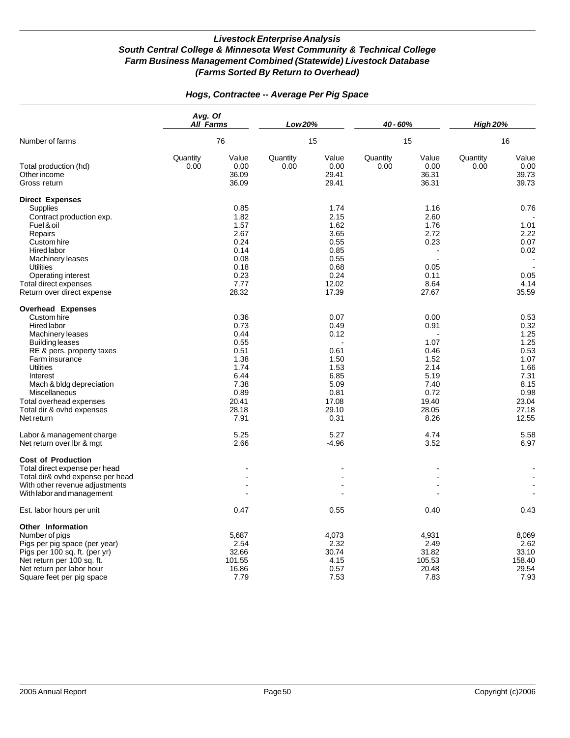# *Livestock Enterprise Analysis*
## *South Central College & Minnesota West Community & Technical College*
## *Farm Business Management Combined (Statewide) Livestock Database*
## *(Farms Sorted By Return to Overhead)*

### *Hogs, Contractee -- Average Per Pig Space*

| | Avg. Of All Farms | | Low 20% | | 40 - 60% | | High 20% | |
|---|---|---|---|---|---|---|---|---|
| Number of farms | 76 | | 15 | | 15 | | 16 | |
| | Quantity | Value | Quantity | Value | Quantity | Value | Quantity | Value |
| Total production (hd) | 0.00 | 0.00 | 0.00 | 0.00 | 0.00 | 0.00 | 0.00 | 0.00 |
| Other income | | 36.09 | | 29.41 | | 36.31 | | 39.73 |
| Gross return | | 36.09 | | 29.41 | | 36.31 | | 39.73 |
| **Direct Expenses** | | | | | | | | |
| Supplies | | 0.85 | | 1.74 | | 1.16 | | 0.76 |
| Contract production exp. | | 1.82 | | 2.15 | | 2.60 | | - |
| Fuel & oil | | 1.57 | | 1.62 | | 1.76 | | 1.01 |
| Repairs | | 2.67 | | 3.65 | | 2.72 | | 2.22 |
| Custom hire | | 0.24 | | 0.55 | | 0.23 | | 0.07 |
| Hired labor | | 0.14 | | 0.85 | | - | | 0.02 |
| Machinery leases | | 0.08 | | 0.55 | | - | | - |
| Utilities | | 0.18 | | 0.68 | | 0.05 | | - |
| Operating interest | | 0.23 | | 0.24 | | 0.11 | | 0.05 |
| Total direct expenses | | 7.77 | | 12.02 | | 8.64 | | 4.14 |
| Return over direct expense | | 28.32 | | 17.39 | | 27.67 | | 35.59 |
| **Overhead Expenses** | | | | | | | | |
| Custom hire | | 0.36 | | 0.07 | | 0.00 | | 0.53 |
| Hired labor | | 0.73 | | 0.49 | | 0.91 | | 0.32 |
| Machinery leases | | 0.44 | | 0.12 | | - | | 1.25 |
| Building leases | | 0.55 | | - | | 1.07 | | 1.25 |
| RE & pers. property taxes | | 0.51 | | 0.61 | | 0.46 | | 0.53 |
| Farm insurance | | 1.38 | | 1.50 | | 1.52 | | 1.07 |
| Utilities | | 1.74 | | 1.53 | | 2.14 | | 1.66 |
| Interest | | 6.44 | | 6.85 | | 5.19 | | 7.31 |
| Mach & bldg depreciation | | 7.38 | | 5.09 | | 7.40 | | 8.15 |
| Miscellaneous | | 0.89 | | 0.81 | | 0.72 | | 0.98 |
| Total overhead expenses | | 20.41 | | 17.08 | | 19.40 | | 23.04 |
| Total dir & ovhd expenses | | 28.18 | | 29.10 | | 28.05 | | 27.18 |
| Net return | | 7.91 | | 0.31 | | 8.26 | | 12.55 |
| Labor & management charge | | 5.25 | | 5.27 | | 4.74 | | 5.58 |
| Net return over lbr & mgt | | 2.66 | | -4.96 | | 3.52 | | 6.97 |
| **Cost of Production** | | | | | | | | |
| Total direct expense per head | | - | | - | | - | | - |
| Total dir& ovhd expense per head | | - | | - | | - | | - |
| With other revenue adjustments | | - | | - | | - | | - |
| With labor and management | | - | | - | | - | | - |
| Est. labor hours per unit | | 0.47 | | 0.55 | | 0.40 | | 0.43 |
| **Other Information** | | | | | | | | |
| Number of pigs | | 5,687 | | 4,073 | | 4,931 | | 8,069 |
| Pigs per pig space (per year) | | 2.54 | | 2.32 | | 2.49 | | 2.62 |
| Pigs per 100 sq. ft. (per yr) | | 32.66 | | 30.74 | | 31.82 | | 33.10 |
| Net return per 100 sq. ft. | | 101.55 | | 4.15 | | 105.53 | | 158.40 |
| Net return per labor hour | | 16.86 | | 0.57 | | 20.48 | | 29.54 |
| Square feet per pig space | | 7.79 | | 7.53 | | 7.83 | | 7.93 |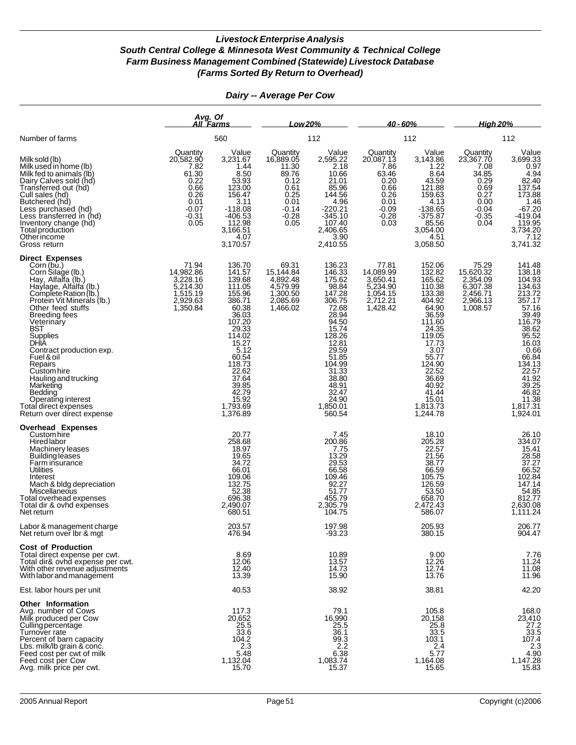### *Livestock Enterprise Analysis*
### *South Central College & Minnesota West Community & Technical College*
### *Farm Business Management Combined (Statewide) Livestock Database*
### *(Farms Sorted By Return to Overhead)*

## *Dairy -- Average Per Cow*

| | Avg. Of All Farms | | Low 20% | | 40 - 60% | | High 20% | |
|---|---|---|---|---|---|---|---|---|
| Number of farms | | 560 | | 112 | | 112 | | 112 |
| | Quantity | Value | Quantity | Value | Quantity | Value | Quantity | Value |
| Milk sold (lb) | 20,582.90 | 3,231.67 | 16,889.05 | 2,595.22 | 20,087.13 | 3,143.86 | 23,367.70 | 3,699.33 |
| Milk used in home (lb) | 7.82 | 1.44 | 11.30 | 2.18 | 7.86 | 1.22 | 7.08 | 0.97 |
| Milk fed to animals (lb) | 61.30 | 8.50 | 89.76 | 10.66 | 63.46 | 8.64 | 34.85 | 4.94 |
| Dairy Calves sold (hd) | 0.22 | 53.93 | 0.12 | 21.01 | 0.20 | 43.59 | 0.29 | 82.40 |
| Transferred out (hd) | 0.66 | 123.00 | 0.61 | 85.96 | 0.66 | 121.88 | 0.69 | 137.54 |
| Cull sales (hd) | 0.26 | 156.47 | 0.25 | 144.56 | 0.26 | 159.63 | 0.27 | 173.88 |
| Butchered (hd) | 0.01 | 3.11 | 0.01 | 4.96 | 0.01 | 4.13 | 0.00 | 1.46 |
| Less purchased (hd) | -0.07 | -118.08 | -0.14 | -220.21 | -0.09 | -138.65 | -0.04 | -67.20 |
| Less transferred in (hd) | -0.31 | -406.53 | -0.28 | -345.10 | -0.28 | -375.87 | -0.35 | -419.04 |
| Inventory change (hd) | 0.05 | 112.98 | 0.05 | 107.40 | 0.03 | 85.56 | 0.04 | 119.95 |
| Total production | | 3,166.51 | | 2,406.65 | | 3,054.00 | | 3,734.20 |
| Other income | | 4.07 | | 3.90 | | 4.51 | | 7.12 |
| Gross return | | 3,170.57 | | 2,410.55 | | 3,058.50 | | 3,741.32 |
| **Direct Expenses** | | | | | | | | |
| Corn (bu.) | 71.94 | 136.70 | 69.31 | 136.23 | 77.81 | 152.06 | 75.29 | 141.48 |
| Corn Silage (lb.) | 14,982.86 | 141.57 | 15,144.84 | 146.33 | 14,089.99 | 132.82 | 15,620.32 | 138.18 |
| Hay, Alfalfa (lb.) | 3,228.16 | 139.68 | 4,892.48 | 175.62 | 3,650.41 | 165.62 | 2,354.09 | 104.93 |
| Haylage, Alfalfa (lb.) | 5,214.30 | 111.05 | 4,579.99 | 98.84 | 5,234.90 | 110.38 | 6,307.38 | 134.63 |
| Complete Ration (lb.) | 1,515.19 | 155.96 | 1,300.50 | 147.28 | 1,054.15 | 133.38 | 2,456.71 | 213.72 |
| Protein Vit Minerals (lb.) | 2,929.63 | 386.71 | 2,085.69 | 306.75 | 2,712.21 | 404.92 | 2,966.13 | 357.17 |
| Other feed stuffs | 1,350.84 | 60.38 | 1,466.02 | 72.68 | 1,428.42 | 64.90 | 1,008.57 | 57.16 |
| Breeding fees | | 36.03 | | 28.94 | | 36.59 | | 39.49 |
| Veterinary | | 107.20 | | 94.50 | | 111.60 | | 116.79 |
| BST | | 29.33 | | 15.74 | | 24.35 | | 38.62 |
| Supplies | | 114.02 | | 128.26 | | 119.05 | | 95.52 |
| DHIA | | 15.27 | | 12.81 | | 17.73 | | 16.03 |
| Contract production exp. | | 5.12 | | 29.59 | | 3.07 | | 0.66 |
| Fuel & oil | | 60.54 | | 51.85 | | 55.77 | | 66.84 |
| Repairs | | 118.73 | | 104.99 | | 124.90 | | 134.13 |
| Custom hire | | 22.62 | | 31.33 | | 22.52 | | 22.57 |
| Hauling and trucking | | 37.64 | | 38.80 | | 36.69 | | 41.92 |
| Marketing | | 39.85 | | 48.91 | | 40.92 | | 39.25 |
| Bedding | | 42.79 | | 32.47 | | 41.44 | | 46.82 |
| Operating interest | | 15.92 | | 24.90 | | 15.01 | | 11.38 |
| Total direct expenses | | 1,793.69 | | 1,850.01 | | 1,813.73 | | 1,817.31 |
| Return over direct expense | | 1,376.89 | | 560.54 | | 1,244.78 | | 1,924.01 |
| **Overhead Expenses** | | | | | | | | |
| Custom hire | | 20.77 | | 7.45 | | 18.10 | | 26.10 |
| Hired labor | | 258.68 | | 200.86 | | 205.28 | | 334.07 |
| Machinery leases | | 18.97 | | 7.75 | | 22.57 | | 15.41 |
| Building leases | | 19.65 | | 13.29 | | 21.56 | | 28.58 |
| Farm insurance | | 34.72 | | 29.53 | | 38.77 | | 37.27 |
| Utilities | | 66.01 | | 66.58 | | 66.59 | | 66.52 |
| Interest | | 109.06 | | 109.46 | | 105.75 | | 102.84 |
| Mach & bldg depreciation | | 132.75 | | 92.27 | | 126.59 | | 147.14 |
| Miscellaneous | | 52.38 | | 51.77 | | 53.50 | | 54.85 |
| Total overhead expenses | | 696.38 | | 455.79 | | 658.70 | | 812.77 |
| Total dir & ovhd expenses | | 2,490.07 | | 2,305.79 | | 2,472.43 | | 2,630.08 |
| Net return | | 680.51 | | 104.75 | | 586.07 | | 1,111.24 |
| Labor & management charge | | 203.57 | | 197.98 | | 205.93 | | 206.77 |
| Net return over lbr & mgt | | 476.94 | | -93.23 | | 380.15 | | 904.47 |
| **Cost of Production** | | | | | | | | |
| Total direct expense per cwt. | | 8.69 | | 10.89 | | 9.00 | | 7.76 |
| Total dir& ovhd expense per cwt. | | 12.06 | | 13.57 | | 12.26 | | 11.24 |
| With other revenue adjustments | | 12.40 | | 14.73 | | 12.74 | | 11.08 |
| With labor and management | | 13.39 | | 15.90 | | 13.76 | | 11.96 |
| Est. labor hours per unit | | 40.53 | | 38.92 | | 38.81 | | 42.20 |
| **Other Information** | | | | | | | | |
| Avg. number of Cows | | 117.3 | | 79.1 | | 105.8 | | 168.0 |
| Milk produced per Cow | | 20,652 | | 16,990 | | 20,158 | | 23,410 |
| Culling percentage | | 25.5 | | 25.5 | | 25.8 | | 27.2 |
| Turnover rate | | 33.6 | | 36.1 | | 33.5 | | 33.5 |
| Percent of barn capacity | | 104.2 | | 99.3 | | 103.1 | | 107.4 |
| Lbs. milk/lb grain & conc. | | 2.3 | | 2.2 | | 2.4 | | 2.3 |
| Feed cost per cwt of milk | | 5.48 | | 6.38 | | 5.77 | | 4.90 |
| Feed cost per Cow | | 1,132.04 | | 1,083.74 | | 1,164.08 | | 1,147.28 |
| Avg. milk price per cwt. | | 15.70 | | 15.37 | | 15.65 | | 15.83 |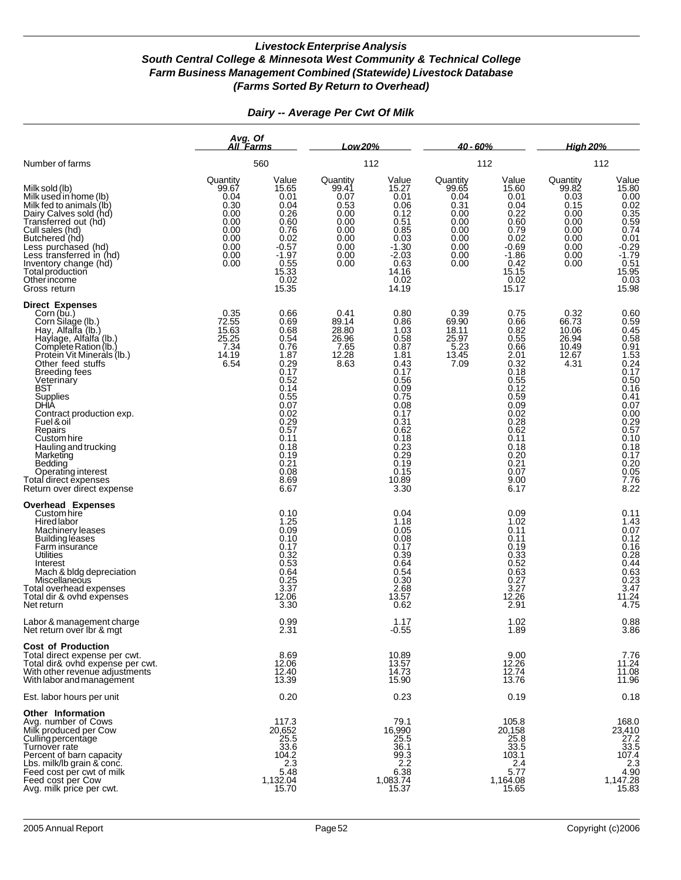# *Livestock Enterprise Analysis*
## *South Central College & Minnesota West Community & Technical College*
## *Farm Business Management Combined (Statewide) Livestock Database*
## *(Farms Sorted By Return to Overhead)*

### *Dairy -- Average Per Cwt Of Milk*

| | *Avg. Of All Farms* | | *Low 20%* | | *40 - 60%* | | *High 20%* | |
|---|---|---|---|---|---|---|---|---|
| Number of farms | 560 | | 112 | | 112 | | 112 | |
| | Quantity | Value | Quantity | Value | Quantity | Value | Quantity | Value |
| Milk sold (lb) | 99.67 | 15.65 | 99.41 | 15.27 | 99.65 | 15.60 | 99.82 | 15.80 |
| Milk used in home (lb) | 0.04 | 0.01 | 0.07 | 0.01 | 0.04 | 0.01 | 0.03 | 0.00 |
| Milk fed to animals (lb) | 0.30 | 0.04 | 0.53 | 0.06 | 0.31 | 0.04 | 0.15 | 0.02 |
| Dairy Calves sold (hd) | 0.00 | 0.26 | 0.00 | 0.12 | 0.00 | 0.22 | 0.00 | 0.35 |
| Transferred out (hd) | 0.00 | 0.60 | 0.00 | 0.51 | 0.00 | 0.60 | 0.00 | 0.59 |
| Cull sales (hd) | 0.00 | 0.76 | 0.00 | 0.85 | 0.00 | 0.79 | 0.00 | 0.74 |
| Butchered (hd) | 0.00 | 0.02 | 0.00 | 0.03 | 0.00 | 0.02 | 0.00 | 0.01 |
| Less purchased (hd) | 0.00 | -0.57 | 0.00 | -1.30 | 0.00 | -0.69 | 0.00 | -0.29 |
| Less transferred in (hd) | 0.00 | -1.97 | 0.00 | -2.03 | 0.00 | -1.86 | 0.00 | -1.79 |
| Inventory change (hd) | 0.00 | 0.55 | 0.00 | 0.63 | 0.00 | 0.42 | 0.00 | 0.51 |
| Total production | | 15.33 | | 14.16 | | 15.15 | | 15.95 |
| Other income | | 0.02 | | 0.02 | | 0.02 | | 0.03 |
| Gross return | | 15.35 | | 14.19 | | 15.17 | | 15.98 |
| **Direct Expenses** | | | | | | | | |
| Corn (bu.) | 0.35 | 0.66 | 0.41 | 0.80 | 0.39 | 0.75 | 0.32 | 0.60 |
| Corn Silage (lb.) | 72.55 | 0.69 | 89.14 | 0.86 | 69.90 | 0.66 | 66.73 | 0.59 |
| Hay, Alfalfa (lb.) | 15.63 | 0.68 | 28.80 | 1.03 | 18.11 | 0.82 | 10.06 | 0.45 |
| Haylage, Alfalfa (lb.) | 25.25 | 0.54 | 26.96 | 0.58 | 25.97 | 0.55 | 26.94 | 0.58 |
| Complete Ration (lb.) | 7.34 | 0.76 | 7.65 | 0.87 | 5.23 | 0.66 | 10.49 | 0.91 |
| Protein Vit Minerals (lb.) | 14.19 | 1.87 | 12.28 | 1.81 | 13.45 | 2.01 | 12.67 | 1.53 |
| Other feed stuffs | 6.54 | 0.29 | 8.63 | 0.43 | 7.09 | 0.32 | 4.31 | 0.24 |
| Breeding fees | | 0.17 | | 0.17 | | 0.18 | | 0.17 |
| Veterinary | | 0.52 | | 0.56 | | 0.55 | | 0.50 |
| BST | | 0.14 | | 0.09 | | 0.12 | | 0.16 |
| Supplies | | 0.55 | | 0.75 | | 0.59 | | 0.41 |
| DHIA | | 0.07 | | 0.08 | | 0.09 | | 0.07 |
| Contract production exp. | | 0.02 | | 0.17 | | 0.02 | | 0.00 |
| Fuel & oil | | 0.29 | | 0.31 | | 0.28 | | 0.29 |
| Repairs | | 0.57 | | 0.62 | | 0.62 | | 0.57 |
| Custom hire | | 0.11 | | 0.18 | | 0.11 | | 0.10 |
| Hauling and trucking | | 0.18 | | 0.23 | | 0.18 | | 0.18 |
| Marketing | | 0.19 | | 0.29 | | 0.20 | | 0.17 |
| Bedding | | 0.21 | | 0.19 | | 0.21 | | 0.20 |
| Operating interest | | 0.08 | | 0.15 | | 0.07 | | 0.05 |
| Total direct expenses | | 8.69 | | 10.89 | | 9.00 | | 7.76 |
| Return over direct expense | | 6.67 | | 3.30 | | 6.17 | | 8.22 |
| **Overhead Expenses** | | | | | | | | |
| Custom hire | | 0.10 | | 0.04 | | 0.09 | | 0.11 |
| Hired labor | | 1.25 | | 1.18 | | 1.02 | | 1.43 |
| Machinery leases | | 0.09 | | 0.05 | | 0.11 | | 0.07 |
| Building leases | | 0.10 | | 0.08 | | 0.11 | | 0.12 |
| Farm insurance | | 0.17 | | 0.17 | | 0.19 | | 0.16 |
| Utilities | | 0.32 | | 0.39 | | 0.33 | | 0.28 |
| Interest | | 0.53 | | 0.64 | | 0.52 | | 0.44 |
| Mach & bldg depreciation | | 0.64 | | 0.54 | | 0.63 | | 0.63 |
| Miscellaneous | | 0.25 | | 0.30 | | 0.27 | | 0.23 |
| Total overhead expenses | | 3.37 | | 2.68 | | 3.27 | | 3.47 |
| Total dir & ovhd expenses | | 12.06 | | 13.57 | | 12.26 | | 11.24 |
| Net return | | 3.30 | | 0.62 | | 2.91 | | 4.75 |
| Labor & management charge | | 0.99 | | 1.17 | | 1.02 | | 0.88 |
| Net return over lbr & mgt | | 2.31 | | -0.55 | | 1.89 | | 3.86 |
| **Cost of Production** | | | | | | | | |
| Total direct expense per cwt. | | 8.69 | | 10.89 | | 9.00 | | 7.76 |
| Total dir& ovhd expense per cwt. | | 12.06 | | 13.57 | | 12.26 | | 11.24 |
| With other revenue adjustments | | 12.40 | | 14.73 | | 12.74 | | 11.08 |
| With labor and management | | 13.39 | | 15.90 | | 13.76 | | 11.96 |
| Est. labor hours per unit | | 0.20 | | 0.23 | | 0.19 | | 0.18 |
| **Other Information** | | | | | | | | |
| Avg. number of Cows | | 117.3 | | 79.1 | | 105.8 | | 168.0 |
| Milk produced per Cow | | 20,652 | | 16,990 | | 20,158 | | 23,410 |
| Culling percentage | | 25.5 | | 25.5 | | 25.8 | | 27.2 |
| Turnover rate | | 33.6 | | 36.1 | | 33.5 | | 33.5 |
| Percent of barn capacity | | 104.2 | | 99.3 | | 103.1 | | 107.4 |
| Lbs. milk/lb grain & conc. | | 2.3 | | 2.2 | | 2.4 | | 2.3 |
| Feed cost per cwt of milk | | 5.48 | | 6.38 | | 5.77 | | 4.90 |
| Feed cost per Cow | | 1,132.04 | | 1,083.74 | | 1,164.08 | | 1,147.28 |
| Avg. milk price per cwt. | | 15.70 | | 15.37 | | 15.65 | | 15.83 |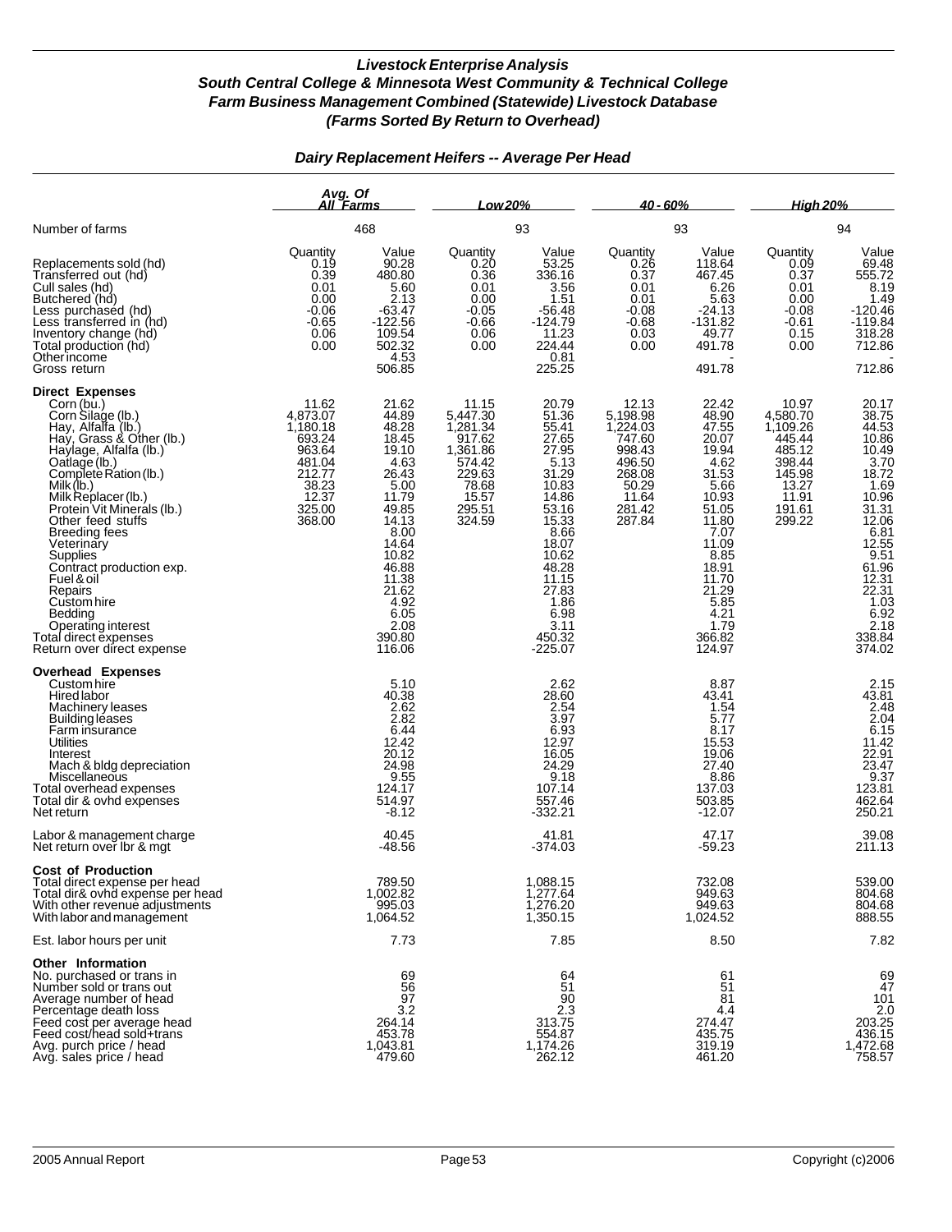# *Livestock Enterprise Analysis*
## *South Central College & Minnesota West Community & Technical College*
## *Farm Business Management Combined (Statewide) Livestock Database*
## *(Farms Sorted By Return to Overhead)*

### *Dairy Replacement Heifers -- Average Per Head*

| | Avg. Of All Farms | | Low 20% | | 40 - 60% | | High 20% | |
|---|---|---|---|---|---|---|---|---|
| Number of farms | 468 | | 93 | | 93 | | 94 | |
| | Quantity | Value | Quantity | Value | Quantity | Value | Quantity | Value |
| Replacements sold (hd) | 0.19 | 90.28 | 0.20 | 53.25 | 0.26 | 118.64 | 0.09 | 69.48 |
| Transferred out (hd) | 0.39 | 480.80 | 0.36 | 336.16 | 0.37 | 467.45 | 0.37 | 555.72 |
| Cull sales (hd) | 0.01 | 5.60 | 0.01 | 3.56 | 0.01 | 6.26 | 0.01 | 8.19 |
| Butchered (hd) | 0.00 | 2.13 | 0.00 | 1.51 | 0.01 | 5.63 | 0.00 | 1.49 |
| Less purchased (hd) | -0.06 | -63.47 | -0.05 | -56.48 | -0.08 | -24.13 | -0.08 | -120.46 |
| Less transferred in (hd) | -0.65 | -122.56 | -0.66 | -124.79 | -0.68 | -131.82 | -0.61 | -119.84 |
| Inventory change (hd) | 0.06 | 109.54 | 0.06 | 11.23 | 0.03 | 49.77 | 0.15 | 318.28 |
| Total production (hd) | 0.00 | 502.32 | 0.00 | 224.44 | 0.00 | 491.78 | 0.00 | 712.86 |
| Other income | | 4.53 | | 0.81 | | - | | - |
| Gross return | | 506.85 | | 225.25 | | 491.78 | | 712.86 |
| **Direct Expenses** | | | | | | | | |
| Corn (bu.) | 11.62 | 21.62 | 11.15 | 20.79 | 12.13 | 22.42 | 10.97 | 20.17 |
| Corn Silage (lb.) | 4,873.07 | 44.89 | 5,447.30 | 51.36 | 5,198.98 | 48.90 | 4,580.70 | 38.75 |
| Hay, Alfalfa (lb.) | 1,180.18 | 48.28 | 1,281.34 | 55.41 | 1,224.03 | 47.55 | 1,109.26 | 44.53 |
| Hay, Grass & Other (lb.) | 693.24 | 18.45 | 917.62 | 27.65 | 747.60 | 20.07 | 445.44 | 10.86 |
| Haylage, Alfalfa (lb.) | 963.64 | 19.10 | 1,361.86 | 27.95 | 998.43 | 19.94 | 485.12 | 10.49 |
| Oatlage (lb.) | 481.04 | 4.63 | 574.42 | 5.13 | 496.50 | 4.62 | 398.44 | 3.70 |
| Complete Ration (lb.) | 212.77 | 26.43 | 229.63 | 31.29 | 268.08 | 31.53 | 145.98 | 18.72 |
| Milk (lb.) | 38.23 | 5.00 | 78.68 | 10.83 | 50.29 | 5.66 | 13.27 | 1.69 |
| Milk Replacer (lb.) | 12.37 | 11.79 | 15.57 | 14.86 | 11.64 | 10.93 | 11.91 | 10.96 |
| Protein Vit Minerals (lb.) | 325.00 | 49.85 | 295.51 | 53.16 | 281.42 | 51.05 | 191.61 | 31.31 |
| Other feed stuffs | 368.00 | 14.13 | 324.59 | 15.33 | 287.84 | 11.80 | 299.22 | 12.06 |
| Breeding fees | | 8.00 | | 8.66 | | 7.07 | | 6.81 |
| Veterinary | | 14.64 | | 18.07 | | 11.09 | | 12.55 |
| Supplies | | 10.82 | | 10.62 | | 8.85 | | 9.51 |
| Contract production exp. | | 46.88 | | 48.28 | | 18.91 | | 61.96 |
| Fuel & oil | | 11.38 | | 11.15 | | 11.70 | | 12.31 |
| Repairs | | 21.62 | | 27.83 | | 21.29 | | 22.31 |
| Custom hire | | 4.92 | | 1.86 | | 5.85 | | 1.03 |
| Bedding | | 6.05 | | 6.98 | | 4.21 | | 6.92 |
| Operating interest | | 2.08 | | 3.11 | | 1.79 | | 2.18 |
| Total direct expenses | | 390.80 | | 450.32 | | 366.82 | | 338.84 |
| Return over direct expense | | 116.06 | | -225.07 | | 124.97 | | 374.02 |
| **Overhead Expenses** | | | | | | | | |
| Custom hire | | 5.10 | | 2.62 | | 8.87 | | 2.15 |
| Hired labor | | 40.38 | | 28.60 | | 43.41 | | 43.81 |
| Machinery leases | | 2.62 | | 2.54 | | 1.54 | | 2.48 |
| Building leases | | 2.82 | | 3.97 | | 5.77 | | 2.04 |
| Farm insurance | | 6.44 | | 6.93 | | 8.17 | | 6.15 |
| Utilities | | 12.42 | | 12.97 | | 15.53 | | 11.42 |
| Interest | | 20.12 | | 16.05 | | 19.06 | | 22.91 |
| Mach & bldg depreciation | | 24.98 | | 24.29 | | 27.40 | | 23.47 |
| Miscellaneous | | 9.55 | | 9.18 | | 8.86 | | 9.37 |
| Total overhead expenses | | 124.17 | | 107.14 | | 137.03 | | 123.81 |
| Total dir & ovhd expenses | | 514.97 | | 557.46 | | 503.85 | | 462.64 |
| Net return | | -8.12 | | -332.21 | | -12.07 | | 250.21 |
| Labor & management charge | | 40.45 | | 41.81 | | 47.17 | | 39.08 |
| Net return over lbr & mgt | | -48.56 | | -374.03 | | -59.23 | | 211.13 |
| **Cost of Production** | | | | | | | | |
| Total direct expense per head | | 789.50 | | 1,088.15 | | 732.08 | | 539.00 |
| Total dir& ovhd expense per head | | 1,002.82 | | 1,277.64 | | 949.63 | | 804.68 |
| With other revenue adjustments | | 995.03 | | 1,276.20 | | 949.63 | | 804.68 |
| With labor and management | | 1,064.52 | | 1,350.15 | | 1,024.52 | | 888.55 |
| Est. labor hours per unit | | 7.73 | | 7.85 | | 8.50 | | 7.82 |
| **Other Information** | | | | | | | | |
| No. purchased or trans in | | 69 | | 64 | | 61 | | 69 |
| Number sold or trans out | | 56 | | 51 | | 51 | | 47 |
| Average number of head | | 97 | | 90 | | 81 | | 101 |
| Percentage death loss | | 3.2 | | 2.3 | | 4.4 | | 2.0 |
| Feed cost per average head | | 264.14 | | 313.75 | | 274.47 | | 203.25 |
| Feed cost/head sold+trans | | 453.78 | | 554.87 | | 435.75 | | 436.15 |
| Avg. purch price / head | | 1,043.81 | | 1,174.26 | | 319.19 | | 1,472.68 |
| Avg. sales price / head | | 479.60 | | 262.12 | | 461.20 | | 758.57 |

2005 Annual Report | Copyright (c)2006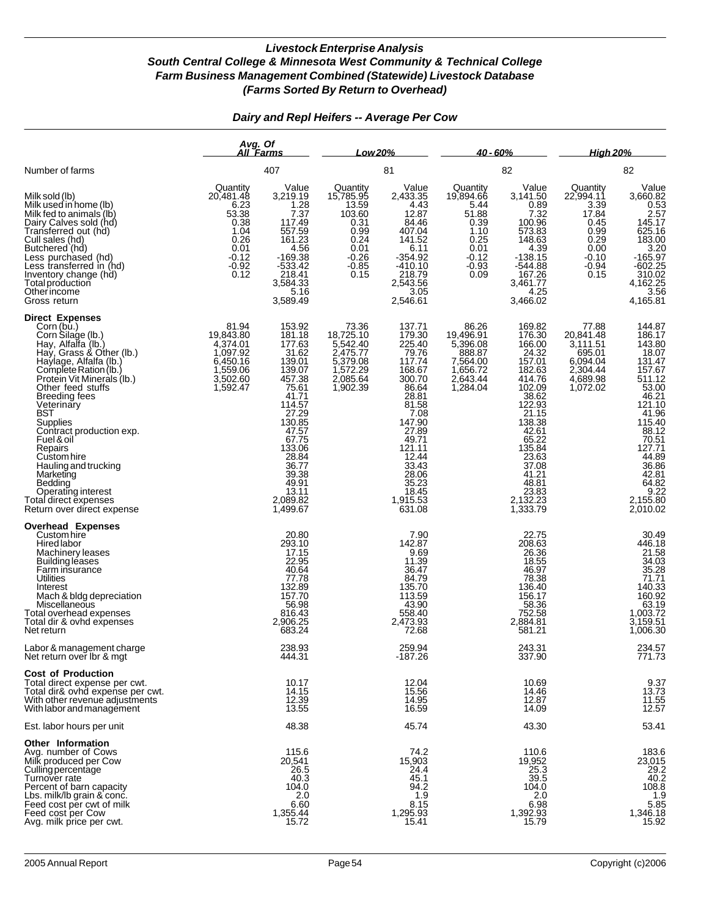# Livestock Enterprise Analysis

## South Central College & Minnesota West Community & Technical College

## Farm Business Management Combined (Statewide) Livestock Database

## (Farms Sorted By Return to Overhead)

### Dairy and Repl Heifers -- Average Per Cow

| | Avg. Of All Farms | | Low 20% | | 40 - 60% | | High 20% | |
|---|---|---|---|---|---|---|---|---|
| Number of farms | 407 | | 81 | | 82 | | 82 | |
| | Quantity | Value | Quantity | Value | Quantity | Value | Quantity | Value |
| Milk sold (lb) | 20,481.48 | 3,219.19 | 15,785.95 | 2,433.35 | 19,894.66 | 3,141.50 | 22,994.11 | 3,660.82 |
| Milk used in home (lb) | 6.23 | 1.28 | 13.59 | 4.43 | 5.44 | 0.89 | 3.39 | 0.53 |
| Milk fed to animals (lb) | 53.38 | 7.37 | 103.60 | 12.87 | 51.88 | 7.32 | 17.84 | 2.57 |
| Dairy Calves sold (hd) | 0.38 | 117.49 | 0.31 | 84.46 | 0.39 | 100.96 | 0.45 | 145.17 |
| Transferred out (hd) | 1.04 | 557.59 | 0.99 | 407.04 | 1.10 | 573.83 | 0.99 | 625.16 |
| Cull sales (hd) | 0.26 | 161.23 | 0.24 | 141.52 | 0.25 | 148.63 | 0.29 | 183.00 |
| Butchered (hd) | 0.01 | 4.56 | 0.01 | 6.11 | 0.01 | 4.39 | 0.00 | 3.20 |
| Less purchased (hd) | -0.12 | -169.38 | -0.26 | -354.92 | -0.12 | -138.15 | -0.10 | -165.97 |
| Less transferred in (hd) | -0.92 | -533.42 | -0.85 | -410.10 | -0.93 | -544.88 | -0.94 | -602.25 |
| Inventory change (hd) | 0.12 | 218.41 | 0.15 | 218.79 | 0.09 | 167.26 | 0.15 | 310.02 |
| Total production | | 3,584.33 | | 2,543.56 | | 3,461.77 | | 4,162.25 |
| Other income | | 5.16 | | 3.05 | | 4.25 | | 3.56 |
| Gross return | | 3,589.49 | | 2,546.61 | | 3,466.02 | | 4,165.81 |
| **Direct Expenses** | | | | | | | | |
| Corn (bu.) | 81.94 | 153.92 | 73.36 | 137.71 | 86.26 | 169.82 | 77.88 | 144.87 |
| Corn Silage (lb.) | 19,843.80 | 181.18 | 18,725.10 | 179.30 | 19,496.91 | 176.30 | 20,841.48 | 186.17 |
| Hay, Alfalfa (lb.) | 4,374.01 | 177.63 | 5,542.40 | 225.40 | 5,396.08 | 166.00 | 3,111.51 | 143.80 |
| Hay, Grass & Other (lb.) | 1,097.92 | 31.62 | 2,475.77 | 79.76 | 888.87 | 24.32 | 695.01 | 18.07 |
| Haylage, Alfalfa (lb.) | 6,450.16 | 139.01 | 5,379.08 | 117.74 | 7,564.00 | 157.01 | 6,094.04 | 131.47 |
| Complete Ration (lb.) | 1,559.06 | 139.07 | 1,572.29 | 168.67 | 1,656.72 | 182.63 | 2,304.44 | 157.67 |
| Protein Vit Minerals (lb.) | 3,502.60 | 457.38 | 2,085.64 | 300.70 | 2,643.44 | 414.76 | 4,689.98 | 511.12 |
| Other feed stuffs | 1,592.47 | 75.61 | 1,902.39 | 86.64 | 1,284.04 | 102.09 | 1,072.02 | 53.00 |
| Breeding fees | | 41.71 | | 28.81 | | 38.62 | | 46.21 |
| Veterinary | | 114.57 | | 81.58 | | 122.93 | | 121.10 |
| BST | | 27.29 | | 7.08 | | 21.15 | | 41.96 |
| Supplies | | 130.85 | | 147.90 | | 138.38 | | 115.40 |
| Contract production exp. | | 47.57 | | 27.89 | | 42.61 | | 88.12 |
| Fuel & oil | | 67.75 | | 49.71 | | 65.22 | | 70.51 |
| Repairs | | 133.06 | | 121.11 | | 135.84 | | 127.71 |
| Custom hire | | 28.84 | | 12.44 | | 23.63 | | 44.89 |
| Hauling and trucking | | 36.77 | | 33.43 | | 37.08 | | 36.86 |
| Marketing | | 39.38 | | 28.06 | | 41.21 | | 42.81 |
| Bedding | | 49.91 | | 35.23 | | 48.81 | | 64.82 |
| Operating interest | | 13.11 | | 18.45 | | 23.83 | | 9.22 |
| Total direct expenses | | 2,089.82 | | 1,915.53 | | 2,132.23 | | 2,155.80 |
| Return over direct expense | | 1,499.67 | | 631.08 | | 1,333.79 | | 2,010.02 |
| **Overhead Expenses** | | | | | | | | |
| Custom hire | | 20.80 | | 7.90 | | 22.75 | | 30.49 |
| Hired labor | | 293.10 | | 142.87 | | 208.63 | | 446.18 |
| Machinery leases | | 17.15 | | 9.69 | | 26.36 | | 21.58 |
| Building leases | | 22.95 | | 11.39 | | 18.55 | | 34.03 |
| Farm insurance | | 40.64 | | 36.47 | | 46.97 | | 35.28 |
| Utilities | | 77.78 | | 84.79 | | 78.38 | | 71.71 |
| Interest | | 132.89 | | 135.70 | | 136.40 | | 140.33 |
| Mach & bldg depreciation | | 157.70 | | 113.59 | | 156.17 | | 160.92 |
| Miscellaneous | | 56.98 | | 43.90 | | 58.36 | | 63.19 |
| Total overhead expenses | | 816.43 | | 558.40 | | 752.58 | | 1,003.72 |
| Total dir & ovhd expenses | | 2,906.25 | | 2,473.93 | | 2,884.81 | | 3,159.51 |
| Net return | | 683.24 | | 72.68 | | 581.21 | | 1,006.30 |
| Labor & management charge | | 238.93 | | 259.94 | | 243.31 | | 234.57 |
| Net return over lbr & mgt | | 444.31 | | -187.26 | | 337.90 | | 771.73 |
| **Cost of Production** | | | | | | | | |
| Total direct expense per cwt. | | 10.17 | | 12.04 | | 10.69 | | 9.37 |
| Total dir& ovhd expense per cwt. | | 14.15 | | 15.56 | | 14.46 | | 13.73 |
| With other revenue adjustments | | 12.39 | | 14.95 | | 12.87 | | 11.55 |
| With labor and management | | 13.55 | | 16.59 | | 14.09 | | 12.57 |
| Est. labor hours per unit | | 48.38 | | 45.74 | | 43.30 | | 53.41 |
| **Other Information** | | | | | | | | |
| Avg. number of Cows | | 115.6 | | 74.2 | | 110.6 | | 183.6 |
| Milk produced per Cow | | 20,541 | | 15,903 | | 19,952 | | 23,015 |
| Culling percentage | | 26.5 | | 24.4 | | 25.3 | | 29.2 |
| Turnover rate | | 40.3 | | 45.1 | | 39.5 | | 40.2 |
| Percent of barn capacity | | 104.0 | | 94.2 | | 104.0 | | 108.8 |
| Lbs. milk/lb grain & conc. | | 2.0 | | 1.9 | | 2.0 | | 1.9 |
| Feed cost per cwt of milk | | 6.60 | | 8.15 | | 6.98 | | 5.85 |
| Feed cost per Cow | | 1,355.44 | | 1,295.93 | | 1,392.93 | | 1,346.18 |
| Avg. milk price per cwt. | | 15.72 | | 15.41 | | 15.79 | | 15.92 |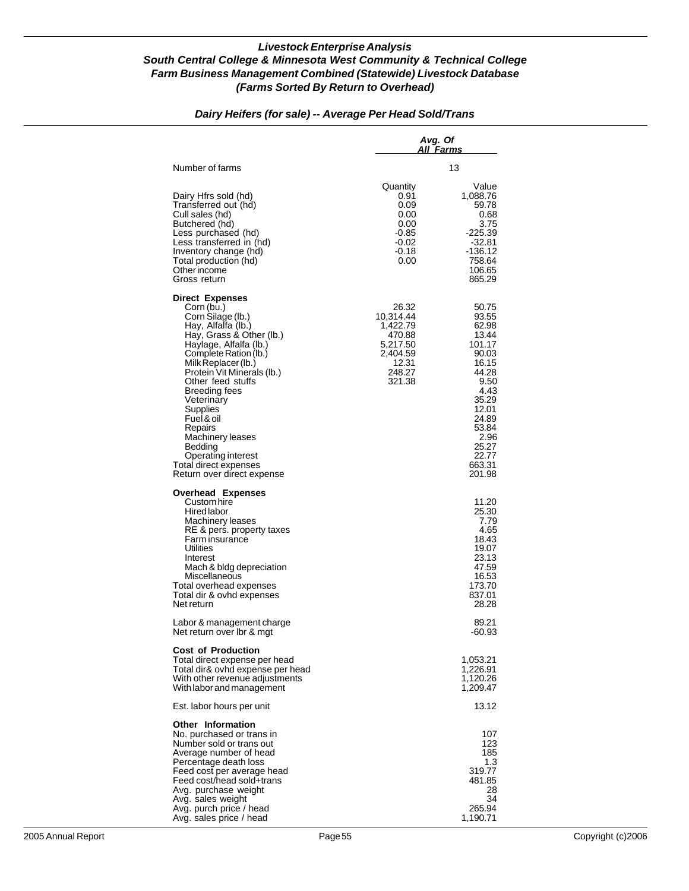# *Livestock Enterprise Analysis*
## *South Central College & Minnesota West Community & Technical College*
## *Farm Business Management Combined (Statewide) Livestock Database*
## *(Farms Sorted By Return to Overhead)*

### *Dairy Heifers (for sale) -- Average Per Head Sold/Trans*

| | *Avg. Of All Farms* | |
|---|---|---|
| Number of farms | 13 | |
| | Quantity | Value |
| Dairy Hfrs sold (hd) | 0.91 | 1,088.76 |
| Transferred out (hd) | 0.09 | 59.78 |
| Cull sales (hd) | 0.00 | 0.68 |
| Butchered (hd) | 0.00 | 3.75 |
| Less purchased (hd) | -0.85 | -225.39 |
| Less transferred in (hd) | -0.02 | -32.81 |
| Inventory change (hd) | -0.18 | -136.12 |
| Total production (hd) | 0.00 | 758.64 |
| Other income | | 106.65 |
| Gross return | | 865.29 |
| **Direct Expenses** | | |
| Corn (bu.) | 26.32 | 50.75 |
| Corn Silage (lb.) | 10,314.44 | 93.55 |
| Hay, Alfalfa (lb.) | 1,422.79 | 62.98 |
| Hay, Grass & Other (lb.) | 470.88 | 13.44 |
| Haylage, Alfalfa (lb.) | 5,217.50 | 101.17 |
| Complete Ration (lb.) | 2,404.59 | 90.03 |
| Milk Replacer (lb.) | 12.31 | 16.15 |
| Protein Vit Minerals (lb.) | 248.27 | 44.28 |
| Other feed stuffs | 321.38 | 9.50 |
| Breeding fees | | 4.43 |
| Veterinary | | 35.29 |
| Supplies | | 12.01 |
| Fuel & oil | | 24.89 |
| Repairs | | 53.84 |
| Machinery leases | | 2.96 |
| Bedding | | 25.27 |
| Operating interest | | 22.77 |
| Total direct expenses | | 663.31 |
| Return over direct expense | | 201.98 |
| **Overhead Expenses** | | |
| Custom hire | | 11.20 |
| Hired labor | | 25.30 |
| Machinery leases | | 7.79 |
| RE & pers. property taxes | | 4.65 |
| Farm insurance | | 18.43 |
| Utilities | | 19.07 |
| Interest | | 23.13 |
| Mach & bldg depreciation | | 47.59 |
| Miscellaneous | | 16.53 |
| Total overhead expenses | | 173.70 |
| Total dir & ovhd expenses | | 837.01 |
| Net return | | 28.28 |
| Labor & management charge | | 89.21 |
| Net return over lbr & mgt | | -60.93 |
| **Cost of Production** | | |
| Total direct expense per head | | 1,053.21 |
| Total dir& ovhd expense per head | | 1,226.91 |
| With other revenue adjustments | | 1,120.26 |
| With labor and management | | 1,209.47 |
| Est. labor hours per unit | | 13.12 |
| **Other Information** | | |
| No. purchased or trans in | | 107 |
| Number sold or trans out | | 123 |
| Average number of head | | 185 |
| Percentage death loss | | 1.3 |
| Feed cost per average head | | 319.77 |
| Feed cost/head sold+trans | | 481.85 |
| Avg. purchase weight | | 28 |
| Avg. sales weight | | 34 |
| Avg. purch price / head | | 265.94 |
| Avg. sales price / head | | 1,190.71 |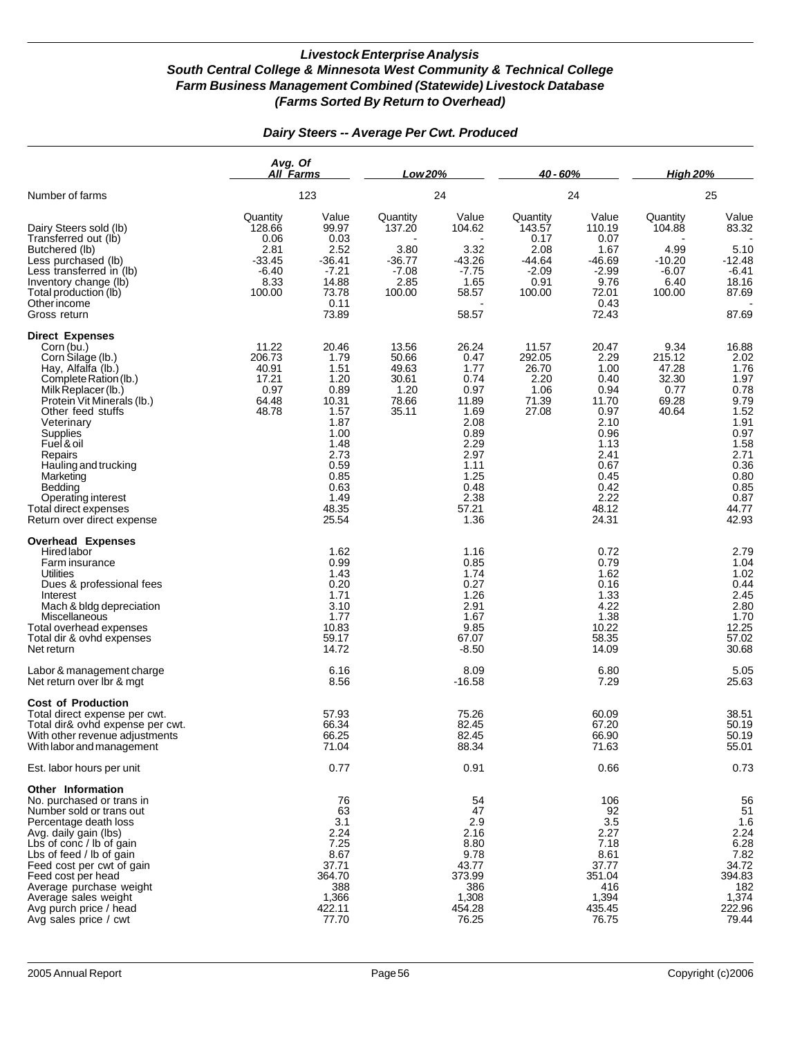## *Livestock Enterprise Analysis*
## *South Central College & Minnesota West Community & Technical College*
## *Farm Business Management Combined (Statewide) Livestock Database*
## *(Farms Sorted By Return to Overhead)*

### *Dairy Steers -- Average Per Cwt. Produced*

| | Avg. Of All Farms | | Low 20% | | 40 - 60% | | High 20% | |
|---|---|---|---|---|---|---|---|---|
| Number of farms | 123 | | 24 | | 24 | | 25 | |
| | Quantity | Value | Quantity | Value | Quantity | Value | Quantity | Value |
| Dairy Steers sold (lb) | 128.66 | 99.97 | 137.20 | 104.62 | 143.57 | 110.19 | 104.88 | 83.32 |
| Transferred out (lb) | 0.06 | 0.03 | - | - | 0.17 | 0.07 | - | - |
| Butchered (lb) | 2.81 | 2.52 | 3.80 | 3.32 | 2.08 | 1.67 | 4.99 | 5.10 |
| Less purchased (lb) | -33.45 | -36.41 | -36.77 | -43.26 | -44.64 | -46.69 | -10.20 | -12.48 |
| Less transferred in (lb) | -6.40 | -7.21 | -7.08 | -7.75 | -2.09 | -2.99 | -6.07 | -6.41 |
| Inventory change (lb) | 8.33 | 14.88 | 2.85 | 1.65 | 0.91 | 9.76 | 6.40 | 18.16 |
| Total production (lb) | 100.00 | 73.78 | 100.00 | 58.57 | 100.00 | 72.01 | 100.00 | 87.69 |
| Other income | | 0.11 | | - | | 0.43 | | - |
| Gross return | | 73.89 | | 58.57 | | 72.43 | | 87.69 |
| **Direct Expenses** | | | | | | | | |
| Corn (bu.) | 11.22 | 20.46 | 13.56 | 26.24 | 11.57 | 20.47 | 9.34 | 16.88 |
| Corn Silage (lb.) | 206.73 | 1.79 | 50.66 | 0.47 | 292.05 | 2.29 | 215.12 | 2.02 |
| Hay, Alfalfa (lb.) | 40.91 | 1.51 | 49.63 | 1.77 | 26.70 | 1.00 | 47.28 | 1.76 |
| Complete Ration (lb.) | 17.21 | 1.20 | 30.61 | 0.74 | 2.20 | 0.40 | 32.30 | 1.97 |
| Milk Replacer (lb.) | 0.97 | 0.89 | 1.20 | 0.97 | 1.06 | 0.94 | 0.77 | 0.78 |
| Protein Vit Minerals (lb.) | 64.48 | 10.31 | 78.66 | 11.89 | 71.39 | 11.70 | 69.28 | 9.79 |
| Other feed stuffs | 48.78 | 1.57 | 35.11 | 1.69 | 27.08 | 0.97 | 40.64 | 1.52 |
| Veterinary | | 1.87 | | 2.08 | | 2.10 | | 1.91 |
| Supplies | | 1.00 | | 0.89 | | 0.96 | | 0.97 |
| Fuel & oil | | 1.48 | | 2.29 | | 1.13 | | 1.58 |
| Repairs | | 2.73 | | 2.97 | | 2.41 | | 2.71 |
| Hauling and trucking | | 0.59 | | 1.11 | | 0.67 | | 0.36 |
| Marketing | | 0.85 | | 1.25 | | 0.45 | | 0.80 |
| Bedding | | 0.63 | | 0.48 | | 0.42 | | 0.85 |
| Operating interest | | 1.49 | | 2.38 | | 2.22 | | 0.87 |
| Total direct expenses | | 48.35 | | 57.21 | | 48.12 | | 44.77 |
| Return over direct expense | | 25.54 | | 1.36 | | 24.31 | | 42.93 |
| **Overhead Expenses** | | | | | | | | |
| Hired labor | | 1.62 | | 1.16 | | 0.72 | | 2.79 |
| Farm insurance | | 0.99 | | 0.85 | | 0.79 | | 1.04 |
| Utilities | | 1.43 | | 1.74 | | 1.62 | | 1.02 |
| Dues & professional fees | | 0.20 | | 0.27 | | 0.16 | | 0.44 |
| Interest | | 1.71 | | 1.26 | | 1.33 | | 2.45 |
| Mach & bldg depreciation | | 3.10 | | 2.91 | | 4.22 | | 2.80 |
| Miscellaneous | | 1.77 | | 1.67 | | 1.38 | | 1.70 |
| Total overhead expenses | | 10.83 | | 9.85 | | 10.22 | | 12.25 |
| Total dir & ovhd expenses | | 59.17 | | 67.07 | | 58.35 | | 57.02 |
| Net return | | 14.72 | | -8.50 | | 14.09 | | 30.68 |
| Labor & management charge | | 6.16 | | 8.09 | | 6.80 | | 5.05 |
| Net return over lbr & mgt | | 8.56 | | -16.58 | | 7.29 | | 25.63 |
| **Cost of Production** | | | | | | | | |
| Total direct expense per cwt. | | 57.93 | | 75.26 | | 60.09 | | 38.51 |
| Total dir& ovhd expense per cwt. | | 66.34 | | 82.45 | | 67.20 | | 50.19 |
| With other revenue adjustments | | 66.25 | | 82.45 | | 66.90 | | 50.19 |
| With labor and management | | 71.04 | | 88.34 | | 71.63 | | 55.01 |
| Est. labor hours per unit | | 0.77 | | 0.91 | | 0.66 | | 0.73 |
| **Other Information** | | | | | | | | |
| No. purchased or trans in | | 76 | | 54 | | 106 | | 56 |
| Number sold or trans out | | 63 | | 47 | | 92 | | 51 |
| Percentage death loss | | 3.1 | | 2.9 | | 3.5 | | 1.6 |
| Avg. daily gain (lbs) | | 2.24 | | 2.16 | | 2.27 | | 2.24 |
| Lbs of conc / lb of gain | | 7.25 | | 8.80 | | 7.18 | | 6.28 |
| Lbs of feed / lb of gain | | 8.67 | | 9.78 | | 8.61 | | 7.82 |
| Feed cost per cwt of gain | | 37.71 | | 43.77 | | 37.77 | | 34.72 |
| Feed cost per head | | 364.70 | | 373.99 | | 351.04 | | 394.83 |
| Average purchase weight | | 388 | | 386 | | 416 | | 182 |
| Average sales weight | | 1,366 | | 1,308 | | 1,394 | | 1,374 |
| Avg purch price / head | | 422.11 | | 454.28 | | 435.45 | | 222.96 |
| Avg sales price / cwt | | 77.70 | | 76.25 | | 76.75 | | 79.44 |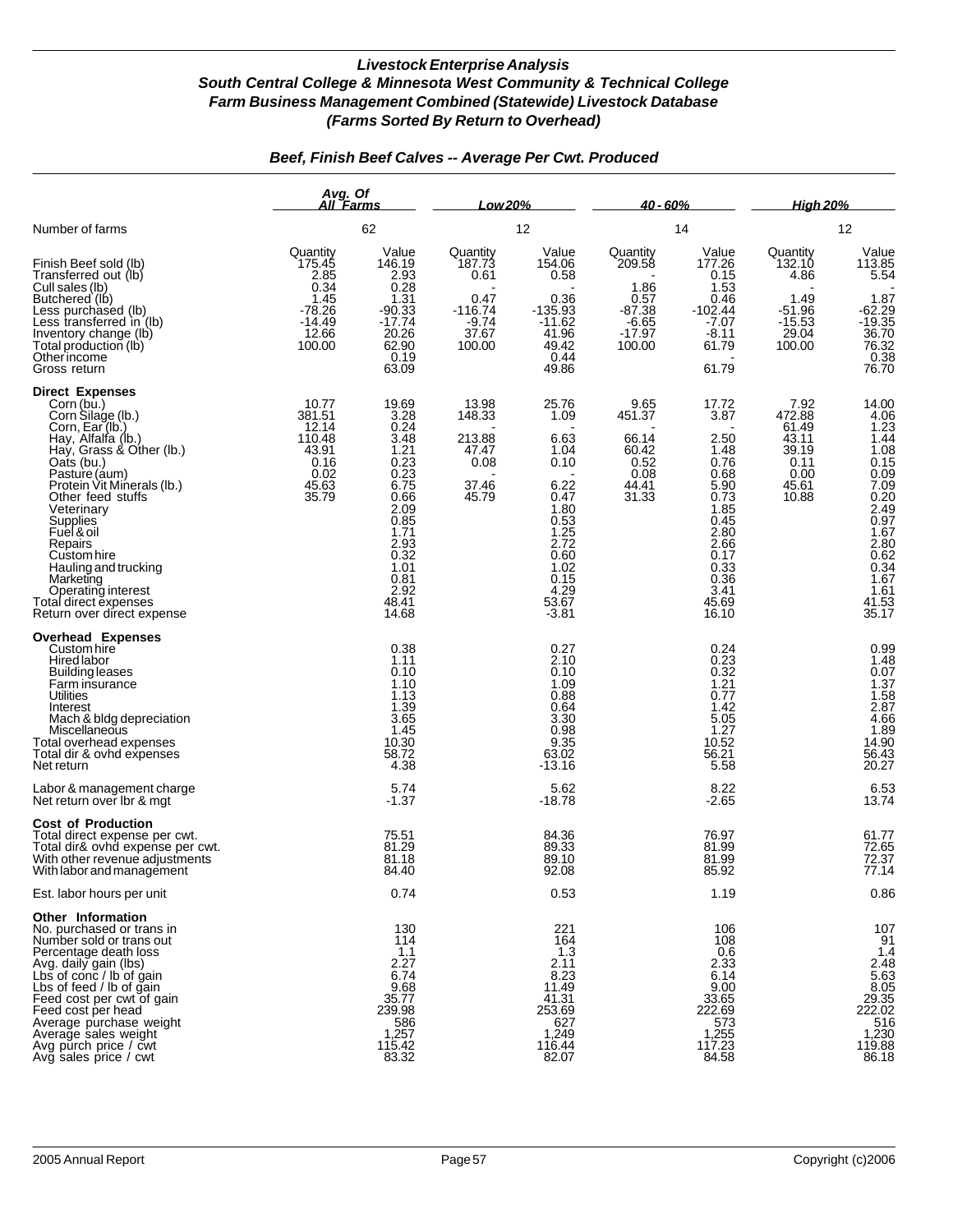# Livestock Enterprise Analysis
## South Central College & Minnesota West Community & Technical College
## Farm Business Management Combined (Statewide) Livestock Database
## (Farms Sorted By Return to Overhead)

### Beef, Finish Beef Calves -- Average Per Cwt. Produced

| | Avg. Of All Farms | | Low 20% | | 40 - 60% | | High 20% | |
|---|---|---|---|---|---|---|---|---|
| Number of farms | 62 | | 12 | | 14 | | 12 | |
| | Quantity | Value | Quantity | Value | Quantity | Value | Quantity | Value |
| Finish Beef sold (lb) | 175.45 | 146.19 | 187.73 | 154.06 | 209.58 | 177.26 | 132.10 | 113.85 |
| Transferred out (lb) | 2.85 | 2.93 | 0.61 | 0.58 | - | 0.15 | 4.86 | 5.54 |
| Cull sales (lb) | 0.34 | 0.28 | - | - | 1.86 | 1.53 | - | - |
| Butchered (lb) | 1.45 | 1.31 | 0.47 | 0.36 | 0.57 | 0.46 | 1.49 | 1.87 |
| Less purchased (lb) | -78.26 | -90.33 | -116.74 | -135.93 | -87.38 | -102.44 | -51.96 | -62.29 |
| Less transferred in (lb) | -14.49 | -17.74 | -9.74 | -11.62 | -6.65 | -7.07 | -15.53 | -19.35 |
| Inventory change (lb) | 12.66 | 20.26 | 37.67 | 41.96 | -17.97 | -8.11 | 29.04 | 36.70 |
| Total production (lb) | 100.00 | 62.90 | 100.00 | 49.42 | 100.00 | 61.79 | 100.00 | 76.32 |
| Other income | | 0.19 | | 0.44 | | - | | 0.38 |
| Gross return | | 63.09 | | 49.86 | | 61.79 | | 76.70 |
| **Direct Expenses** | | | | | | | | |
| Corn (bu.) | 10.77 | 19.69 | 13.98 | 25.76 | 9.65 | 17.72 | 7.92 | 14.00 |
| Corn Silage (lb.) | 381.51 | 3.28 | 148.33 | 1.09 | 451.37 | 3.87 | 472.88 | 4.06 |
| Corn, Ear (lb.) | 12.14 | 0.24 | - | - | - | - | 61.49 | 1.23 |
| Hay, Alfalfa (lb.) | 110.48 | 3.48 | 213.88 | 6.63 | 66.14 | 2.50 | 43.11 | 1.44 |
| Hay, Grass & Other (lb.) | 43.91 | 1.21 | 47.47 | 1.04 | 60.42 | 1.48 | 39.19 | 1.08 |
| Oats (bu.) | 0.16 | 0.23 | 0.08 | 0.10 | 0.52 | 0.76 | 0.11 | 0.15 |
| Pasture (aum) | 0.02 | 0.23 | - | - | 0.08 | 0.68 | 0.00 | 0.09 |
| Protein Vit Minerals (lb.) | 45.63 | 6.75 | 37.46 | 6.22 | 44.41 | 5.90 | 45.61 | 7.09 |
| Other feed stuffs | 35.79 | 0.66 | 45.79 | 0.47 | 31.33 | 0.73 | 10.88 | 0.20 |
| Veterinary | | 2.09 | | 1.80 | | 1.85 | | 2.49 |
| Supplies | | 0.85 | | 0.53 | | 0.45 | | 0.97 |
| Fuel & oil | | 1.71 | | 1.25 | | 2.80 | | 1.67 |
| Repairs | | 2.93 | | 2.72 | | 2.66 | | 2.80 |
| Custom hire | | 0.32 | | 0.60 | | 0.17 | | 0.62 |
| Hauling and trucking | | 1.01 | | 1.02 | | 0.33 | | 0.34 |
| Marketing | | 0.81 | | 0.15 | | 0.36 | | 1.67 |
| Operating interest | | 2.92 | | 4.29 | | 3.41 | | 1.61 |
| Total direct expenses | | 48.41 | | 53.67 | | 45.69 | | 41.53 |
| Return over direct expense | | 14.68 | | -3.81 | | 16.10 | | 35.17 |
| **Overhead Expenses** | | | | | | | | |
| Custom hire | | 0.38 | | 0.27 | | 0.24 | | 0.99 |
| Hired labor | | 1.11 | | 2.10 | | 0.23 | | 1.48 |
| Building leases | | 0.10 | | 0.10 | | 0.32 | | 0.07 |
| Farm insurance | | 1.10 | | 1.09 | | 1.21 | | 1.37 |
| Utilities | | 1.13 | | 0.88 | | 0.77 | | 1.58 |
| Interest | | 1.39 | | 0.64 | | 1.42 | | 2.87 |
| Mach & bldg depreciation | | 3.65 | | 3.30 | | 5.05 | | 4.66 |
| Miscellaneous | | 1.45 | | 0.98 | | 1.27 | | 1.89 |
| Total overhead expenses | | 10.30 | | 9.35 | | 10.52 | | 14.90 |
| Total dir & ovhd expenses | | 58.72 | | 63.02 | | 56.21 | | 56.43 |
| Net return | | 4.38 | | -13.16 | | 5.58 | | 20.27 |
| Labor & management charge | | 5.74 | | 5.62 | | 8.22 | | 6.53 |
| Net return over lbr & mgt | | -1.37 | | -18.78 | | -2.65 | | 13.74 |
| **Cost of Production** | | | | | | | | |
| Total direct expense per cwt. | | 75.51 | | 84.36 | | 76.97 | | 61.77 |
| Total dir& ovhd expense per cwt. | | 81.29 | | 89.33 | | 81.99 | | 72.65 |
| With other revenue adjustments | | 81.18 | | 89.10 | | 81.99 | | 72.37 |
| With labor and management | | 84.40 | | 92.08 | | 85.92 | | 77.14 |
| Est. labor hours per unit | | 0.74 | | 0.53 | | 1.19 | | 0.86 |
| **Other Information** | | | | | | | | |
| No. purchased or trans in | | 130 | | 221 | | 106 | | 107 |
| Number sold or trans out | | 114 | | 164 | | 108 | | 91 |
| Percentage death loss | | 1.1 | | 1.3 | | 0.6 | | 1.4 |
| Avg. daily gain (lbs) | | 2.27 | | 2.11 | | 2.33 | | 2.48 |
| Lbs of conc / lb of gain | | 6.74 | | 8.23 | | 6.14 | | 5.63 |
| Lbs of feed / lb of gain | | 9.68 | | 11.49 | | 9.00 | | 8.05 |
| Feed cost per cwt of gain | | 35.77 | | 41.31 | | 33.65 | | 29.35 |
| Feed cost per head | | 239.98 | | 253.69 | | 222.69 | | 222.02 |
| Average purchase weight | | 586 | | 627 | | 573 | | 516 |
| Average sales weight | | 1,257 | | 1,249 | | 1,255 | | 1,230 |
| Avg purch price / cwt | | 115.42 | | 116.44 | | 117.23 | | 119.88 |
| Avg sales price / cwt | | 83.32 | | 82.07 | | 84.58 | | 86.18 |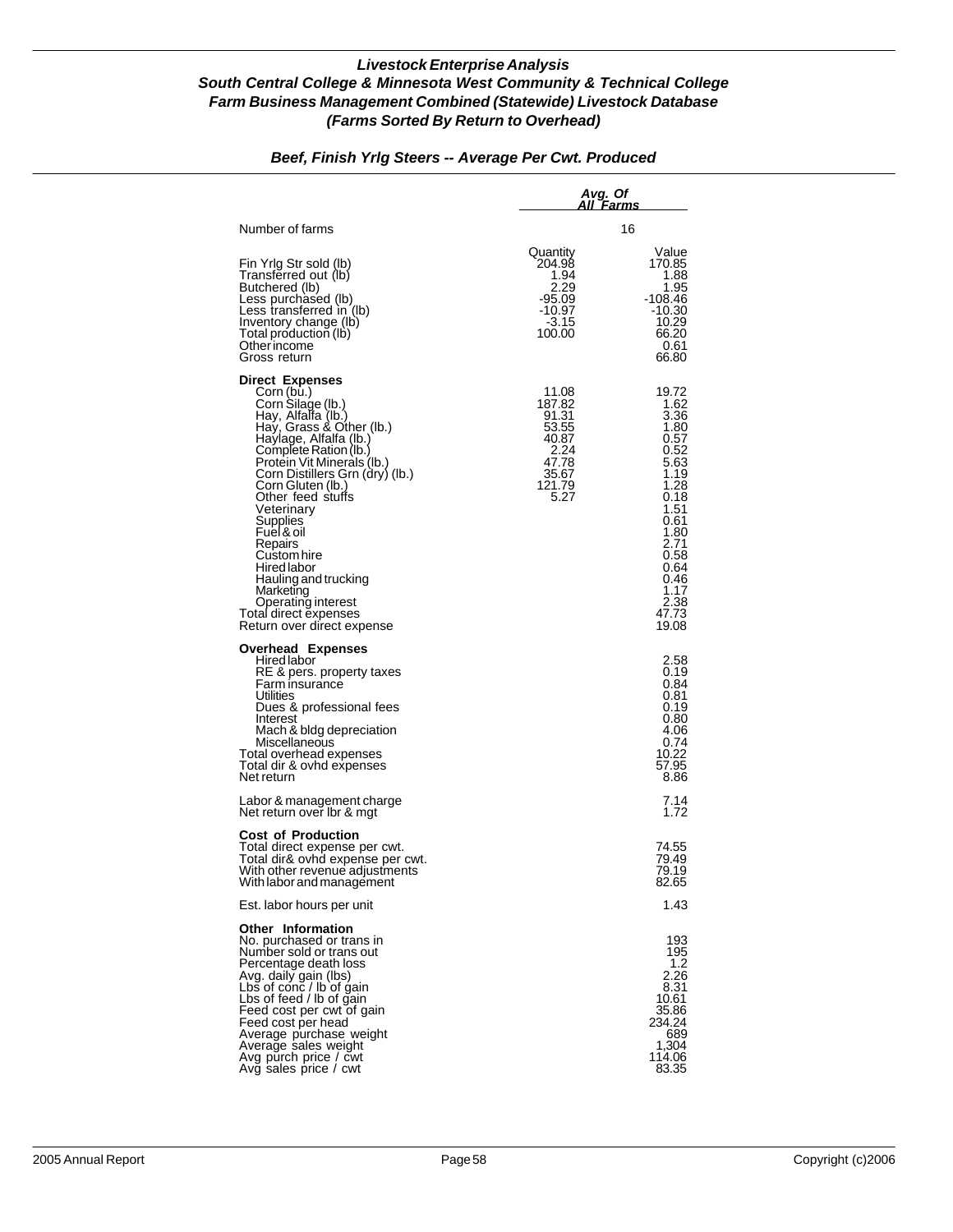***Livestock Enterprise Analysis***
***South Central College & Minnesota West Community & Technical College***
***Farm Business Management Combined (Statewide) Livestock Database***
***(Farms Sorted By Return to Overhead)***

***Beef, Finish Yrlg Steers -- Average Per Cwt. Produced***

| | ***Avg. Of All Farms*** | |
|---|---|---|
| Number of farms | 16 | |
| | Quantity | Value |
| Fin Yrlg Str sold (lb) | 204.98 | 170.85 |
| Transferred out (lb) | 1.94 | 1.88 |
| Butchered (lb) | 2.29 | 1.95 |
| Less purchased (lb) | -95.09 | -108.46 |
| Less transferred in (lb) | -10.97 | -10.30 |
| Inventory change (lb) | -3.15 | 10.29 |
| Total production (lb) | 100.00 | 66.20 |
| Other income | | 0.61 |
| Gross return | | 66.80 |
| **Direct Expenses** | | |
| Corn (bu.) | 11.08 | 19.72 |
| Corn Silage (lb.) | 187.82 | 1.62 |
| Hay, Alfalfa (lb.) | 91.31 | 3.36 |
| Hay, Grass & Other (lb.) | 53.55 | 1.80 |
| Haylage, Alfalfa (lb.) | 40.87 | 0.57 |
| Complete Ration (lb.) | 2.24 | 0.52 |
| Protein Vit Minerals (lb.) | 47.78 | 5.63 |
| Corn Distillers Grn (dry) (lb.) | 35.67 | 1.19 |
| Corn Gluten (lb.) | 121.79 | 1.28 |
| Other feed stuffs | 5.27 | 0.18 |
| Veterinary | | 1.51 |
| Supplies | | 0.61 |
| Fuel & oil | | 1.80 |
| Repairs | | 2.71 |
| Custom hire | | 0.58 |
| Hired labor | | 0.64 |
| Hauling and trucking | | 0.46 |
| Marketing | | 1.17 |
| Operating interest | | 2.38 |
| Total direct expenses | | 47.73 |
| Return over direct expense | | 19.08 |
| **Overhead Expenses** | | |
| Hired labor | | 2.58 |
| RE & pers. property taxes | | 0.19 |
| Farm insurance | | 0.84 |
| Utilities | | 0.81 |
| Dues & professional fees | | 0.19 |
| Interest | | 0.80 |
| Mach & bldg depreciation | | 4.06 |
| Miscellaneous | | 0.74 |
| Total overhead expenses | | 10.22 |
| Total dir & ovhd expenses | | 57.95 |
| Net return | | 8.86 |
| Labor & management charge | | 7.14 |
| Net return over lbr & mgt | | 1.72 |
| **Cost of Production** | | |
| Total direct expense per cwt. | | 74.55 |
| Total dir& ovhd expense per cwt. | | 79.49 |
| With other revenue adjustments | | 79.19 |
| With labor and management | | 82.65 |
| Est. labor hours per unit | | 1.43 |
| **Other Information** | | |
| No. purchased or trans in | | 193 |
| Number sold or trans out | | 195 |
| Percentage death loss | | 1.2 |
| Avg. daily gain (lbs) | | 2.26 |
| Lbs of conc / lb of gain | | 8.31 |
| Lbs of feed / lb of gain | | 10.61 |
| Feed cost per cwt of gain | | 35.86 |
| Feed cost per head | | 234.24 |
| Average purchase weight | | 689 |
| Average sales weight | | 1,304 |
| Avg purch price / cwt | | 114.06 |
| Avg sales price / cwt | | 83.35 |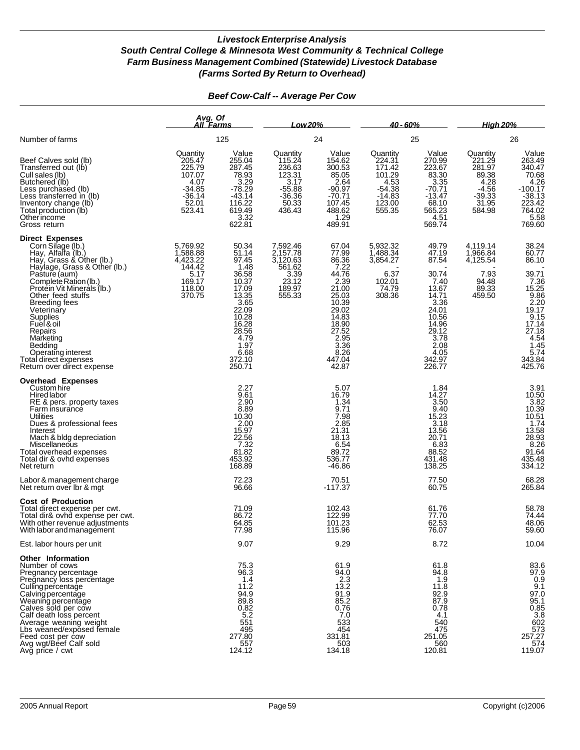# Livestock Enterprise Analysis
## South Central College & Minnesota West Community & Technical College
## Farm Business Management Combined (Statewide) Livestock Database
## (Farms Sorted By Return to Overhead)

### Beef Cow-Calf -- Average Per Cow

| | Avg. Of All Farms | | Low 20% | | 40 - 60% | | High 20% | |
|---|---|---|---|---|---|---|---|---|
| Number of farms | 125 | | 24 | | 25 | | 26 | |
| | Quantity | Value | Quantity | Value | Quantity | Value | Quantity | Value |
| Beef Calves sold (lb) | 205.47 | 255.04 | 115.24 | 154.62 | 224.31 | 270.99 | 221.29 | 263.49 |
| Transferred out (lb) | 225.79 | 287.45 | 236.63 | 300.53 | 171.42 | 223.67 | 281.97 | 340.47 |
| Cull sales (lb) | 107.07 | 78.93 | 123.31 | 85.05 | 101.29 | 83.30 | 89.38 | 70.68 |
| Butchered (lb) | 4.07 | 3.29 | 3.17 | 2.64 | 4.53 | 3.35 | 4.28 | 4.26 |
| Less purchased (lb) | -34.85 | -78.29 | -55.88 | -90.97 | -54.38 | -70.71 | -4.56 | -100.17 |
| Less transferred in (lb) | -36.14 | -43.14 | -36.36 | -70.71 | -14.83 | -13.47 | -39.33 | -38.13 |
| Inventory change (lb) | 52.01 | 116.22 | 50.33 | 107.45 | 123.00 | 68.10 | 31.95 | 223.42 |
| Total production (lb) | 523.41 | 619.49 | 436.43 | 488.62 | 555.35 | 565.23 | 584.98 | 764.02 |
| Other income | | 3.32 | | 1.29 | | 4.51 | | 5.58 |
| Gross return | | 622.81 | | 489.91 | | 569.74 | | 769.60 |
| **Direct Expenses** | | | | | | | | |
| Corn Silage (lb.) | 5,769.92 | 50.34 | 7,592.46 | 67.04 | 5,932.32 | 49.79 | 4,119.14 | 38.24 |
| Hay, Alfalfa (lb.) | 1,588.88 | 51.14 | 2,157.78 | 77.99 | 1,488.34 | 47.19 | 1,966.84 | 60.77 |
| Hay, Grass & Other (lb.) | 4,423.22 | 97.45 | 3,120.63 | 86.36 | 3,854.27 | 87.54 | 4,125.54 | 86.10 |
| Haylage, Grass & Other (lb.) | 144.42 | 1.48 | 561.62 | 7.22 | - | - | - | - |
| Pasture (aum) | 5.17 | 36.58 | 3.39 | 44.76 | 6.37 | 30.74 | 7.93 | 39.71 |
| Complete Ration (lb.) | 169.17 | 10.37 | 23.12 | 2.39 | 102.01 | 7.40 | 94.48 | 7.36 |
| Protein Vit Minerals (lb.) | 118.00 | 17.09 | 189.97 | 21.00 | 74.79 | 13.67 | 89.33 | 15.25 |
| Other feed stuffs | 370.75 | 13.35 | 555.33 | 25.03 | 308.36 | 14.71 | 459.50 | 9.86 |
| Breeding fees | | 3.65 | | 10.39 | | 3.36 | | 2.20 |
| Veterinary | | 22.09 | | 29.02 | | 24.01 | | 19.17 |
| Supplies | | 10.28 | | 14.83 | | 10.56 | | 9.15 |
| Fuel & oil | | 16.28 | | 18.90 | | 14.96 | | 17.14 |
| Repairs | | 28.56 | | 27.52 | | 29.12 | | 27.18 |
| Marketing | | 4.79 | | 2.95 | | 3.78 | | 4.54 |
| Bedding | | 1.97 | | 3.36 | | 2.08 | | 1.45 |
| Operating interest | | 6.68 | | 8.26 | | 4.05 | | 5.74 |
| Total direct expenses | | 372.10 | | 447.04 | | 342.97 | | 343.84 |
| Return over direct expense | | 250.71 | | 42.87 | | 226.77 | | 425.76 |
| **Overhead Expenses** | | | | | | | | |
| Custom hire | | 2.27 | | 5.07 | | 1.84 | | 3.91 |
| Hired labor | | 9.61 | | 16.79 | | 14.27 | | 10.50 |
| RE & pers. property taxes | | 2.90 | | 1.34 | | 3.50 | | 3.82 |
| Farm insurance | | 8.89 | | 9.71 | | 9.40 | | 10.39 |
| Utilities | | 10.30 | | 7.98 | | 15.23 | | 10.51 |
| Dues & professional fees | | 2.00 | | 2.85 | | 3.18 | | 1.74 |
| Interest | | 15.97 | | 21.31 | | 13.56 | | 13.58 |
| Mach & bldg depreciation | | 22.56 | | 18.13 | | 20.71 | | 28.93 |
| Miscellaneous | | 7.32 | | 6.54 | | 6.83 | | 8.26 |
| Total overhead expenses | | 81.82 | | 89.72 | | 88.52 | | 91.64 |
| Total dir & ovhd expenses | | 453.92 | | 536.77 | | 431.48 | | 435.48 |
| Net return | | 168.89 | | -46.86 | | 138.25 | | 334.12 |
| Labor & management charge | | 72.23 | | 70.51 | | 77.50 | | 68.28 |
| Net return over lbr & mgt | | 96.66 | | -117.37 | | 60.75 | | 265.84 |
| **Cost of Production** | | | | | | | | |
| Total direct expense per cwt. | | 71.09 | | 102.43 | | 61.76 | | 58.78 |
| Total dir& ovhd expense per cwt. | | 86.72 | | 122.99 | | 77.70 | | 74.44 |
| With other revenue adjustments | | 64.85 | | 101.23 | | 62.53 | | 48.06 |
| With labor and management | | 77.98 | | 115.96 | | 76.07 | | 59.60 |
| Est. labor hours per unit | | 9.07 | | 9.29 | | 8.72 | | 10.04 |
| **Other Information** | | | | | | | | |
| Number of cows | | 75.3 | | 61.9 | | 61.8 | | 83.6 |
| Pregnancy percentage | | 96.3 | | 94.0 | | 94.8 | | 97.9 |
| Pregnancy loss percentage | | 1.4 | | 2.3 | | 1.9 | | 0.9 |
| Culling percentage | | 11.2 | | 13.2 | | 11.8 | | 9.1 |
| Calving percentage | | 94.9 | | 91.9 | | 92.9 | | 97.0 |
| Weaning percentage | | 89.8 | | 85.2 | | 87.9 | | 95.1 |
| Calves sold per cow | | 0.82 | | 0.76 | | 0.78 | | 0.85 |
| Calf death loss percent | | 5.2 | | 7.0 | | 4.1 | | 3.8 |
| Average weaning weight | | 551 | | 533 | | 540 | | 602 |
| Lbs weaned/exposed female | | 495 | | 454 | | 475 | | 573 |
| Feed cost per cow | | 277.80 | | 331.81 | | 251.05 | | 257.27 |
| Avg wgt/Beef Calf sold | | 557 | | 503 | | 560 | | 574 |
| Avg price / cwt | | 124.12 | | 134.18 | | 120.81 | | 119.07 |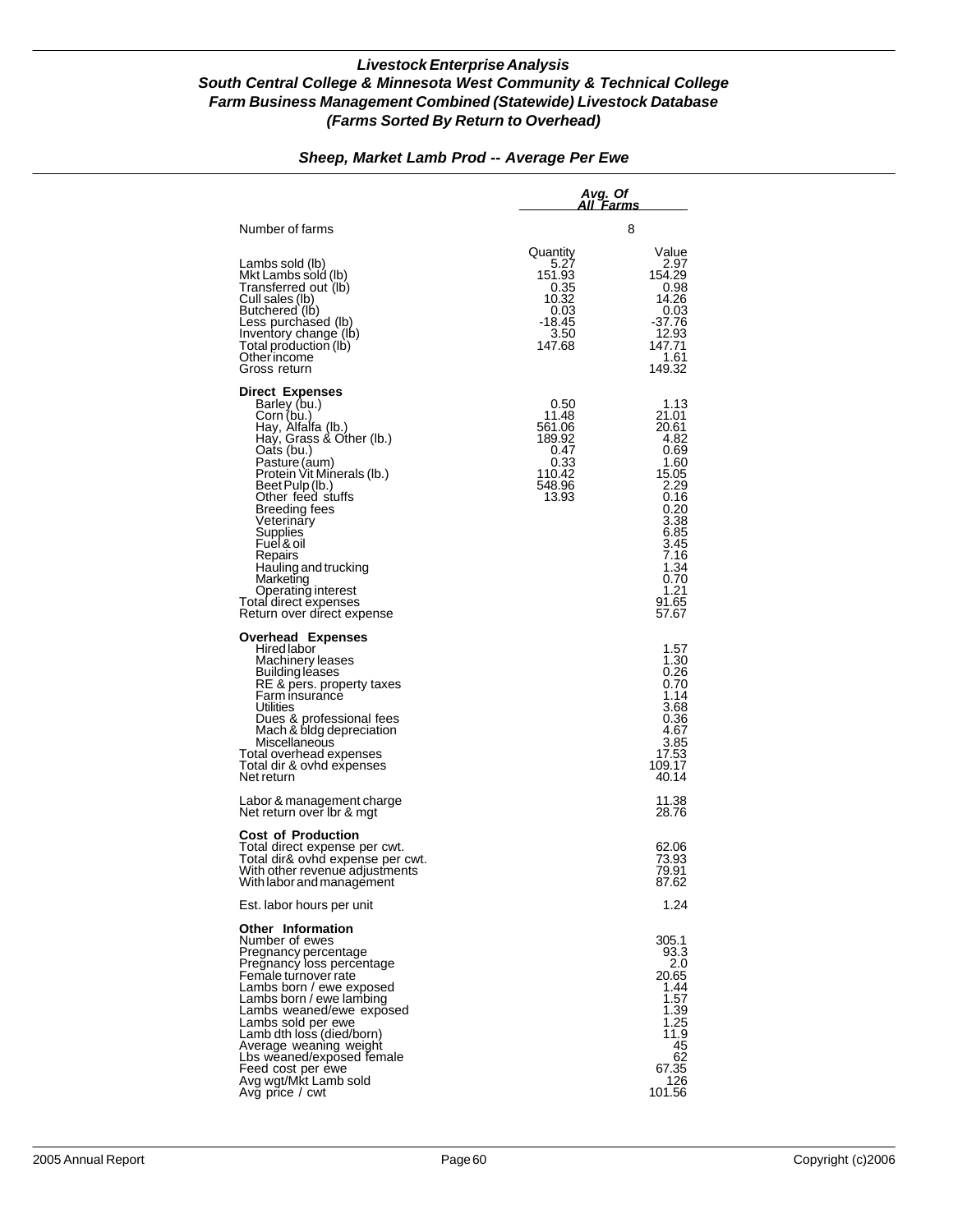## *Livestock Enterprise Analysis*
## *South Central College & Minnesota West Community & Technical College*
## *Farm Business Management Combined (Statewide) Livestock Database*
## *(Farms Sorted By Return to Overhead)*

### *Sheep, Market Lamb Prod -- Average Per Ewe*

| | *Avg. Of All Farms* | |
|---|---|---|
| Number of farms | 8 | |
| | Quantity | Value |
| Lambs sold (lb) | 5.27 | 2.97 |
| Mkt Lambs sold (lb) | 151.93 | 154.29 |
| Transferred out (lb) | 0.35 | 0.98 |
| Cull sales (lb) | 10.32 | 14.26 |
| Butchered (lb) | 0.03 | 0.03 |
| Less purchased (lb) | -18.45 | -37.76 |
| Inventory change (lb) | 3.50 | 12.93 |
| Total production (lb) | 147.68 | 147.71 |
| Other income | | 1.61 |
| Gross return | | 149.32 |
| **Direct Expenses** | | |
| Barley (bu.) | 0.50 | 1.13 |
| Corn (bu.) | 11.48 | 21.01 |
| Hay, Alfalfa (lb.) | 561.06 | 20.61 |
| Hay, Grass & Other (lb.) | 189.92 | 4.82 |
| Oats (bu.) | 0.47 | 0.69 |
| Pasture (aum) | 0.33 | 1.60 |
| Protein Vit Minerals (lb.) | 110.42 | 15.05 |
| Beet Pulp (lb.) | 548.96 | 2.29 |
| Other feed stuffs | 13.93 | 0.16 |
| Breeding fees | | 0.20 |
| Veterinary | | 3.38 |
| Supplies | | 6.85 |
| Fuel & oil | | 3.45 |
| Repairs | | 7.16 |
| Hauling and trucking | | 1.34 |
| Marketing | | 0.70 |
| Operating interest | | 1.21 |
| Total direct expenses | | 91.65 |
| Return over direct expense | | 57.67 |
| **Overhead Expenses** | | |
| Hired labor | | 1.57 |
| Machinery leases | | 1.30 |
| Building leases | | 0.26 |
| RE & pers. property taxes | | 0.70 |
| Farm insurance | | 1.14 |
| Utilities | | 3.68 |
| Dues & professional fees | | 0.36 |
| Mach & bldg depreciation | | 4.67 |
| Miscellaneous | | 3.85 |
| Total overhead expenses | | 17.53 |
| Total dir & ovhd expenses | | 109.17 |
| Net return | | 40.14 |
| Labor & management charge | | 11.38 |
| Net return over lbr & mgt | | 28.76 |
| **Cost of Production** | | |
| Total direct expense per cwt. | | 62.06 |
| Total dir& ovhd expense per cwt. | | 73.93 |
| With other revenue adjustments | | 79.91 |
| With labor and management | | 87.62 |
| Est. labor hours per unit | | 1.24 |
| **Other Information** | | |
| Number of ewes | | 305.1 |
| Pregnancy percentage | | 93.3 |
| Pregnancy loss percentage | | 2.0 |
| Female turnover rate | | 20.65 |
| Lambs born / ewe exposed | | 1.44 |
| Lambs born / ewe lambing | | 1.57 |
| Lambs weaned/ewe exposed | | 1.39 |
| Lambs sold per ewe | | 1.25 |
| Lamb dth loss (died/born) | | 11.9 |
| Average weaning weight | | 45 |
| Lbs weaned/exposed female | | 62 |
| Feed cost per ewe | | 67.35 |
| Avg wgt/Mkt Lamb sold | | 126 |
| Avg price / cwt | | 101.56 |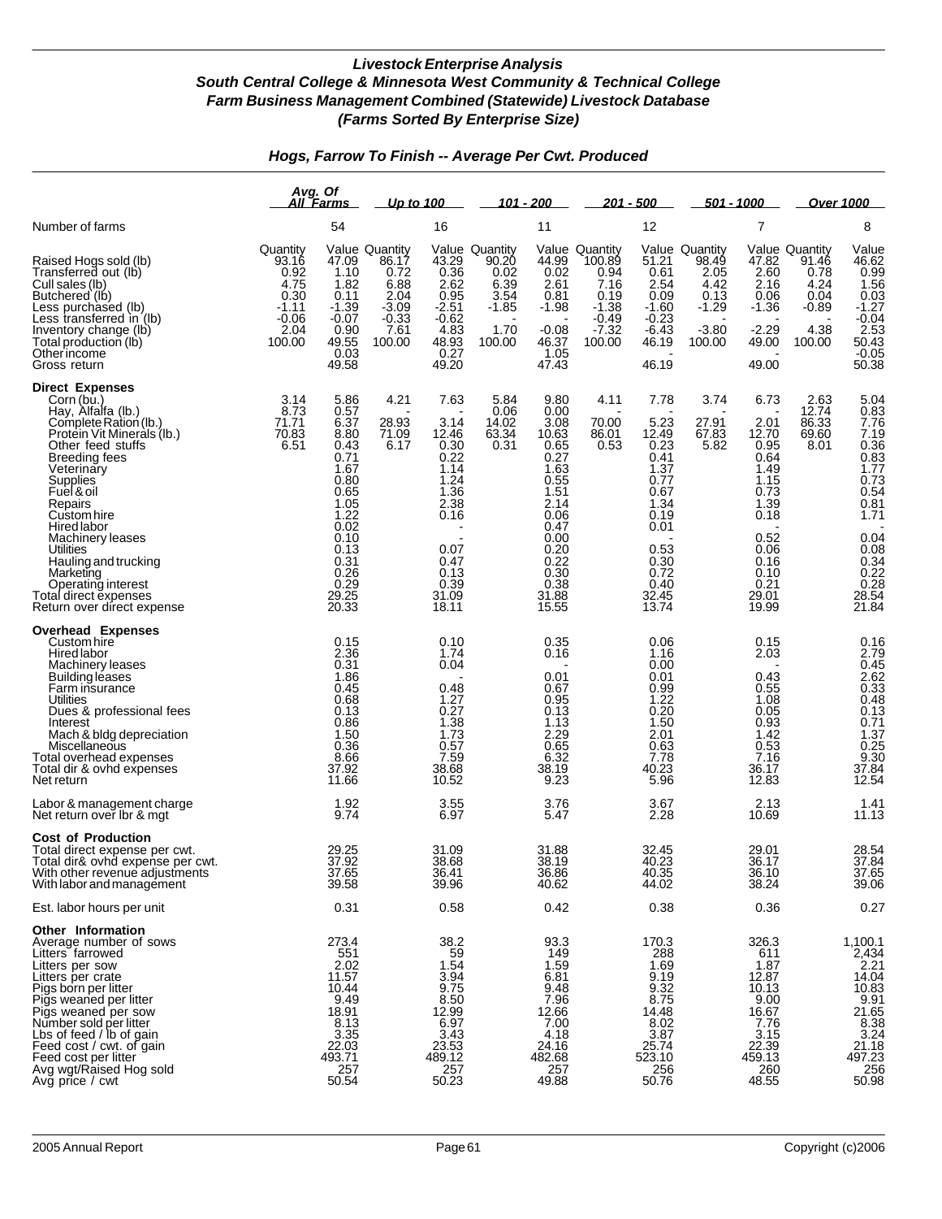### *Livestock Enterprise Analysis*
### *South Central College & Minnesota West Community & Technical College*
### *Farm Business Management Combined (Statewide) Livestock Database*
### *(Farms Sorted By Enterprise Size)*

## *Hogs, Farrow To Finish -- Average Per Cwt. Produced*

| | Avg. Of All Farms | | Up to 100 | | 101 - 200 | | 201 - 500 | | 501 - 1000 | | Over 1000 | |
|---|---|---|---|---|---|---|---|---|---|---|---|---|
| Number of farms | | 54 | | 16 | | 11 | | 12 | | 7 | | 8 |
| | Quantity | Value | Quantity | Value | Quantity | Value | Quantity | Value | Quantity | Value | Quantity | Value |
| Raised Hogs sold (lb) | 93.16 | 47.09 | 86.17 | 43.29 | 90.20 | 44.99 | 100.89 | 51.21 | 98.49 | 47.82 | 91.46 | 46.62 |
| Transferred out (lb) | 0.92 | 1.10 | 0.72 | 0.36 | 0.02 | 0.02 | 0.94 | 0.61 | 2.05 | 2.60 | 0.78 | 0.99 |
| Cull sales (lb) | 4.75 | 1.82 | 6.88 | 2.62 | 6.39 | 2.61 | 7.16 | 2.54 | 4.42 | 2.16 | 4.24 | 1.56 |
| Butchered (lb) | 0.30 | 0.11 | 2.04 | 0.95 | 3.54 | 0.81 | 0.19 | 0.09 | 0.13 | 0.06 | 0.04 | 0.03 |
| Less purchased (lb) | -1.11 | -1.39 | -3.09 | -2.51 | -1.85 | -1.98 | -1.38 | -1.60 | -1.29 | -1.36 | -0.89 | -1.27 |
| Less transferred in (lb) | -0.06 | -0.07 | -0.33 | -0.62 | - | - | -0.49 | -0.23 | - | - | - | -0.04 |
| Inventory change (lb) | 2.04 | 0.90 | 7.61 | 4.83 | 1.70 | -0.08 | -7.32 | -6.43 | -3.80 | -2.29 | 4.38 | 2.53 |
| Total production (lb) | 100.00 | 49.55 | 100.00 | 48.93 | 100.00 | 46.37 | 100.00 | 46.19 | 100.00 | 49.00 | 100.00 | 50.43 |
| Other income | | 0.03 | | 0.27 | | 1.05 | | - | | - | | -0.05 |
| Gross return | | 49.58 | | 49.20 | | 47.43 | | 46.19 | | 49.00 | | 50.38 |
| **Direct Expenses** | | | | | | | | | | | | |
| Corn (bu.) | 3.14 | 5.86 | 4.21 | 7.63 | 5.84 | 9.80 | 4.11 | 7.78 | 3.74 | 6.73 | 2.63 | 5.04 |
| Hay, Alfalfa (lb.) | 8.73 | 0.57 | - | - | 0.06 | 0.00 | - | - | - | - | 12.74 | 0.83 |
| Complete Ration (lb.) | 71.71 | 6.37 | 28.93 | 3.14 | 14.02 | 3.08 | 70.00 | 5.23 | 27.91 | 2.01 | 86.33 | 7.76 |
| Protein Vit Minerals (lb.) | 70.83 | 8.80 | 71.09 | 12.46 | 63.34 | 10.63 | 86.01 | 12.49 | 67.83 | 12.70 | 69.60 | 7.19 |
| Other feed stuffs | 6.51 | 0.43 | 6.17 | 0.30 | 0.31 | 0.65 | 0.53 | 0.23 | 5.82 | 0.95 | 8.01 | 0.36 |
| Breeding fees | | 0.71 | | 0.22 | | 0.27 | | 0.41 | | 0.64 | | 0.83 |
| Veterinary | | 1.67 | | 1.14 | | 1.63 | | 1.37 | | 1.49 | | 1.77 |
| Supplies | | 0.80 | | 1.24 | | 0.55 | | 0.77 | | 1.15 | | 0.73 |
| Fuel & oil | | 0.65 | | 1.36 | | 1.51 | | 0.67 | | 0.73 | | 0.54 |
| Repairs | | 1.05 | | 2.38 | | 2.14 | | 1.34 | | 1.39 | | 0.81 |
| Custom hire | | 1.22 | | 0.16 | | 0.06 | | 0.19 | | 0.18 | | 1.71 |
| Hired labor | | 0.02 | | - | | 0.47 | | 0.01 | | - | | - |
| Machinery leases | | 0.10 | | - | | 0.00 | | - | | 0.52 | | 0.04 |
| Utilities | | 0.13 | | 0.07 | | 0.20 | | 0.53 | | 0.06 | | 0.08 |
| Hauling and trucking | | 0.31 | | 0.47 | | 0.22 | | 0.30 | | 0.16 | | 0.34 |
| Marketing | | 0.26 | | 0.13 | | 0.30 | | 0.72 | | 0.10 | | 0.22 |
| Operating interest | | 0.29 | | 0.39 | | 0.38 | | 0.40 | | 0.21 | | 0.28 |
| Total direct expenses | | 29.25 | | 31.09 | | 31.88 | | 32.45 | | 29.01 | | 28.54 |
| Return over direct expense | | 20.33 | | 18.11 | | 15.55 | | 13.74 | | 19.99 | | 21.84 |
| **Overhead Expenses** | | | | | | | | | | | | |
| Custom hire | | 0.15 | | 0.10 | | 0.35 | | 0.06 | | 0.15 | | 0.16 |
| Hired labor | | 2.36 | | 1.74 | | 0.16 | | 1.16 | | 2.03 | | 2.79 |
| Machinery leases | | 0.31 | | 0.04 | | - | | 0.00 | | - | | 0.45 |
| Building leases | | 1.86 | | - | | 0.01 | | 0.01 | | 0.43 | | 2.62 |
| Farm insurance | | 0.45 | | 0.48 | | 0.67 | | 0.99 | | 0.55 | | 0.33 |
| Utilities | | 0.68 | | 1.27 | | 0.95 | | 1.22 | | 1.08 | | 0.48 |
| Dues & professional fees | | 0.13 | | 0.27 | | 0.13 | | 0.20 | | 0.05 | | 0.13 |
| Interest | | 0.86 | | 1.38 | | 1.13 | | 1.50 | | 0.93 | | 0.71 |
| Mach & bldg depreciation | | 1.50 | | 1.73 | | 2.29 | | 2.01 | | 1.42 | | 1.37 |
| Miscellaneous | | 0.36 | | 0.57 | | 0.65 | | 0.63 | | 0.53 | | 0.25 |
| Total overhead expenses | | 8.66 | | 7.59 | | 6.32 | | 7.78 | | 7.16 | | 9.30 |
| Total dir & ovhd expenses | | 37.92 | | 38.68 | | 38.19 | | 40.23 | | 36.17 | | 37.84 |
| Net return | | 11.66 | | 10.52 | | 9.23 | | 5.96 | | 12.83 | | 12.54 |
| Labor & management charge | | 1.92 | | 3.55 | | 3.76 | | 3.67 | | 2.13 | | 1.41 |
| Net return over lbr & mgt | | 9.74 | | 6.97 | | 5.47 | | 2.28 | | 10.69 | | 11.13 |
| **Cost of Production** | | | | | | | | | | | | |
| Total direct expense per cwt. | | 29.25 | | 31.09 | | 31.88 | | 32.45 | | 29.01 | | 28.54 |
| Total dir& ovhd expense per cwt. | | 37.92 | | 38.68 | | 38.19 | | 40.23 | | 36.17 | | 37.84 |
| With other revenue adjustments | | 37.65 | | 36.41 | | 36.86 | | 40.35 | | 36.10 | | 37.65 |
| With labor and management | | 39.58 | | 39.96 | | 40.62 | | 44.02 | | 38.24 | | 39.06 |
| Est. labor hours per unit | | 0.31 | | 0.58 | | 0.42 | | 0.38 | | 0.36 | | 0.27 |
| **Other Information** | | | | | | | | | | | | |
| Average number of sows | | 273.4 | | 38.2 | | 93.3 | | 170.3 | | 326.3 | | 1,100.1 |
| Litters farrowed | | 551 | | 59 | | 149 | | 288 | | 611 | | 2,434 |
| Litters per sow | | 2.02 | | 1.54 | | 1.59 | | 1.69 | | 1.87 | | 2.21 |
| Litters per crate | | 11.57 | | 3.94 | | 6.81 | | 9.19 | | 12.87 | | 14.04 |
| Pigs born per litter | | 10.44 | | 9.75 | | 9.48 | | 9.32 | | 10.13 | | 10.83 |
| Pigs weaned per litter | | 9.49 | | 8.50 | | 7.96 | | 8.75 | | 9.00 | | 9.91 |
| Pigs weaned per sow | | 18.91 | | 12.99 | | 12.66 | | 14.48 | | 16.67 | | 21.65 |
| Number sold per litter | | 8.13 | | 6.97 | | 7.00 | | 8.02 | | 7.76 | | 8.38 |
| Lbs of feed / lb of gain | | 3.35 | | 3.43 | | 4.18 | | 3.87 | | 3.15 | | 3.24 |
| Feed cost / cwt. of gain | | 22.03 | | 23.53 | | 24.16 | | 25.74 | | 22.39 | | 21.18 |
| Feed cost per litter | | 493.71 | | 489.12 | | 482.68 | | 523.10 | | 459.13 | | 497.23 |
| Avg wgt/Raised Hog sold | | 257 | | 257 | | 257 | | 256 | | 260 | | 256 |
| Avg price / cwt | | 50.54 | | 50.23 | | 49.88 | | 50.76 | | 48.55 | | 50.98 |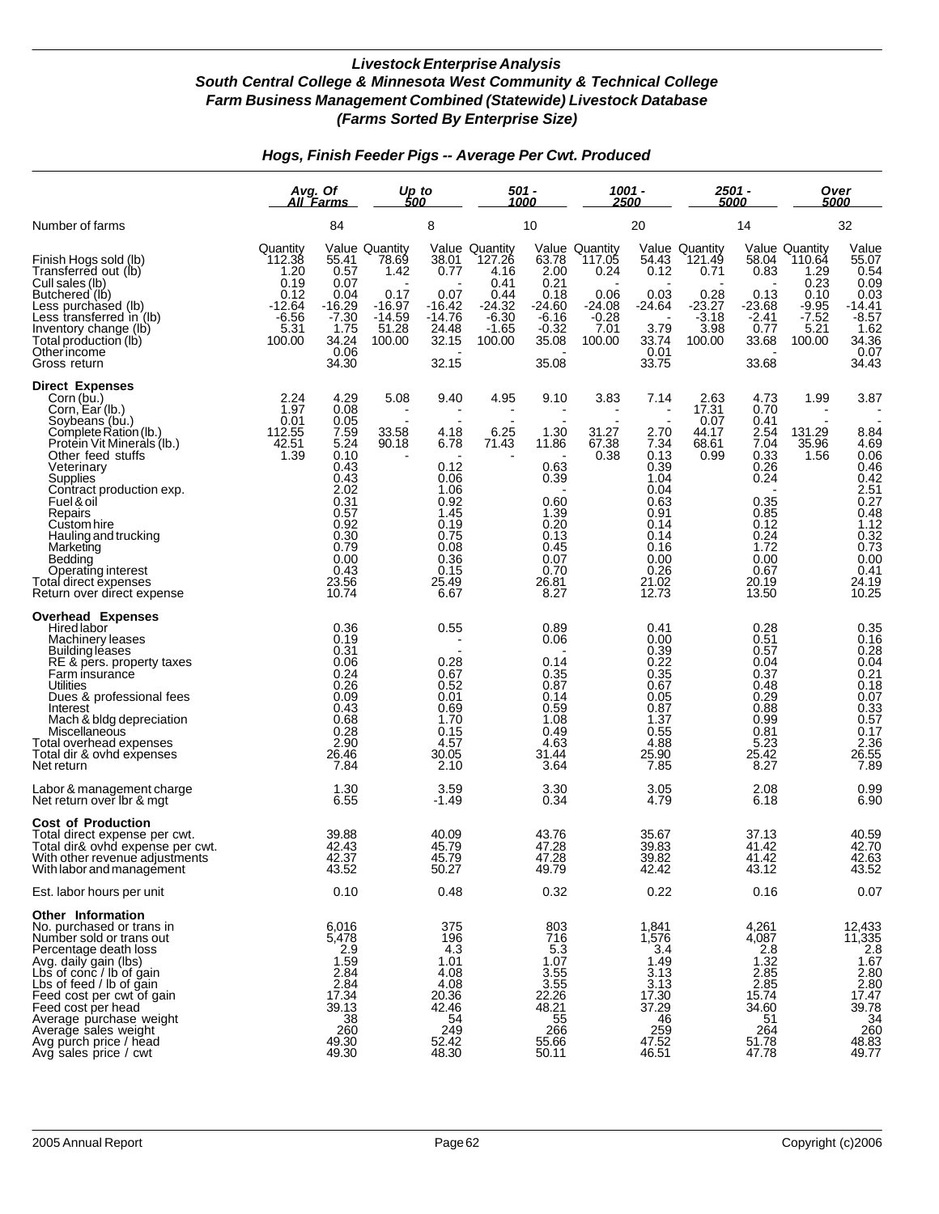# Livestock Enterprise Analysis
## South Central College & Minnesota West Community & Technical College
## Farm Business Management Combined (Statewide) Livestock Database
## (Farms Sorted By Enterprise Size)

### Hogs, Finish Feeder Pigs -- Average Per Cwt. Produced

| | Avg. Of All Farms | | Up to 500 | | 501 - 1000 | | 1001 - 2500 | | 2501 - 5000 | | Over 5000 | |
|---|---|---|---|---|---|---|---|---|---|---|---|---|
| Number of farms | | 84 | | 8 | | 10 | | 20 | | 14 | | 32 |
| | Quantity | Value | Quantity | Value | Quantity | Value | Quantity | Value | Quantity | Value | Quantity | Value |
| Finish Hogs sold (lb) | 112.38 | 55.41 | 78.69 | 38.01 | 127.26 | 63.78 | 117.05 | 54.43 | 121.49 | 58.04 | 110.64 | 55.07 |
| Transferred out (lb) | 1.20 | 0.57 | 1.42 | 0.77 | 4.16 | 2.00 | 0.24 | 0.12 | 0.71 | 0.83 | 1.29 | 0.54 |
| Cull sales (lb) | 0.19 | 0.07 | - | - | 0.41 | 0.21 | - | - | - | - | 0.23 | 0.09 |
| Butchered (lb) | 0.12 | 0.04 | 0.17 | 0.07 | 0.44 | 0.18 | 0.06 | 0.03 | 0.28 | 0.13 | 0.10 | 0.03 |
| Less purchased (lb) | -12.64 | -16.29 | -16.97 | -16.42 | -24.32 | -24.60 | -24.08 | -24.64 | -23.27 | -23.68 | -9.95 | -14.41 |
| Less transferred in (lb) | -6.56 | -7.30 | -14.59 | -14.76 | -6.30 | -6.16 | -0.28 | - | -3.18 | -2.41 | -7.52 | -8.57 |
| Inventory change (lb) | 5.31 | 1.75 | 51.28 | 24.48 | -1.65 | -0.32 | 7.01 | 3.79 | 3.98 | 0.77 | 5.21 | 1.62 |
| Total production (lb) | 100.00 | 34.24 | 100.00 | 32.15 | 100.00 | 35.08 | 100.00 | 33.74 | 100.00 | 33.68 | 100.00 | 34.36 |
| Other income | | 0.06 | | - | | - | | 0.01 | | - | | 0.07 |
| Gross return | | 34.30 | | 32.15 | | 35.08 | | 33.75 | | 33.68 | | 34.43 |
| **Direct Expenses** | | | | | | | | | | | | |
| Corn (bu.) | 2.24 | 4.29 | 5.08 | 9.40 | 4.95 | 9.10 | 3.83 | 7.14 | 2.63 | 4.73 | 1.99 | 3.87 |
| Corn, Ear (lb.) | 1.97 | 0.08 | - | - | - | - | - | - | 17.31 | 0.70 | - | - |
| Soybeans (bu.) | 0.01 | 0.05 | - | - | - | - | - | - | 0.07 | 0.41 | - | - |
| Complete Ration (lb.) | 112.55 | 7.59 | 33.58 | 4.18 | 6.25 | 1.30 | 31.27 | 2.70 | 44.17 | 2.54 | 131.29 | 8.84 |
| Protein Vit Minerals (lb.) | 42.51 | 5.24 | 90.18 | 6.78 | 71.43 | 11.86 | 67.38 | 7.34 | 68.61 | 7.04 | 35.96 | 4.69 |
| Other feed stuffs | 1.39 | 0.10 | - | - | - | - | 0.38 | 0.13 | 0.99 | 0.33 | 1.56 | 0.06 |
| Veterinary | | 0.43 | | 0.12 | | 0.63 | | 0.39 | | 0.26 | | 0.46 |
| Supplies | | 0.43 | | 0.06 | | 0.39 | | 1.04 | | 0.24 | | 0.42 |
| Contract production exp. | | 2.02 | | 1.06 | | - | | 0.04 | | - | | 2.51 |
| Fuel & oil | | 0.31 | | 0.92 | | 0.60 | | 0.63 | | 0.35 | | 0.27 |
| Repairs | | 0.57 | | 1.45 | | 1.39 | | 0.91 | | 0.85 | | 0.48 |
| Custom hire | | 0.92 | | 0.19 | | 0.20 | | 0.14 | | 0.12 | | 1.12 |
| Hauling and trucking | | 0.30 | | 0.75 | | 0.13 | | 0.14 | | 0.24 | | 0.32 |
| Marketing | | 0.79 | | 0.08 | | 0.45 | | 0.16 | | 1.72 | | 0.73 |
| Bedding | | 0.00 | | 0.36 | | 0.07 | | 0.00 | | 0.00 | | 0.00 |
| Operating interest | | 0.43 | | 0.15 | | 0.70 | | 0.26 | | 0.67 | | 0.41 |
| Total direct expenses | | 23.56 | | 25.49 | | 26.81 | | 21.02 | | 20.19 | | 24.19 |
| Return over direct expense | | 10.74 | | 6.67 | | 8.27 | | 12.73 | | 13.50 | | 10.25 |
| **Overhead Expenses** | | | | | | | | | | | | |
| Hired labor | | 0.36 | | 0.55 | | 0.89 | | 0.41 | | 0.28 | | 0.35 |
| Machinery leases | | 0.19 | | - | | 0.06 | | 0.00 | | 0.51 | | 0.16 |
| Building leases | | 0.31 | | - | | - | | 0.39 | | 0.57 | | 0.28 |
| RE & pers. property taxes | | 0.06 | | 0.28 | | 0.14 | | 0.22 | | 0.04 | | 0.04 |
| Farm insurance | | 0.24 | | 0.67 | | 0.35 | | 0.35 | | 0.37 | | 0.21 |
| Utilities | | 0.26 | | 0.52 | | 0.87 | | 0.67 | | 0.48 | | 0.18 |
| Dues & professional fees | | 0.09 | | 0.01 | | 0.14 | | 0.05 | | 0.29 | | 0.07 |
| Interest | | 0.43 | | 0.69 | | 0.59 | | 0.87 | | 0.88 | | 0.33 |
| Mach & bldg depreciation | | 0.68 | | 1.70 | | 1.08 | | 1.37 | | 0.99 | | 0.57 |
| Miscellaneous | | 0.28 | | 0.15 | | 0.49 | | 0.55 | | 0.81 | | 0.17 |
| Total overhead expenses | | 2.90 | | 4.57 | | 4.63 | | 4.88 | | 5.23 | | 2.36 |
| Total dir & ovhd expenses | | 26.46 | | 30.05 | | 31.44 | | 25.90 | | 25.42 | | 26.55 |
| Net return | | 7.84 | | 2.10 | | 3.64 | | 7.85 | | 8.27 | | 7.89 |
| Labor & management charge | | 1.30 | | 3.59 | | 3.30 | | 3.05 | | 2.08 | | 0.99 |
| Net return over lbr & mgt | | 6.55 | | -1.49 | | 0.34 | | 4.79 | | 6.18 | | 6.90 |
| **Cost of Production** | | | | | | | | | | | | |
| Total direct expense per cwt. | | 39.88 | | 40.09 | | 43.76 | | 35.67 | | 37.13 | | 40.59 |
| Total dir& ovhd expense per cwt. | | 42.43 | | 45.79 | | 47.28 | | 39.83 | | 41.42 | | 42.70 |
| With other revenue adjustments | | 42.37 | | 45.79 | | 47.28 | | 39.82 | | 41.42 | | 42.63 |
| With labor and management | | 43.52 | | 50.27 | | 49.79 | | 42.42 | | 43.12 | | 43.52 |
| Est. labor hours per unit | | 0.10 | | 0.48 | | 0.32 | | 0.22 | | 0.16 | | 0.07 |
| **Other Information** | | | | | | | | | | | | |
| No. purchased or trans in | | 6,016 | | 375 | | 803 | | 1,841 | | 4,261 | | 12,433 |
| Number sold or trans out | | 5,478 | | 196 | | 716 | | 1,576 | | 4,087 | | 11,335 |
| Percentage death loss | | 2.9 | | 4.3 | | 5.3 | | 3.4 | | 2.8 | | 2.8 |
| Avg. daily gain (lbs) | | 1.59 | | 1.01 | | 1.07 | | 1.49 | | 1.32 | | 1.67 |
| Lbs of conc / lb of gain | | 2.84 | | 4.08 | | 3.55 | | 3.13 | | 2.85 | | 2.80 |
| Lbs of feed / lb of gain | | 2.84 | | 4.08 | | 3.55 | | 3.13 | | 2.85 | | 2.80 |
| Feed cost per cwt of gain | | 17.34 | | 20.36 | | 22.26 | | 17.30 | | 15.74 | | 17.47 |
| Feed cost per head | | 39.13 | | 42.46 | | 48.21 | | 37.29 | | 34.60 | | 39.78 |
| Average purchase weight | | 38 | | 54 | | 55 | | 46 | | 51 | | 34 |
| Average sales weight | | 260 | | 249 | | 266 | | 259 | | 264 | | 260 |
| Avg purch price / head | | 49.30 | | 52.42 | | 55.66 | | 47.52 | | 51.78 | | 48.83 |
| Avg sales price / cwt | | 49.30 | | 48.30 | | 50.11 | | 46.51 | | 47.78 | | 49.77 |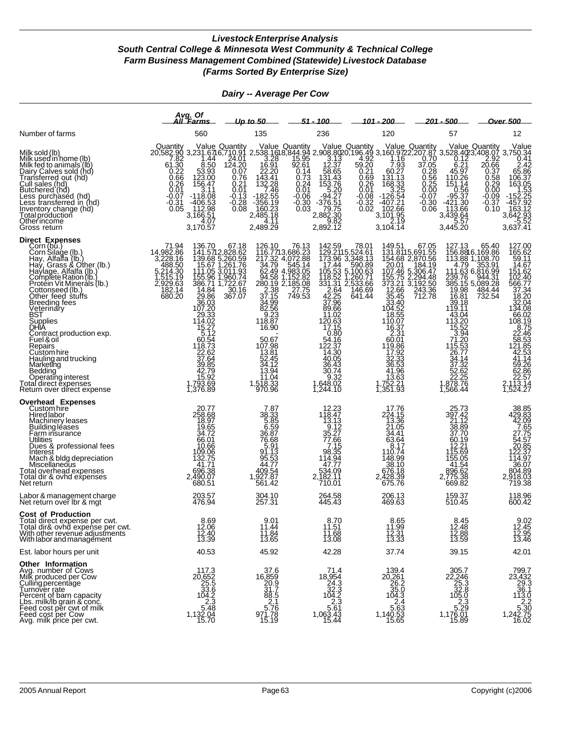# *Livestock Enterprise Analysis*

## *South Central College & Minnesota West Community & Technical College*

## *Farm Business Management Combined (Statewide) Livestock Database*

## *(Farms Sorted By Enterprise Size)*

### *Dairy -- Average Per Cow*

| | *Avg. Of All Farms* | | *Up to 50* | | *51 - 100* | | *101 - 200* | | *201 - 500* | | *Over 500* | |
|---|---|---|---|---|---|---|---|---|---|---|---|---|
| Number of farms | | 560 | | 135 | | 236 | | 120 | | 57 | | 12 |
| | Quantity | Value | Quantity | Value | Quantity | Value | Quantity | Value | Quantity | Value | Quantity | Value |
| Milk sold (lb) | 20,582.90 | 3,231.67 | 16,710.91 | 2,538.16 | 18,844.94 | 2,908.80 | 20,196.49 | 3,160.97 | 22,207.87 | 3,528.40 | 23,408.07 | 3,750.34 |
| Milk used in home (lb) | 7.82 | 1.44 | 24.01 | 3.28 | 15.95 | 3.13 | 4.92 | 1.16 | 0.70 | 0.12 | 2.92 | 0.41 |
| Milk fed to animals (lb) | 61.30 | 8.50 | 124.20 | 16.91 | 92.61 | 12.37 | 59.20 | 7.93 | 37.05 | 6.21 | 20.66 | 2.42 |
| Dairy Calves sold (hd) | 0.22 | 53.93 | 0.07 | 22.20 | 0.14 | 58.65 | 0.21 | 60.27 | 0.28 | 45.97 | 0.37 | 65.86 |
| Transferred out (hd) | 0.66 | 123.00 | 0.76 | 143.41 | 0.73 | 131.43 | 0.69 | 131.13 | 0.56 | 110.26 | 0.58 | 106.37 |
| Cull sales (hd) | 0.26 | 156.47 | 0.21 | 132.28 | 0.24 | 153.76 | 0.26 | 168.33 | 0.25 | 151.14 | 0.29 | 163.05 |
| Butchered (hd) | 0.01 | 3.11 | 0.01 | 7.46 | 0.01 | 5.20 | 0.01 | 3.25 | 0.00 | 0.56 | 0.00 | 1.53 |
| Less purchased (hd) | -0.07 | -118.08 | -0.13 | -182.55 | -0.06 | -94.27 | -0.08 | -126.54 | -0.07 | -95.37 | -0.09 | -152.25 |
| Less transferred in (hd) | -0.31 | -406.53 | -0.28 | -356.19 | -0.30 | -376.51 | -0.32 | -407.21 | -0.30 | -421.30 | -0.37 | -457.92 |
| Inventory change (hd) | 0.05 | 112.98 | 0.08 | 160.23 | 0.03 | 79.75 | 0.02 | 102.66 | 0.06 | 113.66 | 0.10 | 163.12 |
| Total production | | 3,166.51 | | 2,485.18 | | 2,882.30 | | 3,101.95 | | 3,439.64 | | 3,642.93 |
| Other income | | 4.07 | | 4.11 | | 9.82 | | 2.19 | | 5.57 | | -5.52 |
| Gross return | | 3,170.57 | | 2,489.29 | | 2,892.12 | | 3,104.14 | | 3,445.20 | | 3,637.41 |
| **Direct Expenses** | | | | | | | | | | | | |
| Corn (bu.) | 71.94 | 136.70 | 67.18 | 126.10 | 76.13 | 142.59 | 78.01 | 149.51 | 67.05 | 127.13 | 65.40 | 127.00 |
| Corn Silage (lb.) | 14,982.86 | 141.57 | 12,828.62 | 116.77 | 13,686.23 | 129.21 | 15,524.61 | 131.81 | 15,691.55 | 156.88 | 16,169.86 | 165.62 |
| Hay, Alfalfa (lb.) | 3,228.16 | 139.68 | 5,260.59 | 217.32 | 4,072.88 | 173.96 | 3,348.13 | 154.68 | 2,870.56 | 113.88 | 1,108.70 | 59.11 |
| Hay, Grass & Other (lb.) | 488.50 | 15.67 | 1,261.76 | 34.79 | 545.14 | 17.44 | 590.89 | 20.01 | 184.19 | 4.79 | 353.91 | 14.67 |
| Haylage, Alfalfa (lb.) | 5,214.30 | 111.05 | 3,011.93 | 62.49 | 4,983.05 | 105.53 | 5,100.63 | 107.46 | 5,306.47 | 111.63 | 6,816.99 | 151.62 |
| Complete Ration (lb.) | 1,515.19 | 155.96 | 1,960.74 | 94.58 | 1,152.82 | 118.52 | 1,260.71 | 155.75 | 2,294.48 | 239.76 | 944.31 | 102.40 |
| Protein Vit Minerals (lb.) | 2,929.63 | 386.71 | 1,722.67 | 280.19 | 2,185.08 | 331.31 | 2,533.66 | 373.21 | 3,192.50 | 385.15 | 5,089.28 | 566.77 |
| Cottonseed (lb.) | 182.14 | 14.84 | 30.16 | 2.38 | 27.75 | 2.64 | 146.69 | 12.66 | 243.36 | 19.98 | 484.44 | 37.34 |
| Other feed stuffs | 680.20 | 29.86 | 367.07 | 37.15 | 749.53 | 42.25 | 641.44 | 35.45 | 712.78 | 16.81 | 732.54 | 18.20 |
| Breeding fees | | 36.03 | | 34.99 | | 37.96 | | 33.40 | | 39.18 | | 32.04 |
| Veterinary | | 107.20 | | 82.56 | | 89.66 | | 104.52 | | 119.11 | | 134.08 |
| BST | | 29.33 | | 9.23 | | 11.02 | | 18.55 | | 43.04 | | 66.02 |
| Supplies | | 114.02 | | 118.87 | | 120.63 | | 110.07 | | 113.20 | | 108.19 |
| DHIA | | 15.27 | | 16.90 | | 17.15 | | 16.37 | | 15.52 | | 8.75 |
| Contract production exp. | | 5.12 | | - | | 0.80 | | 2.31 | | 3.94 | | 22.46 |
| Fuel & oil | | 60.54 | | 50.67 | | 54.16 | | 60.01 | | 71.20 | | 58.53 |
| Repairs | | 118.73 | | 107.98 | | 122.37 | | 119.86 | | 115.53 | | 121.85 |
| Custom hire | | 22.62 | | 13.81 | | 14.30 | | 17.92 | | 26.77 | | 42.53 |
| Hauling and trucking | | 37.64 | | 52.45 | | 40.05 | | 32.33 | | 34.14 | | 41.14 |
| Marketing | | 39.85 | | 34.12 | | 36.43 | | 36.53 | | 37.32 | | 59.26 |
| Bedding | | 42.79 | | 13.94 | | 30.74 | | 41.96 | | 52.62 | | 62.86 |
| Operating interest | | 15.92 | | 11.04 | | 9.32 | | 13.63 | | 22.25 | | 22.57 |
| Total direct expenses | | 1,793.69 | | 1,518.33 | | 1,648.02 | | 1,752.21 | | 1,878.76 | | 2,113.14 |
| Return over direct expense | | 1,376.89 | | 970.96 | | 1,244.10 | | 1,351.93 | | 1,566.44 | | 1,524.27 |
| **Overhead Expenses** | | | | | | | | | | | | |
| Custom hire | | 20.77 | | 7.87 | | 12.23 | | 17.76 | | 25.73 | | 38.85 |
| Hired labor | | 258.68 | | 38.33 | | 118.47 | | 224.15 | | 397.42 | | 429.83 |
| Machinery leases | | 18.97 | | 5.85 | | 13.13 | | 13.36 | | 21.12 | | 42.09 |
| Building leases | | 19.65 | | 6.59 | | 9.12 | | 21.05 | | 38.89 | | 7.65 |
| Farm insurance | | 34.72 | | 36.87 | | 35.27 | | 34.41 | | 37.70 | | 27.75 |
| Utilities | | 66.01 | | 76.68 | | 77.66 | | 63.64 | | 60.19 | | 54.57 |
| Dues & professional fees | | 10.66 | | 5.91 | | 7.15 | | 8.17 | | 12.21 | | 20.85 |
| Interest | | 109.06 | | 91.13 | | 98.35 | | 110.74 | | 115.69 | | 122.37 |
| Mach & bldg depreciation | | 132.75 | | 95.53 | | 114.94 | | 148.99 | | 155.05 | | 114.97 |
| Miscellaneous | | 41.71 | | 44.77 | | 47.77 | | 38.10 | | 41.54 | | 36.07 |
| Total overhead expenses | | 696.38 | | 409.54 | | 534.09 | | 676.18 | | 896.62 | | 804.89 |
| Total dir & ovhd expenses | | 2,490.07 | | 1,927.87 | | 2,182.11 | | 2,428.39 | | 2,775.38 | | 2,918.03 |
| Net return | | 680.51 | | 561.42 | | 710.01 | | 675.76 | | 669.82 | | 719.38 |
| Labor & management charge | | 203.57 | | 304.10 | | 264.58 | | 206.13 | | 159.37 | | 118.96 |
| Net return over lbr & mgt | | 476.94 | | 257.31 | | 445.43 | | 469.63 | | 510.45 | | 600.42 |
| **Cost of Production** | | | | | | | | | | | | |
| Total direct expense per cwt. | | 8.69 | | 9.01 | | 8.70 | | 8.65 | | 8.45 | | 9.02 |
| Total dir& ovhd expense per cwt. | | 12.06 | | 11.44 | | 11.51 | | 11.99 | | 12.48 | | 12.45 |
| With other revenue adjustments | | 12.40 | | 11.84 | | 11.68 | | 12.31 | | 12.88 | | 12.95 |
| With labor and management | | 13.39 | | 13.65 | | 13.08 | | 13.33 | | 13.59 | | 13.46 |
| Est. labor hours per unit | | 40.53 | | 45.92 | | 42.28 | | 37.74 | | 39.15 | | 42.01 |
| **Other Information** | | | | | | | | | | | | |
| Avg. number of Cows | | 117.3 | | 37.6 | | 71.4 | | 139.4 | | 305.7 | | 799.7 |
| Milk produced per Cow | | 20,652 | | 16,859 | | 18,954 | | 20,261 | | 22,246 | | 23,432 |
| Culling percentage | | 25.5 | | 20.9 | | 24.3 | | 26.2 | | 25.3 | | 29.3 |
| Turnover rate | | 33.6 | | 31.7 | | 32.3 | | 35.0 | | 32.8 | | 36.1 |
| Percent of barn capacity | | 104.2 | | 88.5 | | 104.2 | | 104.3 | | 105.0 | | 113.0 |
| Lbs. milk/lb grain & conc. | | 2.3 | | 2.1 | | 2.3 | | 2.4 | | 2.3 | | 2.2 |
| Feed cost per cwt of milk | | 5.48 | | 5.76 | | 5.61 | | 5.63 | | 5.29 | | 5.30 |
| Feed cost per Cow | | 1,132.04 | | 971.78 | | 1,063.43 | | 1,140.53 | | 1,176.01 | | 1,242.75 |
| Avg. milk price per cwt. | | 15.70 | | 15.19 | | 15.44 | | 15.65 | | 15.89 | | 16.02 |